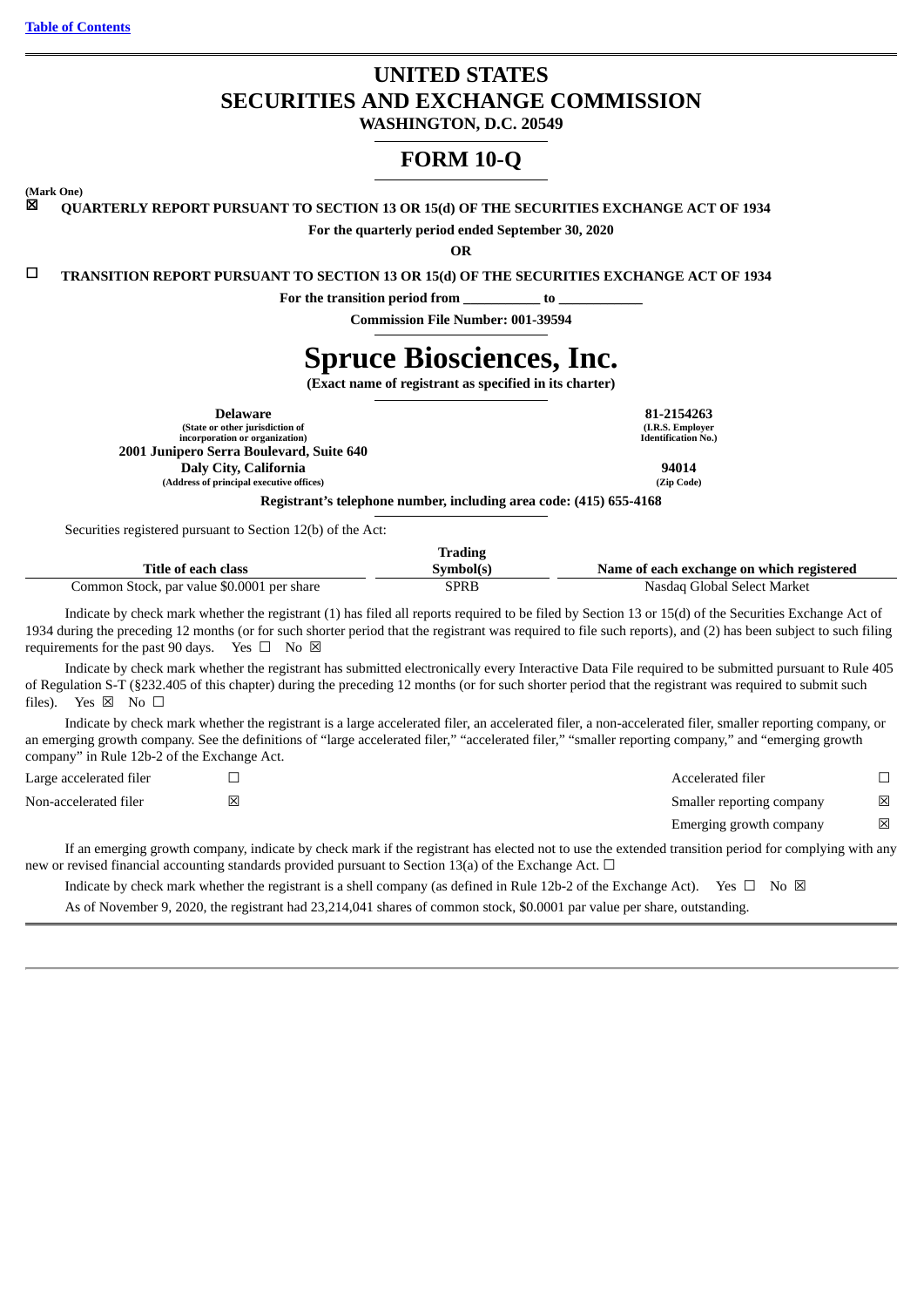[Table of Contents](#)

# UNITED STATES
# SECURITIES AND EXCHANGE COMMISSION
**WASHINGTON, D.C. 20549**

# FORM 10-Q

**(Mark One)**

☒ **QUARTERLY REPORT PURSUANT TO SECTION 13 OR 15(d) OF THE SECURITIES EXCHANGE ACT OF 1934**

**For the quarterly period ended September 30, 2020**

**OR**

☐ **TRANSITION REPORT PURSUANT TO SECTION 13 OR 15(d) OF THE SECURITIES EXCHANGE ACT OF 1934**

**For the transition period from \_\_\_\_\_\_\_\_\_\_\_ to \_\_\_\_\_\_\_\_\_\_\_\_**

**Commission File Number: 001-39594**

# Spruce Biosciences, Inc.
**(Exact name of registrant as specified in its charter)**

| | |
|---|---|
| **Delaware**<br>**(State or other jurisdiction of incorporation or organization)** | **81-2154263**<br>**(I.R.S. Employer Identification No.)** |
| **2001 Junipero Serra Boulevard, Suite 640**<br>**Daly City, California**<br>**(Address of principal executive offices)** | **94014**<br>**(Zip Code)** |

**Registrant's telephone number, including area code: (415) 655-4168**

Securities registered pursuant to Section 12(b) of the Act:

| Title of each class | Trading Symbol(s) | Name of each exchange on which registered |
|---|---|---|
| Common Stock, par value $0.0001 per share | SPRB | Nasdaq Global Select Market |

Indicate by check mark whether the registrant (1) has filed all reports required to be filed by Section 13 or 15(d) of the Securities Exchange Act of 1934 during the preceding 12 months (or for such shorter period that the registrant was required to file such reports), and (2) has been subject to such filing requirements for the past 90 days. Yes ☐ No ☒

Indicate by check mark whether the registrant has submitted electronically every Interactive Data File required to be submitted pursuant to Rule 405 of Regulation S-T (§232.405 of this chapter) during the preceding 12 months (or for such shorter period that the registrant was required to submit such files). Yes ☒ No ☐

Indicate by check mark whether the registrant is a large accelerated filer, an accelerated filer, a non-accelerated filer, smaller reporting company, or an emerging growth company. See the definitions of "large accelerated filer," "accelerated filer," "smaller reporting company," and "emerging growth company" in Rule 12b-2 of the Exchange Act.

| | | | |
|---|---|---|---|
| Large accelerated filer | ☐ | Accelerated filer | ☐ |
| Non-accelerated filer | ☒ | Smaller reporting company | ☒ |
| | | Emerging growth company | ☒ |

If an emerging growth company, indicate by check mark if the registrant has elected not to use the extended transition period for complying with any new or revised financial accounting standards provided pursuant to Section 13(a) of the Exchange Act. ☐

Indicate by check mark whether the registrant is a shell company (as defined in Rule 12b-2 of the Exchange Act). Yes ☐ No ☒

As of November 9, 2020, the registrant had 23,214,041 shares of common stock, $0.0001 par value per share, outstanding.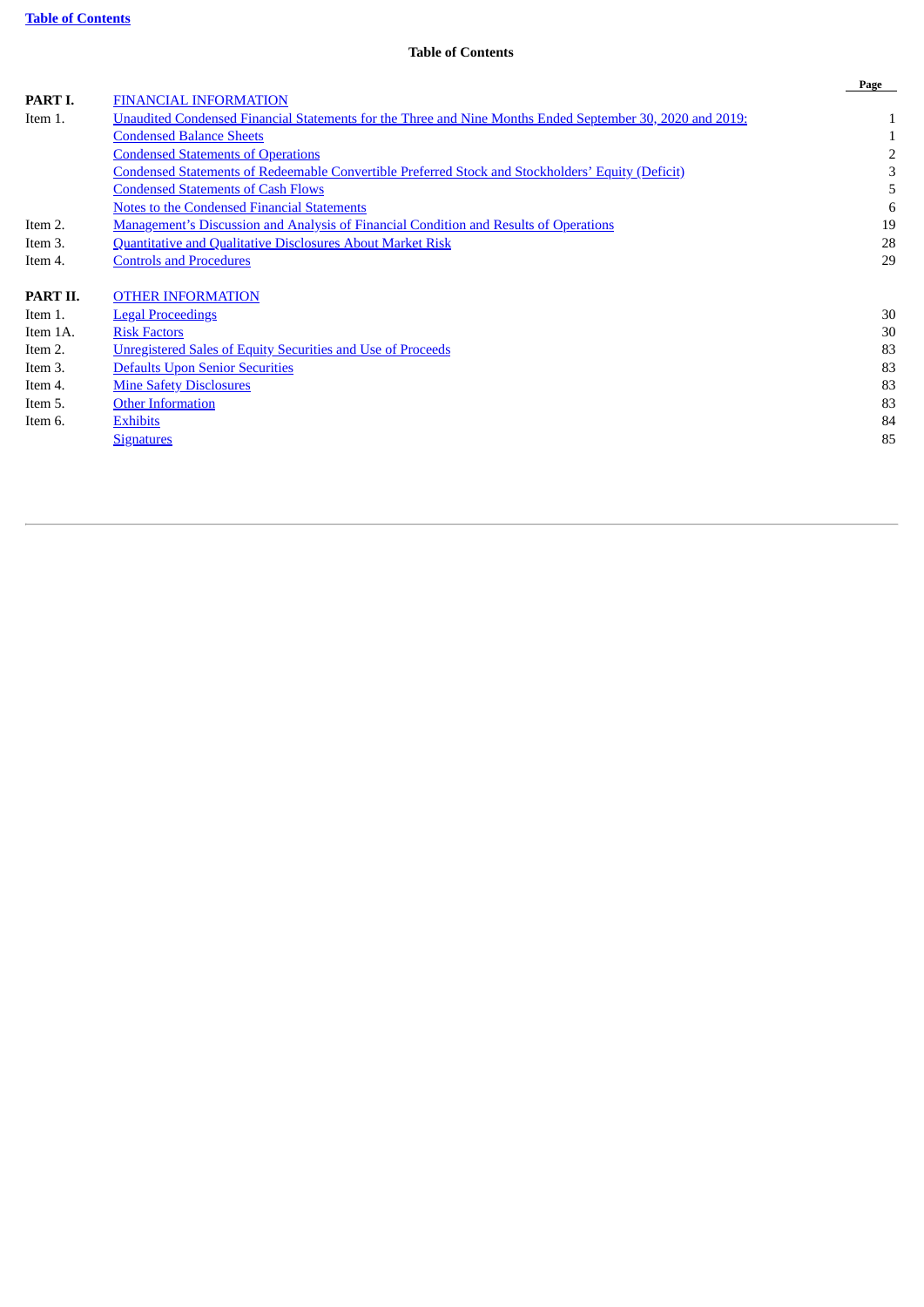**Table of Contents**

**Table of Contents**

| | | Page |
|---|---|---|
| **PART I.** | FINANCIAL INFORMATION | |
| Item 1. | Unaudited Condensed Financial Statements for the Three and Nine Months Ended September 30, 2020 and 2019: | 1 |
| | Condensed Balance Sheets | 1 |
| | Condensed Statements of Operations | 2 |
| | Condensed Statements of Redeemable Convertible Preferred Stock and Stockholders' Equity (Deficit) | 3 |
| | Condensed Statements of Cash Flows | 5 |
| | Notes to the Condensed Financial Statements | 6 |
| Item 2. | Management's Discussion and Analysis of Financial Condition and Results of Operations | 19 |
| Item 3. | Quantitative and Qualitative Disclosures About Market Risk | 28 |
| Item 4. | Controls and Procedures | 29 |
| **PART II.** | OTHER INFORMATION | |
| Item 1. | Legal Proceedings | 30 |
| Item 1A. | Risk Factors | 30 |
| Item 2. | Unregistered Sales of Equity Securities and Use of Proceeds | 83 |
| Item 3. | Defaults Upon Senior Securities | 83 |
| Item 4. | Mine Safety Disclosures | 83 |
| Item 5. | Other Information | 83 |
| Item 6. | Exhibits | 84 |
| | Signatures | 85 |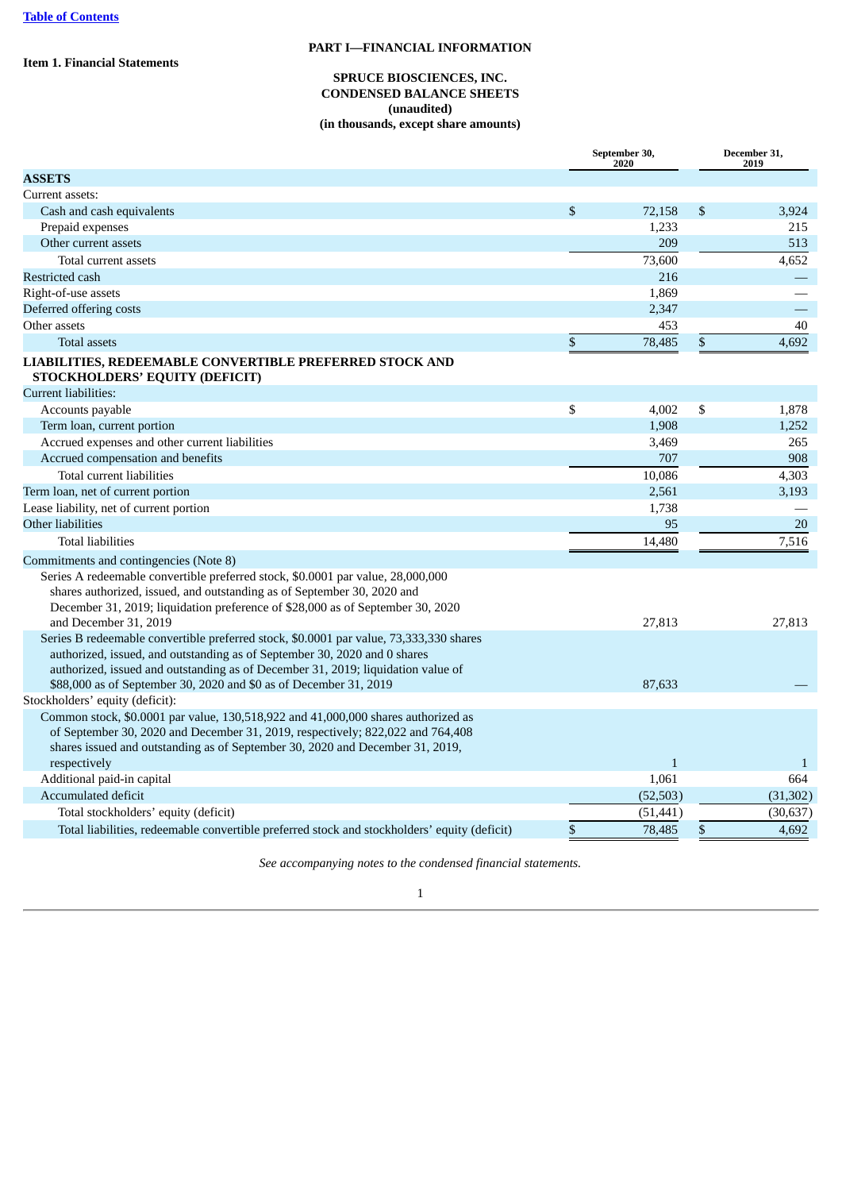# PART I—FINANCIAL INFORMATION

## Item 1. Financial Statements

**SPRUCE BIOSCIENCES, INC.**
**CONDENSED BALANCE SHEETS**
**(unaudited)**
**(in thousands, except share amounts)**

| | September 30, 2020 | December 31, 2019 |
|---|---|---|
| **ASSETS** | | |
| Current assets: | | |
| Cash and cash equivalents | $ 72,158 | $ 3,924 |
| Prepaid expenses | 1,233 | 215 |
| Other current assets | 209 | 513 |
| Total current assets | 73,600 | 4,652 |
| Restricted cash | 216 | — |
| Right-of-use assets | 1,869 | — |
| Deferred offering costs | 2,347 | — |
| Other assets | 453 | 40 |
| Total assets | $ 78,485 | $ 4,692 |
| **LIABILITIES, REDEEMABLE CONVERTIBLE PREFERRED STOCK AND STOCKHOLDERS' EQUITY (DEFICIT)** | | |
| Current liabilities: | | |
| Accounts payable | $ 4,002 | $ 1,878 |
| Term loan, current portion | 1,908 | 1,252 |
| Accrued expenses and other current liabilities | 3,469 | 265 |
| Accrued compensation and benefits | 707 | 908 |
| Total current liabilities | 10,086 | 4,303 |
| Term loan, net of current portion | 2,561 | 3,193 |
| Lease liability, net of current portion | 1,738 | — |
| Other liabilities | 95 | 20 |
| Total liabilities | 14,480 | 7,516 |
| Commitments and contingencies (Note 8) | | |
| Series A redeemable convertible preferred stock, $0.0001 par value, 28,000,000 shares authorized, issued, and outstanding as of September 30, 2020 and December 31, 2019; liquidation preference of $28,000 as of September 30, 2020 and December 31, 2019 | 27,813 | 27,813 |
| Series B redeemable convertible preferred stock, $0.0001 par value, 73,333,330 shares authorized, issued, and outstanding as of September 30, 2020 and 0 shares authorized, issued and outstanding as of December 31, 2019; liquidation value of $88,000 as of September 30, 2020 and $0 as of December 31, 2019 | 87,633 | — |
| Stockholders' equity (deficit): | | |
| Common stock, $0.0001 par value, 130,518,922 and 41,000,000 shares authorized as of September 30, 2020 and December 31, 2019, respectively; 822,022 and 764,408 shares issued and outstanding as of September 30, 2020 and December 31, 2019, respectively | 1 | 1 |
| Additional paid-in capital | 1,061 | 664 |
| Accumulated deficit | (52,503) | (31,302) |
| Total stockholders' equity (deficit) | (51,441) | (30,637) |
| Total liabilities, redeemable convertible preferred stock and stockholders' equity (deficit) | $ 78,485 | $ 4,692 |

*See accompanying notes to the condensed financial statements.*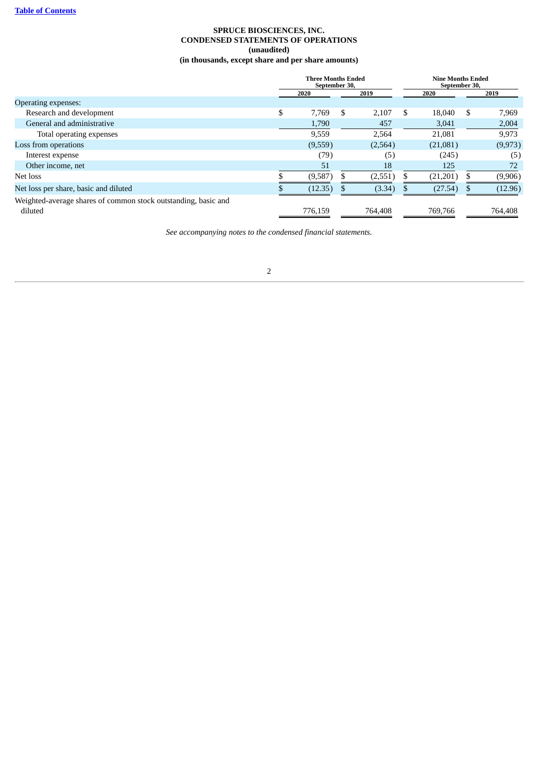**SPRUCE BIOSCIENCES, INC.**
**CONDENSED STATEMENTS OF OPERATIONS**
**(unaudited)**
**(in thousands, except share and per share amounts)**

| | Three Months Ended September 30, | | Nine Months Ended September 30, | |
|---|---|---|---|---|
| | 2020 | 2019 | 2020 | 2019 |
| Operating expenses: | | | | |
| Research and development | $ 7,769 | $ 2,107 | $ 18,040 | $ 7,969 |
| General and administrative | 1,790 | 457 | 3,041 | 2,004 |
| Total operating expenses | 9,559 | 2,564 | 21,081 | 9,973 |
| Loss from operations | (9,559) | (2,564) | (21,081) | (9,973) |
| Interest expense | (79) | (5) | (245) | (5) |
| Other income, net | 51 | 18 | 125 | 72 |
| Net loss | $ (9,587) | $ (2,551) | $ (21,201) | $ (9,906) |
| Net loss per share, basic and diluted | $ (12.35) | $ (3.34) | $ (27.54) | $ (12.96) |
| Weighted-average shares of common stock outstanding, basic and diluted | 776,159 | 764,408 | 769,766 | 764,408 |

*See accompanying notes to the condensed financial statements.*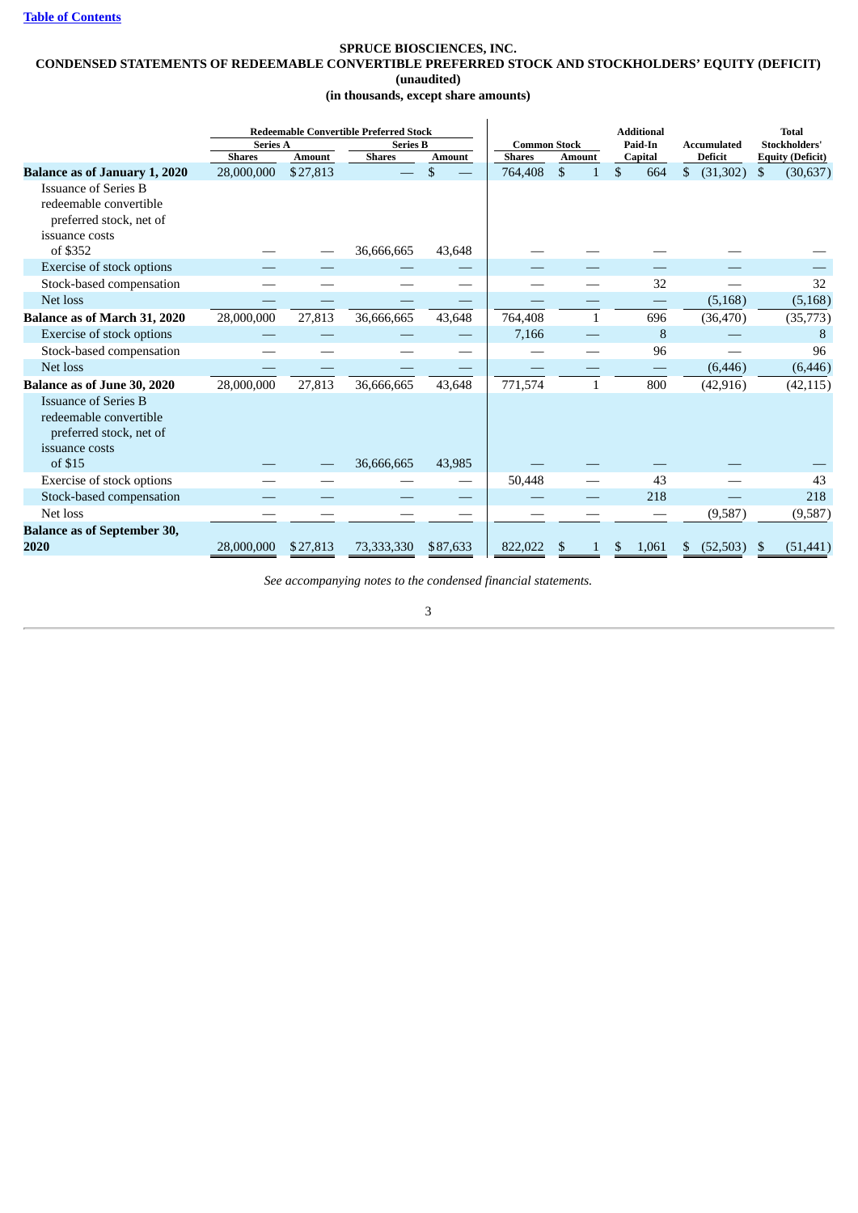**SPRUCE BIOSCIENCES, INC.**
**CONDENSED STATEMENTS OF REDEEMABLE CONVERTIBLE PREFERRED STOCK AND STOCKHOLDERS' EQUITY (DEFICIT)**
**(unaudited)**
**(in thousands, except share amounts)**

| | Redeemable Convertible Preferred Stock | | | | | | | | |
|---|---|---|---|---|---|---|---|---|---|
| | Series A | | Series B | | Common Stock | | Additional Paid-In Capital | Accumulated Deficit | Total Stockholders' Equity (Deficit) |
| | Shares | Amount | Shares | Amount | Shares | Amount | | | |
| **Balance as of January 1, 2020** | 28,000,000 | $27,813 | — | $ — | 764,408 | $ 1 | $ 664 | $ (31,302) | $ (30,637) |
| Issuance of Series B redeemable convertible preferred stock, net of issuance costs of $352 | — | — | 36,666,665 | 43,648 | — | — | — | — | — |
| Exercise of stock options | — | — | — | — | — | — | — | — | — |
| Stock-based compensation | — | — | — | — | — | — | 32 | — | 32 |
| Net loss | — | — | — | — | — | — | — | (5,168) | (5,168) |
| **Balance as of March 31, 2020** | 28,000,000 | 27,813 | 36,666,665 | 43,648 | 764,408 | 1 | 696 | (36,470) | (35,773) |
| Exercise of stock options | — | — | — | — | 7,166 | — | 8 | — | 8 |
| Stock-based compensation | — | — | — | — | — | — | 96 | — | 96 |
| Net loss | — | — | — | — | — | — | — | (6,446) | (6,446) |
| **Balance as of June 30, 2020** | 28,000,000 | 27,813 | 36,666,665 | 43,648 | 771,574 | 1 | 800 | (42,916) | (42,115) |
| Issuance of Series B redeemable convertible preferred stock, net of issuance costs of $15 | — | — | 36,666,665 | 43,985 | — | — | — | — | — |
| Exercise of stock options | — | — | — | — | 50,448 | — | 43 | — | 43 |
| Stock-based compensation | — | — | — | — | — | — | 218 | — | 218 |
| Net loss | — | — | — | — | — | — | — | (9,587) | (9,587) |
| **Balance as of September 30, 2020** | 28,000,000 | $27,813 | 73,333,330 | $87,633 | 822,022 | $ 1 | $ 1,061 | $ (52,503) | $ (51,441) |

*See accompanying notes to the condensed financial statements.*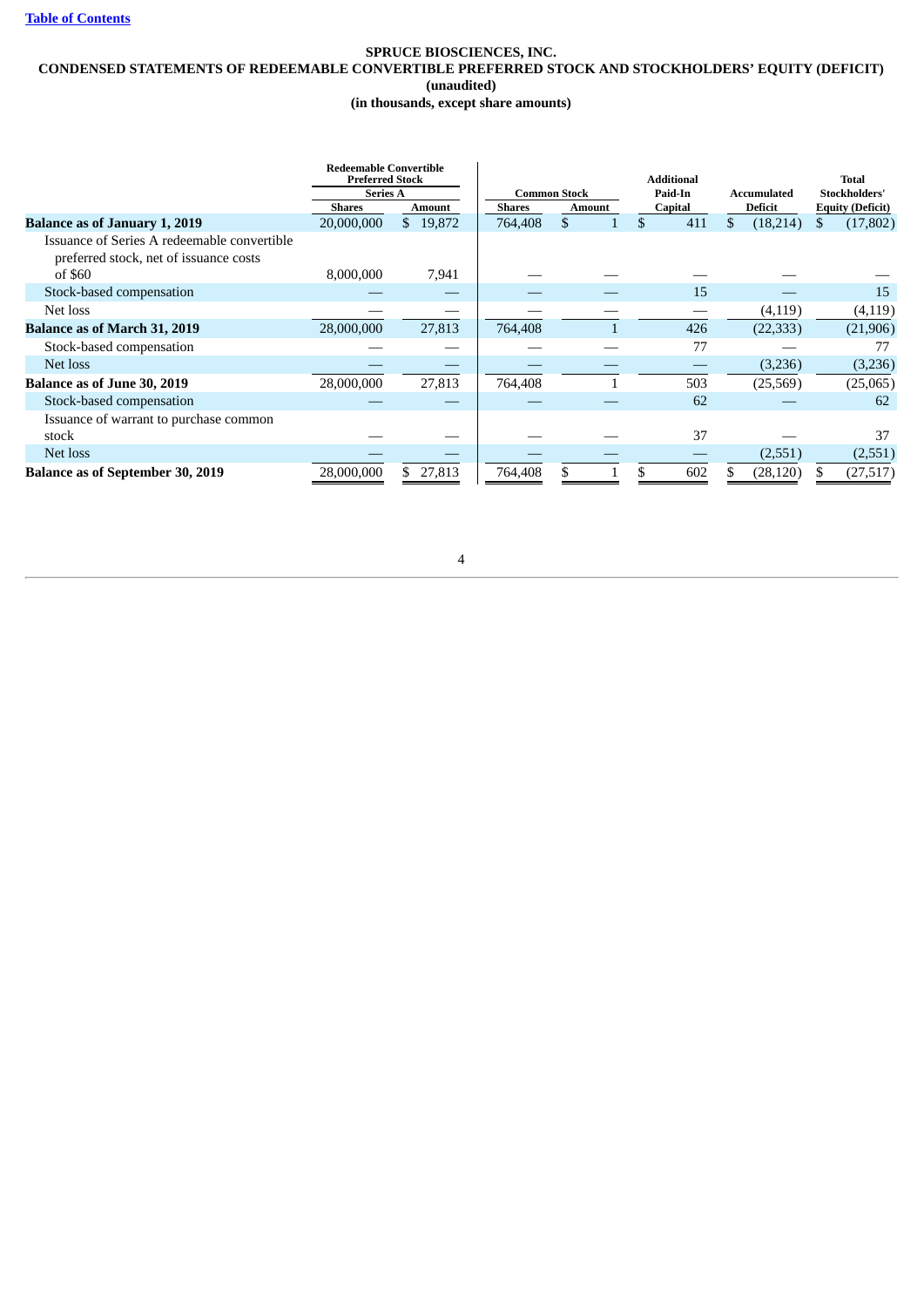[Table of Contents](#)

**SPRUCE BIOSCIENCES, INC.**
**CONDENSED STATEMENTS OF REDEEMABLE CONVERTIBLE PREFERRED STOCK AND STOCKHOLDERS' EQUITY (DEFICIT)**
**(unaudited)**
**(in thousands, except share amounts)**

| | Redeemable Convertible Preferred Stock | | Common Stock | | Additional Paid-In Capital | Accumulated Deficit | Total Stockholders' Equity (Deficit) |
|---|---|---|---|---|---|---|---|
| | Series A | | | | | | |
| | Shares | Amount | Shares | Amount | | | |
| **Balance as of January 1, 2019** | 20,000,000 | $ 19,872 | 764,408 | $ 1 | $ 411 | $ (18,214) | $ (17,802) |
| Issuance of Series A redeemable convertible preferred stock, net of issuance costs of $60 | 8,000,000 | 7,941 | — | — | — | — | — |
| Stock-based compensation | — | — | — | — | 15 | — | 15 |
| Net loss | — | — | — | — | — | (4,119) | (4,119) |
| **Balance as of March 31, 2019** | 28,000,000 | 27,813 | 764,408 | 1 | 426 | (22,333) | (21,906) |
| Stock-based compensation | — | — | — | — | 77 | — | 77 |
| Net loss | — | — | — | — | — | (3,236) | (3,236) |
| **Balance as of June 30, 2019** | 28,000,000 | 27,813 | 764,408 | 1 | 503 | (25,569) | (25,065) |
| Stock-based compensation | — | — | — | — | 62 | — | 62 |
| Issuance of warrant to purchase common stock | — | — | — | — | 37 | — | 37 |
| Net loss | — | — | — | — | — | (2,551) | (2,551) |
| **Balance as of September 30, 2019** | 28,000,000 | $ 27,813 | 764,408 | $ 1 | $ 602 | $ (28,120) | $ (27,517) |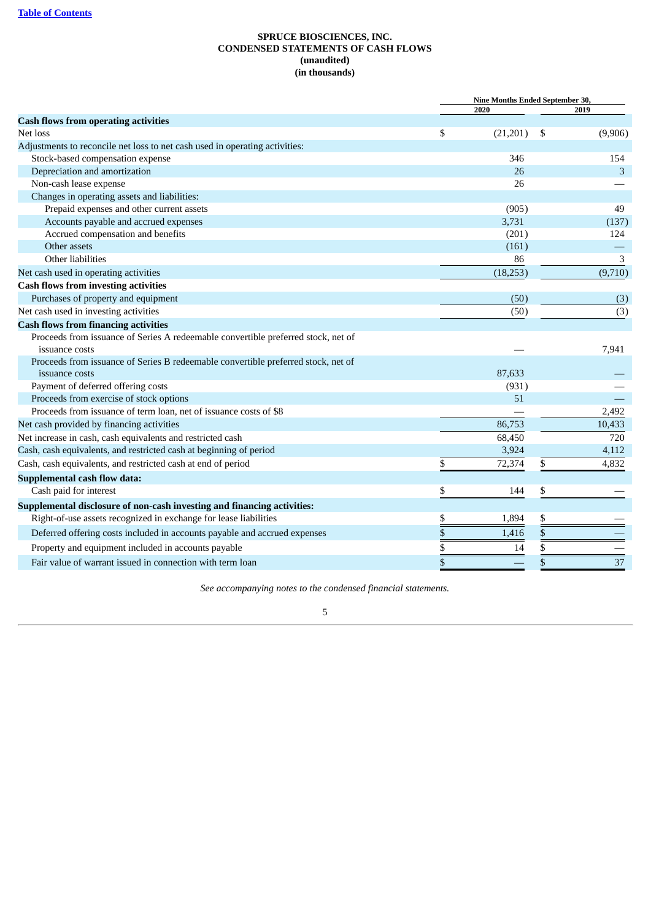**SPRUCE BIOSCIENCES, INC.**
**CONDENSED STATEMENTS OF CASH FLOWS**
**(unaudited)**
**(in thousands)**

| | Nine Months Ended September 30, | |
|---|---|---|
| | 2020 | 2019 |
| **Cash flows from operating activities** | | |
| Net loss | $ (21,201) | $ (9,906) |
| Adjustments to reconcile net loss to net cash used in operating activities: | | |
| Stock-based compensation expense | 346 | 154 |
| Depreciation and amortization | 26 | 3 |
| Non-cash lease expense | 26 | — |
| Changes in operating assets and liabilities: | | |
| Prepaid expenses and other current assets | (905) | 49 |
| Accounts payable and accrued expenses | 3,731 | (137) |
| Accrued compensation and benefits | (201) | 124 |
| Other assets | (161) | — |
| Other liabilities | 86 | 3 |
| Net cash used in operating activities | (18,253) | (9,710) |
| **Cash flows from investing activities** | | |
| Purchases of property and equipment | (50) | (3) |
| Net cash used in investing activities | (50) | (3) |
| **Cash flows from financing activities** | | |
| Proceeds from issuance of Series A redeemable convertible preferred stock, net of issuance costs | — | 7,941 |
| Proceeds from issuance of Series B redeemable convertible preferred stock, net of issuance costs | 87,633 | — |
| Payment of deferred offering costs | (931) | — |
| Proceeds from exercise of stock options | 51 | — |
| Proceeds from issuance of term loan, net of issuance costs of $8 | — | 2,492 |
| Net cash provided by financing activities | 86,753 | 10,433 |
| Net increase in cash, cash equivalents and restricted cash | 68,450 | 720 |
| Cash, cash equivalents, and restricted cash at beginning of period | 3,924 | 4,112 |
| Cash, cash equivalents, and restricted cash at end of period | $ 72,374 | $ 4,832 |
| **Supplemental cash flow data:** | | |
| Cash paid for interest | $ 144 | $ — |
| **Supplemental disclosure of non-cash investing and financing activities:** | | |
| Right-of-use assets recognized in exchange for lease liabilities | $ 1,894 | $ — |
| Deferred offering costs included in accounts payable and accrued expenses | $ 1,416 | $ — |
| Property and equipment included in accounts payable | $ 14 | $ — |
| Fair value of warrant issued in connection with term loan | $ — | $ 37 |

*See accompanying notes to the condensed financial statements.*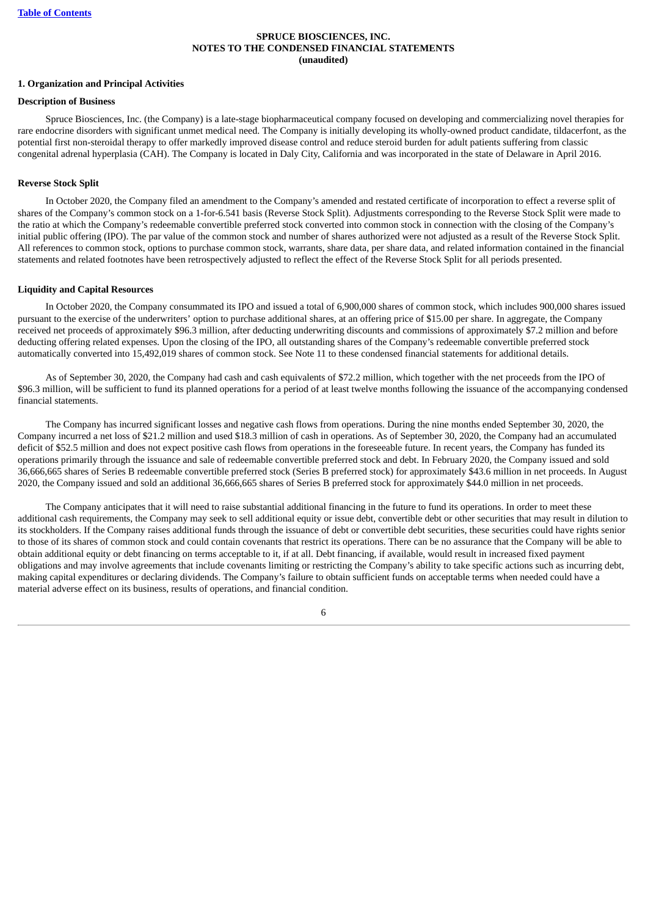**SPRUCE BIOSCIENCES, INC.**
**NOTES TO THE CONDENSED FINANCIAL STATEMENTS**
**(unaudited)**

## 1. Organization and Principal Activities

### Description of Business

Spruce Biosciences, Inc. (the Company) is a late-stage biopharmaceutical company focused on developing and commercializing novel therapies for rare endocrine disorders with significant unmet medical need. The Company is initially developing its wholly-owned product candidate, tildacerfont, as the potential first non-steroidal therapy to offer markedly improved disease control and reduce steroid burden for adult patients suffering from classic congenital adrenal hyperplasia (CAH). The Company is located in Daly City, California and was incorporated in the state of Delaware in April 2016.

### Reverse Stock Split

In October 2020, the Company filed an amendment to the Company's amended and restated certificate of incorporation to effect a reverse split of shares of the Company's common stock on a 1-for-6.541 basis (Reverse Stock Split). Adjustments corresponding to the Reverse Stock Split were made to the ratio at which the Company's redeemable convertible preferred stock converted into common stock in connection with the closing of the Company's initial public offering (IPO). The par value of the common stock and number of shares authorized were not adjusted as a result of the Reverse Stock Split. All references to common stock, options to purchase common stock, warrants, share data, per share data, and related information contained in the financial statements and related footnotes have been retrospectively adjusted to reflect the effect of the Reverse Stock Split for all periods presented.

### Liquidity and Capital Resources

In October 2020, the Company consummated its IPO and issued a total of 6,900,000 shares of common stock, which includes 900,000 shares issued pursuant to the exercise of the underwriters' option to purchase additional shares, at an offering price of $15.00 per share. In aggregate, the Company received net proceeds of approximately $96.3 million, after deducting underwriting discounts and commissions of approximately $7.2 million and before deducting offering related expenses. Upon the closing of the IPO, all outstanding shares of the Company's redeemable convertible preferred stock automatically converted into 15,492,019 shares of common stock. See Note 11 to these condensed financial statements for additional details.

As of September 30, 2020, the Company had cash and cash equivalents of $72.2 million, which together with the net proceeds from the IPO of $96.3 million, will be sufficient to fund its planned operations for a period of at least twelve months following the issuance of the accompanying condensed financial statements.

The Company has incurred significant losses and negative cash flows from operations. During the nine months ended September 30, 2020, the Company incurred a net loss of $21.2 million and used $18.3 million of cash in operations. As of September 30, 2020, the Company had an accumulated deficit of $52.5 million and does not expect positive cash flows from operations in the foreseeable future. In recent years, the Company has funded its operations primarily through the issuance and sale of redeemable convertible preferred stock and debt. In February 2020, the Company issued and sold 36,666,665 shares of Series B redeemable convertible preferred stock (Series B preferred stock) for approximately $43.6 million in net proceeds. In August 2020, the Company issued and sold an additional 36,666,665 shares of Series B preferred stock for approximately $44.0 million in net proceeds.

The Company anticipates that it will need to raise substantial additional financing in the future to fund its operations. In order to meet these additional cash requirements, the Company may seek to sell additional equity or issue debt, convertible debt or other securities that may result in dilution to its stockholders. If the Company raises additional funds through the issuance of debt or convertible debt securities, these securities could have rights senior to those of its shares of common stock and could contain covenants that restrict its operations. There can be no assurance that the Company will be able to obtain additional equity or debt financing on terms acceptable to it, if at all. Debt financing, if available, would result in increased fixed payment obligations and may involve agreements that include covenants limiting or restricting the Company's ability to take specific actions such as incurring debt, making capital expenditures or declaring dividends. The Company's failure to obtain sufficient funds on acceptable terms when needed could have a material adverse effect on its business, results of operations, and financial condition.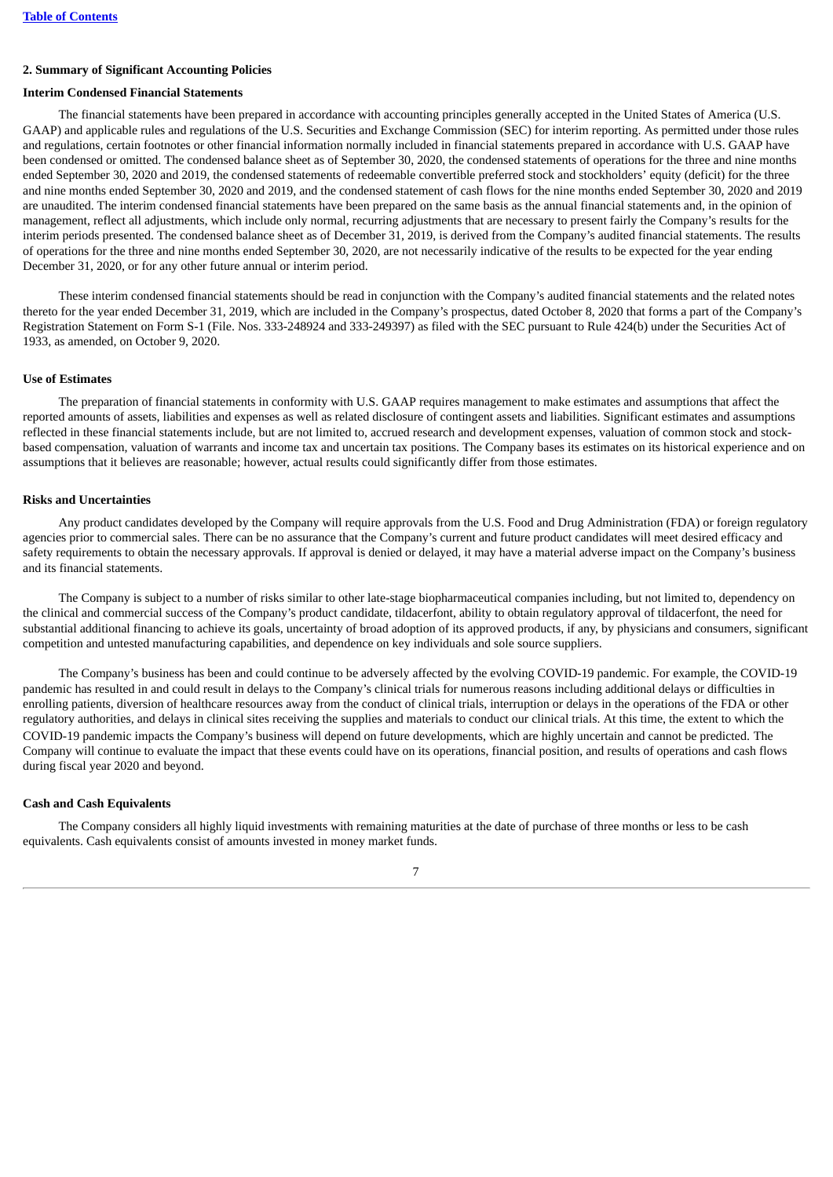## 2. Summary of Significant Accounting Policies

### Interim Condensed Financial Statements

The financial statements have been prepared in accordance with accounting principles generally accepted in the United States of America (U.S. GAAP) and applicable rules and regulations of the U.S. Securities and Exchange Commission (SEC) for interim reporting. As permitted under those rules and regulations, certain footnotes or other financial information normally included in financial statements prepared in accordance with U.S. GAAP have been condensed or omitted. The condensed balance sheet as of September 30, 2020, the condensed statements of operations for the three and nine months ended September 30, 2020 and 2019, the condensed statements of redeemable convertible preferred stock and stockholders' equity (deficit) for the three and nine months ended September 30, 2020 and 2019, and the condensed statement of cash flows for the nine months ended September 30, 2020 and 2019 are unaudited. The interim condensed financial statements have been prepared on the same basis as the annual financial statements and, in the opinion of management, reflect all adjustments, which include only normal, recurring adjustments that are necessary to present fairly the Company's results for the interim periods presented. The condensed balance sheet as of December 31, 2019, is derived from the Company's audited financial statements. The results of operations for the three and nine months ended September 30, 2020, are not necessarily indicative of the results to be expected for the year ending December 31, 2020, or for any other future annual or interim period.

These interim condensed financial statements should be read in conjunction with the Company's audited financial statements and the related notes thereto for the year ended December 31, 2019, which are included in the Company's prospectus, dated October 8, 2020 that forms a part of the Company's Registration Statement on Form S-1 (File. Nos. 333-248924 and 333-249397) as filed with the SEC pursuant to Rule 424(b) under the Securities Act of 1933, as amended, on October 9, 2020.

### Use of Estimates

The preparation of financial statements in conformity with U.S. GAAP requires management to make estimates and assumptions that affect the reported amounts of assets, liabilities and expenses as well as related disclosure of contingent assets and liabilities. Significant estimates and assumptions reflected in these financial statements include, but are not limited to, accrued research and development expenses, valuation of common stock and stock-based compensation, valuation of warrants and income tax and uncertain tax positions. The Company bases its estimates on its historical experience and on assumptions that it believes are reasonable; however, actual results could significantly differ from those estimates.

### Risks and Uncertainties

Any product candidates developed by the Company will require approvals from the U.S. Food and Drug Administration (FDA) or foreign regulatory agencies prior to commercial sales. There can be no assurance that the Company's current and future product candidates will meet desired efficacy and safety requirements to obtain the necessary approvals. If approval is denied or delayed, it may have a material adverse impact on the Company's business and its financial statements.

The Company is subject to a number of risks similar to other late-stage biopharmaceutical companies including, but not limited to, dependency on the clinical and commercial success of the Company's product candidate, tildacerfont, ability to obtain regulatory approval of tildacerfont, the need for substantial additional financing to achieve its goals, uncertainty of broad adoption of its approved products, if any, by physicians and consumers, significant competition and untested manufacturing capabilities, and dependence on key individuals and sole source suppliers.

The Company's business has been and could continue to be adversely affected by the evolving COVID-19 pandemic. For example, the COVID-19 pandemic has resulted in and could result in delays to the Company's clinical trials for numerous reasons including additional delays or difficulties in enrolling patients, diversion of healthcare resources away from the conduct of clinical trials, interruption or delays in the operations of the FDA or other regulatory authorities, and delays in clinical sites receiving the supplies and materials to conduct our clinical trials. At this time, the extent to which the COVID-19 pandemic impacts the Company's business will depend on future developments, which are highly uncertain and cannot be predicted. The Company will continue to evaluate the impact that these events could have on its operations, financial position, and results of operations and cash flows during fiscal year 2020 and beyond.

### Cash and Cash Equivalents

The Company considers all highly liquid investments with remaining maturities at the date of purchase of three months or less to be cash equivalents. Cash equivalents consist of amounts invested in money market funds.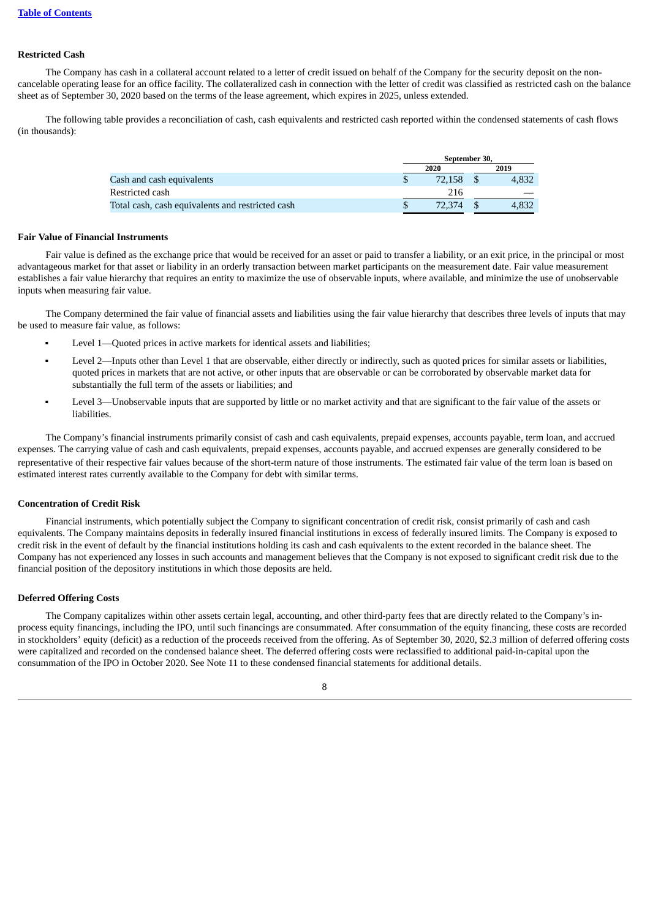### Restricted Cash

The Company has cash in a collateral account related to a letter of credit issued on behalf of the Company for the security deposit on the non-cancelable operating lease for an office facility. The collateralized cash in connection with the letter of credit was classified as restricted cash on the balance sheet as of September 30, 2020 based on the terms of the lease agreement, which expires in 2025, unless extended.

The following table provides a reconciliation of cash, cash equivalents and restricted cash reported within the condensed statements of cash flows (in thousands):

| | September 30, | |
|---|---|---|
| | 2020 | 2019 |
| Cash and cash equivalents | $ 72,158 | $ 4,832 |
| Restricted cash | 216 | — |
| Total cash, cash equivalents and restricted cash | $ 72,374 | $ 4,832 |

### Fair Value of Financial Instruments

Fair value is defined as the exchange price that would be received for an asset or paid to transfer a liability, or an exit price, in the principal or most advantageous market for that asset or liability in an orderly transaction between market participants on the measurement date. Fair value measurement establishes a fair value hierarchy that requires an entity to maximize the use of observable inputs, where available, and minimize the use of unobservable inputs when measuring fair value.

The Company determined the fair value of financial assets and liabilities using the fair value hierarchy that describes three levels of inputs that may be used to measure fair value, as follows:

- Level 1—Quoted prices in active markets for identical assets and liabilities;
- Level 2—Inputs other than Level 1 that are observable, either directly or indirectly, such as quoted prices for similar assets or liabilities, quoted prices in markets that are not active, or other inputs that are observable or can be corroborated by observable market data for substantially the full term of the assets or liabilities; and
- Level 3—Unobservable inputs that are supported by little or no market activity and that are significant to the fair value of the assets or liabilities.

The Company's financial instruments primarily consist of cash and cash equivalents, prepaid expenses, accounts payable, term loan, and accrued expenses. The carrying value of cash and cash equivalents, prepaid expenses, accounts payable, and accrued expenses are generally considered to be representative of their respective fair values because of the short-term nature of those instruments. The estimated fair value of the term loan is based on estimated interest rates currently available to the Company for debt with similar terms.

### Concentration of Credit Risk

Financial instruments, which potentially subject the Company to significant concentration of credit risk, consist primarily of cash and cash equivalents. The Company maintains deposits in federally insured financial institutions in excess of federally insured limits. The Company is exposed to credit risk in the event of default by the financial institutions holding its cash and cash equivalents to the extent recorded in the balance sheet. The Company has not experienced any losses in such accounts and management believes that the Company is not exposed to significant credit risk due to the financial position of the depository institutions in which those deposits are held.

### Deferred Offering Costs

The Company capitalizes within other assets certain legal, accounting, and other third-party fees that are directly related to the Company's in-process equity financings, including the IPO, until such financings are consummated. After consummation of the equity financing, these costs are recorded in stockholders' equity (deficit) as a reduction of the proceeds received from the offering. As of September 30, 2020, $2.3 million of deferred offering costs were capitalized and recorded on the condensed balance sheet. The deferred offering costs were reclassified to additional paid-in-capital upon the consummation of the IPO in October 2020. See Note 11 to these condensed financial statements for additional details.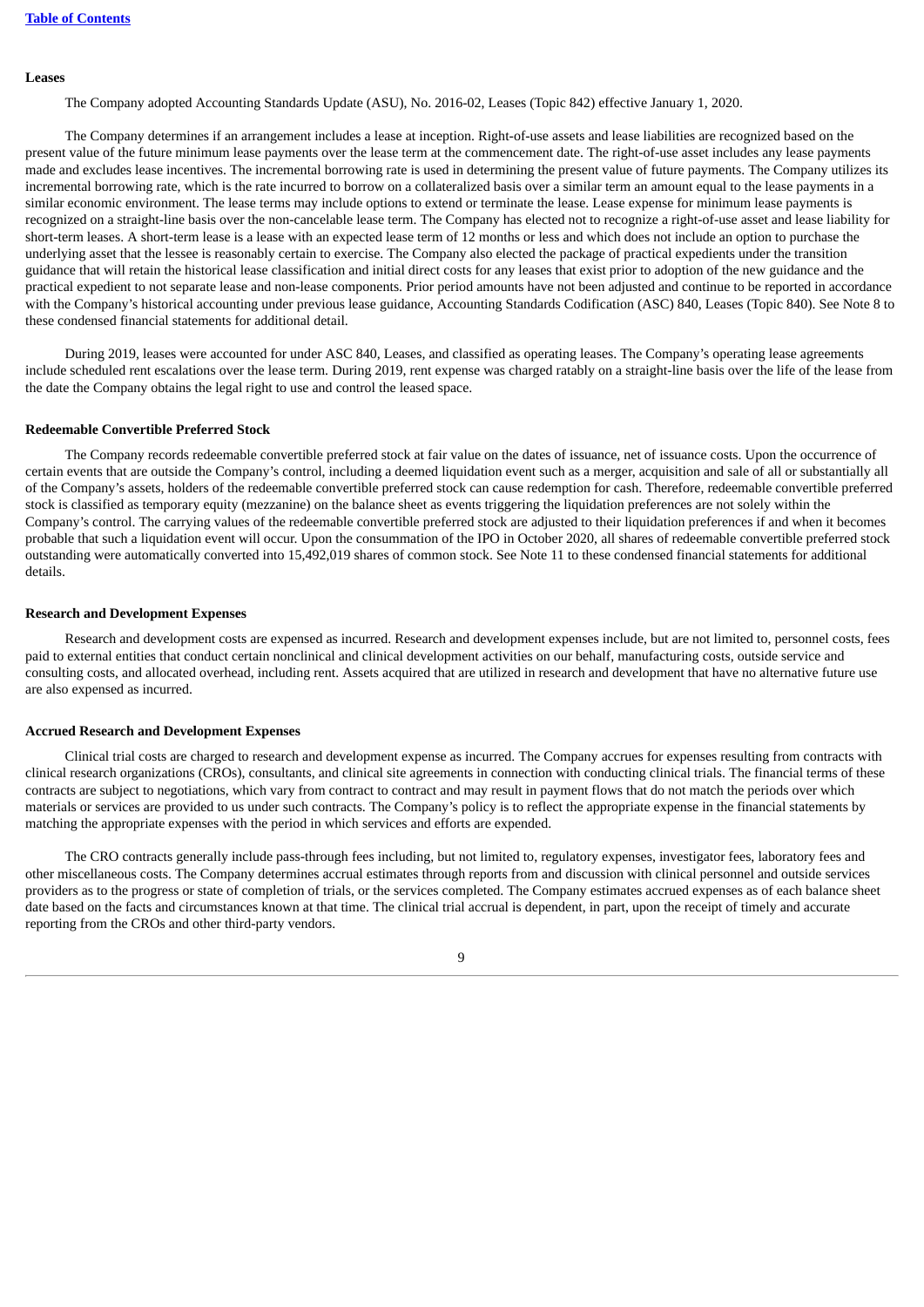**Leases**

The Company adopted Accounting Standards Update (ASU), No. 2016-02, Leases (Topic 842) effective January 1, 2020.

The Company determines if an arrangement includes a lease at inception. Right-of-use assets and lease liabilities are recognized based on the present value of the future minimum lease payments over the lease term at the commencement date. The right-of-use asset includes any lease payments made and excludes lease incentives. The incremental borrowing rate is used in determining the present value of future payments. The Company utilizes its incremental borrowing rate, which is the rate incurred to borrow on a collateralized basis over a similar term an amount equal to the lease payments in a similar economic environment. The lease terms may include options to extend or terminate the lease. Lease expense for minimum lease payments is recognized on a straight-line basis over the non-cancelable lease term. The Company has elected not to recognize a right-of-use asset and lease liability for short-term leases. A short-term lease is a lease with an expected lease term of 12 months or less and which does not include an option to purchase the underlying asset that the lessee is reasonably certain to exercise. The Company also elected the package of practical expedients under the transition guidance that will retain the historical lease classification and initial direct costs for any leases that exist prior to adoption of the new guidance and the practical expedient to not separate lease and non-lease components. Prior period amounts have not been adjusted and continue to be reported in accordance with the Company's historical accounting under previous lease guidance, Accounting Standards Codification (ASC) 840, Leases (Topic 840). See Note 8 to these condensed financial statements for additional detail.

During 2019, leases were accounted for under ASC 840, Leases, and classified as operating leases. The Company's operating lease agreements include scheduled rent escalations over the lease term. During 2019, rent expense was charged ratably on a straight-line basis over the life of the lease from the date the Company obtains the legal right to use and control the leased space.

**Redeemable Convertible Preferred Stock**

The Company records redeemable convertible preferred stock at fair value on the dates of issuance, net of issuance costs. Upon the occurrence of certain events that are outside the Company's control, including a deemed liquidation event such as a merger, acquisition and sale of all or substantially all of the Company's assets, holders of the redeemable convertible preferred stock can cause redemption for cash. Therefore, redeemable convertible preferred stock is classified as temporary equity (mezzanine) on the balance sheet as events triggering the liquidation preferences are not solely within the Company's control. The carrying values of the redeemable convertible preferred stock are adjusted to their liquidation preferences if and when it becomes probable that such a liquidation event will occur. Upon the consummation of the IPO in October 2020, all shares of redeemable convertible preferred stock outstanding were automatically converted into 15,492,019 shares of common stock. See Note 11 to these condensed financial statements for additional details.

**Research and Development Expenses**

Research and development costs are expensed as incurred. Research and development expenses include, but are not limited to, personnel costs, fees paid to external entities that conduct certain nonclinical and clinical development activities on our behalf, manufacturing costs, outside service and consulting costs, and allocated overhead, including rent. Assets acquired that are utilized in research and development that have no alternative future use are also expensed as incurred.

**Accrued Research and Development Expenses**

Clinical trial costs are charged to research and development expense as incurred. The Company accrues for expenses resulting from contracts with clinical research organizations (CROs), consultants, and clinical site agreements in connection with conducting clinical trials. The financial terms of these contracts are subject to negotiations, which vary from contract to contract and may result in payment flows that do not match the periods over which materials or services are provided to us under such contracts. The Company's policy is to reflect the appropriate expense in the financial statements by matching the appropriate expenses with the period in which services and efforts are expended.

The CRO contracts generally include pass-through fees including, but not limited to, regulatory expenses, investigator fees, laboratory fees and other miscellaneous costs. The Company determines accrual estimates through reports from and discussion with clinical personnel and outside services providers as to the progress or state of completion of trials, or the services completed. The Company estimates accrued expenses as of each balance sheet date based on the facts and circumstances known at that time. The clinical trial accrual is dependent, in part, upon the receipt of timely and accurate reporting from the CROs and other third-party vendors.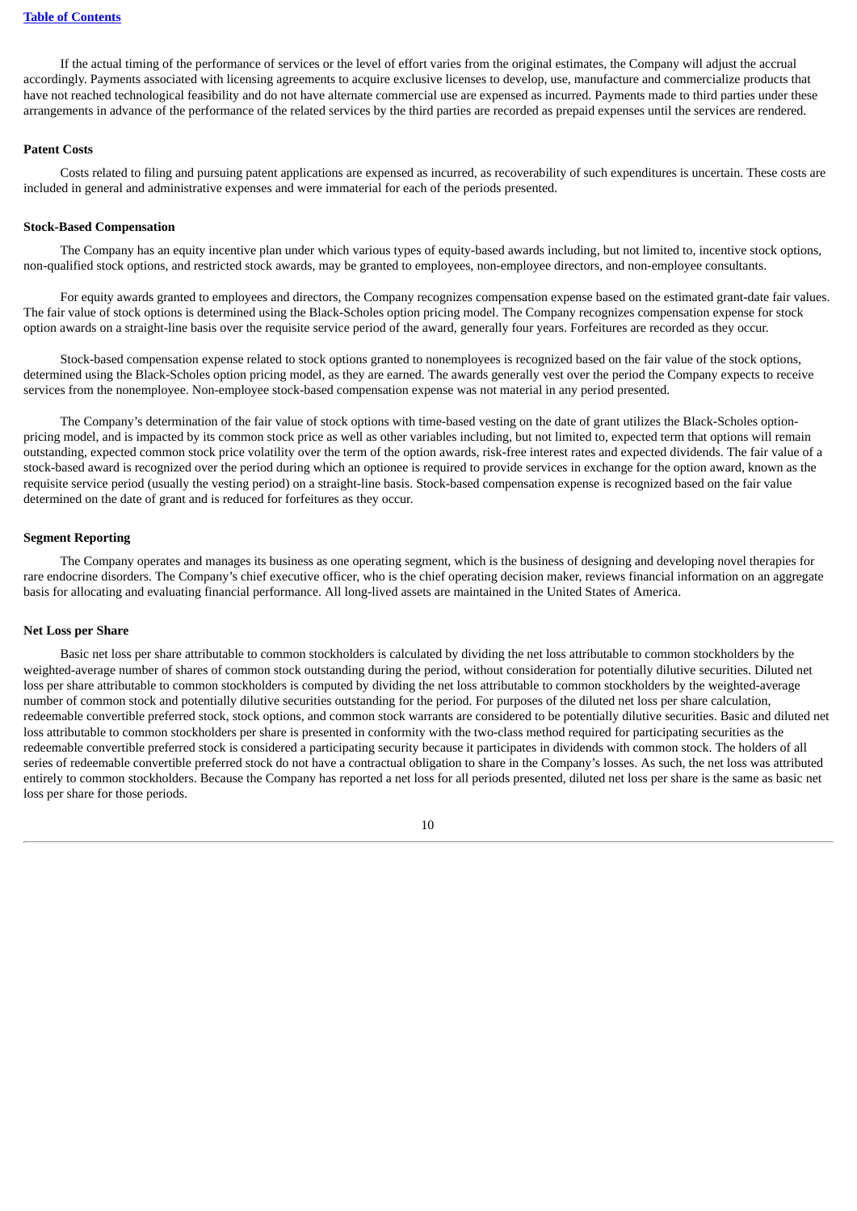If the actual timing of the performance of services or the level of effort varies from the original estimates, the Company will adjust the accrual accordingly. Payments associated with licensing agreements to acquire exclusive licenses to develop, use, manufacture and commercialize products that have not reached technological feasibility and do not have alternate commercial use are expensed as incurred. Payments made to third parties under these arrangements in advance of the performance of the related services by the third parties are recorded as prepaid expenses until the services are rendered.

**Patent Costs**

Costs related to filing and pursuing patent applications are expensed as incurred, as recoverability of such expenditures is uncertain. These costs are included in general and administrative expenses and were immaterial for each of the periods presented.

**Stock-Based Compensation**

The Company has an equity incentive plan under which various types of equity-based awards including, but not limited to, incentive stock options, non-qualified stock options, and restricted stock awards, may be granted to employees, non-employee directors, and non-employee consultants.

For equity awards granted to employees and directors, the Company recognizes compensation expense based on the estimated grant-date fair values. The fair value of stock options is determined using the Black-Scholes option pricing model. The Company recognizes compensation expense for stock option awards on a straight-line basis over the requisite service period of the award, generally four years. Forfeitures are recorded as they occur.

Stock-based compensation expense related to stock options granted to nonemployees is recognized based on the fair value of the stock options, determined using the Black-Scholes option pricing model, as they are earned. The awards generally vest over the period the Company expects to receive services from the nonemployee. Non-employee stock-based compensation expense was not material in any period presented.

The Company's determination of the fair value of stock options with time-based vesting on the date of grant utilizes the Black-Scholes option-pricing model, and is impacted by its common stock price as well as other variables including, but not limited to, expected term that options will remain outstanding, expected common stock price volatility over the term of the option awards, risk-free interest rates and expected dividends. The fair value of a stock-based award is recognized over the period during which an optionee is required to provide services in exchange for the option award, known as the requisite service period (usually the vesting period) on a straight-line basis. Stock-based compensation expense is recognized based on the fair value determined on the date of grant and is reduced for forfeitures as they occur.

**Segment Reporting**

The Company operates and manages its business as one operating segment, which is the business of designing and developing novel therapies for rare endocrine disorders. The Company's chief executive officer, who is the chief operating decision maker, reviews financial information on an aggregate basis for allocating and evaluating financial performance. All long-lived assets are maintained in the United States of America.

**Net Loss per Share**

Basic net loss per share attributable to common stockholders is calculated by dividing the net loss attributable to common stockholders by the weighted-average number of shares of common stock outstanding during the period, without consideration for potentially dilutive securities. Diluted net loss per share attributable to common stockholders is computed by dividing the net loss attributable to common stockholders by the weighted-average number of common stock and potentially dilutive securities outstanding for the period. For purposes of the diluted net loss per share calculation, redeemable convertible preferred stock, stock options, and common stock warrants are considered to be potentially dilutive securities. Basic and diluted net loss attributable to common stockholders per share is presented in conformity with the two-class method required for participating securities as the redeemable convertible preferred stock is considered a participating security because it participates in dividends with common stock. The holders of all series of redeemable convertible preferred stock do not have a contractual obligation to share in the Company's losses. As such, the net loss was attributed entirely to common stockholders. Because the Company has reported a net loss for all periods presented, diluted net loss per share is the same as basic net loss per share for those periods.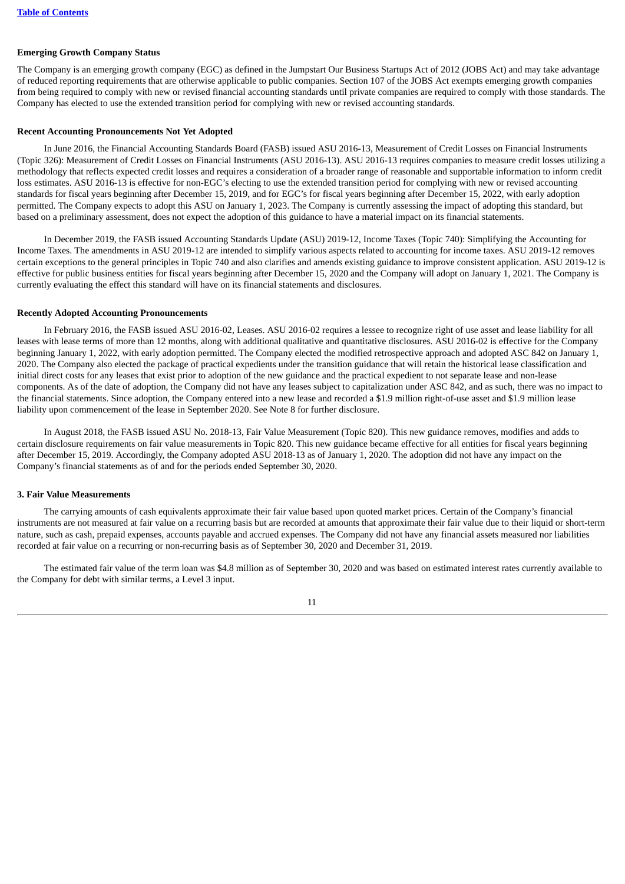**Emerging Growth Company Status**

The Company is an emerging growth company (EGC) as defined in the Jumpstart Our Business Startups Act of 2012 (JOBS Act) and may take advantage of reduced reporting requirements that are otherwise applicable to public companies. Section 107 of the JOBS Act exempts emerging growth companies from being required to comply with new or revised financial accounting standards until private companies are required to comply with those standards. The Company has elected to use the extended transition period for complying with new or revised accounting standards.

**Recent Accounting Pronouncements Not Yet Adopted**

In June 2016, the Financial Accounting Standards Board (FASB) issued ASU 2016-13, Measurement of Credit Losses on Financial Instruments (Topic 326): Measurement of Credit Losses on Financial Instruments (ASU 2016-13). ASU 2016-13 requires companies to measure credit losses utilizing a methodology that reflects expected credit losses and requires a consideration of a broader range of reasonable and supportable information to inform credit loss estimates. ASU 2016-13 is effective for non-EGC's electing to use the extended transition period for complying with new or revised accounting standards for fiscal years beginning after December 15, 2019, and for EGC's for fiscal years beginning after December 15, 2022, with early adoption permitted. The Company expects to adopt this ASU on January 1, 2023. The Company is currently assessing the impact of adopting this standard, but based on a preliminary assessment, does not expect the adoption of this guidance to have a material impact on its financial statements.

In December 2019, the FASB issued Accounting Standards Update (ASU) 2019-12, Income Taxes (Topic 740): Simplifying the Accounting for Income Taxes. The amendments in ASU 2019-12 are intended to simplify various aspects related to accounting for income taxes. ASU 2019-12 removes certain exceptions to the general principles in Topic 740 and also clarifies and amends existing guidance to improve consistent application. ASU 2019-12 is effective for public business entities for fiscal years beginning after December 15, 2020 and the Company will adopt on January 1, 2021. The Company is currently evaluating the effect this standard will have on its financial statements and disclosures.

**Recently Adopted Accounting Pronouncements**

In February 2016, the FASB issued ASU 2016-02, Leases. ASU 2016-02 requires a lessee to recognize right of use asset and lease liability for all leases with lease terms of more than 12 months, along with additional qualitative and quantitative disclosures. ASU 2016-02 is effective for the Company beginning January 1, 2022, with early adoption permitted. The Company elected the modified retrospective approach and adopted ASC 842 on January 1, 2020. The Company also elected the package of practical expedients under the transition guidance that will retain the historical lease classification and initial direct costs for any leases that exist prior to adoption of the new guidance and the practical expedient to not separate lease and non-lease components. As of the date of adoption, the Company did not have any leases subject to capitalization under ASC 842, and as such, there was no impact to the financial statements. Since adoption, the Company entered into a new lease and recorded a $1.9 million right-of-use asset and $1.9 million lease liability upon commencement of the lease in September 2020. See Note 8 for further disclosure.

In August 2018, the FASB issued ASU No. 2018-13, Fair Value Measurement (Topic 820). This new guidance removes, modifies and adds to certain disclosure requirements on fair value measurements in Topic 820. This new guidance became effective for all entities for fiscal years beginning after December 15, 2019. Accordingly, the Company adopted ASU 2018-13 as of January 1, 2020. The adoption did not have any impact on the Company's financial statements as of and for the periods ended September 30, 2020.

**3. Fair Value Measurements**

The carrying amounts of cash equivalents approximate their fair value based upon quoted market prices. Certain of the Company's financial instruments are not measured at fair value on a recurring basis but are recorded at amounts that approximate their fair value due to their liquid or short-term nature, such as cash, prepaid expenses, accounts payable and accrued expenses. The Company did not have any financial assets measured nor liabilities recorded at fair value on a recurring or non-recurring basis as of September 30, 2020 and December 31, 2019.

The estimated fair value of the term loan was $4.8 million as of September 30, 2020 and was based on estimated interest rates currently available to the Company for debt with similar terms, a Level 3 input.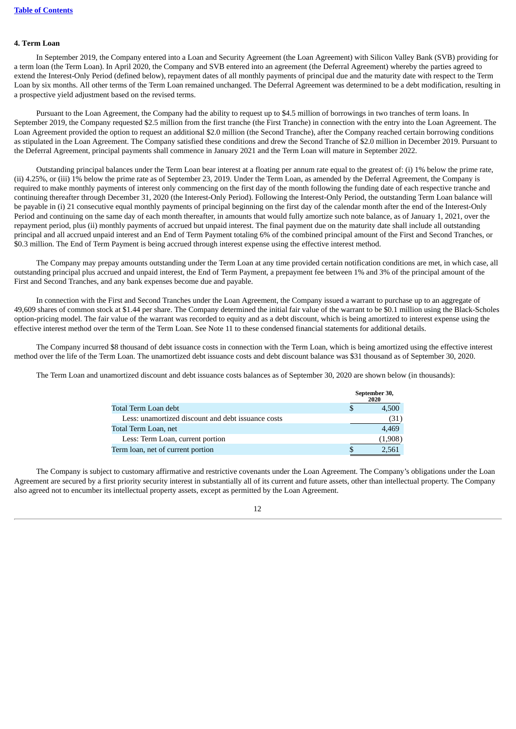## 4. Term Loan

In September 2019, the Company entered into a Loan and Security Agreement (the Loan Agreement) with Silicon Valley Bank (SVB) providing for a term loan (the Term Loan). In April 2020, the Company and SVB entered into an agreement (the Deferral Agreement) whereby the parties agreed to extend the Interest-Only Period (defined below), repayment dates of all monthly payments of principal due and the maturity date with respect to the Term Loan by six months. All other terms of the Term Loan remained unchanged. The Deferral Agreement was determined to be a debt modification, resulting in a prospective yield adjustment based on the revised terms.

Pursuant to the Loan Agreement, the Company had the ability to request up to $4.5 million of borrowings in two tranches of term loans. In September 2019, the Company requested $2.5 million from the first tranche (the First Tranche) in connection with the entry into the Loan Agreement. The Loan Agreement provided the option to request an additional $2.0 million (the Second Tranche), after the Company reached certain borrowing conditions as stipulated in the Loan Agreement. The Company satisfied these conditions and drew the Second Tranche of $2.0 million in December 2019. Pursuant to the Deferral Agreement, principal payments shall commence in January 2021 and the Term Loan will mature in September 2022.

Outstanding principal balances under the Term Loan bear interest at a floating per annum rate equal to the greatest of: (i) 1% below the prime rate, (ii) 4.25%, or (iii) 1% below the prime rate as of September 23, 2019. Under the Term Loan, as amended by the Deferral Agreement, the Company is required to make monthly payments of interest only commencing on the first day of the month following the funding date of each respective tranche and continuing thereafter through December 31, 2020 (the Interest-Only Period). Following the Interest-Only Period, the outstanding Term Loan balance will be payable in (i) 21 consecutive equal monthly payments of principal beginning on the first day of the calendar month after the end of the Interest-Only Period and continuing on the same day of each month thereafter, in amounts that would fully amortize such note balance, as of January 1, 2021, over the repayment period, plus (ii) monthly payments of accrued but unpaid interest. The final payment due on the maturity date shall include all outstanding principal and all accrued unpaid interest and an End of Term Payment totaling 6% of the combined principal amount of the First and Second Tranches, or $0.3 million. The End of Term Payment is being accrued through interest expense using the effective interest method.

The Company may prepay amounts outstanding under the Term Loan at any time provided certain notification conditions are met, in which case, all outstanding principal plus accrued and unpaid interest, the End of Term Payment, a prepayment fee between 1% and 3% of the principal amount of the First and Second Tranches, and any bank expenses become due and payable.

In connection with the First and Second Tranches under the Loan Agreement, the Company issued a warrant to purchase up to an aggregate of 49,609 shares of common stock at $1.44 per share. The Company determined the initial fair value of the warrant to be $0.1 million using the Black-Scholes option-pricing model. The fair value of the warrant was recorded to equity and as a debt discount, which is being amortized to interest expense using the effective interest method over the term of the Term Loan. See Note 11 to these condensed financial statements for additional details.

The Company incurred $8 thousand of debt issuance costs in connection with the Term Loan, which is being amortized using the effective interest method over the life of the Term Loan. The unamortized debt issuance costs and debt discount balance was $31 thousand as of September 30, 2020.

The Term Loan and unamortized discount and debt issuance costs balances as of September 30, 2020 are shown below (in thousands):

| | September 30, 2020 |
|---|---|
| Total Term Loan debt | $ 4,500 |
| Less: unamortized discount and debt issuance costs | (31) |
| Total Term Loan, net | 4,469 |
| Less: Term Loan, current portion | (1,908) |
| Term loan, net of current portion | $ 2,561 |

The Company is subject to customary affirmative and restrictive covenants under the Loan Agreement. The Company's obligations under the Loan Agreement are secured by a first priority security interest in substantially all of its current and future assets, other than intellectual property. The Company also agreed not to encumber its intellectual property assets, except as permitted by the Loan Agreement.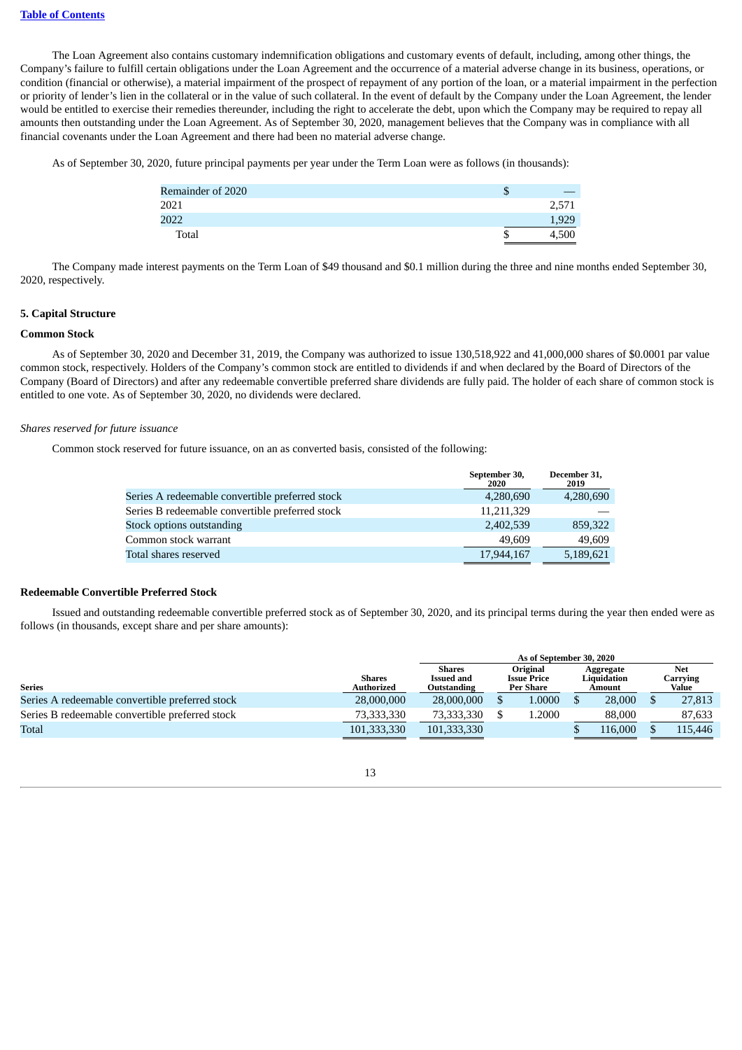The Loan Agreement also contains customary indemnification obligations and customary events of default, including, among other things, the Company's failure to fulfill certain obligations under the Loan Agreement and the occurrence of a material adverse change in its business, operations, or condition (financial or otherwise), a material impairment of the prospect of repayment of any portion of the loan, or a material impairment in the perfection or priority of lender's lien in the collateral or in the value of such collateral. In the event of default by the Company under the Loan Agreement, the lender would be entitled to exercise their remedies thereunder, including the right to accelerate the debt, upon which the Company may be required to repay all amounts then outstanding under the Loan Agreement. As of September 30, 2020, management believes that the Company was in compliance with all financial covenants under the Loan Agreement and there had been no material adverse change.

As of September 30, 2020, future principal payments per year under the Term Loan were as follows (in thousands):

| | |
|---|---|
| Remainder of 2020 | $ — |
| 2021 | 2,571 |
| 2022 | 1,929 |
| Total | $ 4,500 |

The Company made interest payments on the Term Loan of $49 thousand and $0.1 million during the three and nine months ended September 30, 2020, respectively.

## 5. Capital Structure

### Common Stock

As of September 30, 2020 and December 31, 2019, the Company was authorized to issue 130,518,922 and 41,000,000 shares of $0.0001 par value common stock, respectively. Holders of the Company's common stock are entitled to dividends if and when declared by the Board of Directors of the Company (Board of Directors) and after any redeemable convertible preferred share dividends are fully paid. The holder of each share of common stock is entitled to one vote. As of September 30, 2020, no dividends were declared.

*Shares reserved for future issuance*

Common stock reserved for future issuance, on an as converted basis, consisted of the following:

| | September 30, 2020 | December 31, 2019 |
|---|---|---|
| Series A redeemable convertible preferred stock | 4,280,690 | 4,280,690 |
| Series B redeemable convertible preferred stock | 11,211,329 | — |
| Stock options outstanding | 2,402,539 | 859,322 |
| Common stock warrant | 49,609 | 49,609 |
| Total shares reserved | 17,944,167 | 5,189,621 |

### Redeemable Convertible Preferred Stock

Issued and outstanding redeemable convertible preferred stock as of September 30, 2020, and its principal terms during the year then ended were as follows (in thousands, except share and per share amounts):

| | | As of September 30, 2020 | | | |
|---|---|---|---|---|---|
| Series | Shares Authorized | Shares Issued and Outstanding | Original Issue Price Per Share | Aggregate Liquidation Amount | Net Carrying Value |
| Series A redeemable convertible preferred stock | 28,000,000 | 28,000,000 | $ 1.0000 | $ 28,000 | $ 27,813 |
| Series B redeemable convertible preferred stock | 73,333,330 | 73,333,330 | $ 1.2000 | 88,000 | 87,633 |
| Total | 101,333,330 | 101,333,330 | | $ 116,000 | $ 115,446 |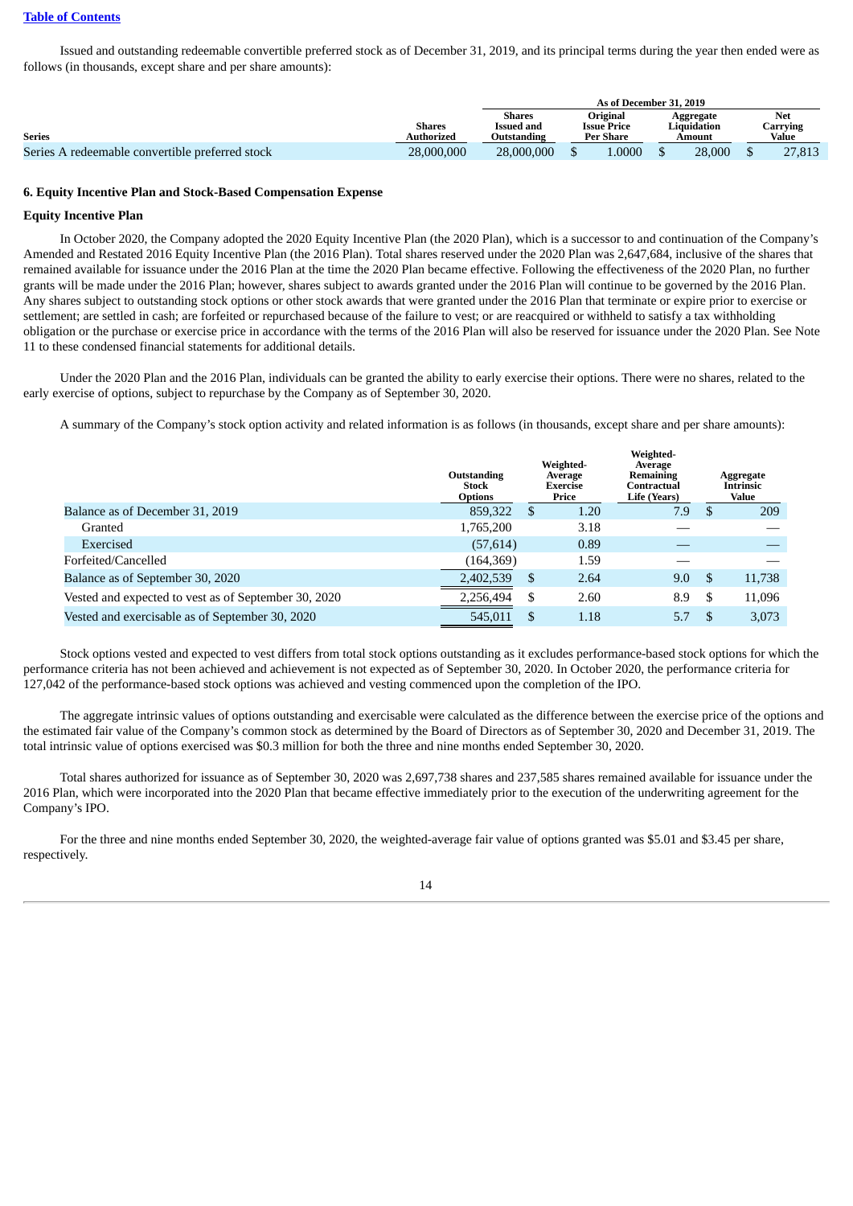Issued and outstanding redeemable convertible preferred stock as of December 31, 2019, and its principal terms during the year then ended were as follows (in thousands, except share and per share amounts):

| | | As of December 31, 2019 | | | |
|---|---|---|---|---|---|
| Series | Shares Authorized | Shares Issued and Outstanding | Original Issue Price Per Share | Aggregate Liquidation Amount | Net Carrying Value |
| Series A redeemable convertible preferred stock | 28,000,000 | 28,000,000 | $ 1.0000 | $ 28,000 | $ 27,813 |

## 6. Equity Incentive Plan and Stock-Based Compensation Expense

### Equity Incentive Plan

In October 2020, the Company adopted the 2020 Equity Incentive Plan (the 2020 Plan), which is a successor to and continuation of the Company's Amended and Restated 2016 Equity Incentive Plan (the 2016 Plan). Total shares reserved under the 2020 Plan was 2,647,684, inclusive of the shares that remained available for issuance under the 2016 Plan at the time the 2020 Plan became effective. Following the effectiveness of the 2020 Plan, no further grants will be made under the 2016 Plan; however, shares subject to awards granted under the 2016 Plan will continue to be governed by the 2016 Plan. Any shares subject to outstanding stock options or other stock awards that were granted under the 2016 Plan that terminate or expire prior to exercise or settlement; are settled in cash; are forfeited or repurchased because of the failure to vest; or are reacquired or withheld to satisfy a tax withholding obligation or the purchase or exercise price in accordance with the terms of the 2016 Plan will also be reserved for issuance under the 2020 Plan. See Note 11 to these condensed financial statements for additional details.

Under the 2020 Plan and the 2016 Plan, individuals can be granted the ability to early exercise their options. There were no shares, related to the early exercise of options, subject to repurchase by the Company as of September 30, 2020.

A summary of the Company's stock option activity and related information is as follows (in thousands, except share and per share amounts):

| | Outstanding Stock Options | Weighted-Average Exercise Price | Weighted-Average Remaining Contractual Life (Years) | Aggregate Intrinsic Value |
|---|---|---|---|---|
| Balance as of December 31, 2019 | 859,322 | $ 1.20 | 7.9 | $ 209 |
| Granted | 1,765,200 | 3.18 | — | — |
| Exercised | (57,614) | 0.89 | — | — |
| Forfeited/Cancelled | (164,369) | 1.59 | — | — |
| Balance as of September 30, 2020 | 2,402,539 | $ 2.64 | 9.0 | $ 11,738 |
| Vested and expected to vest as of September 30, 2020 | 2,256,494 | $ 2.60 | 8.9 | $ 11,096 |
| Vested and exercisable as of September 30, 2020 | 545,011 | $ 1.18 | 5.7 | $ 3,073 |

Stock options vested and expected to vest differs from total stock options outstanding as it excludes performance-based stock options for which the performance criteria has not been achieved and achievement is not expected as of September 30, 2020. In October 2020, the performance criteria for 127,042 of the performance-based stock options was achieved and vesting commenced upon the completion of the IPO.

The aggregate intrinsic values of options outstanding and exercisable were calculated as the difference between the exercise price of the options and the estimated fair value of the Company's common stock as determined by the Board of Directors as of September 30, 2020 and December 31, 2019. The total intrinsic value of options exercised was $0.3 million for both the three and nine months ended September 30, 2020.

Total shares authorized for issuance as of September 30, 2020 was 2,697,738 shares and 237,585 shares remained available for issuance under the 2016 Plan, which were incorporated into the 2020 Plan that became effective immediately prior to the execution of the underwriting agreement for the Company's IPO.

For the three and nine months ended September 30, 2020, the weighted-average fair value of options granted was $5.01 and $3.45 per share, respectively.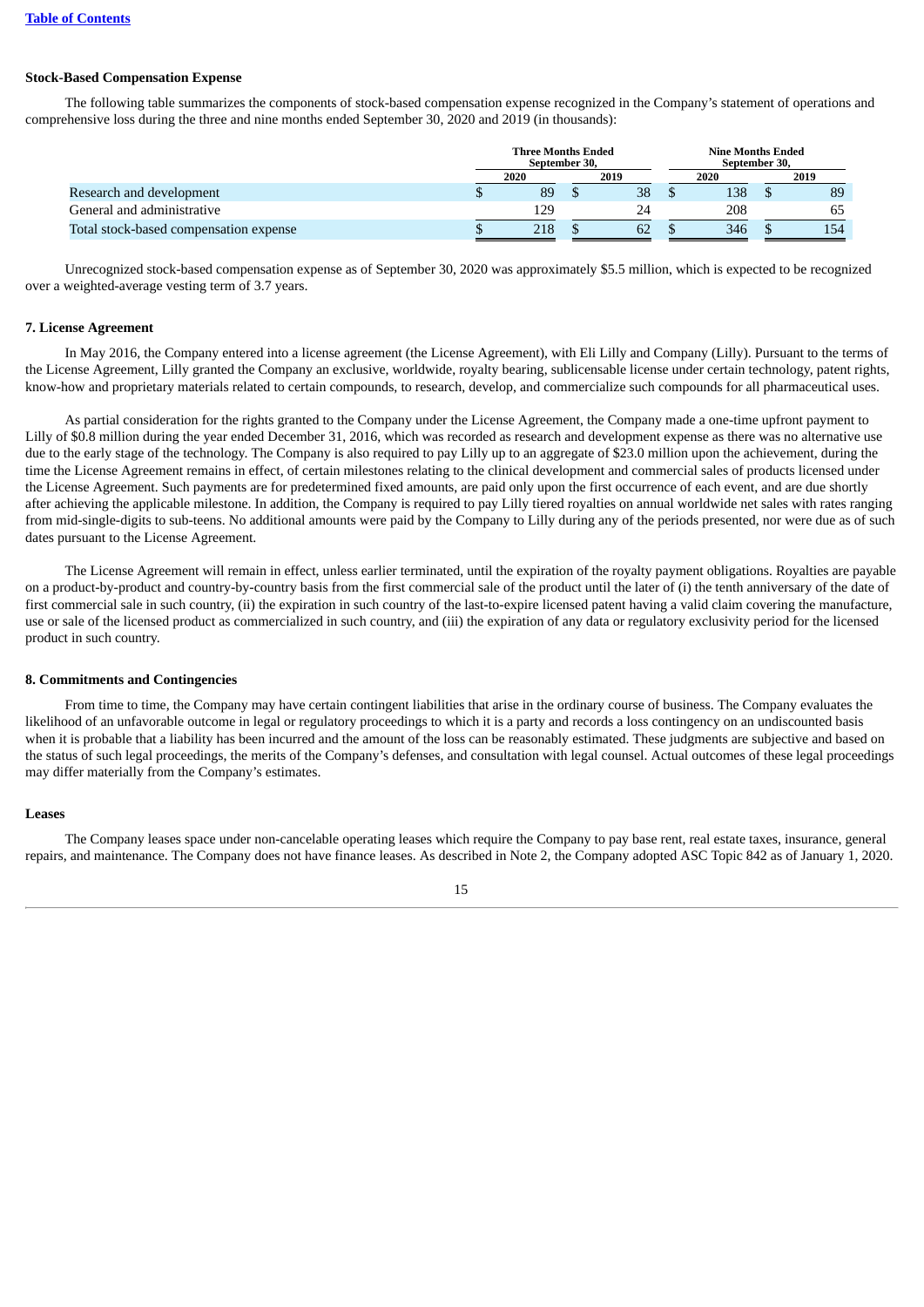**Stock-Based Compensation Expense**

The following table summarizes the components of stock-based compensation expense recognized in the Company's statement of operations and comprehensive loss during the three and nine months ended September 30, 2020 and 2019 (in thousands):

| | Three Months Ended September 30, | | Nine Months Ended September 30, | |
|---|---|---|---|---|
| | 2020 | 2019 | 2020 | 2019 |
| Research and development | $ 89 | $ 38 | $ 138 | $ 89 |
| General and administrative | 129 | 24 | 208 | 65 |
| Total stock-based compensation expense | $ 218 | $ 62 | $ 346 | $ 154 |

Unrecognized stock-based compensation expense as of September 30, 2020 was approximately $5.5 million, which is expected to be recognized over a weighted-average vesting term of 3.7 years.

**7. License Agreement**

In May 2016, the Company entered into a license agreement (the License Agreement), with Eli Lilly and Company (Lilly). Pursuant to the terms of the License Agreement, Lilly granted the Company an exclusive, worldwide, royalty bearing, sublicensable license under certain technology, patent rights, know-how and proprietary materials related to certain compounds, to research, develop, and commercialize such compounds for all pharmaceutical uses.

As partial consideration for the rights granted to the Company under the License Agreement, the Company made a one-time upfront payment to Lilly of $0.8 million during the year ended December 31, 2016, which was recorded as research and development expense as there was no alternative use due to the early stage of the technology. The Company is also required to pay Lilly up to an aggregate of $23.0 million upon the achievement, during the time the License Agreement remains in effect, of certain milestones relating to the clinical development and commercial sales of products licensed under the License Agreement. Such payments are for predetermined fixed amounts, are paid only upon the first occurrence of each event, and are due shortly after achieving the applicable milestone. In addition, the Company is required to pay Lilly tiered royalties on annual worldwide net sales with rates ranging from mid-single-digits to sub-teens. No additional amounts were paid by the Company to Lilly during any of the periods presented, nor were due as of such dates pursuant to the License Agreement.

The License Agreement will remain in effect, unless earlier terminated, until the expiration of the royalty payment obligations. Royalties are payable on a product-by-product and country-by-country basis from the first commercial sale of the product until the later of (i) the tenth anniversary of the date of first commercial sale in such country, (ii) the expiration in such country of the last-to-expire licensed patent having a valid claim covering the manufacture, use or sale of the licensed product as commercialized in such country, and (iii) the expiration of any data or regulatory exclusivity period for the licensed product in such country.

**8. Commitments and Contingencies**

From time to time, the Company may have certain contingent liabilities that arise in the ordinary course of business. The Company evaluates the likelihood of an unfavorable outcome in legal or regulatory proceedings to which it is a party and records a loss contingency on an undiscounted basis when it is probable that a liability has been incurred and the amount of the loss can be reasonably estimated. These judgments are subjective and based on the status of such legal proceedings, the merits of the Company's defenses, and consultation with legal counsel. Actual outcomes of these legal proceedings may differ materially from the Company's estimates.

**Leases**

The Company leases space under non-cancelable operating leases which require the Company to pay base rent, real estate taxes, insurance, general repairs, and maintenance. The Company does not have finance leases. As described in Note 2, the Company adopted ASC Topic 842 as of January 1, 2020.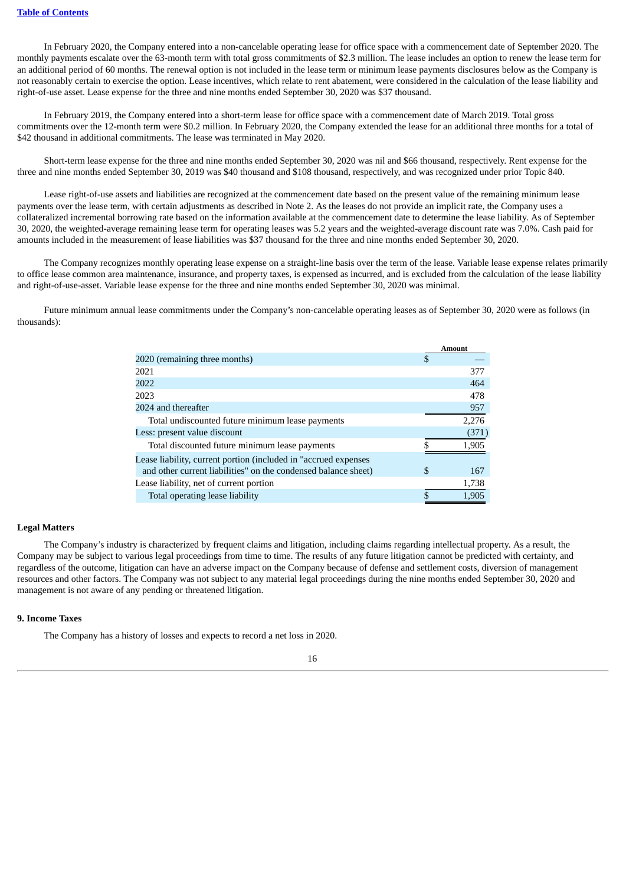In February 2020, the Company entered into a non-cancelable operating lease for office space with a commencement date of September 2020. The monthly payments escalate over the 63-month term with total gross commitments of $2.3 million. The lease includes an option to renew the lease term for an additional period of 60 months. The renewal option is not included in the lease term or minimum lease payments disclosures below as the Company is not reasonably certain to exercise the option. Lease incentives, which relate to rent abatement, were considered in the calculation of the lease liability and right-of-use asset. Lease expense for the three and nine months ended September 30, 2020 was $37 thousand.

In February 2019, the Company entered into a short-term lease for office space with a commencement date of March 2019. Total gross commitments over the 12-month term were $0.2 million. In February 2020, the Company extended the lease for an additional three months for a total of $42 thousand in additional commitments. The lease was terminated in May 2020.

Short-term lease expense for the three and nine months ended September 30, 2020 was nil and $66 thousand, respectively. Rent expense for the three and nine months ended September 30, 2019 was $40 thousand and $108 thousand, respectively, and was recognized under prior Topic 840.

Lease right-of-use assets and liabilities are recognized at the commencement date based on the present value of the remaining minimum lease payments over the lease term, with certain adjustments as described in Note 2. As the leases do not provide an implicit rate, the Company uses a collateralized incremental borrowing rate based on the information available at the commencement date to determine the lease liability. As of September 30, 2020, the weighted-average remaining lease term for operating leases was 5.2 years and the weighted-average discount rate was 7.0%. Cash paid for amounts included in the measurement of lease liabilities was $37 thousand for the three and nine months ended September 30, 2020.

The Company recognizes monthly operating lease expense on a straight-line basis over the term of the lease. Variable lease expense relates primarily to office lease common area maintenance, insurance, and property taxes, is expensed as incurred, and is excluded from the calculation of the lease liability and right-of-use-asset. Variable lease expense for the three and nine months ended September 30, 2020 was minimal.

Future minimum annual lease commitments under the Company's non-cancelable operating leases as of September 30, 2020 were as follows (in thousands):

| | Amount |
|---|---|
| 2020 (remaining three months) | $ — |
| 2021 | 377 |
| 2022 | 464 |
| 2023 | 478 |
| 2024 and thereafter | 957 |
| Total undiscounted future minimum lease payments | 2,276 |
| Less: present value discount | (371) |
| Total discounted future minimum lease payments | $ 1,905 |
| Lease liability, current portion (included in "accrued expenses and other current liabilities" on the condensed balance sheet) | $ 167 |
| Lease liability, net of current portion | 1,738 |
| Total operating lease liability | $ 1,905 |

**Legal Matters**

The Company's industry is characterized by frequent claims and litigation, including claims regarding intellectual property. As a result, the Company may be subject to various legal proceedings from time to time. The results of any future litigation cannot be predicted with certainty, and regardless of the outcome, litigation can have an adverse impact on the Company because of defense and settlement costs, diversion of management resources and other factors. The Company was not subject to any material legal proceedings during the nine months ended September 30, 2020 and management is not aware of any pending or threatened litigation.

**9. Income Taxes**

The Company has a history of losses and expects to record a net loss in 2020.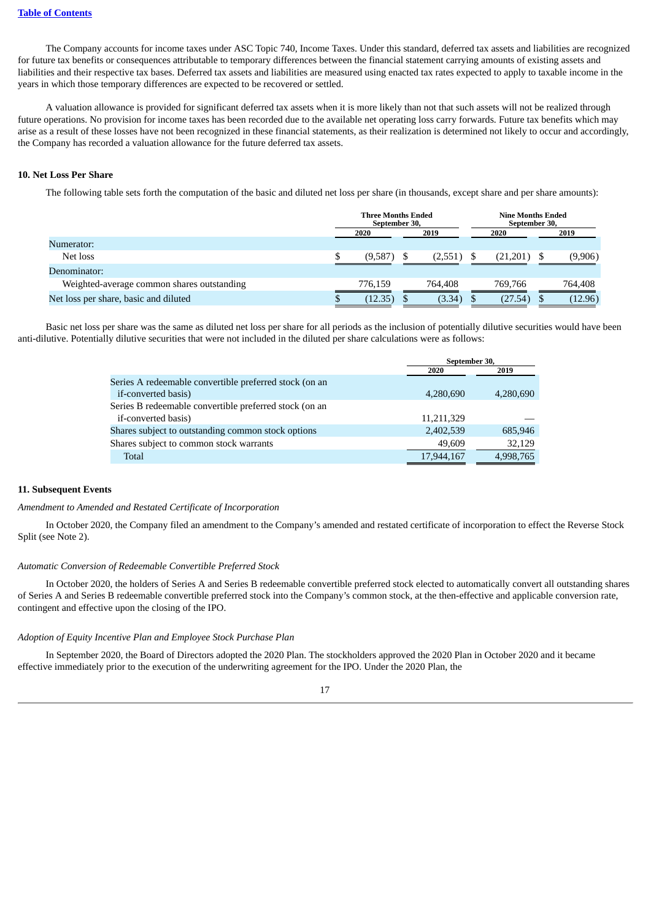The Company accounts for income taxes under ASC Topic 740, Income Taxes. Under this standard, deferred tax assets and liabilities are recognized for future tax benefits or consequences attributable to temporary differences between the financial statement carrying amounts of existing assets and liabilities and their respective tax bases. Deferred tax assets and liabilities are measured using enacted tax rates expected to apply to taxable income in the years in which those temporary differences are expected to be recovered or settled.

A valuation allowance is provided for significant deferred tax assets when it is more likely than not that such assets will not be realized through future operations. No provision for income taxes has been recorded due to the available net operating loss carry forwards. Future tax benefits which may arise as a result of these losses have not been recognized in these financial statements, as their realization is determined not likely to occur and accordingly, the Company has recorded a valuation allowance for the future deferred tax assets.

## 10. Net Loss Per Share

The following table sets forth the computation of the basic and diluted net loss per share (in thousands, except share and per share amounts):

| | Three Months Ended September 30, | | Nine Months Ended September 30, | |
|---|---|---|---|---|
| | 2020 | 2019 | 2020 | 2019 |
| Numerator: | | | | |
| Net loss | $ (9,587) | $ (2,551) | $ (21,201) | $ (9,906) |
| Denominator: | | | | |
| Weighted-average common shares outstanding | 776,159 | 764,408 | 769,766 | 764,408 |
| Net loss per share, basic and diluted | $ (12.35) | $ (3.34) | $ (27.54) | $ (12.96) |

Basic net loss per share was the same as diluted net loss per share for all periods as the inclusion of potentially dilutive securities would have been anti-dilutive. Potentially dilutive securities that were not included in the diluted per share calculations were as follows:

| | September 30, | |
|---|---|---|
| | 2020 | 2019 |
| Series A redeemable convertible preferred stock (on an if-converted basis) | 4,280,690 | 4,280,690 |
| Series B redeemable convertible preferred stock (on an if-converted basis) | 11,211,329 | — |
| Shares subject to outstanding common stock options | 2,402,539 | 685,946 |
| Shares subject to common stock warrants | 49,609 | 32,129 |
| Total | 17,944,167 | 4,998,765 |

## 11. Subsequent Events

*Amendment to Amended and Restated Certificate of Incorporation*

In October 2020, the Company filed an amendment to the Company's amended and restated certificate of incorporation to effect the Reverse Stock Split (see Note 2).

*Automatic Conversion of Redeemable Convertible Preferred Stock*

In October 2020, the holders of Series A and Series B redeemable convertible preferred stock elected to automatically convert all outstanding shares of Series A and Series B redeemable convertible preferred stock into the Company's common stock, at the then-effective and applicable conversion rate, contingent and effective upon the closing of the IPO.

*Adoption of Equity Incentive Plan and Employee Stock Purchase Plan*

In September 2020, the Board of Directors adopted the 2020 Plan. The stockholders approved the 2020 Plan in October 2020 and it became effective immediately prior to the execution of the underwriting agreement for the IPO. Under the 2020 Plan, the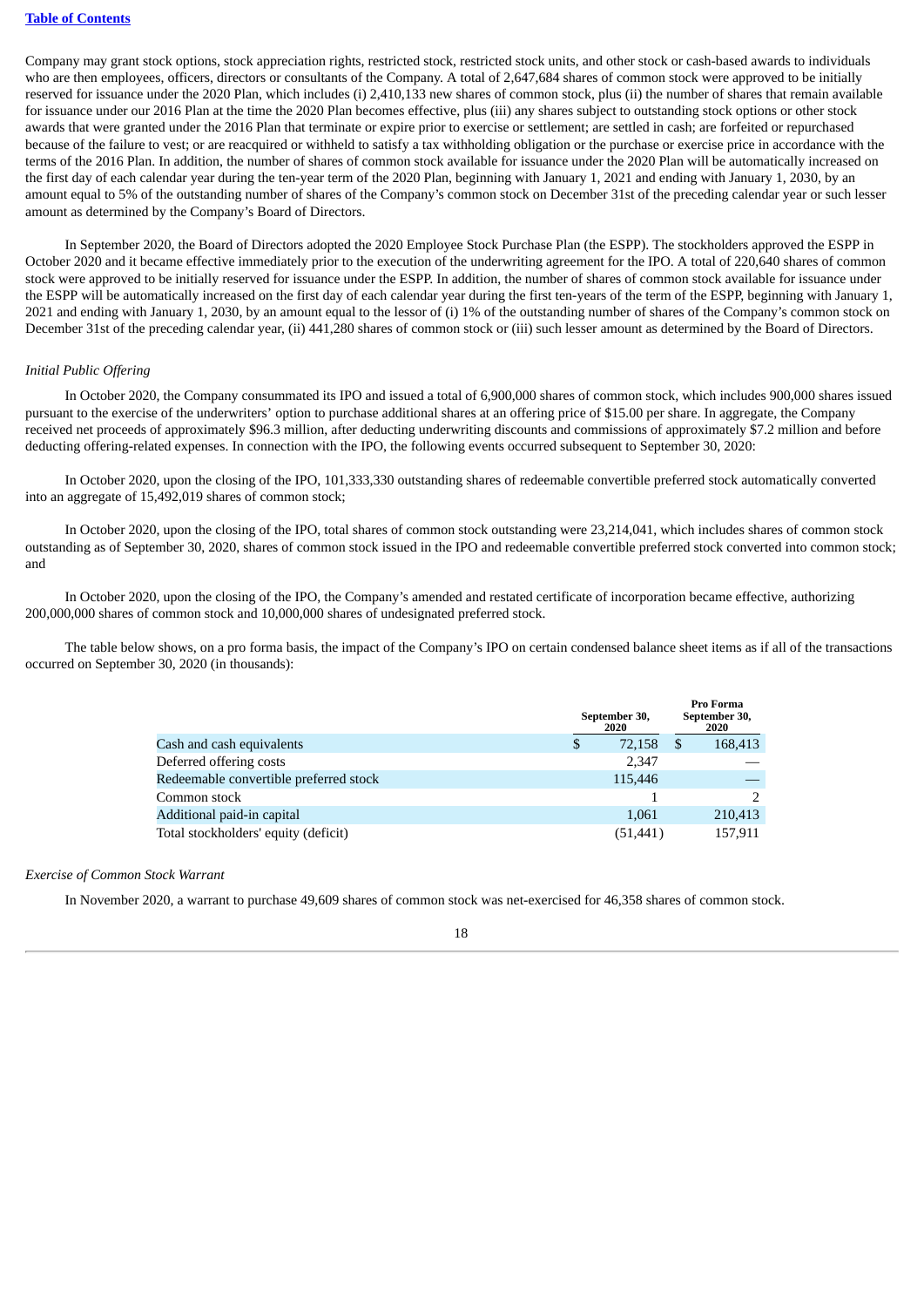Company may grant stock options, stock appreciation rights, restricted stock, restricted stock units, and other stock or cash-based awards to individuals who are then employees, officers, directors or consultants of the Company. A total of 2,647,684 shares of common stock were approved to be initially reserved for issuance under the 2020 Plan, which includes (i) 2,410,133 new shares of common stock, plus (ii) the number of shares that remain available for issuance under our 2016 Plan at the time the 2020 Plan becomes effective, plus (iii) any shares subject to outstanding stock options or other stock awards that were granted under the 2016 Plan that terminate or expire prior to exercise or settlement; are settled in cash; are forfeited or repurchased because of the failure to vest; or are reacquired or withheld to satisfy a tax withholding obligation or the purchase or exercise price in accordance with the terms of the 2016 Plan. In addition, the number of shares of common stock available for issuance under the 2020 Plan will be automatically increased on the first day of each calendar year during the ten-year term of the 2020 Plan, beginning with January 1, 2021 and ending with January 1, 2030, by an amount equal to 5% of the outstanding number of shares of the Company's common stock on December 31st of the preceding calendar year or such lesser amount as determined by the Company's Board of Directors.

In September 2020, the Board of Directors adopted the 2020 Employee Stock Purchase Plan (the ESPP). The stockholders approved the ESPP in October 2020 and it became effective immediately prior to the execution of the underwriting agreement for the IPO. A total of 220,640 shares of common stock were approved to be initially reserved for issuance under the ESPP. In addition, the number of shares of common stock available for issuance under the ESPP will be automatically increased on the first day of each calendar year during the first ten-years of the term of the ESPP, beginning with January 1, 2021 and ending with January 1, 2030, by an amount equal to the lessor of (i) 1% of the outstanding number of shares of the Company's common stock on December 31st of the preceding calendar year, (ii) 441,280 shares of common stock or (iii) such lesser amount as determined by the Board of Directors.

*Initial Public Offering*

In October 2020, the Company consummated its IPO and issued a total of 6,900,000 shares of common stock, which includes 900,000 shares issued pursuant to the exercise of the underwriters' option to purchase additional shares at an offering price of $15.00 per share. In aggregate, the Company received net proceeds of approximately $96.3 million, after deducting underwriting discounts and commissions of approximately $7.2 million and before deducting offering-related expenses. In connection with the IPO, the following events occurred subsequent to September 30, 2020:

In October 2020, upon the closing of the IPO, 101,333,330 outstanding shares of redeemable convertible preferred stock automatically converted into an aggregate of 15,492,019 shares of common stock;

In October 2020, upon the closing of the IPO, total shares of common stock outstanding were 23,214,041, which includes shares of common stock outstanding as of September 30, 2020, shares of common stock issued in the IPO and redeemable convertible preferred stock converted into common stock; and

In October 2020, upon the closing of the IPO, the Company's amended and restated certificate of incorporation became effective, authorizing 200,000,000 shares of common stock and 10,000,000 shares of undesignated preferred stock.

The table below shows, on a pro forma basis, the impact of the Company's IPO on certain condensed balance sheet items as if all of the transactions occurred on September 30, 2020 (in thousands):

| | September 30, 2020 | Pro Forma September 30, 2020 |
|---|---|---|
| Cash and cash equivalents | $ 72,158 | $ 168,413 |
| Deferred offering costs | 2,347 | — |
| Redeemable convertible preferred stock | 115,446 | — |
| Common stock | 1 | 2 |
| Additional paid-in capital | 1,061 | 210,413 |
| Total stockholders' equity (deficit) | (51,441) | 157,911 |

*Exercise of Common Stock Warrant*

In November 2020, a warrant to purchase 49,609 shares of common stock was net-exercised for 46,358 shares of common stock.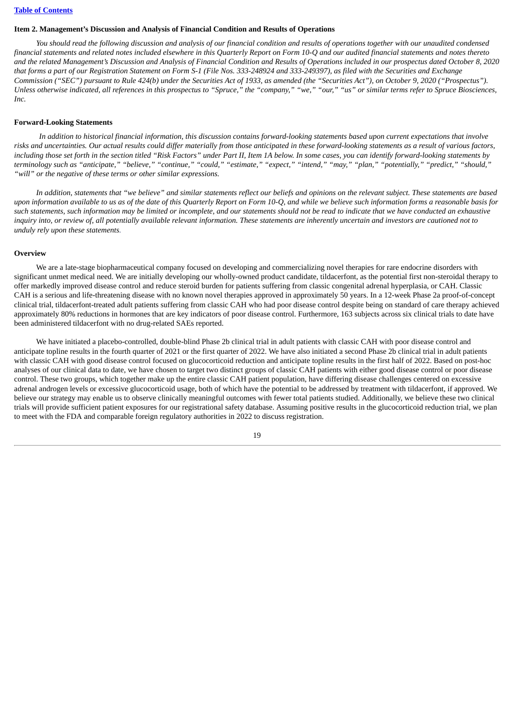## Item 2. Management's Discussion and Analysis of Financial Condition and Results of Operations

*You should read the following discussion and analysis of our financial condition and results of operations together with our unaudited condensed financial statements and related notes included elsewhere in this Quarterly Report on Form 10-Q and our audited financial statements and notes thereto and the related Management's Discussion and Analysis of Financial Condition and Results of Operations included in our prospectus dated October 8, 2020 that forms a part of our Registration Statement on Form S-1 (File Nos. 333-248924 and 333-249397), as filed with the Securities and Exchange Commission ("SEC") pursuant to Rule 424(b) under the Securities Act of 1933, as amended (the "Securities Act"), on October 9, 2020 ("Prospectus"). Unless otherwise indicated, all references in this prospectus to "Spruce," the "company," "we," "our," "us" or similar terms refer to Spruce Biosciences, Inc.*

### Forward-Looking Statements

*In addition to historical financial information, this discussion contains forward-looking statements based upon current expectations that involve risks and uncertainties. Our actual results could differ materially from those anticipated in these forward-looking statements as a result of various factors, including those set forth in the section titled "Risk Factors" under Part II, Item 1A below. In some cases, you can identify forward-looking statements by terminology such as "anticipate," "believe," "continue," "could," "estimate," "expect," "intend," "may," "plan," "potentially," "predict," "should," "will" or the negative of these terms or other similar expressions.*

*In addition, statements that "we believe" and similar statements reflect our beliefs and opinions on the relevant subject. These statements are based upon information available to us as of the date of this Quarterly Report on Form 10-Q, and while we believe such information forms a reasonable basis for such statements, such information may be limited or incomplete, and our statements should not be read to indicate that we have conducted an exhaustive inquiry into, or review of, all potentially available relevant information. These statements are inherently uncertain and investors are cautioned not to unduly rely upon these statements.*

### Overview

We are a late-stage biopharmaceutical company focused on developing and commercializing novel therapies for rare endocrine disorders with significant unmet medical need. We are initially developing our wholly-owned product candidate, tildacerfont, as the potential first non-steroidal therapy to offer markedly improved disease control and reduce steroid burden for patients suffering from classic congenital adrenal hyperplasia, or CAH. Classic CAH is a serious and life-threatening disease with no known novel therapies approved in approximately 50 years. In a 12-week Phase 2a proof-of-concept clinical trial, tildacerfont-treated adult patients suffering from classic CAH who had poor disease control despite being on standard of care therapy achieved approximately 80% reductions in hormones that are key indicators of poor disease control. Furthermore, 163 subjects across six clinical trials to date have been administered tildacerfont with no drug-related SAEs reported.

We have initiated a placebo-controlled, double-blind Phase 2b clinical trial in adult patients with classic CAH with poor disease control and anticipate topline results in the fourth quarter of 2021 or the first quarter of 2022. We have also initiated a second Phase 2b clinical trial in adult patients with classic CAH with good disease control focused on glucocorticoid reduction and anticipate topline results in the first half of 2022. Based on post-hoc analyses of our clinical data to date, we have chosen to target two distinct groups of classic CAH patients with either good disease control or poor disease control. These two groups, which together make up the entire classic CAH patient population, have differing disease challenges centered on excessive adrenal androgen levels or excessive glucocorticoid usage, both of which have the potential to be addressed by treatment with tildacerfont, if approved. We believe our strategy may enable us to observe clinically meaningful outcomes with fewer total patients studied. Additionally, we believe these two clinical trials will provide sufficient patient exposures for our registrational safety database. Assuming positive results in the glucocorticoid reduction trial, we plan to meet with the FDA and comparable foreign regulatory authorities in 2022 to discuss registration.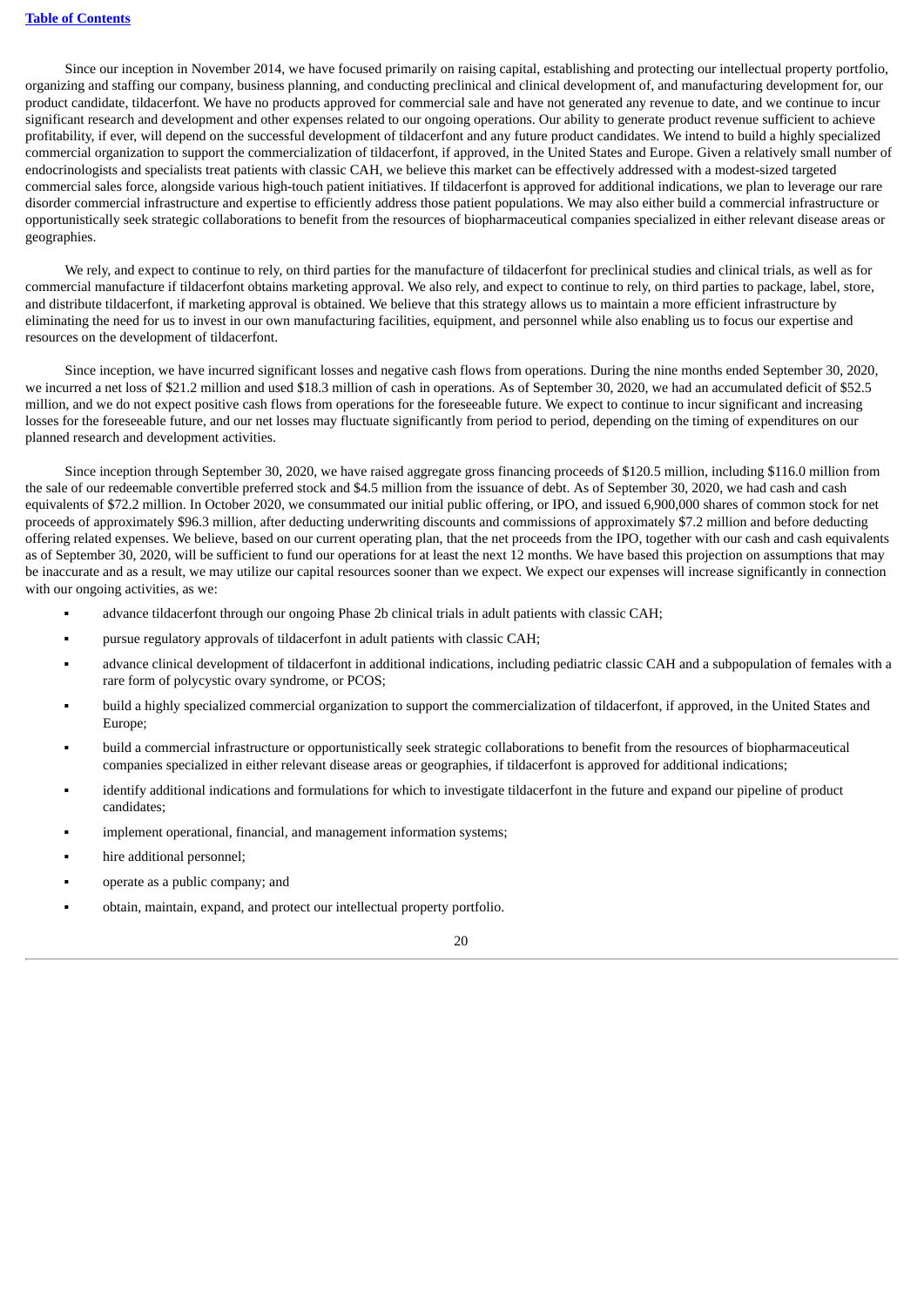Since our inception in November 2014, we have focused primarily on raising capital, establishing and protecting our intellectual property portfolio, organizing and staffing our company, business planning, and conducting preclinical and clinical development of, and manufacturing development for, our product candidate, tildacerfont. We have no products approved for commercial sale and have not generated any revenue to date, and we continue to incur significant research and development and other expenses related to our ongoing operations. Our ability to generate product revenue sufficient to achieve profitability, if ever, will depend on the successful development of tildacerfont and any future product candidates. We intend to build a highly specialized commercial organization to support the commercialization of tildacerfont, if approved, in the United States and Europe. Given a relatively small number of endocrinologists and specialists treat patients with classic CAH, we believe this market can be effectively addressed with a modest-sized targeted commercial sales force, alongside various high-touch patient initiatives. If tildacerfont is approved for additional indications, we plan to leverage our rare disorder commercial infrastructure and expertise to efficiently address those patient populations. We may also either build a commercial infrastructure or opportunistically seek strategic collaborations to benefit from the resources of biopharmaceutical companies specialized in either relevant disease areas or geographies.

We rely, and expect to continue to rely, on third parties for the manufacture of tildacerfont for preclinical studies and clinical trials, as well as for commercial manufacture if tildacerfont obtains marketing approval. We also rely, and expect to continue to rely, on third parties to package, label, store, and distribute tildacerfont, if marketing approval is obtained. We believe that this strategy allows us to maintain a more efficient infrastructure by eliminating the need for us to invest in our own manufacturing facilities, equipment, and personnel while also enabling us to focus our expertise and resources on the development of tildacerfont.

Since inception, we have incurred significant losses and negative cash flows from operations. During the nine months ended September 30, 2020, we incurred a net loss of $21.2 million and used $18.3 million of cash in operations. As of September 30, 2020, we had an accumulated deficit of $52.5 million, and we do not expect positive cash flows from operations for the foreseeable future. We expect to continue to incur significant and increasing losses for the foreseeable future, and our net losses may fluctuate significantly from period to period, depending on the timing of expenditures on our planned research and development activities.

Since inception through September 30, 2020, we have raised aggregate gross financing proceeds of $120.5 million, including $116.0 million from the sale of our redeemable convertible preferred stock and $4.5 million from the issuance of debt. As of September 30, 2020, we had cash and cash equivalents of $72.2 million. In October 2020, we consummated our initial public offering, or IPO, and issued 6,900,000 shares of common stock for net proceeds of approximately $96.3 million, after deducting underwriting discounts and commissions of approximately $7.2 million and before deducting offering related expenses. We believe, based on our current operating plan, that the net proceeds from the IPO, together with our cash and cash equivalents as of September 30, 2020, will be sufficient to fund our operations for at least the next 12 months. We have based this projection on assumptions that may be inaccurate and as a result, we may utilize our capital resources sooner than we expect. We expect our expenses will increase significantly in connection with our ongoing activities, as we:

- advance tildacerfont through our ongoing Phase 2b clinical trials in adult patients with classic CAH;
- pursue regulatory approvals of tildacerfont in adult patients with classic CAH;
- advance clinical development of tildacerfont in additional indications, including pediatric classic CAH and a subpopulation of females with a rare form of polycystic ovary syndrome, or PCOS;
- build a highly specialized commercial organization to support the commercialization of tildacerfont, if approved, in the United States and Europe;
- build a commercial infrastructure or opportunistically seek strategic collaborations to benefit from the resources of biopharmaceutical companies specialized in either relevant disease areas or geographies, if tildacerfont is approved for additional indications;
- identify additional indications and formulations for which to investigate tildacerfont in the future and expand our pipeline of product candidates;
- implement operational, financial, and management information systems;
- hire additional personnel;
- operate as a public company; and
- obtain, maintain, expand, and protect our intellectual property portfolio.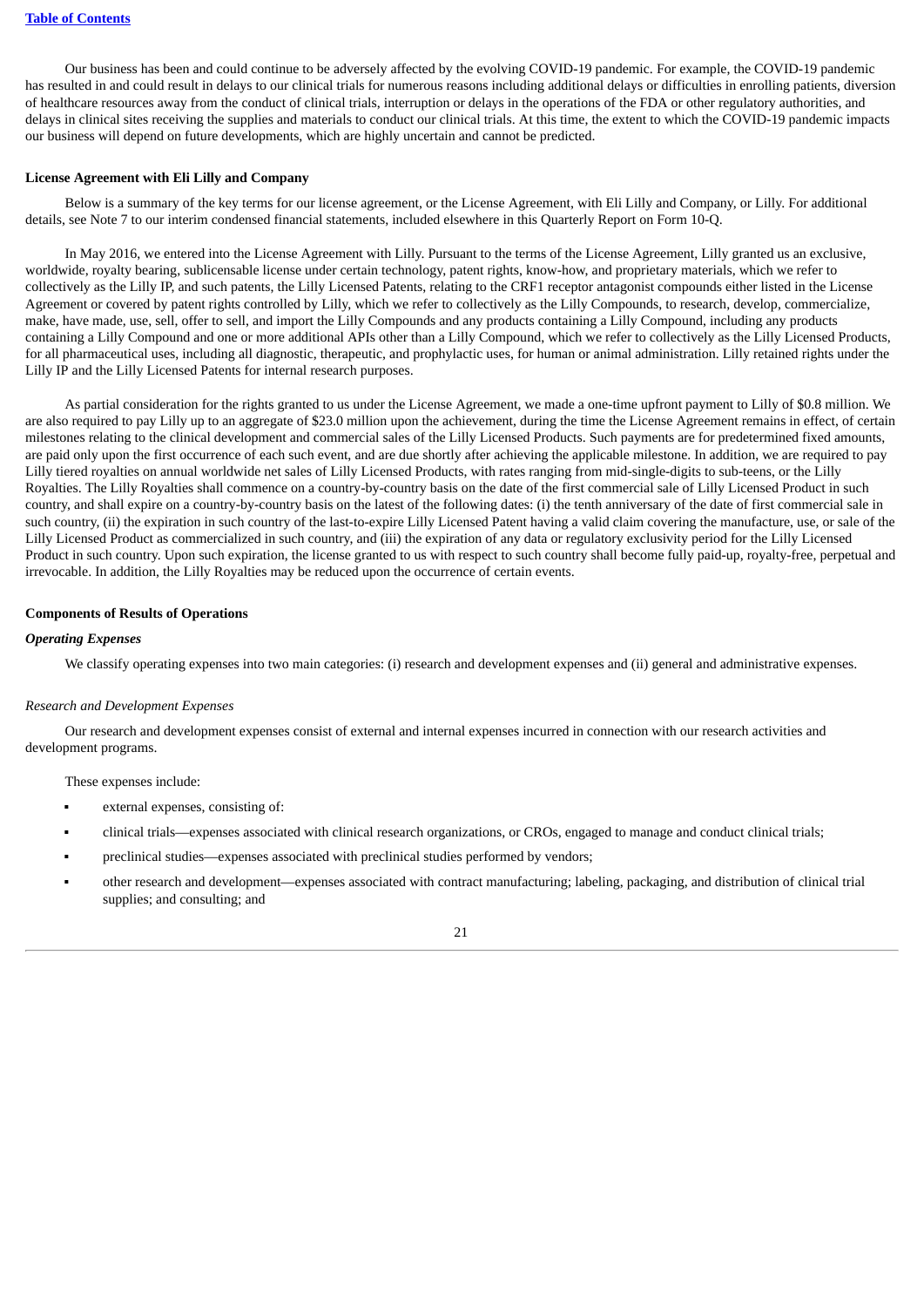Our business has been and could continue to be adversely affected by the evolving COVID-19 pandemic. For example, the COVID-19 pandemic has resulted in and could result in delays to our clinical trials for numerous reasons including additional delays or difficulties in enrolling patients, diversion of healthcare resources away from the conduct of clinical trials, interruption or delays in the operations of the FDA or other regulatory authorities, and delays in clinical sites receiving the supplies and materials to conduct our clinical trials. At this time, the extent to which the COVID-19 pandemic impacts our business will depend on future developments, which are highly uncertain and cannot be predicted.

**License Agreement with Eli Lilly and Company**

Below is a summary of the key terms for our license agreement, or the License Agreement, with Eli Lilly and Company, or Lilly. For additional details, see Note 7 to our interim condensed financial statements, included elsewhere in this Quarterly Report on Form 10-Q.

In May 2016, we entered into the License Agreement with Lilly. Pursuant to the terms of the License Agreement, Lilly granted us an exclusive, worldwide, royalty bearing, sublicensable license under certain technology, patent rights, know-how, and proprietary materials, which we refer to collectively as the Lilly IP, and such patents, the Lilly Licensed Patents, relating to the CRF1 receptor antagonist compounds either listed in the License Agreement or covered by patent rights controlled by Lilly, which we refer to collectively as the Lilly Compounds, to research, develop, commercialize, make, have made, use, sell, offer to sell, and import the Lilly Compounds and any products containing a Lilly Compound, including any products containing a Lilly Compound and one or more additional APIs other than a Lilly Compound, which we refer to collectively as the Lilly Licensed Products, for all pharmaceutical uses, including all diagnostic, therapeutic, and prophylactic uses, for human or animal administration. Lilly retained rights under the Lilly IP and the Lilly Licensed Patents for internal research purposes.

As partial consideration for the rights granted to us under the License Agreement, we made a one-time upfront payment to Lilly of $0.8 million. We are also required to pay Lilly up to an aggregate of $23.0 million upon the achievement, during the time the License Agreement remains in effect, of certain milestones relating to the clinical development and commercial sales of the Lilly Licensed Products. Such payments are for predetermined fixed amounts, are paid only upon the first occurrence of each such event, and are due shortly after achieving the applicable milestone. In addition, we are required to pay Lilly tiered royalties on annual worldwide net sales of Lilly Licensed Products, with rates ranging from mid-single-digits to sub-teens, or the Lilly Royalties. The Lilly Royalties shall commence on a country-by-country basis on the date of the first commercial sale of Lilly Licensed Product in such country, and shall expire on a country-by-country basis on the latest of the following dates: (i) the tenth anniversary of the date of first commercial sale in such country, (ii) the expiration in such country of the last-to-expire Lilly Licensed Patent having a valid claim covering the manufacture, use, or sale of the Lilly Licensed Product as commercialized in such country, and (iii) the expiration of any data or regulatory exclusivity period for the Lilly Licensed Product in such country. Upon such expiration, the license granted to us with respect to such country shall become fully paid-up, royalty-free, perpetual and irrevocable. In addition, the Lilly Royalties may be reduced upon the occurrence of certain events.

**Components of Results of Operations**

***Operating Expenses***

We classify operating expenses into two main categories: (i) research and development expenses and (ii) general and administrative expenses.

*Research and Development Expenses*

Our research and development expenses consist of external and internal expenses incurred in connection with our research activities and development programs.

These expenses include:

- external expenses, consisting of:
- clinical trials—expenses associated with clinical research organizations, or CROs, engaged to manage and conduct clinical trials;
- preclinical studies—expenses associated with preclinical studies performed by vendors;
- other research and development—expenses associated with contract manufacturing; labeling, packaging, and distribution of clinical trial supplies; and consulting; and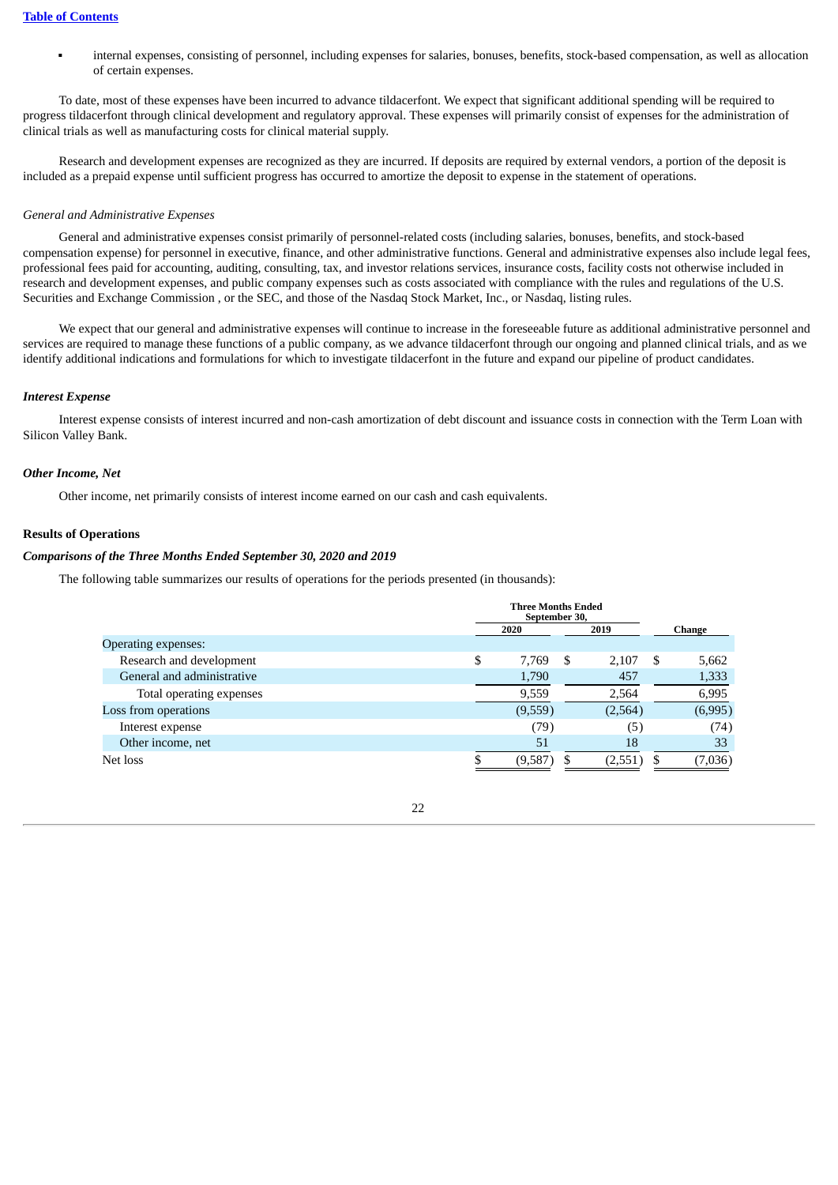- internal expenses, consisting of personnel, including expenses for salaries, bonuses, benefits, stock-based compensation, as well as allocation of certain expenses.

To date, most of these expenses have been incurred to advance tildacerfont. We expect that significant additional spending will be required to progress tildacerfont through clinical development and regulatory approval. These expenses will primarily consist of expenses for the administration of clinical trials as well as manufacturing costs for clinical material supply.

Research and development expenses are recognized as they are incurred. If deposits are required by external vendors, a portion of the deposit is included as a prepaid expense until sufficient progress has occurred to amortize the deposit to expense in the statement of operations.

*General and Administrative Expenses*

General and administrative expenses consist primarily of personnel-related costs (including salaries, bonuses, benefits, and stock-based compensation expense) for personnel in executive, finance, and other administrative functions. General and administrative expenses also include legal fees, professional fees paid for accounting, auditing, consulting, tax, and investor relations services, insurance costs, facility costs not otherwise included in research and development expenses, and public company expenses such as costs associated with compliance with the rules and regulations of the U.S. Securities and Exchange Commission , or the SEC, and those of the Nasdaq Stock Market, Inc., or Nasdaq, listing rules.

We expect that our general and administrative expenses will continue to increase in the foreseeable future as additional administrative personnel and services are required to manage these functions of a public company, as we advance tildacerfont through our ongoing and planned clinical trials, and as we identify additional indications and formulations for which to investigate tildacerfont in the future and expand our pipeline of product candidates.

***Interest Expense***

Interest expense consists of interest incurred and non-cash amortization of debt discount and issuance costs in connection with the Term Loan with Silicon Valley Bank.

***Other Income, Net***

Other income, net primarily consists of interest income earned on our cash and cash equivalents.

**Results of Operations**

***Comparisons of the Three Months Ended September 30, 2020 and 2019***

The following table summarizes our results of operations for the periods presented (in thousands):

| | Three Months Ended September 30, | | |
|---|---|---|---|
| | 2020 | 2019 | Change |
| Operating expenses: | | | |
| Research and development | $ 7,769 | $ 2,107 | $ 5,662 |
| General and administrative | 1,790 | 457 | 1,333 |
| Total operating expenses | 9,559 | 2,564 | 6,995 |
| Loss from operations | (9,559) | (2,564) | (6,995) |
| Interest expense | (79) | (5) | (74) |
| Other income, net | 51 | 18 | 33 |
| Net loss | $ (9,587) | $ (2,551) | $ (7,036) |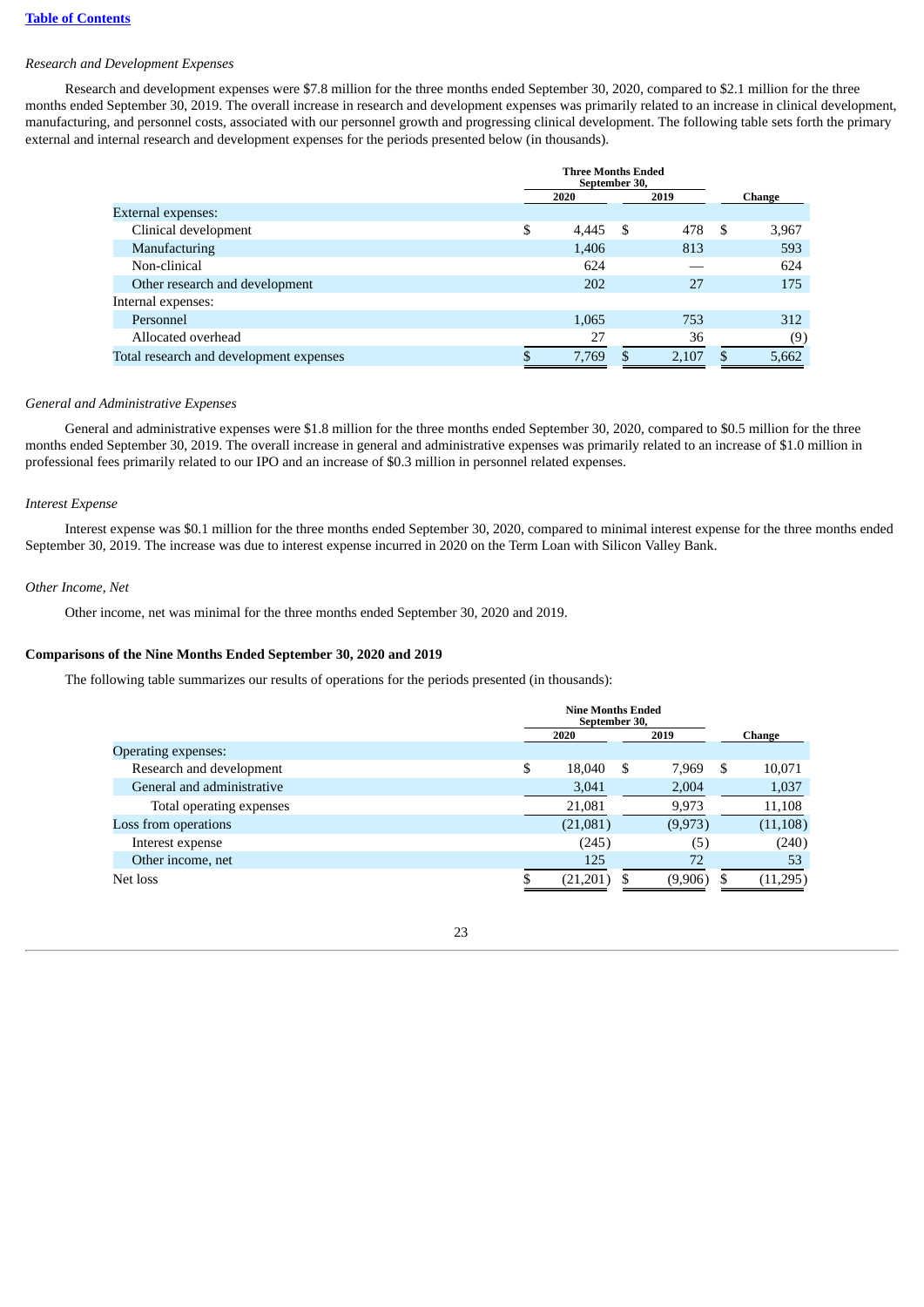*Research and Development Expenses*

Research and development expenses were $7.8 million for the three months ended September 30, 2020, compared to $2.1 million for the three months ended September 30, 2019. The overall increase in research and development expenses was primarily related to an increase in clinical development, manufacturing, and personnel costs, associated with our personnel growth and progressing clinical development. The following table sets forth the primary external and internal research and development expenses for the periods presented below (in thousands).

| | Three Months Ended September 30, | | |
|---|---|---|---|
| | 2020 | 2019 | Change |
| External expenses: | | | |
| Clinical development | $ 4,445 | $ 478 | $ 3,967 |
| Manufacturing | 1,406 | 813 | 593 |
| Non-clinical | 624 | — | 624 |
| Other research and development | 202 | 27 | 175 |
| Internal expenses: | | | |
| Personnel | 1,065 | 753 | 312 |
| Allocated overhead | 27 | 36 | (9) |
| Total research and development expenses | $ 7,769 | $ 2,107 | $ 5,662 |

*General and Administrative Expenses*

General and administrative expenses were $1.8 million for the three months ended September 30, 2020, compared to $0.5 million for the three months ended September 30, 2019. The overall increase in general and administrative expenses was primarily related to an increase of $1.0 million in professional fees primarily related to our IPO and an increase of $0.3 million in personnel related expenses.

*Interest Expense*

Interest expense was $0.1 million for the three months ended September 30, 2020, compared to minimal interest expense for the three months ended September 30, 2019. The increase was due to interest expense incurred in 2020 on the Term Loan with Silicon Valley Bank.

*Other Income, Net*

Other income, net was minimal for the three months ended September 30, 2020 and 2019.

**Comparisons of the Nine Months Ended September 30, 2020 and 2019**

The following table summarizes our results of operations for the periods presented (in thousands):

| | Nine Months Ended September 30, | | |
|---|---|---|---|
| | 2020 | 2019 | Change |
| Operating expenses: | | | |
| Research and development | $ 18,040 | $ 7,969 | $ 10,071 |
| General and administrative | 3,041 | 2,004 | 1,037 |
| Total operating expenses | 21,081 | 9,973 | 11,108 |
| Loss from operations | (21,081) | (9,973) | (11,108) |
| Interest expense | (245) | (5) | (240) |
| Other income, net | 125 | 72 | 53 |
| Net loss | $ (21,201) | $ (9,906) | $ (11,295) |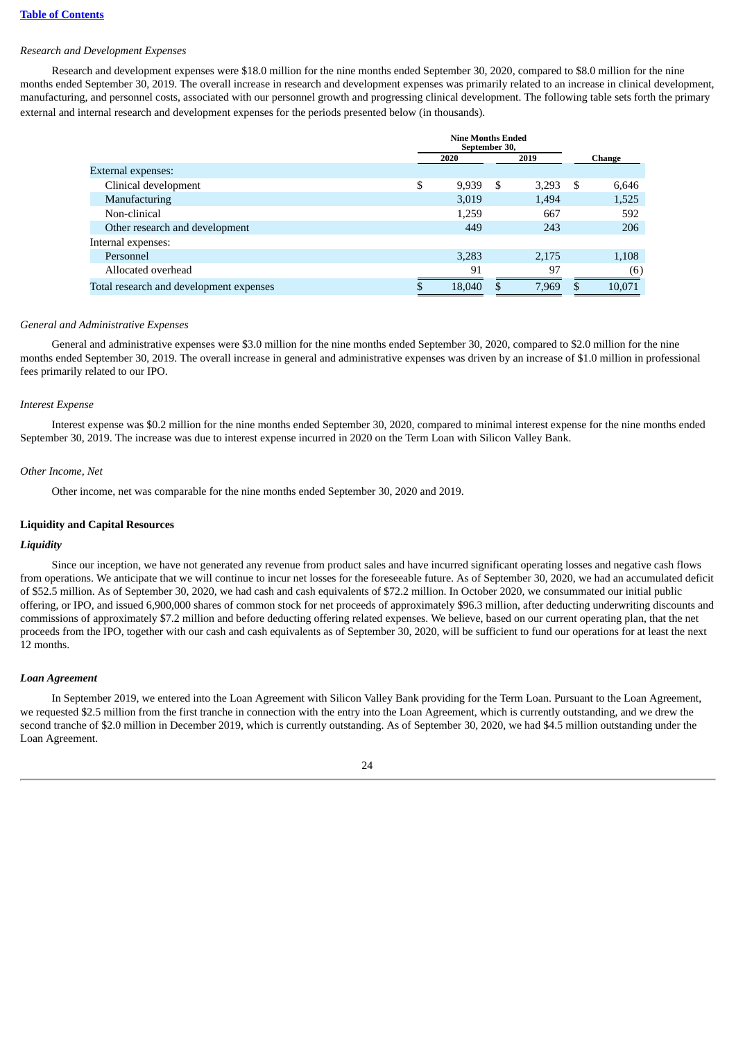*Research and Development Expenses*

Research and development expenses were $18.0 million for the nine months ended September 30, 2020, compared to $8.0 million for the nine months ended September 30, 2019. The overall increase in research and development expenses was primarily related to an increase in clinical development, manufacturing, and personnel costs, associated with our personnel growth and progressing clinical development. The following table sets forth the primary external and internal research and development expenses for the periods presented below (in thousands).

| | Nine Months Ended September 30, | | |
|---|---|---|---|
| | 2020 | 2019 | Change |
| External expenses: | | | |
| Clinical development | $ 9,939 | $ 3,293 | $ 6,646 |
| Manufacturing | 3,019 | 1,494 | 1,525 |
| Non-clinical | 1,259 | 667 | 592 |
| Other research and development | 449 | 243 | 206 |
| Internal expenses: | | | |
| Personnel | 3,283 | 2,175 | 1,108 |
| Allocated overhead | 91 | 97 | (6) |
| Total research and development expenses | $ 18,040 | $ 7,969 | $ 10,071 |

*General and Administrative Expenses*

General and administrative expenses were $3.0 million for the nine months ended September 30, 2020, compared to $2.0 million for the nine months ended September 30, 2019. The overall increase in general and administrative expenses was driven by an increase of $1.0 million in professional fees primarily related to our IPO.

*Interest Expense*

Interest expense was $0.2 million for the nine months ended September 30, 2020, compared to minimal interest expense for the nine months ended September 30, 2019. The increase was due to interest expense incurred in 2020 on the Term Loan with Silicon Valley Bank.

*Other Income, Net*

Other income, net was comparable for the nine months ended September 30, 2020 and 2019.

**Liquidity and Capital Resources**

***Liquidity***

Since our inception, we have not generated any revenue from product sales and have incurred significant operating losses and negative cash flows from operations. We anticipate that we will continue to incur net losses for the foreseeable future. As of September 30, 2020, we had an accumulated deficit of $52.5 million. As of September 30, 2020, we had cash and cash equivalents of $72.2 million. In October 2020, we consummated our initial public offering, or IPO, and issued 6,900,000 shares of common stock for net proceeds of approximately $96.3 million, after deducting underwriting discounts and commissions of approximately $7.2 million and before deducting offering related expenses. We believe, based on our current operating plan, that the net proceeds from the IPO, together with our cash and cash equivalents as of September 30, 2020, will be sufficient to fund our operations for at least the next 12 months.

***Loan Agreement***

In September 2019, we entered into the Loan Agreement with Silicon Valley Bank providing for the Term Loan. Pursuant to the Loan Agreement, we requested $2.5 million from the first tranche in connection with the entry into the Loan Agreement, which is currently outstanding, and we drew the second tranche of $2.0 million in December 2019, which is currently outstanding. As of September 30, 2020, we had $4.5 million outstanding under the Loan Agreement.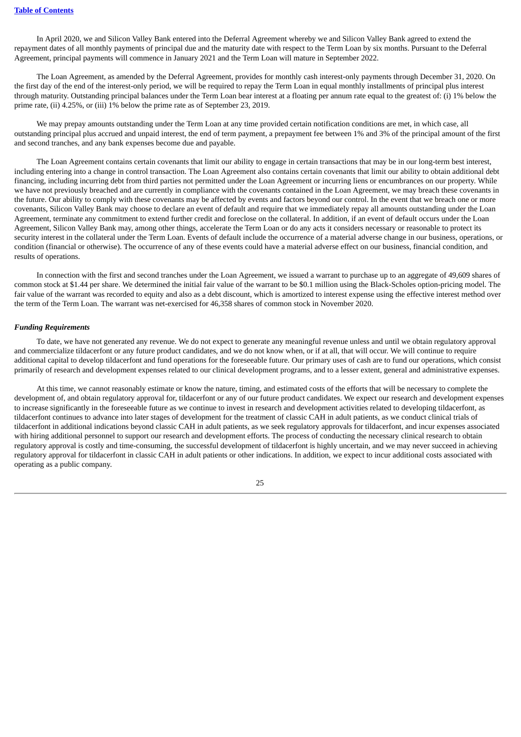In April 2020, we and Silicon Valley Bank entered into the Deferral Agreement whereby we and Silicon Valley Bank agreed to extend the repayment dates of all monthly payments of principal due and the maturity date with respect to the Term Loan by six months. Pursuant to the Deferral Agreement, principal payments will commence in January 2021 and the Term Loan will mature in September 2022.

The Loan Agreement, as amended by the Deferral Agreement, provides for monthly cash interest-only payments through December 31, 2020. On the first day of the end of the interest-only period, we will be required to repay the Term Loan in equal monthly installments of principal plus interest through maturity. Outstanding principal balances under the Term Loan bear interest at a floating per annum rate equal to the greatest of: (i) 1% below the prime rate, (ii) 4.25%, or (iii) 1% below the prime rate as of September 23, 2019.

We may prepay amounts outstanding under the Term Loan at any time provided certain notification conditions are met, in which case, all outstanding principal plus accrued and unpaid interest, the end of term payment, a prepayment fee between 1% and 3% of the principal amount of the first and second tranches, and any bank expenses become due and payable.

The Loan Agreement contains certain covenants that limit our ability to engage in certain transactions that may be in our long-term best interest, including entering into a change in control transaction. The Loan Agreement also contains certain covenants that limit our ability to obtain additional debt financing, including incurring debt from third parties not permitted under the Loan Agreement or incurring liens or encumbrances on our property. While we have not previously breached and are currently in compliance with the covenants contained in the Loan Agreement, we may breach these covenants in the future. Our ability to comply with these covenants may be affected by events and factors beyond our control. In the event that we breach one or more covenants, Silicon Valley Bank may choose to declare an event of default and require that we immediately repay all amounts outstanding under the Loan Agreement, terminate any commitment to extend further credit and foreclose on the collateral. In addition, if an event of default occurs under the Loan Agreement, Silicon Valley Bank may, among other things, accelerate the Term Loan or do any acts it considers necessary or reasonable to protect its security interest in the collateral under the Term Loan. Events of default include the occurrence of a material adverse change in our business, operations, or condition (financial or otherwise). The occurrence of any of these events could have a material adverse effect on our business, financial condition, and results of operations.

In connection with the first and second tranches under the Loan Agreement, we issued a warrant to purchase up to an aggregate of 49,609 shares of common stock at $1.44 per share. We determined the initial fair value of the warrant to be $0.1 million using the Black-Scholes option-pricing model. The fair value of the warrant was recorded to equity and also as a debt discount, which is amortized to interest expense using the effective interest method over the term of the Term Loan. The warrant was net-exercised for 46,358 shares of common stock in November 2020.

### *Funding Requirements*

To date, we have not generated any revenue. We do not expect to generate any meaningful revenue unless and until we obtain regulatory approval and commercialize tildacerfont or any future product candidates, and we do not know when, or if at all, that will occur. We will continue to require additional capital to develop tildacerfont and fund operations for the foreseeable future. Our primary uses of cash are to fund our operations, which consist primarily of research and development expenses related to our clinical development programs, and to a lesser extent, general and administrative expenses.

At this time, we cannot reasonably estimate or know the nature, timing, and estimated costs of the efforts that will be necessary to complete the development of, and obtain regulatory approval for, tildacerfont or any of our future product candidates. We expect our research and development expenses to increase significantly in the foreseeable future as we continue to invest in research and development activities related to developing tildacerfont, as tildacerfont continues to advance into later stages of development for the treatment of classic CAH in adult patients, as we conduct clinical trials of tildacerfont in additional indications beyond classic CAH in adult patients, as we seek regulatory approvals for tildacerfont, and incur expenses associated with hiring additional personnel to support our research and development efforts. The process of conducting the necessary clinical research to obtain regulatory approval is costly and time-consuming, the successful development of tildacerfont is highly uncertain, and we may never succeed in achieving regulatory approval for tildacerfont in classic CAH in adult patients or other indications. In addition, we expect to incur additional costs associated with operating as a public company.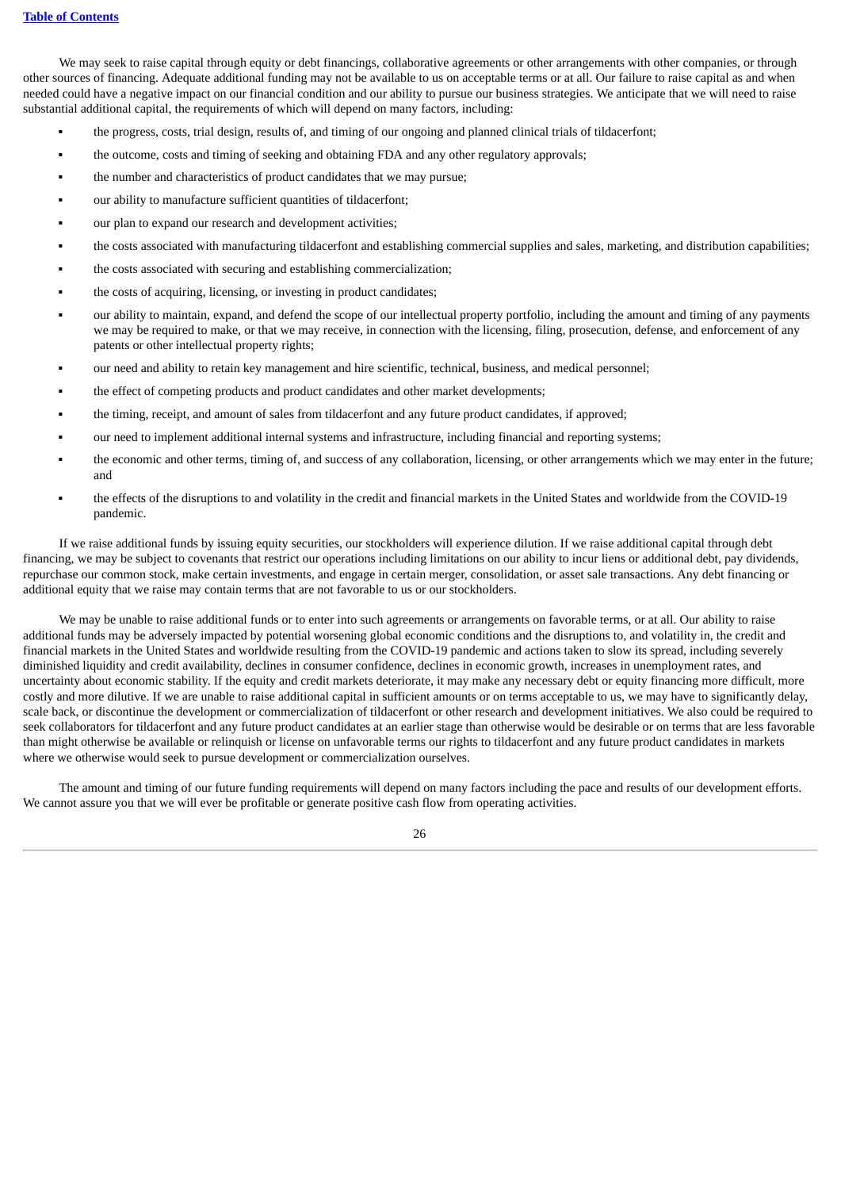We may seek to raise capital through equity or debt financings, collaborative agreements or other arrangements with other companies, or through other sources of financing. Adequate additional funding may not be available to us on acceptable terms or at all. Our failure to raise capital as and when needed could have a negative impact on our financial condition and our ability to pursue our business strategies. We anticipate that we will need to raise substantial additional capital, the requirements of which will depend on many factors, including:

- the progress, costs, trial design, results of, and timing of our ongoing and planned clinical trials of tildacerfont;
- the outcome, costs and timing of seeking and obtaining FDA and any other regulatory approvals;
- the number and characteristics of product candidates that we may pursue;
- our ability to manufacture sufficient quantities of tildacerfont;
- our plan to expand our research and development activities;
- the costs associated with manufacturing tildacerfont and establishing commercial supplies and sales, marketing, and distribution capabilities;
- the costs associated with securing and establishing commercialization;
- the costs of acquiring, licensing, or investing in product candidates;
- our ability to maintain, expand, and defend the scope of our intellectual property portfolio, including the amount and timing of any payments we may be required to make, or that we may receive, in connection with the licensing, filing, prosecution, defense, and enforcement of any patents or other intellectual property rights;
- our need and ability to retain key management and hire scientific, technical, business, and medical personnel;
- the effect of competing products and product candidates and other market developments;
- the timing, receipt, and amount of sales from tildacerfont and any future product candidates, if approved;
- our need to implement additional internal systems and infrastructure, including financial and reporting systems;
- the economic and other terms, timing of, and success of any collaboration, licensing, or other arrangements which we may enter in the future; and
- the effects of the disruptions to and volatility in the credit and financial markets in the United States and worldwide from the COVID-19 pandemic.

If we raise additional funds by issuing equity securities, our stockholders will experience dilution. If we raise additional capital through debt financing, we may be subject to covenants that restrict our operations including limitations on our ability to incur liens or additional debt, pay dividends, repurchase our common stock, make certain investments, and engage in certain merger, consolidation, or asset sale transactions. Any debt financing or additional equity that we raise may contain terms that are not favorable to us or our stockholders.

We may be unable to raise additional funds or to enter into such agreements or arrangements on favorable terms, or at all. Our ability to raise additional funds may be adversely impacted by potential worsening global economic conditions and the disruptions to, and volatility in, the credit and financial markets in the United States and worldwide resulting from the COVID-19 pandemic and actions taken to slow its spread, including severely diminished liquidity and credit availability, declines in consumer confidence, declines in economic growth, increases in unemployment rates, and uncertainty about economic stability. If the equity and credit markets deteriorate, it may make any necessary debt or equity financing more difficult, more costly and more dilutive. If we are unable to raise additional capital in sufficient amounts or on terms acceptable to us, we may have to significantly delay, scale back, or discontinue the development or commercialization of tildacerfont or other research and development initiatives. We also could be required to seek collaborators for tildacerfont and any future product candidates at an earlier stage than otherwise would be desirable or on terms that are less favorable than might otherwise be available or relinquish or license on unfavorable terms our rights to tildacerfont and any future product candidates in markets where we otherwise would seek to pursue development or commercialization ourselves.

The amount and timing of our future funding requirements will depend on many factors including the pace and results of our development efforts. We cannot assure you that we will ever be profitable or generate positive cash flow from operating activities.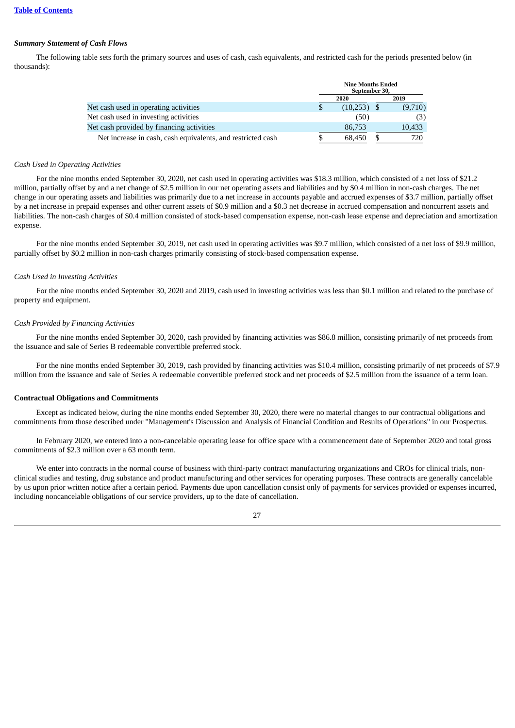*Table of Contents*

***Summary Statement of Cash Flows***

The following table sets forth the primary sources and uses of cash, cash equivalents, and restricted cash for the periods presented below (in thousands):

| | Nine Months Ended September 30, | |
|---|---|---|
| | 2020 | 2019 |
| Net cash used in operating activities | $ (18,253) | $ (9,710) |
| Net cash used in investing activities | (50) | (3) |
| Net cash provided by financing activities | 86,753 | 10,433 |
| Net increase in cash, cash equivalents, and restricted cash | $ 68,450 | $ 720 |

*Cash Used in Operating Activities*

For the nine months ended September 30, 2020, net cash used in operating activities was $18.3 million, which consisted of a net loss of $21.2 million, partially offset by and a net change of $2.5 million in our net operating assets and liabilities and by $0.4 million in non-cash charges. The net change in our operating assets and liabilities was primarily due to a net increase in accounts payable and accrued expenses of $3.7 million, partially offset by a net increase in prepaid expenses and other current assets of $0.9 million and a $0.3 net decrease in accrued compensation and noncurrent assets and liabilities. The non-cash charges of $0.4 million consisted of stock-based compensation expense, non-cash lease expense and depreciation and amortization expense.

For the nine months ended September 30, 2019, net cash used in operating activities was $9.7 million, which consisted of a net loss of $9.9 million, partially offset by $0.2 million in non-cash charges primarily consisting of stock-based compensation expense.

*Cash Used in Investing Activities*

For the nine months ended September 30, 2020 and 2019, cash used in investing activities was less than $0.1 million and related to the purchase of property and equipment.

*Cash Provided by Financing Activities*

For the nine months ended September 30, 2020, cash provided by financing activities was $86.8 million, consisting primarily of net proceeds from the issuance and sale of Series B redeemable convertible preferred stock.

For the nine months ended September 30, 2019, cash provided by financing activities was $10.4 million, consisting primarily of net proceeds of $7.9 million from the issuance and sale of Series A redeemable convertible preferred stock and net proceeds of $2.5 million from the issuance of a term loan.

**Contractual Obligations and Commitments**

Except as indicated below, during the nine months ended September 30, 2020, there were no material changes to our contractual obligations and commitments from those described under "Management's Discussion and Analysis of Financial Condition and Results of Operations" in our Prospectus.

In February 2020, we entered into a non-cancelable operating lease for office space with a commencement date of September 2020 and total gross commitments of $2.3 million over a 63 month term.

We enter into contracts in the normal course of business with third-party contract manufacturing organizations and CROs for clinical trials, non-clinical studies and testing, drug substance and product manufacturing and other services for operating purposes. These contracts are generally cancelable by us upon prior written notice after a certain period. Payments due upon cancellation consist only of payments for services provided or expenses incurred, including noncancelable obligations of our service providers, up to the date of cancellation.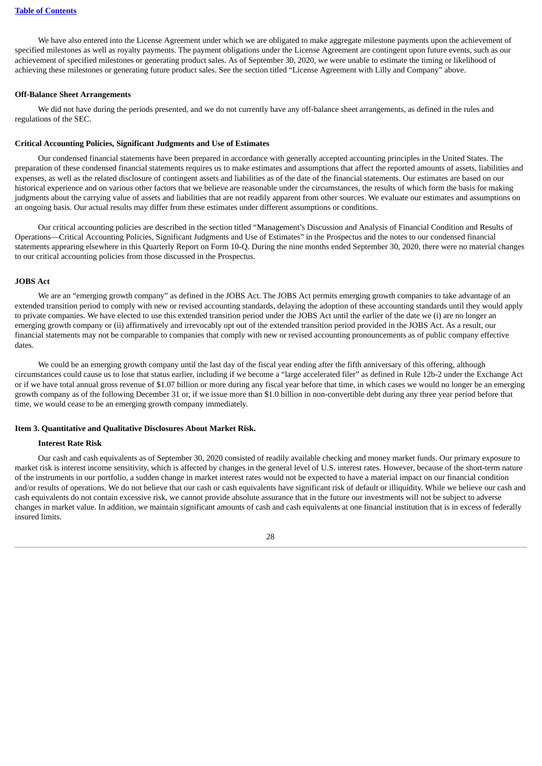We have also entered into the License Agreement under which we are obligated to make aggregate milestone payments upon the achievement of specified milestones as well as royalty payments. The payment obligations under the License Agreement are contingent upon future events, such as our achievement of specified milestones or generating product sales. As of September 30, 2020, we were unable to estimate the timing or likelihood of achieving these milestones or generating future product sales. See the section titled "License Agreement with Lilly and Company" above.

**Off-Balance Sheet Arrangements**

We did not have during the periods presented, and we do not currently have any off-balance sheet arrangements, as defined in the rules and regulations of the SEC.

**Critical Accounting Policies, Significant Judgments and Use of Estimates**

Our condensed financial statements have been prepared in accordance with generally accepted accounting principles in the United States. The preparation of these condensed financial statements requires us to make estimates and assumptions that affect the reported amounts of assets, liabilities and expenses, as well as the related disclosure of contingent assets and liabilities as of the date of the financial statements. Our estimates are based on our historical experience and on various other factors that we believe are reasonable under the circumstances, the results of which form the basis for making judgments about the carrying value of assets and liabilities that are not readily apparent from other sources. We evaluate our estimates and assumptions on an ongoing basis. Our actual results may differ from these estimates under different assumptions or conditions.

Our critical accounting policies are described in the section titled "Management's Discussion and Analysis of Financial Condition and Results of Operations—Critical Accounting Policies, Significant Judgments and Use of Estimates" in the Prospectus and the notes to our condensed financial statements appearing elsewhere in this Quarterly Report on Form 10-Q. During the nine months ended September 30, 2020, there were no material changes to our critical accounting policies from those discussed in the Prospectus.

**JOBS Act**

We are an "emerging growth company" as defined in the JOBS Act. The JOBS Act permits emerging growth companies to take advantage of an extended transition period to comply with new or revised accounting standards, delaying the adoption of these accounting standards until they would apply to private companies. We have elected to use this extended transition period under the JOBS Act until the earlier of the date we (i) are no longer an emerging growth company or (ii) affirmatively and irrevocably opt out of the extended transition period provided in the JOBS Act. As a result, our financial statements may not be comparable to companies that comply with new or revised accounting pronouncements as of public company effective dates.

We could be an emerging growth company until the last day of the fiscal year ending after the fifth anniversary of this offering, although circumstances could cause us to lose that status earlier, including if we become a "large accelerated filer" as defined in Rule 12b-2 under the Exchange Act or if we have total annual gross revenue of $1.07 billion or more during any fiscal year before that time, in which cases we would no longer be an emerging growth company as of the following December 31 or, if we issue more than $1.0 billion in non-convertible debt during any three year period before that time, we would cease to be an emerging growth company immediately.

**Item 3. Quantitative and Qualitative Disclosures About Market Risk.**

**Interest Rate Risk**

Our cash and cash equivalents as of September 30, 2020 consisted of readily available checking and money market funds. Our primary exposure to market risk is interest income sensitivity, which is affected by changes in the general level of U.S. interest rates. However, because of the short-term nature of the instruments in our portfolio, a sudden change in market interest rates would not be expected to have a material impact on our financial condition and/or results of operations. We do not believe that our cash or cash equivalents have significant risk of default or illiquidity. While we believe our cash and cash equivalents do not contain excessive risk, we cannot provide absolute assurance that in the future our investments will not be subject to adverse changes in market value. In addition, we maintain significant amounts of cash and cash equivalents at one financial institution that is in excess of federally insured limits.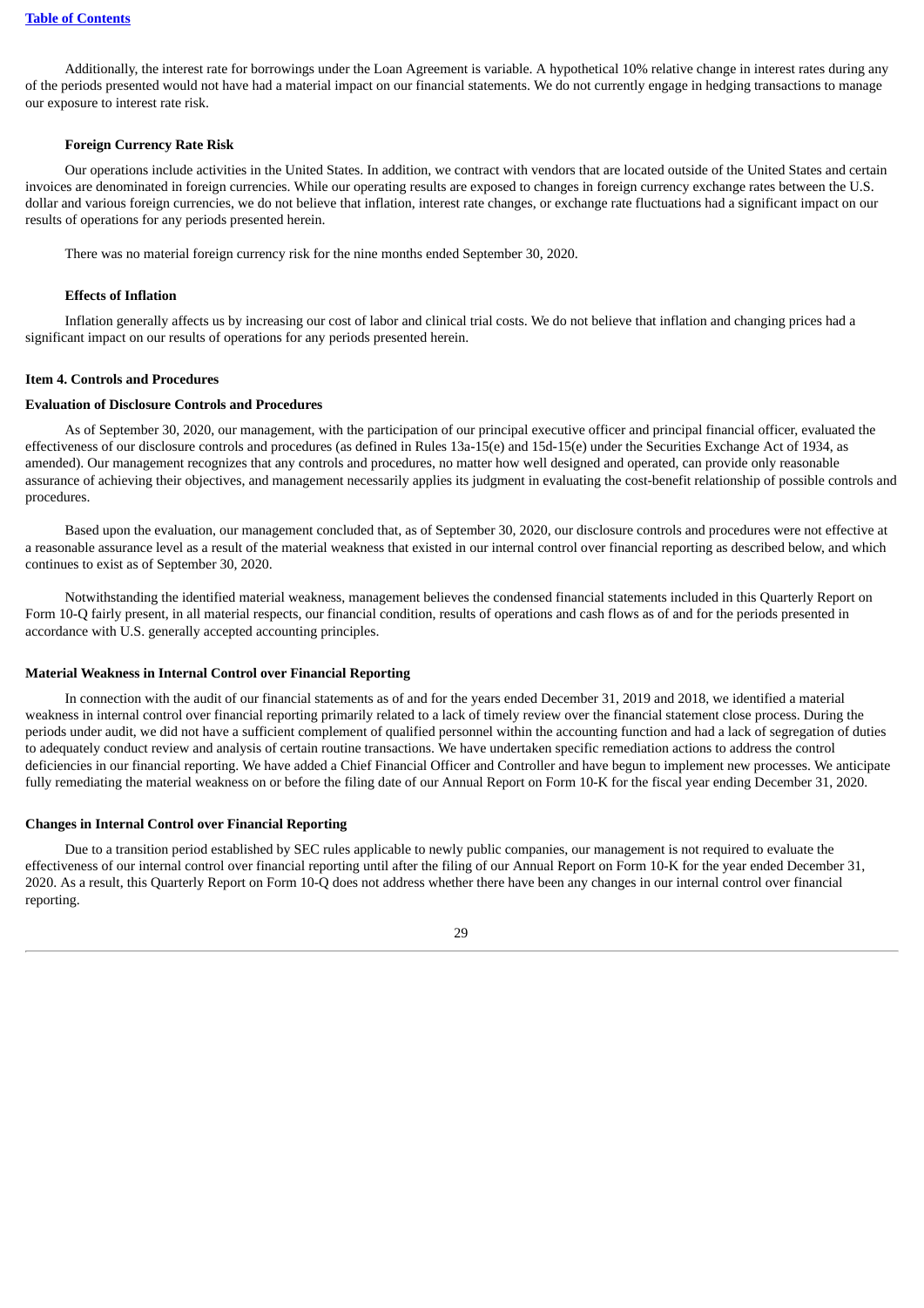Additionally, the interest rate for borrowings under the Loan Agreement is variable. A hypothetical 10% relative change in interest rates during any of the periods presented would not have had a material impact on our financial statements. We do not currently engage in hedging transactions to manage our exposure to interest rate risk.

### Foreign Currency Rate Risk

Our operations include activities in the United States. In addition, we contract with vendors that are located outside of the United States and certain invoices are denominated in foreign currencies. While our operating results are exposed to changes in foreign currency exchange rates between the U.S. dollar and various foreign currencies, we do not believe that inflation, interest rate changes, or exchange rate fluctuations had a significant impact on our results of operations for any periods presented herein.

There was no material foreign currency risk for the nine months ended September 30, 2020.

### Effects of Inflation

Inflation generally affects us by increasing our cost of labor and clinical trial costs. We do not believe that inflation and changing prices had a significant impact on our results of operations for any periods presented herein.

## Item 4. Controls and Procedures

### Evaluation of Disclosure Controls and Procedures

As of September 30, 2020, our management, with the participation of our principal executive officer and principal financial officer, evaluated the effectiveness of our disclosure controls and procedures (as defined in Rules 13a-15(e) and 15d-15(e) under the Securities Exchange Act of 1934, as amended). Our management recognizes that any controls and procedures, no matter how well designed and operated, can provide only reasonable assurance of achieving their objectives, and management necessarily applies its judgment in evaluating the cost-benefit relationship of possible controls and procedures.

Based upon the evaluation, our management concluded that, as of September 30, 2020, our disclosure controls and procedures were not effective at a reasonable assurance level as a result of the material weakness that existed in our internal control over financial reporting as described below, and which continues to exist as of September 30, 2020.

Notwithstanding the identified material weakness, management believes the condensed financial statements included in this Quarterly Report on Form 10-Q fairly present, in all material respects, our financial condition, results of operations and cash flows as of and for the periods presented in accordance with U.S. generally accepted accounting principles.

### Material Weakness in Internal Control over Financial Reporting

In connection with the audit of our financial statements as of and for the years ended December 31, 2019 and 2018, we identified a material weakness in internal control over financial reporting primarily related to a lack of timely review over the financial statement close process. During the periods under audit, we did not have a sufficient complement of qualified personnel within the accounting function and had a lack of segregation of duties to adequately conduct review and analysis of certain routine transactions. We have undertaken specific remediation actions to address the control deficiencies in our financial reporting. We have added a Chief Financial Officer and Controller and have begun to implement new processes. We anticipate fully remediating the material weakness on or before the filing date of our Annual Report on Form 10-K for the fiscal year ending December 31, 2020.

### Changes in Internal Control over Financial Reporting

Due to a transition period established by SEC rules applicable to newly public companies, our management is not required to evaluate the effectiveness of our internal control over financial reporting until after the filing of our Annual Report on Form 10-K for the year ended December 31, 2020. As a result, this Quarterly Report on Form 10-Q does not address whether there have been any changes in our internal control over financial reporting.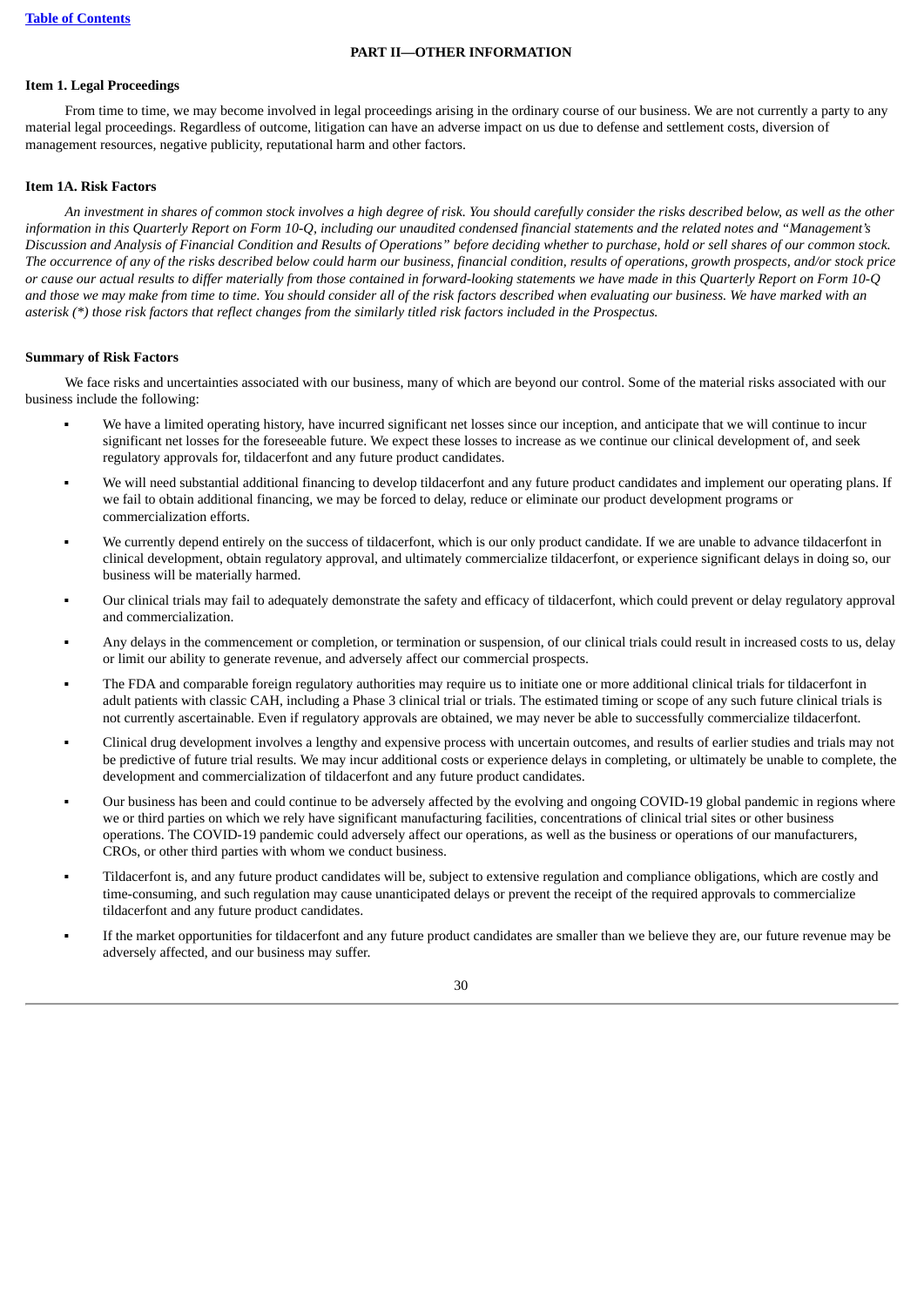## PART II—OTHER INFORMATION

### Item 1. Legal Proceedings

From time to time, we may become involved in legal proceedings arising in the ordinary course of our business. We are not currently a party to any material legal proceedings. Regardless of outcome, litigation can have an adverse impact on us due to defense and settlement costs, diversion of management resources, negative publicity, reputational harm and other factors.

### Item 1A. Risk Factors

*An investment in shares of common stock involves a high degree of risk. You should carefully consider the risks described below, as well as the other information in this Quarterly Report on Form 10-Q, including our unaudited condensed financial statements and the related notes and "Management's Discussion and Analysis of Financial Condition and Results of Operations" before deciding whether to purchase, hold or sell shares of our common stock. The occurrence of any of the risks described below could harm our business, financial condition, results of operations, growth prospects, and/or stock price or cause our actual results to differ materially from those contained in forward-looking statements we have made in this Quarterly Report on Form 10-Q and those we may make from time to time. You should consider all of the risk factors described when evaluating our business. We have marked with an asterisk (*) those risk factors that reflect changes from the similarly titled risk factors included in the Prospectus.*

### Summary of Risk Factors

We face risks and uncertainties associated with our business, many of which are beyond our control. Some of the material risks associated with our business include the following:

- We have a limited operating history, have incurred significant net losses since our inception, and anticipate that we will continue to incur significant net losses for the foreseeable future. We expect these losses to increase as we continue our clinical development of, and seek regulatory approvals for, tildacerfont and any future product candidates.
- We will need substantial additional financing to develop tildacerfont and any future product candidates and implement our operating plans. If we fail to obtain additional financing, we may be forced to delay, reduce or eliminate our product development programs or commercialization efforts.
- We currently depend entirely on the success of tildacerfont, which is our only product candidate. If we are unable to advance tildacerfont in clinical development, obtain regulatory approval, and ultimately commercialize tildacerfont, or experience significant delays in doing so, our business will be materially harmed.
- Our clinical trials may fail to adequately demonstrate the safety and efficacy of tildacerfont, which could prevent or delay regulatory approval and commercialization.
- Any delays in the commencement or completion, or termination or suspension, of our clinical trials could result in increased costs to us, delay or limit our ability to generate revenue, and adversely affect our commercial prospects.
- The FDA and comparable foreign regulatory authorities may require us to initiate one or more additional clinical trials for tildacerfont in adult patients with classic CAH, including a Phase 3 clinical trial or trials. The estimated timing or scope of any such future clinical trials is not currently ascertainable. Even if regulatory approvals are obtained, we may never be able to successfully commercialize tildacerfont.
- Clinical drug development involves a lengthy and expensive process with uncertain outcomes, and results of earlier studies and trials may not be predictive of future trial results. We may incur additional costs or experience delays in completing, or ultimately be unable to complete, the development and commercialization of tildacerfont and any future product candidates.
- Our business has been and could continue to be adversely affected by the evolving and ongoing COVID-19 global pandemic in regions where we or third parties on which we rely have significant manufacturing facilities, concentrations of clinical trial sites or other business operations. The COVID-19 pandemic could adversely affect our operations, as well as the business or operations of our manufacturers, CROs, or other third parties with whom we conduct business.
- Tildacerfont is, and any future product candidates will be, subject to extensive regulation and compliance obligations, which are costly and time-consuming, and such regulation may cause unanticipated delays or prevent the receipt of the required approvals to commercialize tildacerfont and any future product candidates.
- If the market opportunities for tildacerfont and any future product candidates are smaller than we believe they are, our future revenue may be adversely affected, and our business may suffer.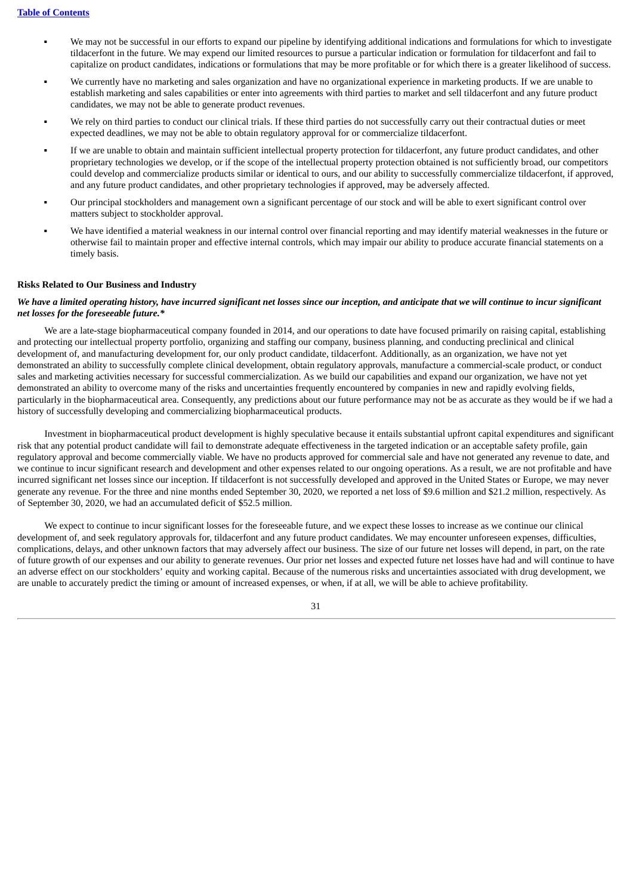- We may not be successful in our efforts to expand our pipeline by identifying additional indications and formulations for which to investigate tildacerfont in the future. We may expend our limited resources to pursue a particular indication or formulation for tildacerfont and fail to capitalize on product candidates, indications or formulations that may be more profitable or for which there is a greater likelihood of success.
- We currently have no marketing and sales organization and have no organizational experience in marketing products. If we are unable to establish marketing and sales capabilities or enter into agreements with third parties to market and sell tildacerfont and any future product candidates, we may not be able to generate product revenues.
- We rely on third parties to conduct our clinical trials. If these third parties do not successfully carry out their contractual duties or meet expected deadlines, we may not be able to obtain regulatory approval for or commercialize tildacerfont.
- If we are unable to obtain and maintain sufficient intellectual property protection for tildacerfont, any future product candidates, and other proprietary technologies we develop, or if the scope of the intellectual property protection obtained is not sufficiently broad, our competitors could develop and commercialize products similar or identical to ours, and our ability to successfully commercialize tildacerfont, if approved, and any future product candidates, and other proprietary technologies if approved, may be adversely affected.
- Our principal stockholders and management own a significant percentage of our stock and will be able to exert significant control over matters subject to stockholder approval.
- We have identified a material weakness in our internal control over financial reporting and may identify material weaknesses in the future or otherwise fail to maintain proper and effective internal controls, which may impair our ability to produce accurate financial statements on a timely basis.

**Risks Related to Our Business and Industry**

***We have a limited operating history, have incurred significant net losses since our inception, and anticipate that we will continue to incur significant net losses for the foreseeable future.****

We are a late-stage biopharmaceutical company founded in 2014, and our operations to date have focused primarily on raising capital, establishing and protecting our intellectual property portfolio, organizing and staffing our company, business planning, and conducting preclinical and clinical development of, and manufacturing development for, our only product candidate, tildacerfont. Additionally, as an organization, we have not yet demonstrated an ability to successfully complete clinical development, obtain regulatory approvals, manufacture a commercial-scale product, or conduct sales and marketing activities necessary for successful commercialization. As we build our capabilities and expand our organization, we have not yet demonstrated an ability to overcome many of the risks and uncertainties frequently encountered by companies in new and rapidly evolving fields, particularly in the biopharmaceutical area. Consequently, any predictions about our future performance may not be as accurate as they would be if we had a history of successfully developing and commercializing biopharmaceutical products.

Investment in biopharmaceutical product development is highly speculative because it entails substantial upfront capital expenditures and significant risk that any potential product candidate will fail to demonstrate adequate effectiveness in the targeted indication or an acceptable safety profile, gain regulatory approval and become commercially viable. We have no products approved for commercial sale and have not generated any revenue to date, and we continue to incur significant research and development and other expenses related to our ongoing operations. As a result, we are not profitable and have incurred significant net losses since our inception. If tildacerfont is not successfully developed and approved in the United States or Europe, we may never generate any revenue. For the three and nine months ended September 30, 2020, we reported a net loss of $9.6 million and $21.2 million, respectively. As of September 30, 2020, we had an accumulated deficit of $52.5 million.

We expect to continue to incur significant losses for the foreseeable future, and we expect these losses to increase as we continue our clinical development of, and seek regulatory approvals for, tildacerfont and any future product candidates. We may encounter unforeseen expenses, difficulties, complications, delays, and other unknown factors that may adversely affect our business. The size of our future net losses will depend, in part, on the rate of future growth of our expenses and our ability to generate revenues. Our prior net losses and expected future net losses have had and will continue to have an adverse effect on our stockholders' equity and working capital. Because of the numerous risks and uncertainties associated with drug development, we are unable to accurately predict the timing or amount of increased expenses, or when, if at all, we will be able to achieve profitability.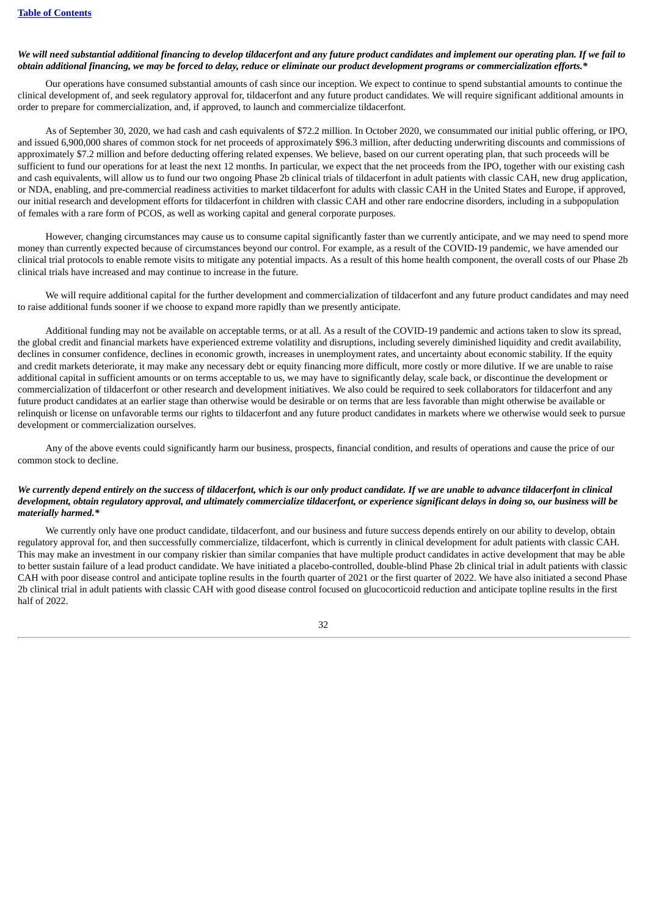***We will need substantial additional financing to develop tildacerfont and any future product candidates and implement our operating plan. If we fail to obtain additional financing, we may be forced to delay, reduce or eliminate our product development programs or commercialization efforts.****

Our operations have consumed substantial amounts of cash since our inception. We expect to continue to spend substantial amounts to continue the clinical development of, and seek regulatory approval for, tildacerfont and any future product candidates. We will require significant additional amounts in order to prepare for commercialization, and, if approved, to launch and commercialize tildacerfont.

As of September 30, 2020, we had cash and cash equivalents of $72.2 million. In October 2020, we consummated our initial public offering, or IPO, and issued 6,900,000 shares of common stock for net proceeds of approximately $96.3 million, after deducting underwriting discounts and commissions of approximately $7.2 million and before deducting offering related expenses. We believe, based on our current operating plan, that such proceeds will be sufficient to fund our operations for at least the next 12 months. In particular, we expect that the net proceeds from the IPO, together with our existing cash and cash equivalents, will allow us to fund our two ongoing Phase 2b clinical trials of tildacerfont in adult patients with classic CAH, new drug application, or NDA, enabling, and pre-commercial readiness activities to market tildacerfont for adults with classic CAH in the United States and Europe, if approved, our initial research and development efforts for tildacerfont in children with classic CAH and other rare endocrine disorders, including in a subpopulation of females with a rare form of PCOS, as well as working capital and general corporate purposes.

However, changing circumstances may cause us to consume capital significantly faster than we currently anticipate, and we may need to spend more money than currently expected because of circumstances beyond our control. For example, as a result of the COVID-19 pandemic, we have amended our clinical trial protocols to enable remote visits to mitigate any potential impacts. As a result of this home health component, the overall costs of our Phase 2b clinical trials have increased and may continue to increase in the future.

We will require additional capital for the further development and commercialization of tildacerfont and any future product candidates and may need to raise additional funds sooner if we choose to expand more rapidly than we presently anticipate.

Additional funding may not be available on acceptable terms, or at all. As a result of the COVID-19 pandemic and actions taken to slow its spread, the global credit and financial markets have experienced extreme volatility and disruptions, including severely diminished liquidity and credit availability, declines in consumer confidence, declines in economic growth, increases in unemployment rates, and uncertainty about economic stability. If the equity and credit markets deteriorate, it may make any necessary debt or equity financing more difficult, more costly or more dilutive. If we are unable to raise additional capital in sufficient amounts or on terms acceptable to us, we may have to significantly delay, scale back, or discontinue the development or commercialization of tildacerfont or other research and development initiatives. We also could be required to seek collaborators for tildacerfont and any future product candidates at an earlier stage than otherwise would be desirable or on terms that are less favorable than might otherwise be available or relinquish or license on unfavorable terms our rights to tildacerfont and any future product candidates in markets where we otherwise would seek to pursue development or commercialization ourselves.

Any of the above events could significantly harm our business, prospects, financial condition, and results of operations and cause the price of our common stock to decline.

***We currently depend entirely on the success of tildacerfont, which is our only product candidate. If we are unable to advance tildacerfont in clinical development, obtain regulatory approval, and ultimately commercialize tildacerfont, or experience significant delays in doing so, our business will be materially harmed.****

We currently only have one product candidate, tildacerfont, and our business and future success depends entirely on our ability to develop, obtain regulatory approval for, and then successfully commercialize, tildacerfont, which is currently in clinical development for adult patients with classic CAH. This may make an investment in our company riskier than similar companies that have multiple product candidates in active development that may be able to better sustain failure of a lead product candidate. We have initiated a placebo-controlled, double-blind Phase 2b clinical trial in adult patients with classic CAH with poor disease control and anticipate topline results in the fourth quarter of 2021 or the first quarter of 2022. We have also initiated a second Phase 2b clinical trial in adult patients with classic CAH with good disease control focused on glucocorticoid reduction and anticipate topline results in the first half of 2022.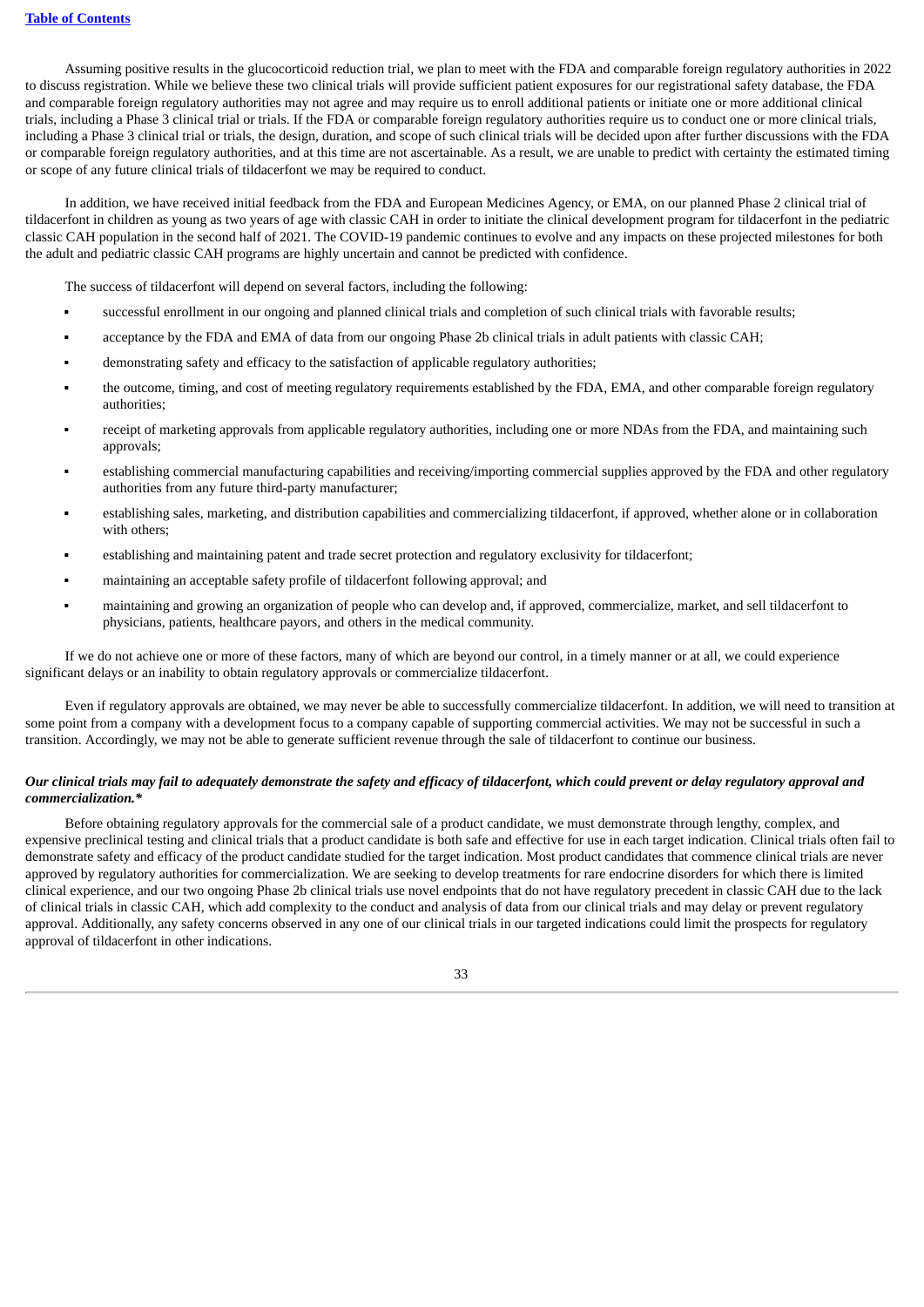Assuming positive results in the glucocorticoid reduction trial, we plan to meet with the FDA and comparable foreign regulatory authorities in 2022 to discuss registration. While we believe these two clinical trials will provide sufficient patient exposures for our registrational safety database, the FDA and comparable foreign regulatory authorities may not agree and may require us to enroll additional patients or initiate one or more additional clinical trials, including a Phase 3 clinical trial or trials. If the FDA or comparable foreign regulatory authorities require us to conduct one or more clinical trials, including a Phase 3 clinical trial or trials, the design, duration, and scope of such clinical trials will be decided upon after further discussions with the FDA or comparable foreign regulatory authorities, and at this time are not ascertainable. As a result, we are unable to predict with certainty the estimated timing or scope of any future clinical trials of tildacerfont we may be required to conduct.

In addition, we have received initial feedback from the FDA and European Medicines Agency, or EMA, on our planned Phase 2 clinical trial of tildacerfont in children as young as two years of age with classic CAH in order to initiate the clinical development program for tildacerfont in the pediatric classic CAH population in the second half of 2021. The COVID-19 pandemic continues to evolve and any impacts on these projected milestones for both the adult and pediatric classic CAH programs are highly uncertain and cannot be predicted with confidence.

The success of tildacerfont will depend on several factors, including the following:

- successful enrollment in our ongoing and planned clinical trials and completion of such clinical trials with favorable results;
- acceptance by the FDA and EMA of data from our ongoing Phase 2b clinical trials in adult patients with classic CAH;
- demonstrating safety and efficacy to the satisfaction of applicable regulatory authorities;
- the outcome, timing, and cost of meeting regulatory requirements established by the FDA, EMA, and other comparable foreign regulatory authorities;
- receipt of marketing approvals from applicable regulatory authorities, including one or more NDAs from the FDA, and maintaining such approvals;
- establishing commercial manufacturing capabilities and receiving/importing commercial supplies approved by the FDA and other regulatory authorities from any future third-party manufacturer;
- establishing sales, marketing, and distribution capabilities and commercializing tildacerfont, if approved, whether alone or in collaboration with others;
- establishing and maintaining patent and trade secret protection and regulatory exclusivity for tildacerfont;
- maintaining an acceptable safety profile of tildacerfont following approval; and
- maintaining and growing an organization of people who can develop and, if approved, commercialize, market, and sell tildacerfont to physicians, patients, healthcare payors, and others in the medical community.

If we do not achieve one or more of these factors, many of which are beyond our control, in a timely manner or at all, we could experience significant delays or an inability to obtain regulatory approvals or commercialize tildacerfont.

Even if regulatory approvals are obtained, we may never be able to successfully commercialize tildacerfont. In addition, we will need to transition at some point from a company with a development focus to a company capable of supporting commercial activities. We may not be successful in such a transition. Accordingly, we may not be able to generate sufficient revenue through the sale of tildacerfont to continue our business.

***Our clinical trials may fail to adequately demonstrate the safety and efficacy of tildacerfont, which could prevent or delay regulatory approval and commercialization.****

Before obtaining regulatory approvals for the commercial sale of a product candidate, we must demonstrate through lengthy, complex, and expensive preclinical testing and clinical trials that a product candidate is both safe and effective for use in each target indication. Clinical trials often fail to demonstrate safety and efficacy of the product candidate studied for the target indication. Most product candidates that commence clinical trials are never approved by regulatory authorities for commercialization. We are seeking to develop treatments for rare endocrine disorders for which there is limited clinical experience, and our two ongoing Phase 2b clinical trials use novel endpoints that do not have regulatory precedent in classic CAH due to the lack of clinical trials in classic CAH, which add complexity to the conduct and analysis of data from our clinical trials and may delay or prevent regulatory approval. Additionally, any safety concerns observed in any one of our clinical trials in our targeted indications could limit the prospects for regulatory approval of tildacerfont in other indications.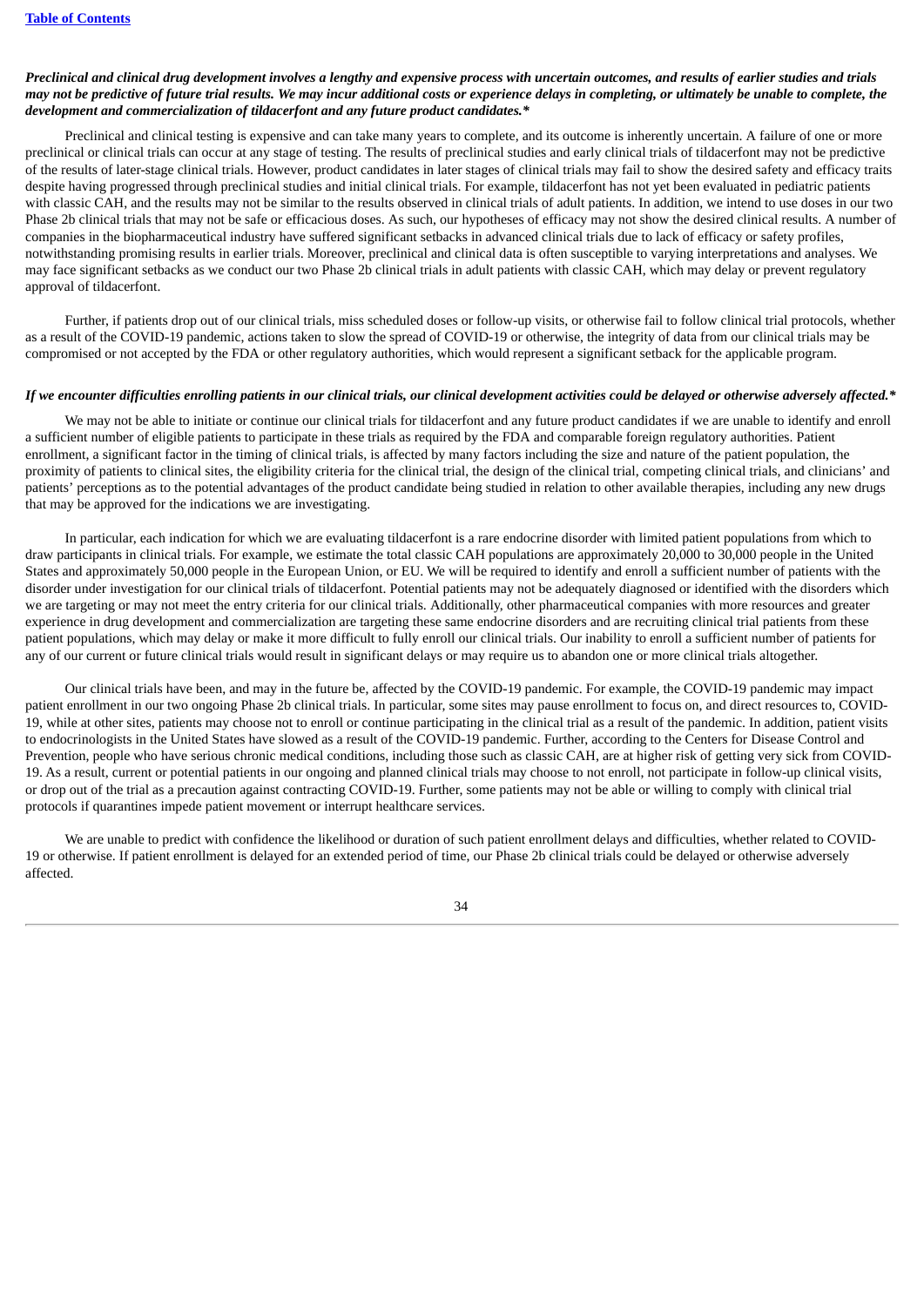***Preclinical and clinical drug development involves a lengthy and expensive process with uncertain outcomes, and results of earlier studies and trials may not be predictive of future trial results. We may incur additional costs or experience delays in completing, or ultimately be unable to complete, the development and commercialization of tildacerfont and any future product candidates.****

Preclinical and clinical testing is expensive and can take many years to complete, and its outcome is inherently uncertain. A failure of one or more preclinical or clinical trials can occur at any stage of testing. The results of preclinical studies and early clinical trials of tildacerfont may not be predictive of the results of later-stage clinical trials. However, product candidates in later stages of clinical trials may fail to show the desired safety and efficacy traits despite having progressed through preclinical studies and initial clinical trials. For example, tildacerfont has not yet been evaluated in pediatric patients with classic CAH, and the results may not be similar to the results observed in clinical trials of adult patients. In addition, we intend to use doses in our two Phase 2b clinical trials that may not be safe or efficacious doses. As such, our hypotheses of efficacy may not show the desired clinical results. A number of companies in the biopharmaceutical industry have suffered significant setbacks in advanced clinical trials due to lack of efficacy or safety profiles, notwithstanding promising results in earlier trials. Moreover, preclinical and clinical data is often susceptible to varying interpretations and analyses. We may face significant setbacks as we conduct our two Phase 2b clinical trials in adult patients with classic CAH, which may delay or prevent regulatory approval of tildacerfont.

Further, if patients drop out of our clinical trials, miss scheduled doses or follow-up visits, or otherwise fail to follow clinical trial protocols, whether as a result of the COVID-19 pandemic, actions taken to slow the spread of COVID-19 or otherwise, the integrity of data from our clinical trials may be compromised or not accepted by the FDA or other regulatory authorities, which would represent a significant setback for the applicable program.

***If we encounter difficulties enrolling patients in our clinical trials, our clinical development activities could be delayed or otherwise adversely affected.****

We may not be able to initiate or continue our clinical trials for tildacerfont and any future product candidates if we are unable to identify and enroll a sufficient number of eligible patients to participate in these trials as required by the FDA and comparable foreign regulatory authorities. Patient enrollment, a significant factor in the timing of clinical trials, is affected by many factors including the size and nature of the patient population, the proximity of patients to clinical sites, the eligibility criteria for the clinical trial, the design of the clinical trial, competing clinical trials, and clinicians' and patients' perceptions as to the potential advantages of the product candidate being studied in relation to other available therapies, including any new drugs that may be approved for the indications we are investigating.

In particular, each indication for which we are evaluating tildacerfont is a rare endocrine disorder with limited patient populations from which to draw participants in clinical trials. For example, we estimate the total classic CAH populations are approximately 20,000 to 30,000 people in the United States and approximately 50,000 people in the European Union, or EU. We will be required to identify and enroll a sufficient number of patients with the disorder under investigation for our clinical trials of tildacerfont. Potential patients may not be adequately diagnosed or identified with the disorders which we are targeting or may not meet the entry criteria for our clinical trials. Additionally, other pharmaceutical companies with more resources and greater experience in drug development and commercialization are targeting these same endocrine disorders and are recruiting clinical trial patients from these patient populations, which may delay or make it more difficult to fully enroll our clinical trials. Our inability to enroll a sufficient number of patients for any of our current or future clinical trials would result in significant delays or may require us to abandon one or more clinical trials altogether.

Our clinical trials have been, and may in the future be, affected by the COVID-19 pandemic. For example, the COVID-19 pandemic may impact patient enrollment in our two ongoing Phase 2b clinical trials. In particular, some sites may pause enrollment to focus on, and direct resources to, COVID-19, while at other sites, patients may choose not to enroll or continue participating in the clinical trial as a result of the pandemic. In addition, patient visits to endocrinologists in the United States have slowed as a result of the COVID-19 pandemic. Further, according to the Centers for Disease Control and Prevention, people who have serious chronic medical conditions, including those such as classic CAH, are at higher risk of getting very sick from COVID-19. As a result, current or potential patients in our ongoing and planned clinical trials may choose to not enroll, not participate in follow-up clinical visits, or drop out of the trial as a precaution against contracting COVID-19. Further, some patients may not be able or willing to comply with clinical trial protocols if quarantines impede patient movement or interrupt healthcare services.

We are unable to predict with confidence the likelihood or duration of such patient enrollment delays and difficulties, whether related to COVID-19 or otherwise. If patient enrollment is delayed for an extended period of time, our Phase 2b clinical trials could be delayed or otherwise adversely affected.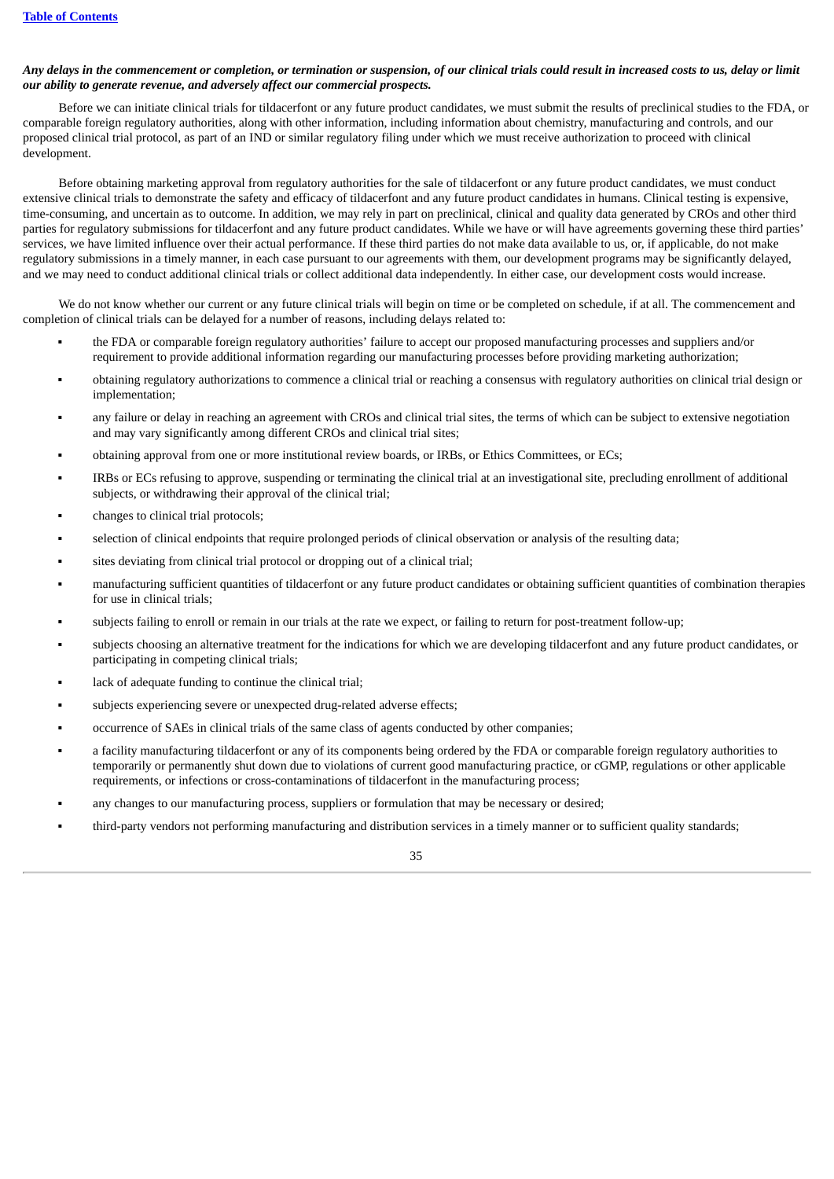***Any delays in the commencement or completion, or termination or suspension, of our clinical trials could result in increased costs to us, delay or limit our ability to generate revenue, and adversely affect our commercial prospects.***

Before we can initiate clinical trials for tildacerfont or any future product candidates, we must submit the results of preclinical studies to the FDA, or comparable foreign regulatory authorities, along with other information, including information about chemistry, manufacturing and controls, and our proposed clinical trial protocol, as part of an IND or similar regulatory filing under which we must receive authorization to proceed with clinical development.

Before obtaining marketing approval from regulatory authorities for the sale of tildacerfont or any future product candidates, we must conduct extensive clinical trials to demonstrate the safety and efficacy of tildacerfont and any future product candidates in humans. Clinical testing is expensive, time-consuming, and uncertain as to outcome. In addition, we may rely in part on preclinical, clinical and quality data generated by CROs and other third parties for regulatory submissions for tildacerfont and any future product candidates. While we have or will have agreements governing these third parties' services, we have limited influence over their actual performance. If these third parties do not make data available to us, or, if applicable, do not make regulatory submissions in a timely manner, in each case pursuant to our agreements with them, our development programs may be significantly delayed, and we may need to conduct additional clinical trials or collect additional data independently. In either case, our development costs would increase.

We do not know whether our current or any future clinical trials will begin on time or be completed on schedule, if at all. The commencement and completion of clinical trials can be delayed for a number of reasons, including delays related to:

- the FDA or comparable foreign regulatory authorities' failure to accept our proposed manufacturing processes and suppliers and/or requirement to provide additional information regarding our manufacturing processes before providing marketing authorization;
- obtaining regulatory authorizations to commence a clinical trial or reaching a consensus with regulatory authorities on clinical trial design or implementation;
- any failure or delay in reaching an agreement with CROs and clinical trial sites, the terms of which can be subject to extensive negotiation and may vary significantly among different CROs and clinical trial sites;
- obtaining approval from one or more institutional review boards, or IRBs, or Ethics Committees, or ECs;
- IRBs or ECs refusing to approve, suspending or terminating the clinical trial at an investigational site, precluding enrollment of additional subjects, or withdrawing their approval of the clinical trial;
- changes to clinical trial protocols;
- selection of clinical endpoints that require prolonged periods of clinical observation or analysis of the resulting data;
- sites deviating from clinical trial protocol or dropping out of a clinical trial;
- manufacturing sufficient quantities of tildacerfont or any future product candidates or obtaining sufficient quantities of combination therapies for use in clinical trials;
- subjects failing to enroll or remain in our trials at the rate we expect, or failing to return for post-treatment follow-up;
- subjects choosing an alternative treatment for the indications for which we are developing tildacerfont and any future product candidates, or participating in competing clinical trials;
- lack of adequate funding to continue the clinical trial;
- subjects experiencing severe or unexpected drug-related adverse effects;
- occurrence of SAEs in clinical trials of the same class of agents conducted by other companies;
- a facility manufacturing tildacerfont or any of its components being ordered by the FDA or comparable foreign regulatory authorities to temporarily or permanently shut down due to violations of current good manufacturing practice, or cGMP, regulations or other applicable requirements, or infections or cross-contaminations of tildacerfont in the manufacturing process;
- any changes to our manufacturing process, suppliers or formulation that may be necessary or desired;
- third-party vendors not performing manufacturing and distribution services in a timely manner or to sufficient quality standards;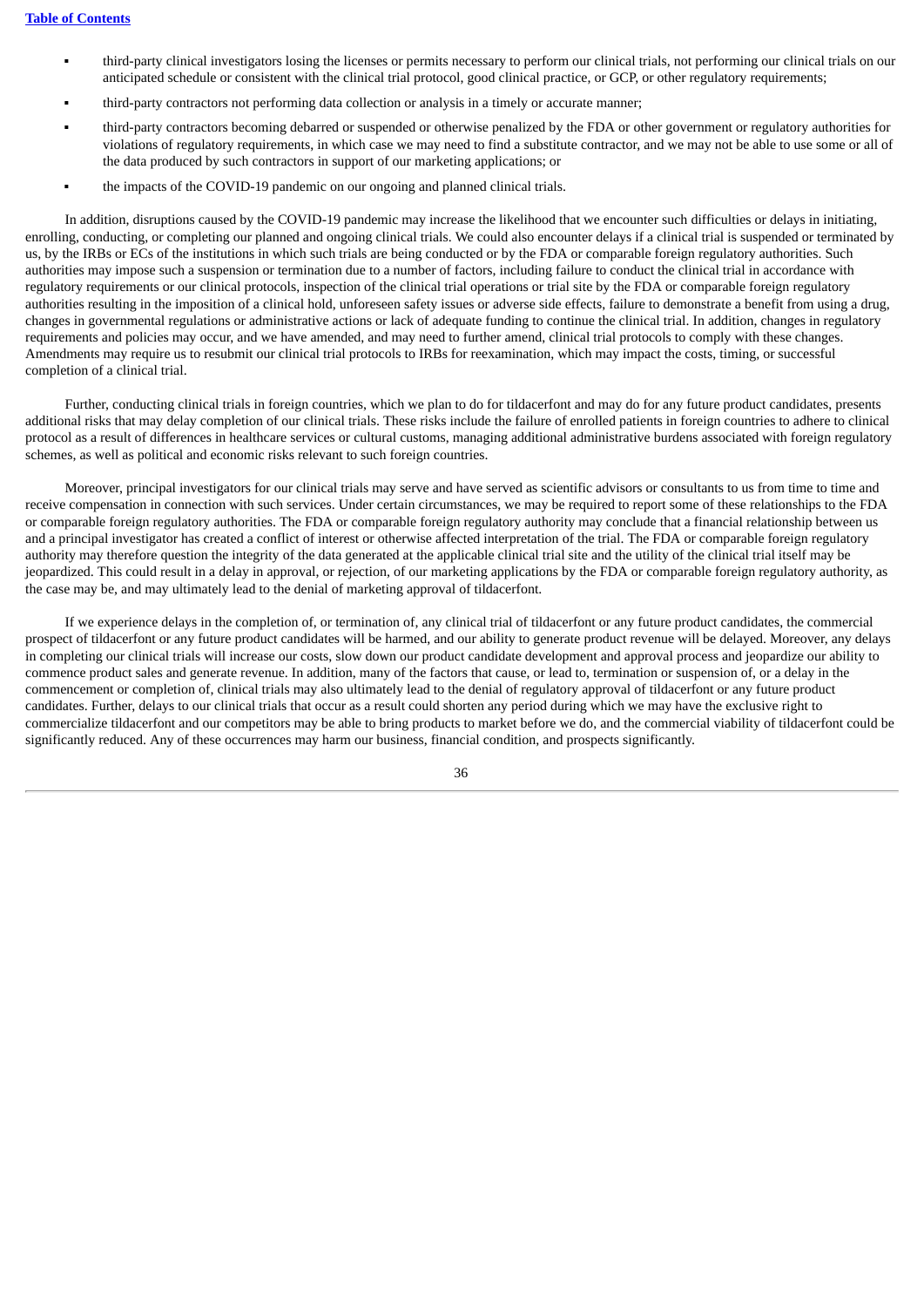- third-party clinical investigators losing the licenses or permits necessary to perform our clinical trials, not performing our clinical trials on our anticipated schedule or consistent with the clinical trial protocol, good clinical practice, or GCP, or other regulatory requirements;
- third-party contractors not performing data collection or analysis in a timely or accurate manner;
- third-party contractors becoming debarred or suspended or otherwise penalized by the FDA or other government or regulatory authorities for violations of regulatory requirements, in which case we may need to find a substitute contractor, and we may not be able to use some or all of the data produced by such contractors in support of our marketing applications; or
- the impacts of the COVID-19 pandemic on our ongoing and planned clinical trials.

In addition, disruptions caused by the COVID-19 pandemic may increase the likelihood that we encounter such difficulties or delays in initiating, enrolling, conducting, or completing our planned and ongoing clinical trials. We could also encounter delays if a clinical trial is suspended or terminated by us, by the IRBs or ECs of the institutions in which such trials are being conducted or by the FDA or comparable foreign regulatory authorities. Such authorities may impose such a suspension or termination due to a number of factors, including failure to conduct the clinical trial in accordance with regulatory requirements or our clinical protocols, inspection of the clinical trial operations or trial site by the FDA or comparable foreign regulatory authorities resulting in the imposition of a clinical hold, unforeseen safety issues or adverse side effects, failure to demonstrate a benefit from using a drug, changes in governmental regulations or administrative actions or lack of adequate funding to continue the clinical trial. In addition, changes in regulatory requirements and policies may occur, and we have amended, and may need to further amend, clinical trial protocols to comply with these changes. Amendments may require us to resubmit our clinical trial protocols to IRBs for reexamination, which may impact the costs, timing, or successful completion of a clinical trial.

Further, conducting clinical trials in foreign countries, which we plan to do for tildacerfont and may do for any future product candidates, presents additional risks that may delay completion of our clinical trials. These risks include the failure of enrolled patients in foreign countries to adhere to clinical protocol as a result of differences in healthcare services or cultural customs, managing additional administrative burdens associated with foreign regulatory schemes, as well as political and economic risks relevant to such foreign countries.

Moreover, principal investigators for our clinical trials may serve and have served as scientific advisors or consultants to us from time to time and receive compensation in connection with such services. Under certain circumstances, we may be required to report some of these relationships to the FDA or comparable foreign regulatory authorities. The FDA or comparable foreign regulatory authority may conclude that a financial relationship between us and a principal investigator has created a conflict of interest or otherwise affected interpretation of the trial. The FDA or comparable foreign regulatory authority may therefore question the integrity of the data generated at the applicable clinical trial site and the utility of the clinical trial itself may be jeopardized. This could result in a delay in approval, or rejection, of our marketing applications by the FDA or comparable foreign regulatory authority, as the case may be, and may ultimately lead to the denial of marketing approval of tildacerfont.

If we experience delays in the completion of, or termination of, any clinical trial of tildacerfont or any future product candidates, the commercial prospect of tildacerfont or any future product candidates will be harmed, and our ability to generate product revenue will be delayed. Moreover, any delays in completing our clinical trials will increase our costs, slow down our product candidate development and approval process and jeopardize our ability to commence product sales and generate revenue. In addition, many of the factors that cause, or lead to, termination or suspension of, or a delay in the commencement or completion of, clinical trials may also ultimately lead to the denial of regulatory approval of tildacerfont or any future product candidates. Further, delays to our clinical trials that occur as a result could shorten any period during which we may have the exclusive right to commercialize tildacerfont and our competitors may be able to bring products to market before we do, and the commercial viability of tildacerfont could be significantly reduced. Any of these occurrences may harm our business, financial condition, and prospects significantly.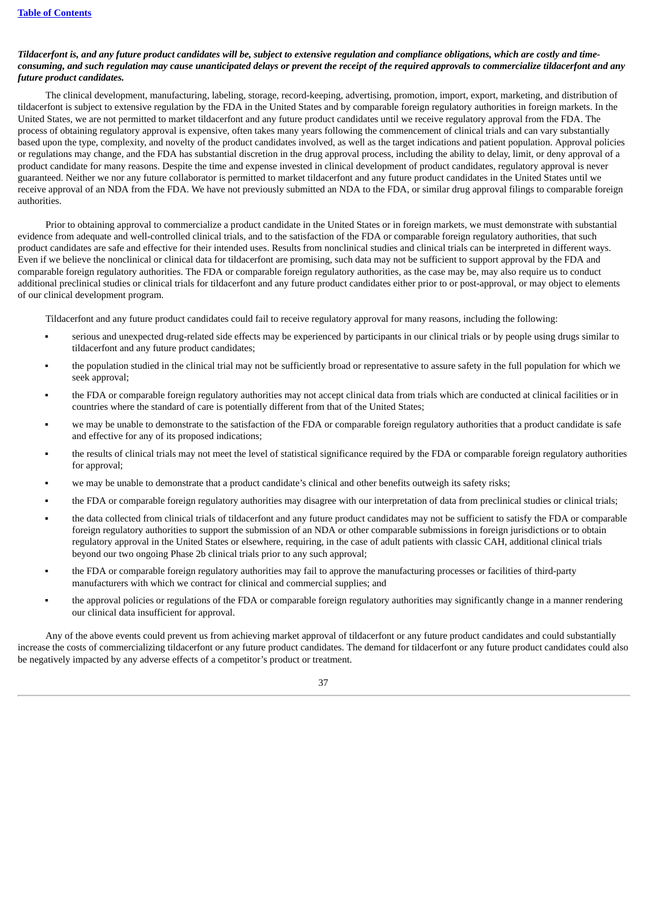***Tildacerfont is, and any future product candidates will be, subject to extensive regulation and compliance obligations, which are costly and time-consuming, and such regulation may cause unanticipated delays or prevent the receipt of the required approvals to commercialize tildacerfont and any future product candidates.***

The clinical development, manufacturing, labeling, storage, record-keeping, advertising, promotion, import, export, marketing, and distribution of tildacerfont is subject to extensive regulation by the FDA in the United States and by comparable foreign regulatory authorities in foreign markets. In the United States, we are not permitted to market tildacerfont and any future product candidates until we receive regulatory approval from the FDA. The process of obtaining regulatory approval is expensive, often takes many years following the commencement of clinical trials and can vary substantially based upon the type, complexity, and novelty of the product candidates involved, as well as the target indications and patient population. Approval policies or regulations may change, and the FDA has substantial discretion in the drug approval process, including the ability to delay, limit, or deny approval of a product candidate for many reasons. Despite the time and expense invested in clinical development of product candidates, regulatory approval is never guaranteed. Neither we nor any future collaborator is permitted to market tildacerfont and any future product candidates in the United States until we receive approval of an NDA from the FDA. We have not previously submitted an NDA to the FDA, or similar drug approval filings to comparable foreign authorities.

Prior to obtaining approval to commercialize a product candidate in the United States or in foreign markets, we must demonstrate with substantial evidence from adequate and well-controlled clinical trials, and to the satisfaction of the FDA or comparable foreign regulatory authorities, that such product candidates are safe and effective for their intended uses. Results from nonclinical studies and clinical trials can be interpreted in different ways. Even if we believe the nonclinical or clinical data for tildacerfont are promising, such data may not be sufficient to support approval by the FDA and comparable foreign regulatory authorities. The FDA or comparable foreign regulatory authorities, as the case may be, may also require us to conduct additional preclinical studies or clinical trials for tildacerfont and any future product candidates either prior to or post-approval, or may object to elements of our clinical development program.

Tildacerfont and any future product candidates could fail to receive regulatory approval for many reasons, including the following:

- serious and unexpected drug-related side effects may be experienced by participants in our clinical trials or by people using drugs similar to tildacerfont and any future product candidates;
- the population studied in the clinical trial may not be sufficiently broad or representative to assure safety in the full population for which we seek approval;
- the FDA or comparable foreign regulatory authorities may not accept clinical data from trials which are conducted at clinical facilities or in countries where the standard of care is potentially different from that of the United States;
- we may be unable to demonstrate to the satisfaction of the FDA or comparable foreign regulatory authorities that a product candidate is safe and effective for any of its proposed indications;
- the results of clinical trials may not meet the level of statistical significance required by the FDA or comparable foreign regulatory authorities for approval;
- we may be unable to demonstrate that a product candidate's clinical and other benefits outweigh its safety risks;
- the FDA or comparable foreign regulatory authorities may disagree with our interpretation of data from preclinical studies or clinical trials;
- the data collected from clinical trials of tildacerfont and any future product candidates may not be sufficient to satisfy the FDA or comparable foreign regulatory authorities to support the submission of an NDA or other comparable submissions in foreign jurisdictions or to obtain regulatory approval in the United States or elsewhere, requiring, in the case of adult patients with classic CAH, additional clinical trials beyond our two ongoing Phase 2b clinical trials prior to any such approval;
- the FDA or comparable foreign regulatory authorities may fail to approve the manufacturing processes or facilities of third-party manufacturers with which we contract for clinical and commercial supplies; and
- the approval policies or regulations of the FDA or comparable foreign regulatory authorities may significantly change in a manner rendering our clinical data insufficient for approval.

Any of the above events could prevent us from achieving market approval of tildacerfont or any future product candidates and could substantially increase the costs of commercializing tildacerfont or any future product candidates. The demand for tildacerfont or any future product candidates could also be negatively impacted by any adverse effects of a competitor's product or treatment.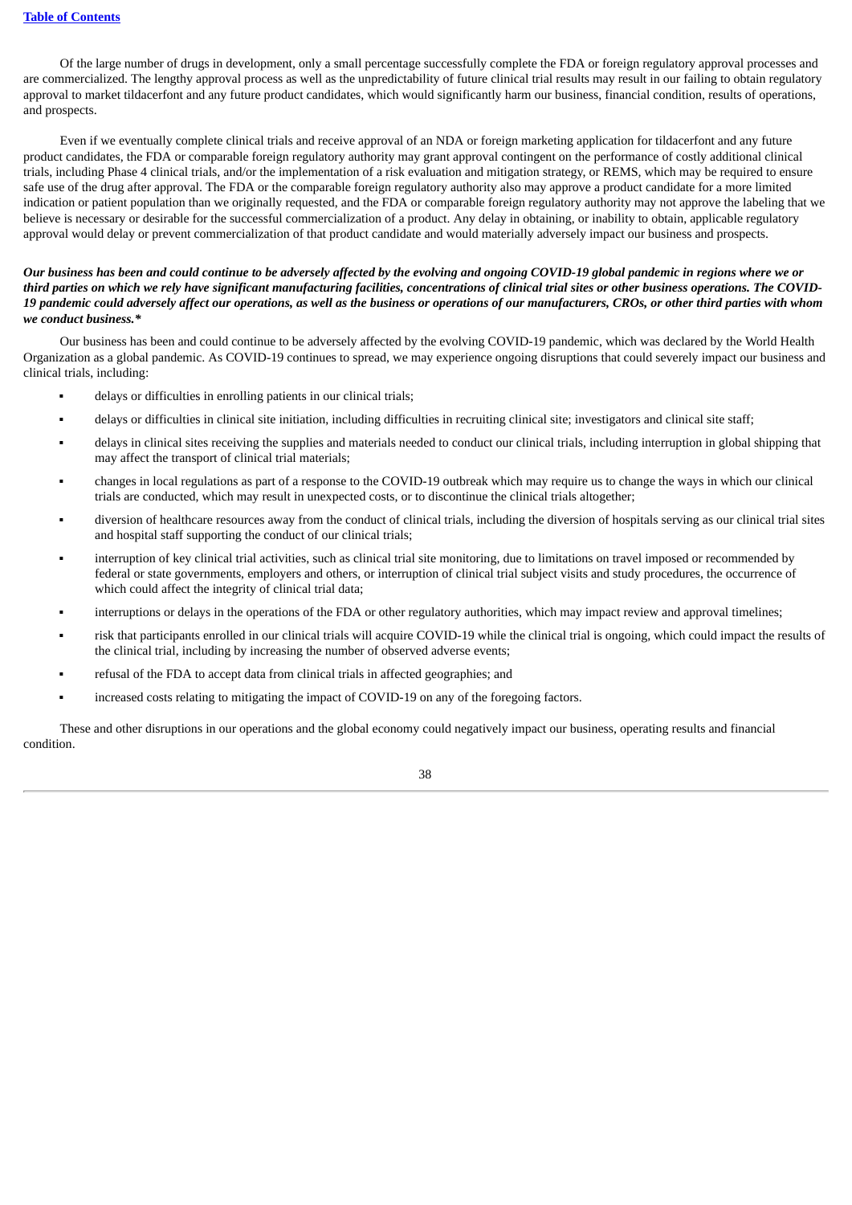Of the large number of drugs in development, only a small percentage successfully complete the FDA or foreign regulatory approval processes and are commercialized. The lengthy approval process as well as the unpredictability of future clinical trial results may result in our failing to obtain regulatory approval to market tildacerfont and any future product candidates, which would significantly harm our business, financial condition, results of operations, and prospects.

Even if we eventually complete clinical trials and receive approval of an NDA or foreign marketing application for tildacerfont and any future product candidates, the FDA or comparable foreign regulatory authority may grant approval contingent on the performance of costly additional clinical trials, including Phase 4 clinical trials, and/or the implementation of a risk evaluation and mitigation strategy, or REMS, which may be required to ensure safe use of the drug after approval. The FDA or the comparable foreign regulatory authority also may approve a product candidate for a more limited indication or patient population than we originally requested, and the FDA or comparable foreign regulatory authority may not approve the labeling that we believe is necessary or desirable for the successful commercialization of a product. Any delay in obtaining, or inability to obtain, applicable regulatory approval would delay or prevent commercialization of that product candidate and would materially adversely impact our business and prospects.

***Our business has been and could continue to be adversely affected by the evolving and ongoing COVID-19 global pandemic in regions where we or third parties on which we rely have significant manufacturing facilities, concentrations of clinical trial sites or other business operations. The COVID-19 pandemic could adversely affect our operations, as well as the business or operations of our manufacturers, CROs, or other third parties with whom we conduct business.****

Our business has been and could continue to be adversely affected by the evolving COVID-19 pandemic, which was declared by the World Health Organization as a global pandemic. As COVID-19 continues to spread, we may experience ongoing disruptions that could severely impact our business and clinical trials, including:

- delays or difficulties in enrolling patients in our clinical trials;
- delays or difficulties in clinical site initiation, including difficulties in recruiting clinical site; investigators and clinical site staff;
- delays in clinical sites receiving the supplies and materials needed to conduct our clinical trials, including interruption in global shipping that may affect the transport of clinical trial materials;
- changes in local regulations as part of a response to the COVID-19 outbreak which may require us to change the ways in which our clinical trials are conducted, which may result in unexpected costs, or to discontinue the clinical trials altogether;
- diversion of healthcare resources away from the conduct of clinical trials, including the diversion of hospitals serving as our clinical trial sites and hospital staff supporting the conduct of our clinical trials;
- interruption of key clinical trial activities, such as clinical trial site monitoring, due to limitations on travel imposed or recommended by federal or state governments, employers and others, or interruption of clinical trial subject visits and study procedures, the occurrence of which could affect the integrity of clinical trial data;
- interruptions or delays in the operations of the FDA or other regulatory authorities, which may impact review and approval timelines;
- risk that participants enrolled in our clinical trials will acquire COVID-19 while the clinical trial is ongoing, which could impact the results of the clinical trial, including by increasing the number of observed adverse events;
- refusal of the FDA to accept data from clinical trials in affected geographies; and
- increased costs relating to mitigating the impact of COVID-19 on any of the foregoing factors.

These and other disruptions in our operations and the global economy could negatively impact our business, operating results and financial condition.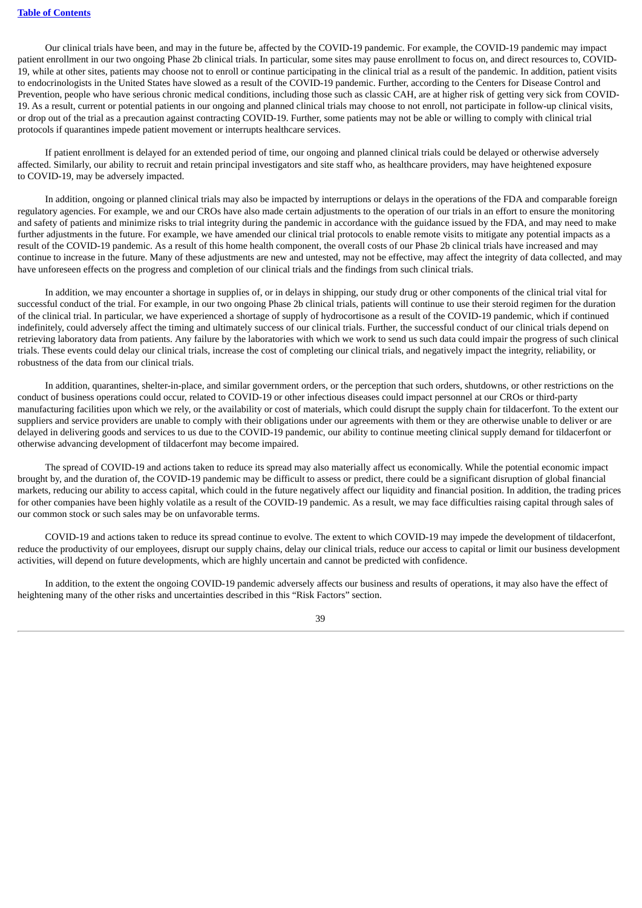Our clinical trials have been, and may in the future be, affected by the COVID-19 pandemic. For example, the COVID-19 pandemic may impact patient enrollment in our two ongoing Phase 2b clinical trials. In particular, some sites may pause enrollment to focus on, and direct resources to, COVID-19, while at other sites, patients may choose not to enroll or continue participating in the clinical trial as a result of the pandemic. In addition, patient visits to endocrinologists in the United States have slowed as a result of the COVID-19 pandemic. Further, according to the Centers for Disease Control and Prevention, people who have serious chronic medical conditions, including those such as classic CAH, are at higher risk of getting very sick from COVID-19. As a result, current or potential patients in our ongoing and planned clinical trials may choose to not enroll, not participate in follow-up clinical visits, or drop out of the trial as a precaution against contracting COVID-19. Further, some patients may not be able or willing to comply with clinical trial protocols if quarantines impede patient movement or interrupts healthcare services.

If patient enrollment is delayed for an extended period of time, our ongoing and planned clinical trials could be delayed or otherwise adversely affected. Similarly, our ability to recruit and retain principal investigators and site staff who, as healthcare providers, may have heightened exposure to COVID-19, may be adversely impacted.

In addition, ongoing or planned clinical trials may also be impacted by interruptions or delays in the operations of the FDA and comparable foreign regulatory agencies. For example, we and our CROs have also made certain adjustments to the operation of our trials in an effort to ensure the monitoring and safety of patients and minimize risks to trial integrity during the pandemic in accordance with the guidance issued by the FDA, and may need to make further adjustments in the future. For example, we have amended our clinical trial protocols to enable remote visits to mitigate any potential impacts as a result of the COVID-19 pandemic. As a result of this home health component, the overall costs of our Phase 2b clinical trials have increased and may continue to increase in the future. Many of these adjustments are new and untested, may not be effective, may affect the integrity of data collected, and may have unforeseen effects on the progress and completion of our clinical trials and the findings from such clinical trials.

In addition, we may encounter a shortage in supplies of, or in delays in shipping, our study drug or other components of the clinical trial vital for successful conduct of the trial. For example, in our two ongoing Phase 2b clinical trials, patients will continue to use their steroid regimen for the duration of the clinical trial. In particular, we have experienced a shortage of supply of hydrocortisone as a result of the COVID-19 pandemic, which if continued indefinitely, could adversely affect the timing and ultimately success of our clinical trials. Further, the successful conduct of our clinical trials depend on retrieving laboratory data from patients. Any failure by the laboratories with which we work to send us such data could impair the progress of such clinical trials. These events could delay our clinical trials, increase the cost of completing our clinical trials, and negatively impact the integrity, reliability, or robustness of the data from our clinical trials.

In addition, quarantines, shelter-in-place, and similar government orders, or the perception that such orders, shutdowns, or other restrictions on the conduct of business operations could occur, related to COVID-19 or other infectious diseases could impact personnel at our CROs or third-party manufacturing facilities upon which we rely, or the availability or cost of materials, which could disrupt the supply chain for tildacerfont. To the extent our suppliers and service providers are unable to comply with their obligations under our agreements with them or they are otherwise unable to deliver or are delayed in delivering goods and services to us due to the COVID-19 pandemic, our ability to continue meeting clinical supply demand for tildacerfont or otherwise advancing development of tildacerfont may become impaired.

The spread of COVID-19 and actions taken to reduce its spread may also materially affect us economically. While the potential economic impact brought by, and the duration of, the COVID-19 pandemic may be difficult to assess or predict, there could be a significant disruption of global financial markets, reducing our ability to access capital, which could in the future negatively affect our liquidity and financial position. In addition, the trading prices for other companies have been highly volatile as a result of the COVID-19 pandemic. As a result, we may face difficulties raising capital through sales of our common stock or such sales may be on unfavorable terms.

COVID-19 and actions taken to reduce its spread continue to evolve. The extent to which COVID-19 may impede the development of tildacerfont, reduce the productivity of our employees, disrupt our supply chains, delay our clinical trials, reduce our access to capital or limit our business development activities, will depend on future developments, which are highly uncertain and cannot be predicted with confidence.

In addition, to the extent the ongoing COVID-19 pandemic adversely affects our business and results of operations, it may also have the effect of heightening many of the other risks and uncertainties described in this "Risk Factors" section.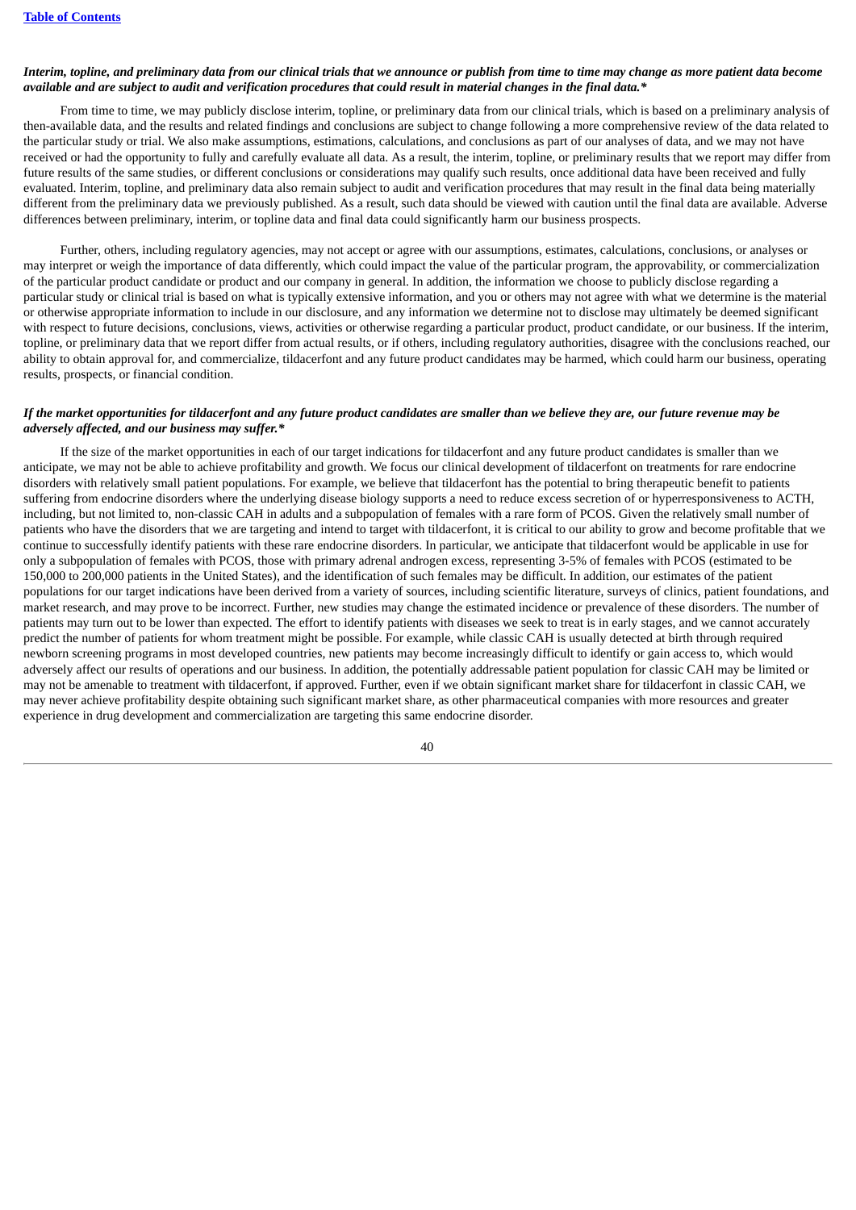***Interim, topline, and preliminary data from our clinical trials that we announce or publish from time to time may change as more patient data become available and are subject to audit and verification procedures that could result in material changes in the final data.****

From time to time, we may publicly disclose interim, topline, or preliminary data from our clinical trials, which is based on a preliminary analysis of then-available data, and the results and related findings and conclusions are subject to change following a more comprehensive review of the data related to the particular study or trial. We also make assumptions, estimations, calculations, and conclusions as part of our analyses of data, and we may not have received or had the opportunity to fully and carefully evaluate all data. As a result, the interim, topline, or preliminary results that we report may differ from future results of the same studies, or different conclusions or considerations may qualify such results, once additional data have been received and fully evaluated. Interim, topline, and preliminary data also remain subject to audit and verification procedures that may result in the final data being materially different from the preliminary data we previously published. As a result, such data should be viewed with caution until the final data are available. Adverse differences between preliminary, interim, or topline data and final data could significantly harm our business prospects.

Further, others, including regulatory agencies, may not accept or agree with our assumptions, estimates, calculations, conclusions, or analyses or may interpret or weigh the importance of data differently, which could impact the value of the particular program, the approvability, or commercialization of the particular product candidate or product and our company in general. In addition, the information we choose to publicly disclose regarding a particular study or clinical trial is based on what is typically extensive information, and you or others may not agree with what we determine is the material or otherwise appropriate information to include in our disclosure, and any information we determine not to disclose may ultimately be deemed significant with respect to future decisions, conclusions, views, activities or otherwise regarding a particular product, product candidate, or our business. If the interim, topline, or preliminary data that we report differ from actual results, or if others, including regulatory authorities, disagree with the conclusions reached, our ability to obtain approval for, and commercialize, tildacerfont and any future product candidates may be harmed, which could harm our business, operating results, prospects, or financial condition.

***If the market opportunities for tildacerfont and any future product candidates are smaller than we believe they are, our future revenue may be adversely affected, and our business may suffer.****

If the size of the market opportunities in each of our target indications for tildacerfont and any future product candidates is smaller than we anticipate, we may not be able to achieve profitability and growth. We focus our clinical development of tildacerfont on treatments for rare endocrine disorders with relatively small patient populations. For example, we believe that tildacerfont has the potential to bring therapeutic benefit to patients suffering from endocrine disorders where the underlying disease biology supports a need to reduce excess secretion of or hyperresponsiveness to ACTH, including, but not limited to, non-classic CAH in adults and a subpopulation of females with a rare form of PCOS. Given the relatively small number of patients who have the disorders that we are targeting and intend to target with tildacerfont, it is critical to our ability to grow and become profitable that we continue to successfully identify patients with these rare endocrine disorders. In particular, we anticipate that tildacerfont would be applicable in use for only a subpopulation of females with PCOS, those with primary adrenal androgen excess, representing 3-5% of females with PCOS (estimated to be 150,000 to 200,000 patients in the United States), and the identification of such females may be difficult. In addition, our estimates of the patient populations for our target indications have been derived from a variety of sources, including scientific literature, surveys of clinics, patient foundations, and market research, and may prove to be incorrect. Further, new studies may change the estimated incidence or prevalence of these disorders. The number of patients may turn out to be lower than expected. The effort to identify patients with diseases we seek to treat is in early stages, and we cannot accurately predict the number of patients for whom treatment might be possible. For example, while classic CAH is usually detected at birth through required newborn screening programs in most developed countries, new patients may become increasingly difficult to identify or gain access to, which would adversely affect our results of operations and our business. In addition, the potentially addressable patient population for classic CAH may be limited or may not be amenable to treatment with tildacerfont, if approved. Further, even if we obtain significant market share for tildacerfont in classic CAH, we may never achieve profitability despite obtaining such significant market share, as other pharmaceutical companies with more resources and greater experience in drug development and commercialization are targeting this same endocrine disorder.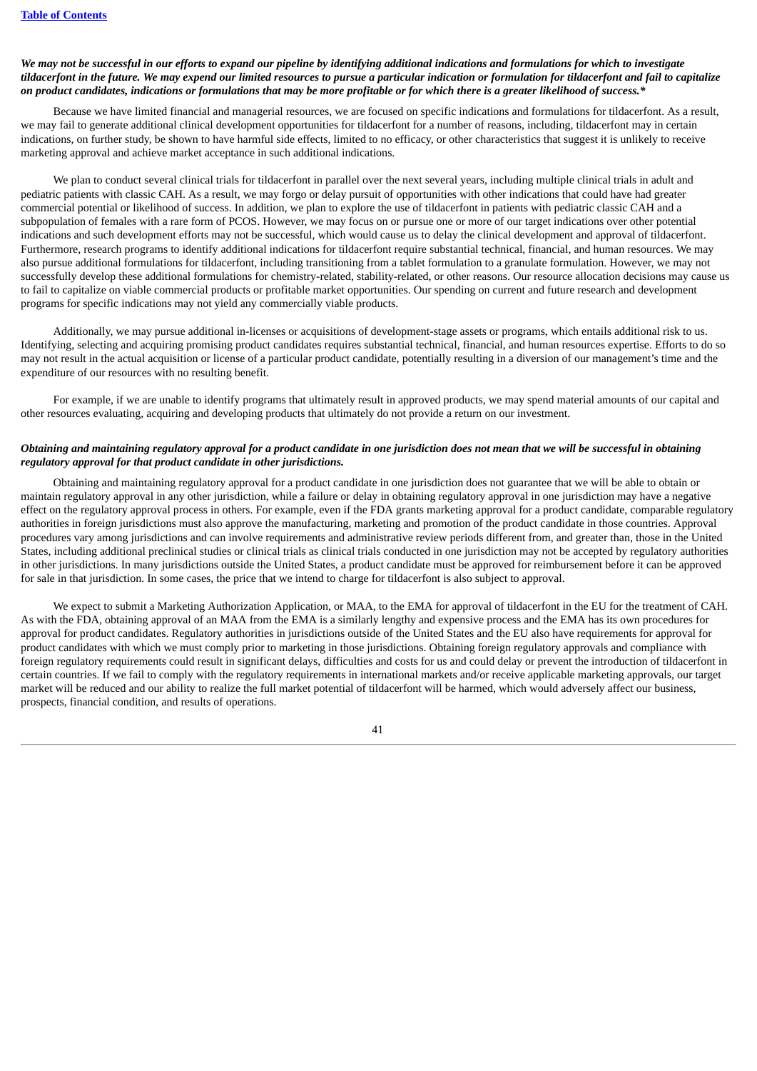*We may not be successful in our efforts to expand our pipeline by identifying additional indications and formulations for which to investigate tildacerfont in the future. We may expend our limited resources to pursue a particular indication or formulation for tildacerfont and fail to capitalize on product candidates, indications or formulations that may be more profitable or for which there is a greater likelihood of success.**

Because we have limited financial and managerial resources, we are focused on specific indications and formulations for tildacerfont. As a result, we may fail to generate additional clinical development opportunities for tildacerfont for a number of reasons, including, tildacerfont may in certain indications, on further study, be shown to have harmful side effects, limited to no efficacy, or other characteristics that suggest it is unlikely to receive marketing approval and achieve market acceptance in such additional indications.

We plan to conduct several clinical trials for tildacerfont in parallel over the next several years, including multiple clinical trials in adult and pediatric patients with classic CAH. As a result, we may forgo or delay pursuit of opportunities with other indications that could have had greater commercial potential or likelihood of success. In addition, we plan to explore the use of tildacerfont in patients with pediatric classic CAH and a subpopulation of females with a rare form of PCOS. However, we may focus on or pursue one or more of our target indications over other potential indications and such development efforts may not be successful, which would cause us to delay the clinical development and approval of tildacerfont. Furthermore, research programs to identify additional indications for tildacerfont require substantial technical, financial, and human resources. We may also pursue additional formulations for tildacerfont, including transitioning from a tablet formulation to a granulate formulation. However, we may not successfully develop these additional formulations for chemistry-related, stability-related, or other reasons. Our resource allocation decisions may cause us to fail to capitalize on viable commercial products or profitable market opportunities. Our spending on current and future research and development programs for specific indications may not yield any commercially viable products.

Additionally, we may pursue additional in-licenses or acquisitions of development-stage assets or programs, which entails additional risk to us. Identifying, selecting and acquiring promising product candidates requires substantial technical, financial, and human resources expertise. Efforts to do so may not result in the actual acquisition or license of a particular product candidate, potentially resulting in a diversion of our management's time and the expenditure of our resources with no resulting benefit.

For example, if we are unable to identify programs that ultimately result in approved products, we may spend material amounts of our capital and other resources evaluating, acquiring and developing products that ultimately do not provide a return on our investment.

***Obtaining and maintaining regulatory approval for a product candidate in one jurisdiction does not mean that we will be successful in obtaining regulatory approval for that product candidate in other jurisdictions.***

Obtaining and maintaining regulatory approval for a product candidate in one jurisdiction does not guarantee that we will be able to obtain or maintain regulatory approval in any other jurisdiction, while a failure or delay in obtaining regulatory approval in one jurisdiction may have a negative effect on the regulatory approval process in others. For example, even if the FDA grants marketing approval for a product candidate, comparable regulatory authorities in foreign jurisdictions must also approve the manufacturing, marketing and promotion of the product candidate in those countries. Approval procedures vary among jurisdictions and can involve requirements and administrative review periods different from, and greater than, those in the United States, including additional preclinical studies or clinical trials as clinical trials conducted in one jurisdiction may not be accepted by regulatory authorities in other jurisdictions. In many jurisdictions outside the United States, a product candidate must be approved for reimbursement before it can be approved for sale in that jurisdiction. In some cases, the price that we intend to charge for tildacerfont is also subject to approval.

We expect to submit a Marketing Authorization Application, or MAA, to the EMA for approval of tildacerfont in the EU for the treatment of CAH. As with the FDA, obtaining approval of an MAA from the EMA is a similarly lengthy and expensive process and the EMA has its own procedures for approval for product candidates. Regulatory authorities in jurisdictions outside of the United States and the EU also have requirements for approval for product candidates with which we must comply prior to marketing in those jurisdictions. Obtaining foreign regulatory approvals and compliance with foreign regulatory requirements could result in significant delays, difficulties and costs for us and could delay or prevent the introduction of tildacerfont in certain countries. If we fail to comply with the regulatory requirements in international markets and/or receive applicable marketing approvals, our target market will be reduced and our ability to realize the full market potential of tildacerfont will be harmed, which would adversely affect our business, prospects, financial condition, and results of operations.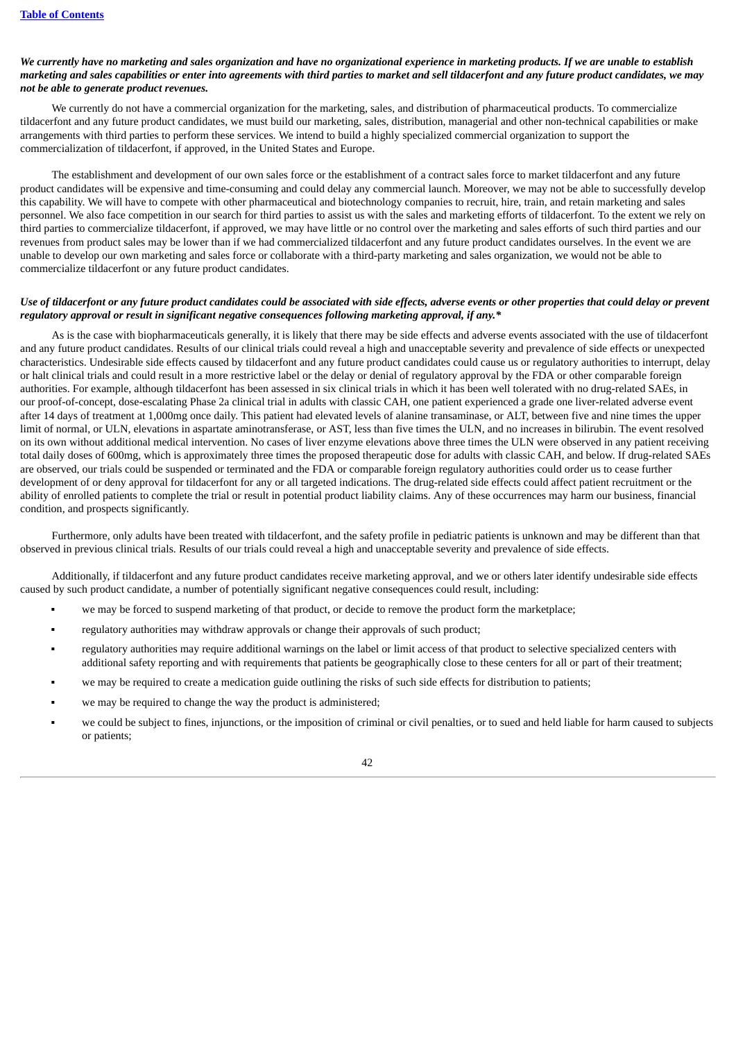***We currently have no marketing and sales organization and have no organizational experience in marketing products. If we are unable to establish marketing and sales capabilities or enter into agreements with third parties to market and sell tildacerfont and any future product candidates, we may not be able to generate product revenues.***

We currently do not have a commercial organization for the marketing, sales, and distribution of pharmaceutical products. To commercialize tildacerfont and any future product candidates, we must build our marketing, sales, distribution, managerial and other non-technical capabilities or make arrangements with third parties to perform these services. We intend to build a highly specialized commercial organization to support the commercialization of tildacerfont, if approved, in the United States and Europe.

The establishment and development of our own sales force or the establishment of a contract sales force to market tildacerfont and any future product candidates will be expensive and time-consuming and could delay any commercial launch. Moreover, we may not be able to successfully develop this capability. We will have to compete with other pharmaceutical and biotechnology companies to recruit, hire, train, and retain marketing and sales personnel. We also face competition in our search for third parties to assist us with the sales and marketing efforts of tildacerfont. To the extent we rely on third parties to commercialize tildacerfont, if approved, we may have little or no control over the marketing and sales efforts of such third parties and our revenues from product sales may be lower than if we had commercialized tildacerfont and any future product candidates ourselves. In the event we are unable to develop our own marketing and sales force or collaborate with a third-party marketing and sales organization, we would not be able to commercialize tildacerfont or any future product candidates.

***Use of tildacerfont or any future product candidates could be associated with side effects, adverse events or other properties that could delay or prevent regulatory approval or result in significant negative consequences following marketing approval, if any.****

As is the case with biopharmaceuticals generally, it is likely that there may be side effects and adverse events associated with the use of tildacerfont and any future product candidates. Results of our clinical trials could reveal a high and unacceptable severity and prevalence of side effects or unexpected characteristics. Undesirable side effects caused by tildacerfont and any future product candidates could cause us or regulatory authorities to interrupt, delay or halt clinical trials and could result in a more restrictive label or the delay or denial of regulatory approval by the FDA or other comparable foreign authorities. For example, although tildacerfont has been assessed in six clinical trials in which it has been well tolerated with no drug-related SAEs, in our proof-of-concept, dose-escalating Phase 2a clinical trial in adults with classic CAH, one patient experienced a grade one liver-related adverse event after 14 days of treatment at 1,000mg once daily. This patient had elevated levels of alanine transaminase, or ALT, between five and nine times the upper limit of normal, or ULN, elevations in aspartate aminotransferase, or AST, less than five times the ULN, and no increases in bilirubin. The event resolved on its own without additional medical intervention. No cases of liver enzyme elevations above three times the ULN were observed in any patient receiving total daily doses of 600mg, which is approximately three times the proposed therapeutic dose for adults with classic CAH, and below. If drug-related SAEs are observed, our trials could be suspended or terminated and the FDA or comparable foreign regulatory authorities could order us to cease further development of or deny approval for tildacerfont for any or all targeted indications. The drug-related side effects could affect patient recruitment or the ability of enrolled patients to complete the trial or result in potential product liability claims. Any of these occurrences may harm our business, financial condition, and prospects significantly.

Furthermore, only adults have been treated with tildacerfont, and the safety profile in pediatric patients is unknown and may be different than that observed in previous clinical trials. Results of our trials could reveal a high and unacceptable severity and prevalence of side effects.

Additionally, if tildacerfont and any future product candidates receive marketing approval, and we or others later identify undesirable side effects caused by such product candidate, a number of potentially significant negative consequences could result, including:

- we may be forced to suspend marketing of that product, or decide to remove the product form the marketplace;
- regulatory authorities may withdraw approvals or change their approvals of such product;
- regulatory authorities may require additional warnings on the label or limit access of that product to selective specialized centers with additional safety reporting and with requirements that patients be geographically close to these centers for all or part of their treatment;
- we may be required to create a medication guide outlining the risks of such side effects for distribution to patients;
- we may be required to change the way the product is administered;
- we could be subject to fines, injunctions, or the imposition of criminal or civil penalties, or to sued and held liable for harm caused to subjects or patients;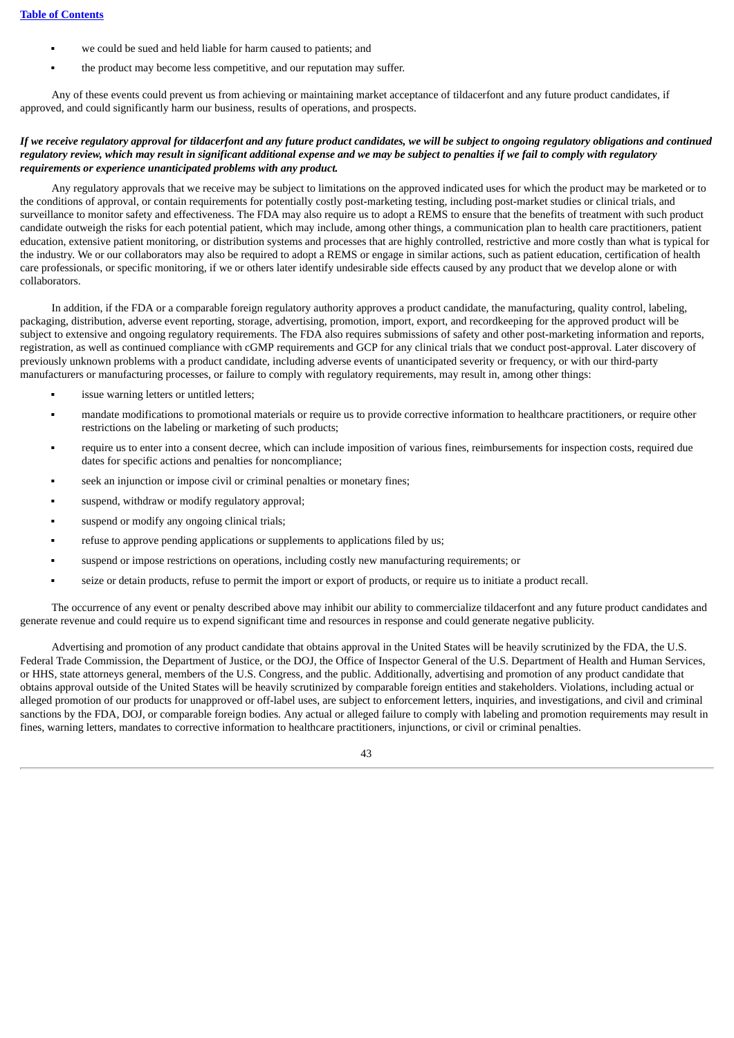- we could be sued and held liable for harm caused to patients; and
- the product may become less competitive, and our reputation may suffer.

Any of these events could prevent us from achieving or maintaining market acceptance of tildacerfont and any future product candidates, if approved, and could significantly harm our business, results of operations, and prospects.

***If we receive regulatory approval for tildacerfont and any future product candidates, we will be subject to ongoing regulatory obligations and continued regulatory review, which may result in significant additional expense and we may be subject to penalties if we fail to comply with regulatory requirements or experience unanticipated problems with any product.***

Any regulatory approvals that we receive may be subject to limitations on the approved indicated uses for which the product may be marketed or to the conditions of approval, or contain requirements for potentially costly post-marketing testing, including post-market studies or clinical trials, and surveillance to monitor safety and effectiveness. The FDA may also require us to adopt a REMS to ensure that the benefits of treatment with such product candidate outweigh the risks for each potential patient, which may include, among other things, a communication plan to health care practitioners, patient education, extensive patient monitoring, or distribution systems and processes that are highly controlled, restrictive and more costly than what is typical for the industry. We or our collaborators may also be required to adopt a REMS or engage in similar actions, such as patient education, certification of health care professionals, or specific monitoring, if we or others later identify undesirable side effects caused by any product that we develop alone or with collaborators.

In addition, if the FDA or a comparable foreign regulatory authority approves a product candidate, the manufacturing, quality control, labeling, packaging, distribution, adverse event reporting, storage, advertising, promotion, import, export, and recordkeeping for the approved product will be subject to extensive and ongoing regulatory requirements. The FDA also requires submissions of safety and other post-marketing information and reports, registration, as well as continued compliance with cGMP requirements and GCP for any clinical trials that we conduct post-approval. Later discovery of previously unknown problems with a product candidate, including adverse events of unanticipated severity or frequency, or with our third-party manufacturers or manufacturing processes, or failure to comply with regulatory requirements, may result in, among other things:

- issue warning letters or untitled letters;
- mandate modifications to promotional materials or require us to provide corrective information to healthcare practitioners, or require other restrictions on the labeling or marketing of such products;
- require us to enter into a consent decree, which can include imposition of various fines, reimbursements for inspection costs, required due dates for specific actions and penalties for noncompliance;
- seek an injunction or impose civil or criminal penalties or monetary fines;
- suspend, withdraw or modify regulatory approval;
- suspend or modify any ongoing clinical trials;
- refuse to approve pending applications or supplements to applications filed by us;
- suspend or impose restrictions on operations, including costly new manufacturing requirements; or
- seize or detain products, refuse to permit the import or export of products, or require us to initiate a product recall.

The occurrence of any event or penalty described above may inhibit our ability to commercialize tildacerfont and any future product candidates and generate revenue and could require us to expend significant time and resources in response and could generate negative publicity.

Advertising and promotion of any product candidate that obtains approval in the United States will be heavily scrutinized by the FDA, the U.S. Federal Trade Commission, the Department of Justice, or the DOJ, the Office of Inspector General of the U.S. Department of Health and Human Services, or HHS, state attorneys general, members of the U.S. Congress, and the public. Additionally, advertising and promotion of any product candidate that obtains approval outside of the United States will be heavily scrutinized by comparable foreign entities and stakeholders. Violations, including actual or alleged promotion of our products for unapproved or off-label uses, are subject to enforcement letters, inquiries, and investigations, and civil and criminal sanctions by the FDA, DOJ, or comparable foreign bodies. Any actual or alleged failure to comply with labeling and promotion requirements may result in fines, warning letters, mandates to corrective information to healthcare practitioners, injunctions, or civil or criminal penalties.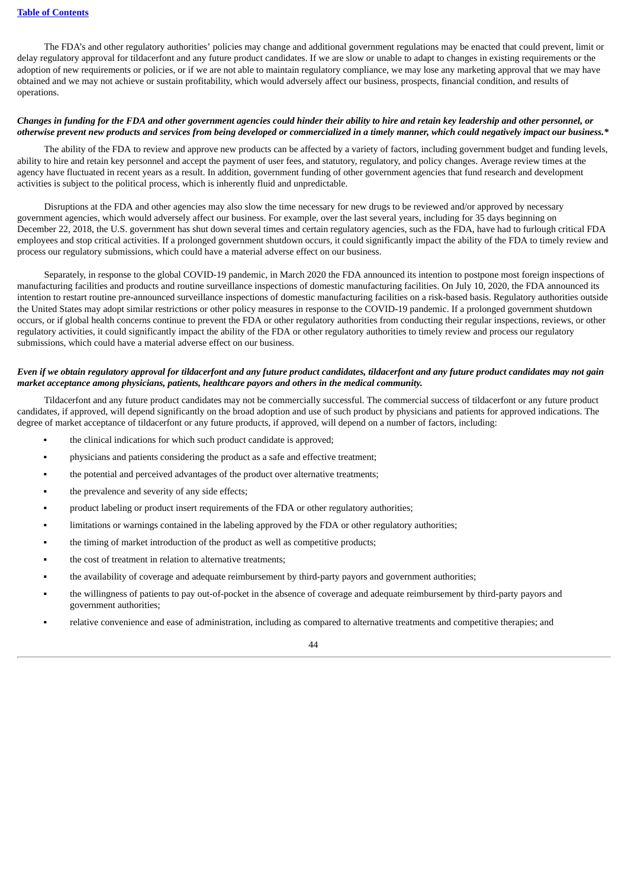The FDA's and other regulatory authorities' policies may change and additional government regulations may be enacted that could prevent, limit or delay regulatory approval for tildacerfont and any future product candidates. If we are slow or unable to adapt to changes in existing requirements or the adoption of new requirements or policies, or if we are not able to maintain regulatory compliance, we may lose any marketing approval that we may have obtained and we may not achieve or sustain profitability, which would adversely affect our business, prospects, financial condition, and results of operations.

***Changes in funding for the FDA and other government agencies could hinder their ability to hire and retain key leadership and other personnel, or otherwise prevent new products and services from being developed or commercialized in a timely manner, which could negatively impact our business.****

The ability of the FDA to review and approve new products can be affected by a variety of factors, including government budget and funding levels, ability to hire and retain key personnel and accept the payment of user fees, and statutory, regulatory, and policy changes. Average review times at the agency have fluctuated in recent years as a result. In addition, government funding of other government agencies that fund research and development activities is subject to the political process, which is inherently fluid and unpredictable.

Disruptions at the FDA and other agencies may also slow the time necessary for new drugs to be reviewed and/or approved by necessary government agencies, which would adversely affect our business. For example, over the last several years, including for 35 days beginning on December 22, 2018, the U.S. government has shut down several times and certain regulatory agencies, such as the FDA, have had to furlough critical FDA employees and stop critical activities. If a prolonged government shutdown occurs, it could significantly impact the ability of the FDA to timely review and process our regulatory submissions, which could have a material adverse effect on our business.

Separately, in response to the global COVID-19 pandemic, in March 2020 the FDA announced its intention to postpone most foreign inspections of manufacturing facilities and products and routine surveillance inspections of domestic manufacturing facilities. On July 10, 2020, the FDA announced its intention to restart routine pre-announced surveillance inspections of domestic manufacturing facilities on a risk-based basis. Regulatory authorities outside the United States may adopt similar restrictions or other policy measures in response to the COVID-19 pandemic. If a prolonged government shutdown occurs, or if global health concerns continue to prevent the FDA or other regulatory authorities from conducting their regular inspections, reviews, or other regulatory activities, it could significantly impact the ability of the FDA or other regulatory authorities to timely review and process our regulatory submissions, which could have a material adverse effect on our business.

***Even if we obtain regulatory approval for tildacerfont and any future product candidates, tildacerfont and any future product candidates may not gain market acceptance among physicians, patients, healthcare payors and others in the medical community.***

Tildacerfont and any future product candidates may not be commercially successful. The commercial success of tildacerfont or any future product candidates, if approved, will depend significantly on the broad adoption and use of such product by physicians and patients for approved indications. The degree of market acceptance of tildacerfont or any future products, if approved, will depend on a number of factors, including:

- the clinical indications for which such product candidate is approved;
- physicians and patients considering the product as a safe and effective treatment;
- the potential and perceived advantages of the product over alternative treatments;
- the prevalence and severity of any side effects;
- product labeling or product insert requirements of the FDA or other regulatory authorities;
- limitations or warnings contained in the labeling approved by the FDA or other regulatory authorities;
- the timing of market introduction of the product as well as competitive products;
- the cost of treatment in relation to alternative treatments;
- the availability of coverage and adequate reimbursement by third-party payors and government authorities;
- the willingness of patients to pay out-of-pocket in the absence of coverage and adequate reimbursement by third-party payors and government authorities;
- relative convenience and ease of administration, including as compared to alternative treatments and competitive therapies; and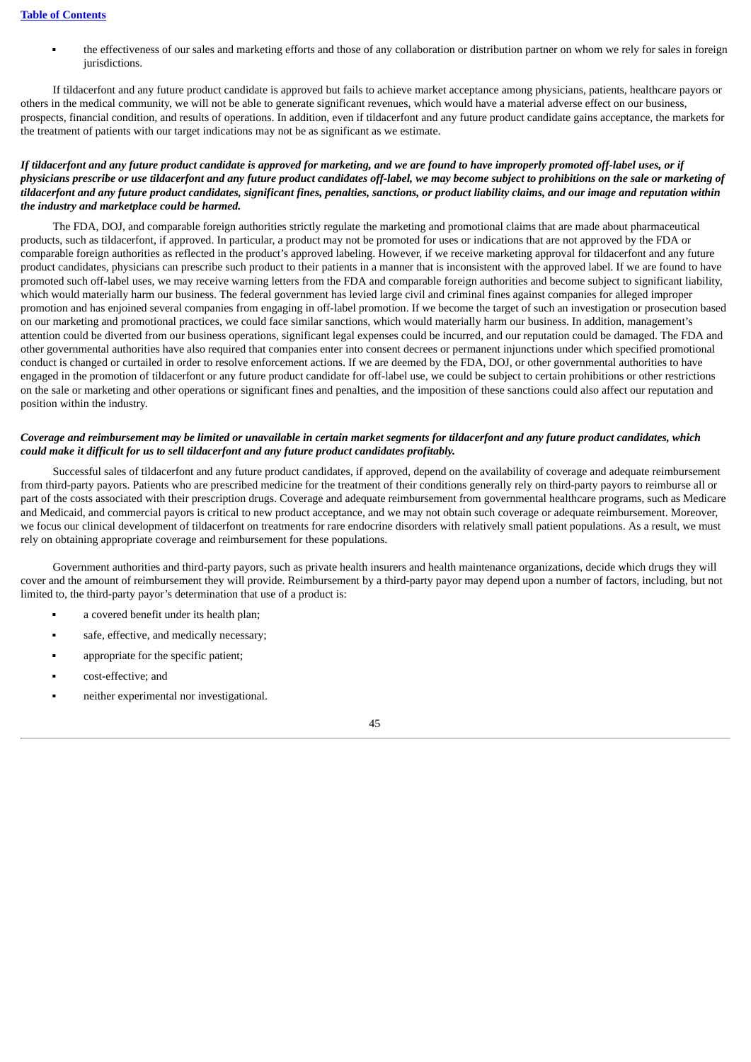- the effectiveness of our sales and marketing efforts and those of any collaboration or distribution partner on whom we rely for sales in foreign jurisdictions.

If tildacerfont and any future product candidate is approved but fails to achieve market acceptance among physicians, patients, healthcare payors or others in the medical community, we will not be able to generate significant revenues, which would have a material adverse effect on our business, prospects, financial condition, and results of operations. In addition, even if tildacerfont and any future product candidate gains acceptance, the markets for the treatment of patients with our target indications may not be as significant as we estimate.

***If tildacerfont and any future product candidate is approved for marketing, and we are found to have improperly promoted off-label uses, or if physicians prescribe or use tildacerfont and any future product candidates off-label, we may become subject to prohibitions on the sale or marketing of tildacerfont and any future product candidates, significant fines, penalties, sanctions, or product liability claims, and our image and reputation within the industry and marketplace could be harmed.***

The FDA, DOJ, and comparable foreign authorities strictly regulate the marketing and promotional claims that are made about pharmaceutical products, such as tildacerfont, if approved. In particular, a product may not be promoted for uses or indications that are not approved by the FDA or comparable foreign authorities as reflected in the product's approved labeling. However, if we receive marketing approval for tildacerfont and any future product candidates, physicians can prescribe such product to their patients in a manner that is inconsistent with the approved label. If we are found to have promoted such off-label uses, we may receive warning letters from the FDA and comparable foreign authorities and become subject to significant liability, which would materially harm our business. The federal government has levied large civil and criminal fines against companies for alleged improper promotion and has enjoined several companies from engaging in off-label promotion. If we become the target of such an investigation or prosecution based on our marketing and promotional practices, we could face similar sanctions, which would materially harm our business. In addition, management's attention could be diverted from our business operations, significant legal expenses could be incurred, and our reputation could be damaged. The FDA and other governmental authorities have also required that companies enter into consent decrees or permanent injunctions under which specified promotional conduct is changed or curtailed in order to resolve enforcement actions. If we are deemed by the FDA, DOJ, or other governmental authorities to have engaged in the promotion of tildacerfont or any future product candidate for off-label use, we could be subject to certain prohibitions or other restrictions on the sale or marketing and other operations or significant fines and penalties, and the imposition of these sanctions could also affect our reputation and position within the industry.

***Coverage and reimbursement may be limited or unavailable in certain market segments for tildacerfont and any future product candidates, which could make it difficult for us to sell tildacerfont and any future product candidates profitably.***

Successful sales of tildacerfont and any future product candidates, if approved, depend on the availability of coverage and adequate reimbursement from third-party payors. Patients who are prescribed medicine for the treatment of their conditions generally rely on third-party payors to reimburse all or part of the costs associated with their prescription drugs. Coverage and adequate reimbursement from governmental healthcare programs, such as Medicare and Medicaid, and commercial payors is critical to new product acceptance, and we may not obtain such coverage or adequate reimbursement. Moreover, we focus our clinical development of tildacerfont on treatments for rare endocrine disorders with relatively small patient populations. As a result, we must rely on obtaining appropriate coverage and reimbursement for these populations.

Government authorities and third-party payors, such as private health insurers and health maintenance organizations, decide which drugs they will cover and the amount of reimbursement they will provide. Reimbursement by a third-party payor may depend upon a number of factors, including, but not limited to, the third-party payor's determination that use of a product is:

- a covered benefit under its health plan;
- safe, effective, and medically necessary;
- appropriate for the specific patient;
- cost-effective; and
- neither experimental nor investigational.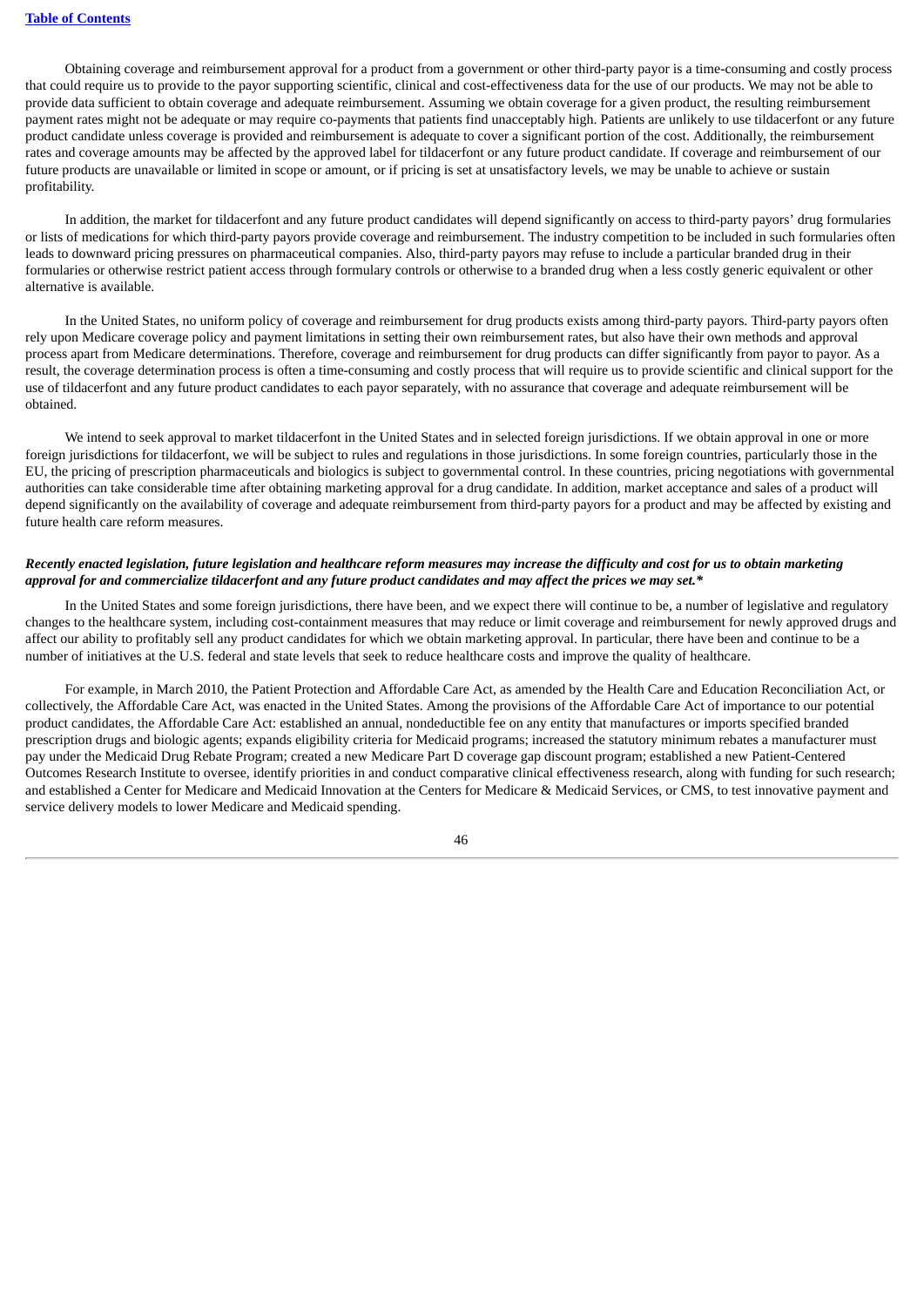Obtaining coverage and reimbursement approval for a product from a government or other third-party payor is a time-consuming and costly process that could require us to provide to the payor supporting scientific, clinical and cost-effectiveness data for the use of our products. We may not be able to provide data sufficient to obtain coverage and adequate reimbursement. Assuming we obtain coverage for a given product, the resulting reimbursement payment rates might not be adequate or may require co-payments that patients find unacceptably high. Patients are unlikely to use tildacerfont or any future product candidate unless coverage is provided and reimbursement is adequate to cover a significant portion of the cost. Additionally, the reimbursement rates and coverage amounts may be affected by the approved label for tildacerfont or any future product candidate. If coverage and reimbursement of our future products are unavailable or limited in scope or amount, or if pricing is set at unsatisfactory levels, we may be unable to achieve or sustain profitability.

In addition, the market for tildacerfont and any future product candidates will depend significantly on access to third-party payors' drug formularies or lists of medications for which third-party payors provide coverage and reimbursement. The industry competition to be included in such formularies often leads to downward pricing pressures on pharmaceutical companies. Also, third-party payors may refuse to include a particular branded drug in their formularies or otherwise restrict patient access through formulary controls or otherwise to a branded drug when a less costly generic equivalent or other alternative is available.

In the United States, no uniform policy of coverage and reimbursement for drug products exists among third-party payors. Third-party payors often rely upon Medicare coverage policy and payment limitations in setting their own reimbursement rates, but also have their own methods and approval process apart from Medicare determinations. Therefore, coverage and reimbursement for drug products can differ significantly from payor to payor. As a result, the coverage determination process is often a time-consuming and costly process that will require us to provide scientific and clinical support for the use of tildacerfont and any future product candidates to each payor separately, with no assurance that coverage and adequate reimbursement will be obtained.

We intend to seek approval to market tildacerfont in the United States and in selected foreign jurisdictions. If we obtain approval in one or more foreign jurisdictions for tildacerfont, we will be subject to rules and regulations in those jurisdictions. In some foreign countries, particularly those in the EU, the pricing of prescription pharmaceuticals and biologics is subject to governmental control. In these countries, pricing negotiations with governmental authorities can take considerable time after obtaining marketing approval for a drug candidate. In addition, market acceptance and sales of a product will depend significantly on the availability of coverage and adequate reimbursement from third-party payors for a product and may be affected by existing and future health care reform measures.

***Recently enacted legislation, future legislation and healthcare reform measures may increase the difficulty and cost for us to obtain marketing approval for and commercialize tildacerfont and any future product candidates and may affect the prices we may set.****

In the United States and some foreign jurisdictions, there have been, and we expect there will continue to be, a number of legislative and regulatory changes to the healthcare system, including cost-containment measures that may reduce or limit coverage and reimbursement for newly approved drugs and affect our ability to profitably sell any product candidates for which we obtain marketing approval. In particular, there have been and continue to be a number of initiatives at the U.S. federal and state levels that seek to reduce healthcare costs and improve the quality of healthcare.

For example, in March 2010, the Patient Protection and Affordable Care Act, as amended by the Health Care and Education Reconciliation Act, or collectively, the Affordable Care Act, was enacted in the United States. Among the provisions of the Affordable Care Act of importance to our potential product candidates, the Affordable Care Act: established an annual, nondeductible fee on any entity that manufactures or imports specified branded prescription drugs and biologic agents; expands eligibility criteria for Medicaid programs; increased the statutory minimum rebates a manufacturer must pay under the Medicaid Drug Rebate Program; created a new Medicare Part D coverage gap discount program; established a new Patient-Centered Outcomes Research Institute to oversee, identify priorities in and conduct comparative clinical effectiveness research, along with funding for such research; and established a Center for Medicare and Medicaid Innovation at the Centers for Medicare & Medicaid Services, or CMS, to test innovative payment and service delivery models to lower Medicare and Medicaid spending.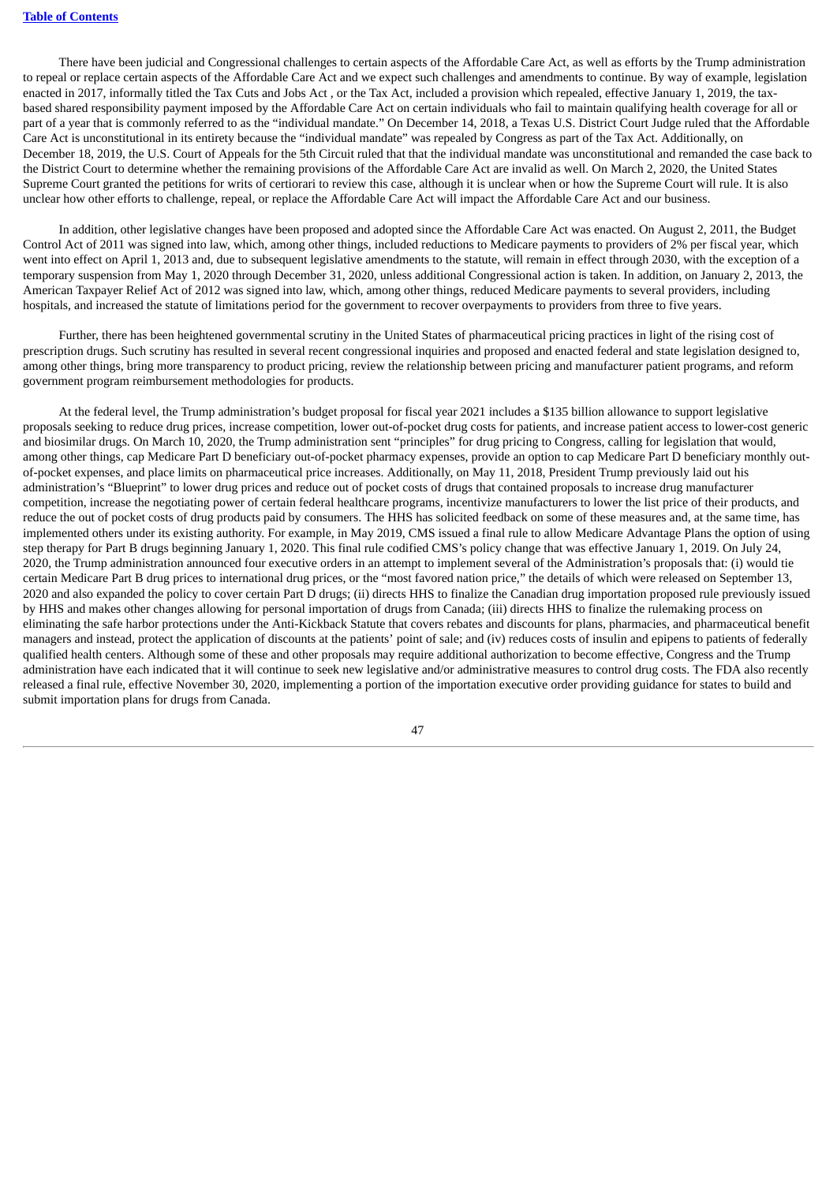There have been judicial and Congressional challenges to certain aspects of the Affordable Care Act, as well as efforts by the Trump administration to repeal or replace certain aspects of the Affordable Care Act and we expect such challenges and amendments to continue. By way of example, legislation enacted in 2017, informally titled the Tax Cuts and Jobs Act , or the Tax Act, included a provision which repealed, effective January 1, 2019, the tax-based shared responsibility payment imposed by the Affordable Care Act on certain individuals who fail to maintain qualifying health coverage for all or part of a year that is commonly referred to as the "individual mandate." On December 14, 2018, a Texas U.S. District Court Judge ruled that the Affordable Care Act is unconstitutional in its entirety because the "individual mandate" was repealed by Congress as part of the Tax Act. Additionally, on December 18, 2019, the U.S. Court of Appeals for the 5th Circuit ruled that that the individual mandate was unconstitutional and remanded the case back to the District Court to determine whether the remaining provisions of the Affordable Care Act are invalid as well. On March 2, 2020, the United States Supreme Court granted the petitions for writs of certiorari to review this case, although it is unclear when or how the Supreme Court will rule. It is also unclear how other efforts to challenge, repeal, or replace the Affordable Care Act will impact the Affordable Care Act and our business.

In addition, other legislative changes have been proposed and adopted since the Affordable Care Act was enacted. On August 2, 2011, the Budget Control Act of 2011 was signed into law, which, among other things, included reductions to Medicare payments to providers of 2% per fiscal year, which went into effect on April 1, 2013 and, due to subsequent legislative amendments to the statute, will remain in effect through 2030, with the exception of a temporary suspension from May 1, 2020 through December 31, 2020, unless additional Congressional action is taken. In addition, on January 2, 2013, the American Taxpayer Relief Act of 2012 was signed into law, which, among other things, reduced Medicare payments to several providers, including hospitals, and increased the statute of limitations period for the government to recover overpayments to providers from three to five years.

Further, there has been heightened governmental scrutiny in the United States of pharmaceutical pricing practices in light of the rising cost of prescription drugs. Such scrutiny has resulted in several recent congressional inquiries and proposed and enacted federal and state legislation designed to, among other things, bring more transparency to product pricing, review the relationship between pricing and manufacturer patient programs, and reform government program reimbursement methodologies for products.

At the federal level, the Trump administration's budget proposal for fiscal year 2021 includes a $135 billion allowance to support legislative proposals seeking to reduce drug prices, increase competition, lower out-of-pocket drug costs for patients, and increase patient access to lower-cost generic and biosimilar drugs. On March 10, 2020, the Trump administration sent "principles" for drug pricing to Congress, calling for legislation that would, among other things, cap Medicare Part D beneficiary out-of-pocket pharmacy expenses, provide an option to cap Medicare Part D beneficiary monthly out-of-pocket expenses, and place limits on pharmaceutical price increases. Additionally, on May 11, 2018, President Trump previously laid out his administration's "Blueprint" to lower drug prices and reduce out of pocket costs of drugs that contained proposals to increase drug manufacturer competition, increase the negotiating power of certain federal healthcare programs, incentivize manufacturers to lower the list price of their products, and reduce the out of pocket costs of drug products paid by consumers. The HHS has solicited feedback on some of these measures and, at the same time, has implemented others under its existing authority. For example, in May 2019, CMS issued a final rule to allow Medicare Advantage Plans the option of using step therapy for Part B drugs beginning January 1, 2020. This final rule codified CMS's policy change that was effective January 1, 2019. On July 24, 2020, the Trump administration announced four executive orders in an attempt to implement several of the Administration's proposals that: (i) would tie certain Medicare Part B drug prices to international drug prices, or the "most favored nation price," the details of which were released on September 13, 2020 and also expanded the policy to cover certain Part D drugs; (ii) directs HHS to finalize the Canadian drug importation proposed rule previously issued by HHS and makes other changes allowing for personal importation of drugs from Canada; (iii) directs HHS to finalize the rulemaking process on eliminating the safe harbor protections under the Anti-Kickback Statute that covers rebates and discounts for plans, pharmacies, and pharmaceutical benefit managers and instead, protect the application of discounts at the patients' point of sale; and (iv) reduces costs of insulin and epipens to patients of federally qualified health centers. Although some of these and other proposals may require additional authorization to become effective, Congress and the Trump administration have each indicated that it will continue to seek new legislative and/or administrative measures to control drug costs. The FDA also recently released a final rule, effective November 30, 2020, implementing a portion of the importation executive order providing guidance for states to build and submit importation plans for drugs from Canada.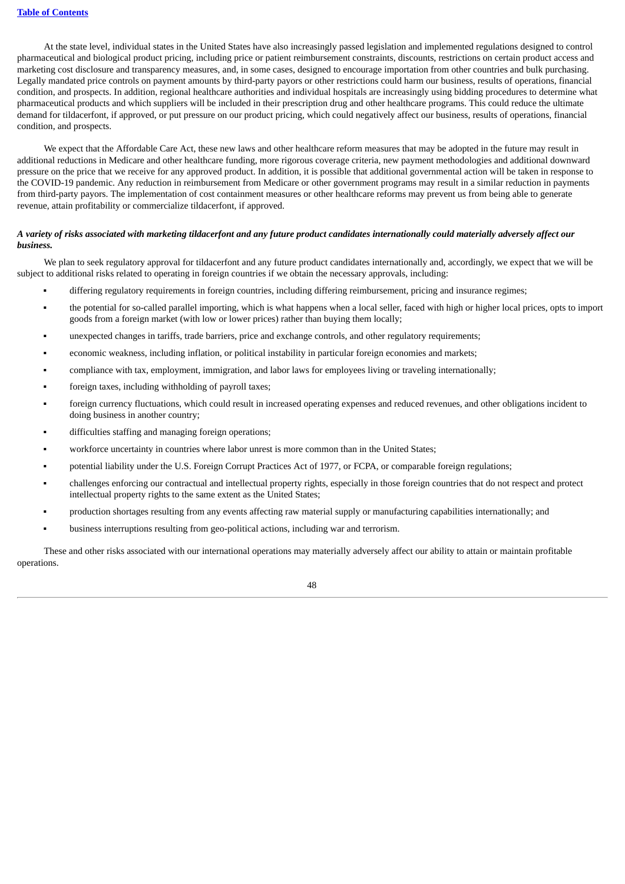At the state level, individual states in the United States have also increasingly passed legislation and implemented regulations designed to control pharmaceutical and biological product pricing, including price or patient reimbursement constraints, discounts, restrictions on certain product access and marketing cost disclosure and transparency measures, and, in some cases, designed to encourage importation from other countries and bulk purchasing. Legally mandated price controls on payment amounts by third-party payors or other restrictions could harm our business, results of operations, financial condition, and prospects. In addition, regional healthcare authorities and individual hospitals are increasingly using bidding procedures to determine what pharmaceutical products and which suppliers will be included in their prescription drug and other healthcare programs. This could reduce the ultimate demand for tildacerfont, if approved, or put pressure on our product pricing, which could negatively affect our business, results of operations, financial condition, and prospects.

We expect that the Affordable Care Act, these new laws and other healthcare reform measures that may be adopted in the future may result in additional reductions in Medicare and other healthcare funding, more rigorous coverage criteria, new payment methodologies and additional downward pressure on the price that we receive for any approved product. In addition, it is possible that additional governmental action will be taken in response to the COVID-19 pandemic. Any reduction in reimbursement from Medicare or other government programs may result in a similar reduction in payments from third-party payors. The implementation of cost containment measures or other healthcare reforms may prevent us from being able to generate revenue, attain profitability or commercialize tildacerfont, if approved.

***A variety of risks associated with marketing tildacerfont and any future product candidates internationally could materially adversely affect our business.***

We plan to seek regulatory approval for tildacerfont and any future product candidates internationally and, accordingly, we expect that we will be subject to additional risks related to operating in foreign countries if we obtain the necessary approvals, including:

- differing regulatory requirements in foreign countries, including differing reimbursement, pricing and insurance regimes;
- the potential for so-called parallel importing, which is what happens when a local seller, faced with high or higher local prices, opts to import goods from a foreign market (with low or lower prices) rather than buying them locally;
- unexpected changes in tariffs, trade barriers, price and exchange controls, and other regulatory requirements;
- economic weakness, including inflation, or political instability in particular foreign economies and markets;
- compliance with tax, employment, immigration, and labor laws for employees living or traveling internationally;
- foreign taxes, including withholding of payroll taxes;
- foreign currency fluctuations, which could result in increased operating expenses and reduced revenues, and other obligations incident to doing business in another country;
- difficulties staffing and managing foreign operations;
- workforce uncertainty in countries where labor unrest is more common than in the United States;
- potential liability under the U.S. Foreign Corrupt Practices Act of 1977, or FCPA, or comparable foreign regulations;
- challenges enforcing our contractual and intellectual property rights, especially in those foreign countries that do not respect and protect intellectual property rights to the same extent as the United States;
- production shortages resulting from any events affecting raw material supply or manufacturing capabilities internationally; and
- business interruptions resulting from geo-political actions, including war and terrorism.

These and other risks associated with our international operations may materially adversely affect our ability to attain or maintain profitable operations.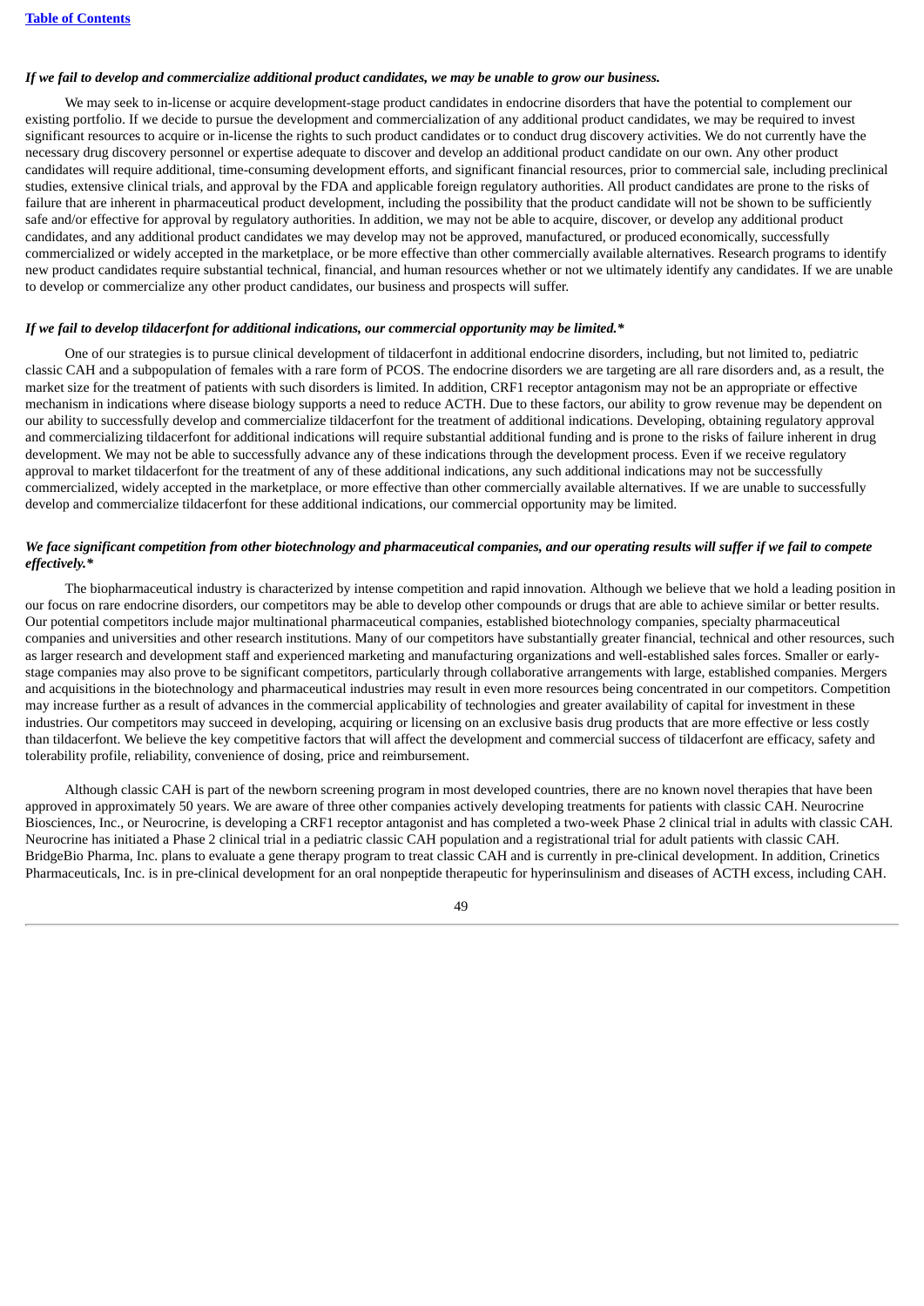***If we fail to develop and commercialize additional product candidates, we may be unable to grow our business.***

We may seek to in-license or acquire development-stage product candidates in endocrine disorders that have the potential to complement our existing portfolio. If we decide to pursue the development and commercialization of any additional product candidates, we may be required to invest significant resources to acquire or in-license the rights to such product candidates or to conduct drug discovery activities. We do not currently have the necessary drug discovery personnel or expertise adequate to discover and develop an additional product candidate on our own. Any other product candidates will require additional, time-consuming development efforts, and significant financial resources, prior to commercial sale, including preclinical studies, extensive clinical trials, and approval by the FDA and applicable foreign regulatory authorities. All product candidates are prone to the risks of failure that are inherent in pharmaceutical product development, including the possibility that the product candidate will not be shown to be sufficiently safe and/or effective for approval by regulatory authorities. In addition, we may not be able to acquire, discover, or develop any additional product candidates, and any additional product candidates we may develop may not be approved, manufactured, or produced economically, successfully commercialized or widely accepted in the marketplace, or be more effective than other commercially available alternatives. Research programs to identify new product candidates require substantial technical, financial, and human resources whether or not we ultimately identify any candidates. If we are unable to develop or commercialize any other product candidates, our business and prospects will suffer.

***If we fail to develop tildacerfont for additional indications, our commercial opportunity may be limited.****

One of our strategies is to pursue clinical development of tildacerfont in additional endocrine disorders, including, but not limited to, pediatric classic CAH and a subpopulation of females with a rare form of PCOS. The endocrine disorders we are targeting are all rare disorders and, as a result, the market size for the treatment of patients with such disorders is limited. In addition, CRF1 receptor antagonism may not be an appropriate or effective mechanism in indications where disease biology supports a need to reduce ACTH. Due to these factors, our ability to grow revenue may be dependent on our ability to successfully develop and commercialize tildacerfont for the treatment of additional indications. Developing, obtaining regulatory approval and commercializing tildacerfont for additional indications will require substantial additional funding and is prone to the risks of failure inherent in drug development. We may not be able to successfully advance any of these indications through the development process. Even if we receive regulatory approval to market tildacerfont for the treatment of any of these additional indications, any such additional indications may not be successfully commercialized, widely accepted in the marketplace, or more effective than other commercially available alternatives. If we are unable to successfully develop and commercialize tildacerfont for these additional indications, our commercial opportunity may be limited.

***We face significant competition from other biotechnology and pharmaceutical companies, and our operating results will suffer if we fail to compete effectively.****

The biopharmaceutical industry is characterized by intense competition and rapid innovation. Although we believe that we hold a leading position in our focus on rare endocrine disorders, our competitors may be able to develop other compounds or drugs that are able to achieve similar or better results. Our potential competitors include major multinational pharmaceutical companies, established biotechnology companies, specialty pharmaceutical companies and universities and other research institutions. Many of our competitors have substantially greater financial, technical and other resources, such as larger research and development staff and experienced marketing and manufacturing organizations and well-established sales forces. Smaller or early-stage companies may also prove to be significant competitors, particularly through collaborative arrangements with large, established companies. Mergers and acquisitions in the biotechnology and pharmaceutical industries may result in even more resources being concentrated in our competitors. Competition may increase further as a result of advances in the commercial applicability of technologies and greater availability of capital for investment in these industries. Our competitors may succeed in developing, acquiring or licensing on an exclusive basis drug products that are more effective or less costly than tildacerfont. We believe the key competitive factors that will affect the development and commercial success of tildacerfont are efficacy, safety and tolerability profile, reliability, convenience of dosing, price and reimbursement.

Although classic CAH is part of the newborn screening program in most developed countries, there are no known novel therapies that have been approved in approximately 50 years. We are aware of three other companies actively developing treatments for patients with classic CAH. Neurocrine Biosciences, Inc., or Neurocrine, is developing a CRF1 receptor antagonist and has completed a two-week Phase 2 clinical trial in adults with classic CAH. Neurocrine has initiated a Phase 2 clinical trial in a pediatric classic CAH population and a registrational trial for adult patients with classic CAH. BridgeBio Pharma, Inc. plans to evaluate a gene therapy program to treat classic CAH and is currently in pre-clinical development. In addition, Crinetics Pharmaceuticals, Inc. is in pre-clinical development for an oral nonpeptide therapeutic for hyperinsulinism and diseases of ACTH excess, including CAH.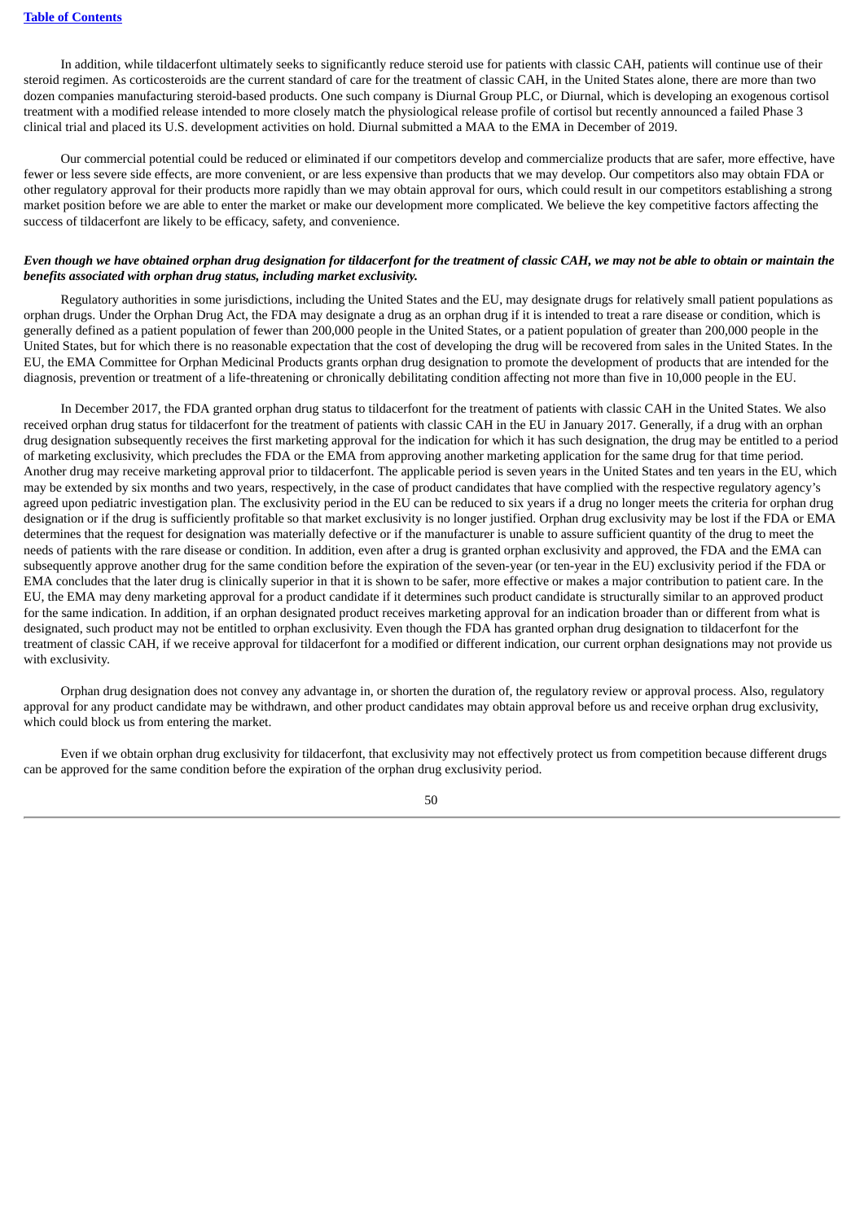In addition, while tildacerfont ultimately seeks to significantly reduce steroid use for patients with classic CAH, patients will continue use of their steroid regimen. As corticosteroids are the current standard of care for the treatment of classic CAH, in the United States alone, there are more than two dozen companies manufacturing steroid-based products. One such company is Diurnal Group PLC, or Diurnal, which is developing an exogenous cortisol treatment with a modified release intended to more closely match the physiological release profile of cortisol but recently announced a failed Phase 3 clinical trial and placed its U.S. development activities on hold. Diurnal submitted a MAA to the EMA in December of 2019.

Our commercial potential could be reduced or eliminated if our competitors develop and commercialize products that are safer, more effective, have fewer or less severe side effects, are more convenient, or are less expensive than products that we may develop. Our competitors also may obtain FDA or other regulatory approval for their products more rapidly than we may obtain approval for ours, which could result in our competitors establishing a strong market position before we are able to enter the market or make our development more complicated. We believe the key competitive factors affecting the success of tildacerfont are likely to be efficacy, safety, and convenience.

***Even though we have obtained orphan drug designation for tildacerfont for the treatment of classic CAH, we may not be able to obtain or maintain the benefits associated with orphan drug status, including market exclusivity.***

Regulatory authorities in some jurisdictions, including the United States and the EU, may designate drugs for relatively small patient populations as orphan drugs. Under the Orphan Drug Act, the FDA may designate a drug as an orphan drug if it is intended to treat a rare disease or condition, which is generally defined as a patient population of fewer than 200,000 people in the United States, or a patient population of greater than 200,000 people in the United States, but for which there is no reasonable expectation that the cost of developing the drug will be recovered from sales in the United States. In the EU, the EMA Committee for Orphan Medicinal Products grants orphan drug designation to promote the development of products that are intended for the diagnosis, prevention or treatment of a life-threatening or chronically debilitating condition affecting not more than five in 10,000 people in the EU.

In December 2017, the FDA granted orphan drug status to tildacerfont for the treatment of patients with classic CAH in the United States. We also received orphan drug status for tildacerfont for the treatment of patients with classic CAH in the EU in January 2017. Generally, if a drug with an orphan drug designation subsequently receives the first marketing approval for the indication for which it has such designation, the drug may be entitled to a period of marketing exclusivity, which precludes the FDA or the EMA from approving another marketing application for the same drug for that time period. Another drug may receive marketing approval prior to tildacerfont. The applicable period is seven years in the United States and ten years in the EU, which may be extended by six months and two years, respectively, in the case of product candidates that have complied with the respective regulatory agency's agreed upon pediatric investigation plan. The exclusivity period in the EU can be reduced to six years if a drug no longer meets the criteria for orphan drug designation or if the drug is sufficiently profitable so that market exclusivity is no longer justified. Orphan drug exclusivity may be lost if the FDA or EMA determines that the request for designation was materially defective or if the manufacturer is unable to assure sufficient quantity of the drug to meet the needs of patients with the rare disease or condition. In addition, even after a drug is granted orphan exclusivity and approved, the FDA and the EMA can subsequently approve another drug for the same condition before the expiration of the seven-year (or ten-year in the EU) exclusivity period if the FDA or EMA concludes that the later drug is clinically superior in that it is shown to be safer, more effective or makes a major contribution to patient care. In the EU, the EMA may deny marketing approval for a product candidate if it determines such product candidate is structurally similar to an approved product for the same indication. In addition, if an orphan designated product receives marketing approval for an indication broader than or different from what is designated, such product may not be entitled to orphan exclusivity. Even though the FDA has granted orphan drug designation to tildacerfont for the treatment of classic CAH, if we receive approval for tildacerfont for a modified or different indication, our current orphan designations may not provide us with exclusivity.

Orphan drug designation does not convey any advantage in, or shorten the duration of, the regulatory review or approval process. Also, regulatory approval for any product candidate may be withdrawn, and other product candidates may obtain approval before us and receive orphan drug exclusivity, which could block us from entering the market.

Even if we obtain orphan drug exclusivity for tildacerfont, that exclusivity may not effectively protect us from competition because different drugs can be approved for the same condition before the expiration of the orphan drug exclusivity period.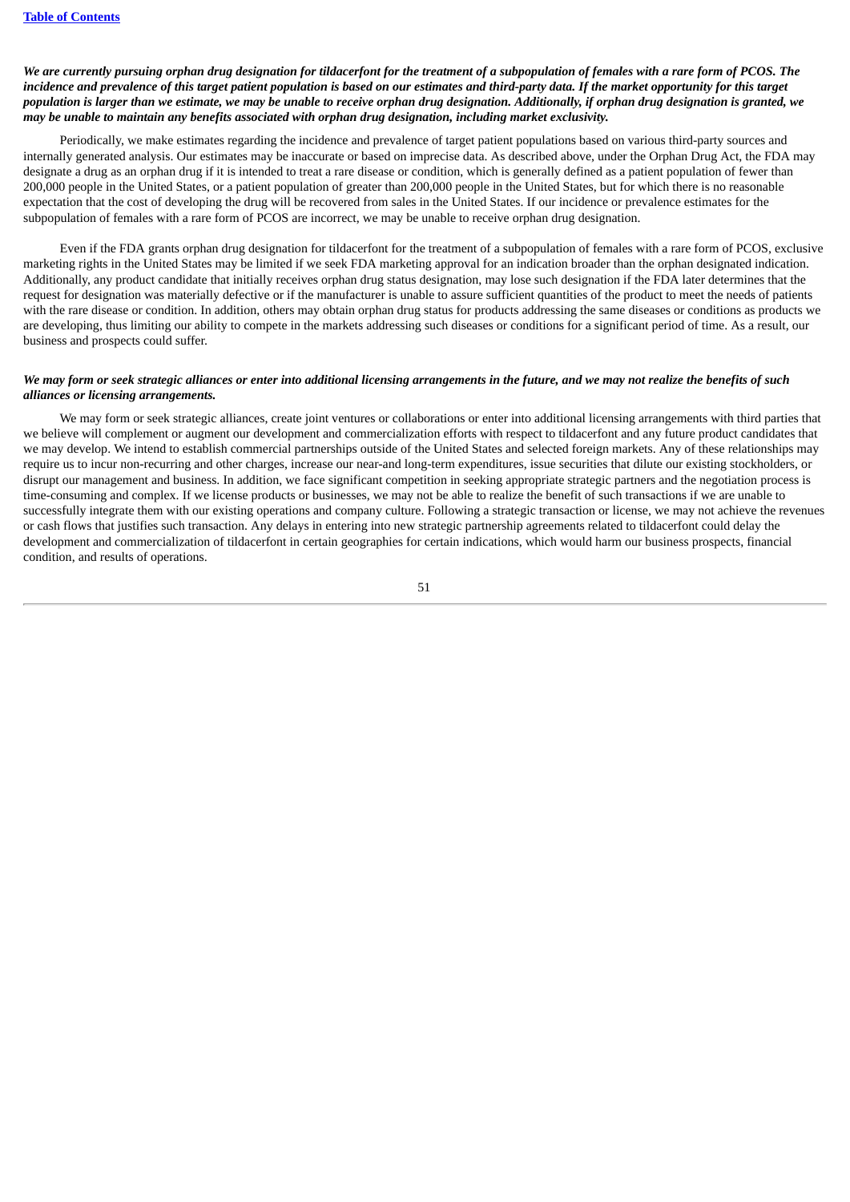***We are currently pursuing orphan drug designation for tildacerfont for the treatment of a subpopulation of females with a rare form of PCOS. The incidence and prevalence of this target patient population is based on our estimates and third-party data. If the market opportunity for this target population is larger than we estimate, we may be unable to receive orphan drug designation. Additionally, if orphan drug designation is granted, we may be unable to maintain any benefits associated with orphan drug designation, including market exclusivity.***

Periodically, we make estimates regarding the incidence and prevalence of target patient populations based on various third-party sources and internally generated analysis. Our estimates may be inaccurate or based on imprecise data. As described above, under the Orphan Drug Act, the FDA may designate a drug as an orphan drug if it is intended to treat a rare disease or condition, which is generally defined as a patient population of fewer than 200,000 people in the United States, or a patient population of greater than 200,000 people in the United States, but for which there is no reasonable expectation that the cost of developing the drug will be recovered from sales in the United States. If our incidence or prevalence estimates for the subpopulation of females with a rare form of PCOS are incorrect, we may be unable to receive orphan drug designation.

Even if the FDA grants orphan drug designation for tildacerfont for the treatment of a subpopulation of females with a rare form of PCOS, exclusive marketing rights in the United States may be limited if we seek FDA marketing approval for an indication broader than the orphan designated indication. Additionally, any product candidate that initially receives orphan drug status designation, may lose such designation if the FDA later determines that the request for designation was materially defective or if the manufacturer is unable to assure sufficient quantities of the product to meet the needs of patients with the rare disease or condition. In addition, others may obtain orphan drug status for products addressing the same diseases or conditions as products we are developing, thus limiting our ability to compete in the markets addressing such diseases or conditions for a significant period of time. As a result, our business and prospects could suffer.

***We may form or seek strategic alliances or enter into additional licensing arrangements in the future, and we may not realize the benefits of such alliances or licensing arrangements.***

We may form or seek strategic alliances, create joint ventures or collaborations or enter into additional licensing arrangements with third parties that we believe will complement or augment our development and commercialization efforts with respect to tildacerfont and any future product candidates that we may develop. We intend to establish commercial partnerships outside of the United States and selected foreign markets. Any of these relationships may require us to incur non-recurring and other charges, increase our near-and long-term expenditures, issue securities that dilute our existing stockholders, or disrupt our management and business. In addition, we face significant competition in seeking appropriate strategic partners and the negotiation process is time-consuming and complex. If we license products or businesses, we may not be able to realize the benefit of such transactions if we are unable to successfully integrate them with our existing operations and company culture. Following a strategic transaction or license, we may not achieve the revenues or cash flows that justifies such transaction. Any delays in entering into new strategic partnership agreements related to tildacerfont could delay the development and commercialization of tildacerfont in certain geographies for certain indications, which would harm our business prospects, financial condition, and results of operations.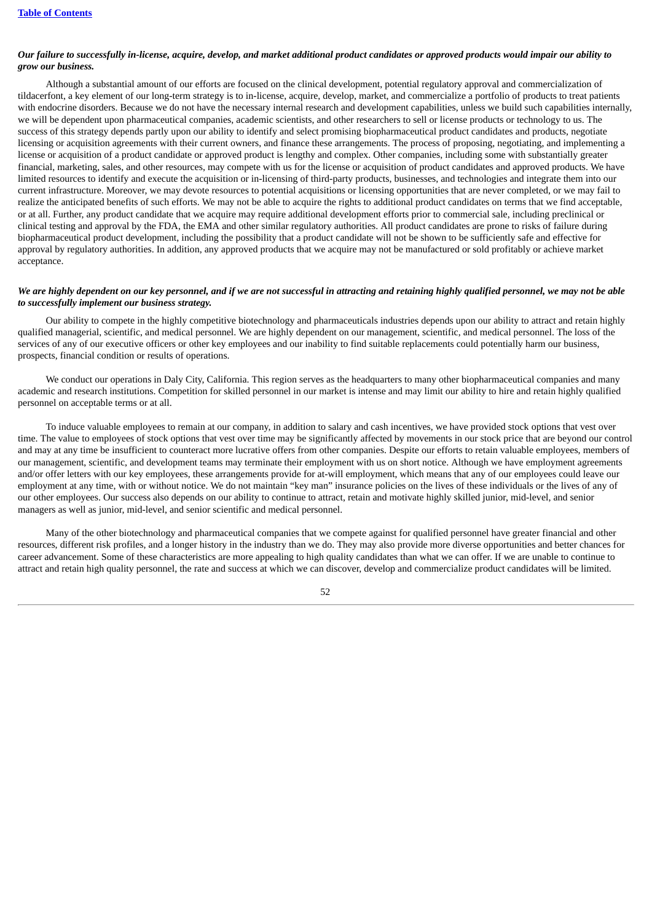***Our failure to successfully in-license, acquire, develop, and market additional product candidates or approved products would impair our ability to grow our business.***

Although a substantial amount of our efforts are focused on the clinical development, potential regulatory approval and commercialization of tildacerfont, a key element of our long-term strategy is to in-license, acquire, develop, market, and commercialize a portfolio of products to treat patients with endocrine disorders. Because we do not have the necessary internal research and development capabilities, unless we build such capabilities internally, we will be dependent upon pharmaceutical companies, academic scientists, and other researchers to sell or license products or technology to us. The success of this strategy depends partly upon our ability to identify and select promising biopharmaceutical product candidates and products, negotiate licensing or acquisition agreements with their current owners, and finance these arrangements. The process of proposing, negotiating, and implementing a license or acquisition of a product candidate or approved product is lengthy and complex. Other companies, including some with substantially greater financial, marketing, sales, and other resources, may compete with us for the license or acquisition of product candidates and approved products. We have limited resources to identify and execute the acquisition or in-licensing of third-party products, businesses, and technologies and integrate them into our current infrastructure. Moreover, we may devote resources to potential acquisitions or licensing opportunities that are never completed, or we may fail to realize the anticipated benefits of such efforts. We may not be able to acquire the rights to additional product candidates on terms that we find acceptable, or at all. Further, any product candidate that we acquire may require additional development efforts prior to commercial sale, including preclinical or clinical testing and approval by the FDA, the EMA and other similar regulatory authorities. All product candidates are prone to risks of failure during biopharmaceutical product development, including the possibility that a product candidate will not be shown to be sufficiently safe and effective for approval by regulatory authorities. In addition, any approved products that we acquire may not be manufactured or sold profitably or achieve market acceptance.

***We are highly dependent on our key personnel, and if we are not successful in attracting and retaining highly qualified personnel, we may not be able to successfully implement our business strategy.***

Our ability to compete in the highly competitive biotechnology and pharmaceuticals industries depends upon our ability to attract and retain highly qualified managerial, scientific, and medical personnel. We are highly dependent on our management, scientific, and medical personnel. The loss of the services of any of our executive officers or other key employees and our inability to find suitable replacements could potentially harm our business, prospects, financial condition or results of operations.

We conduct our operations in Daly City, California. This region serves as the headquarters to many other biopharmaceutical companies and many academic and research institutions. Competition for skilled personnel in our market is intense and may limit our ability to hire and retain highly qualified personnel on acceptable terms or at all.

To induce valuable employees to remain at our company, in addition to salary and cash incentives, we have provided stock options that vest over time. The value to employees of stock options that vest over time may be significantly affected by movements in our stock price that are beyond our control and may at any time be insufficient to counteract more lucrative offers from other companies. Despite our efforts to retain valuable employees, members of our management, scientific, and development teams may terminate their employment with us on short notice. Although we have employment agreements and/or offer letters with our key employees, these arrangements provide for at-will employment, which means that any of our employees could leave our employment at any time, with or without notice. We do not maintain "key man" insurance policies on the lives of these individuals or the lives of any of our other employees. Our success also depends on our ability to continue to attract, retain and motivate highly skilled junior, mid-level, and senior managers as well as junior, mid-level, and senior scientific and medical personnel.

Many of the other biotechnology and pharmaceutical companies that we compete against for qualified personnel have greater financial and other resources, different risk profiles, and a longer history in the industry than we do. They may also provide more diverse opportunities and better chances for career advancement. Some of these characteristics are more appealing to high quality candidates than what we can offer. If we are unable to continue to attract and retain high quality personnel, the rate and success at which we can discover, develop and commercialize product candidates will be limited.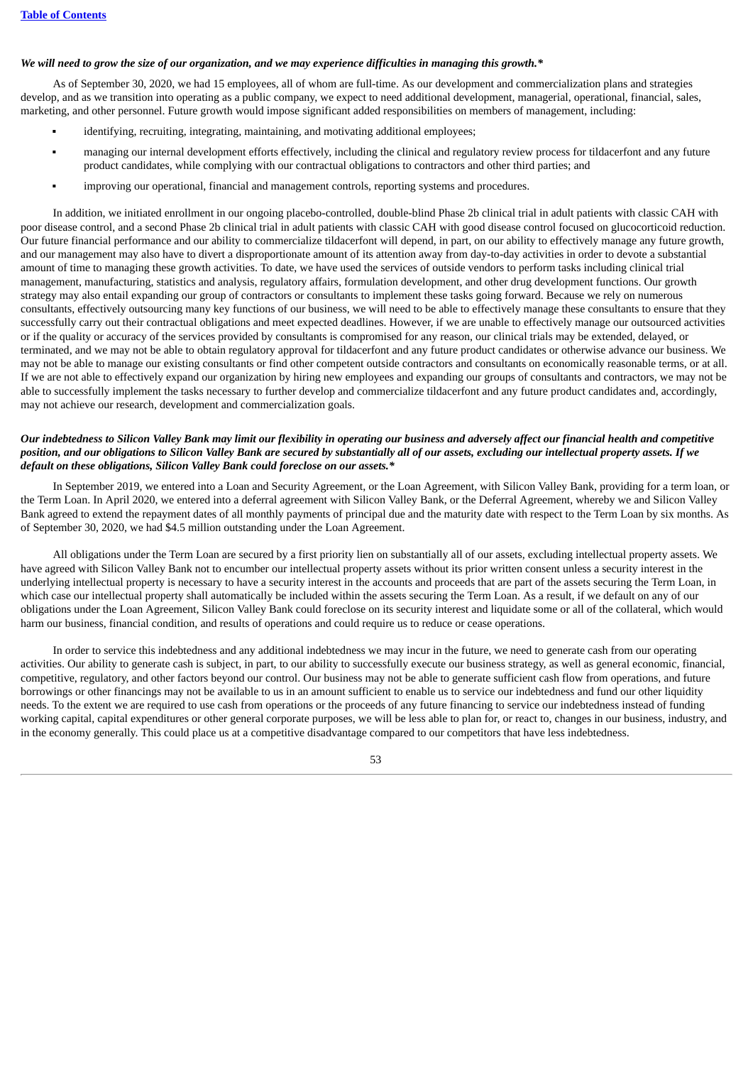***We will need to grow the size of our organization, and we may experience difficulties in managing this growth.****

As of September 30, 2020, we had 15 employees, all of whom are full-time. As our development and commercialization plans and strategies develop, and as we transition into operating as a public company, we expect to need additional development, managerial, operational, financial, sales, marketing, and other personnel. Future growth would impose significant added responsibilities on members of management, including:

- identifying, recruiting, integrating, maintaining, and motivating additional employees;
- managing our internal development efforts effectively, including the clinical and regulatory review process for tildacerfont and any future product candidates, while complying with our contractual obligations to contractors and other third parties; and
- improving our operational, financial and management controls, reporting systems and procedures.

In addition, we initiated enrollment in our ongoing placebo-controlled, double-blind Phase 2b clinical trial in adult patients with classic CAH with poor disease control, and a second Phase 2b clinical trial in adult patients with classic CAH with good disease control focused on glucocorticoid reduction. Our future financial performance and our ability to commercialize tildacerfont will depend, in part, on our ability to effectively manage any future growth, and our management may also have to divert a disproportionate amount of its attention away from day-to-day activities in order to devote a substantial amount of time to managing these growth activities. To date, we have used the services of outside vendors to perform tasks including clinical trial management, manufacturing, statistics and analysis, regulatory affairs, formulation development, and other drug development functions. Our growth strategy may also entail expanding our group of contractors or consultants to implement these tasks going forward. Because we rely on numerous consultants, effectively outsourcing many key functions of our business, we will need to be able to effectively manage these consultants to ensure that they successfully carry out their contractual obligations and meet expected deadlines. However, if we are unable to effectively manage our outsourced activities or if the quality or accuracy of the services provided by consultants is compromised for any reason, our clinical trials may be extended, delayed, or terminated, and we may not be able to obtain regulatory approval for tildacerfont and any future product candidates or otherwise advance our business. We may not be able to manage our existing consultants or find other competent outside contractors and consultants on economically reasonable terms, or at all. If we are not able to effectively expand our organization by hiring new employees and expanding our groups of consultants and contractors, we may not be able to successfully implement the tasks necessary to further develop and commercialize tildacerfont and any future product candidates and, accordingly, may not achieve our research, development and commercialization goals.

***Our indebtedness to Silicon Valley Bank may limit our flexibility in operating our business and adversely affect our financial health and competitive position, and our obligations to Silicon Valley Bank are secured by substantially all of our assets, excluding our intellectual property assets. If we default on these obligations, Silicon Valley Bank could foreclose on our assets.****

In September 2019, we entered into a Loan and Security Agreement, or the Loan Agreement, with Silicon Valley Bank, providing for a term loan, or the Term Loan. In April 2020, we entered into a deferral agreement with Silicon Valley Bank, or the Deferral Agreement, whereby we and Silicon Valley Bank agreed to extend the repayment dates of all monthly payments of principal due and the maturity date with respect to the Term Loan by six months. As of September 30, 2020, we had $4.5 million outstanding under the Loan Agreement.

All obligations under the Term Loan are secured by a first priority lien on substantially all of our assets, excluding intellectual property assets. We have agreed with Silicon Valley Bank not to encumber our intellectual property assets without its prior written consent unless a security interest in the underlying intellectual property is necessary to have a security interest in the accounts and proceeds that are part of the assets securing the Term Loan, in which case our intellectual property shall automatically be included within the assets securing the Term Loan. As a result, if we default on any of our obligations under the Loan Agreement, Silicon Valley Bank could foreclose on its security interest and liquidate some or all of the collateral, which would harm our business, financial condition, and results of operations and could require us to reduce or cease operations.

In order to service this indebtedness and any additional indebtedness we may incur in the future, we need to generate cash from our operating activities. Our ability to generate cash is subject, in part, to our ability to successfully execute our business strategy, as well as general economic, financial, competitive, regulatory, and other factors beyond our control. Our business may not be able to generate sufficient cash flow from operations, and future borrowings or other financings may not be available to us in an amount sufficient to enable us to service our indebtedness and fund our other liquidity needs. To the extent we are required to use cash from operations or the proceeds of any future financing to service our indebtedness instead of funding working capital, capital expenditures or other general corporate purposes, we will be less able to plan for, or react to, changes in our business, industry, and in the economy generally. This could place us at a competitive disadvantage compared to our competitors that have less indebtedness.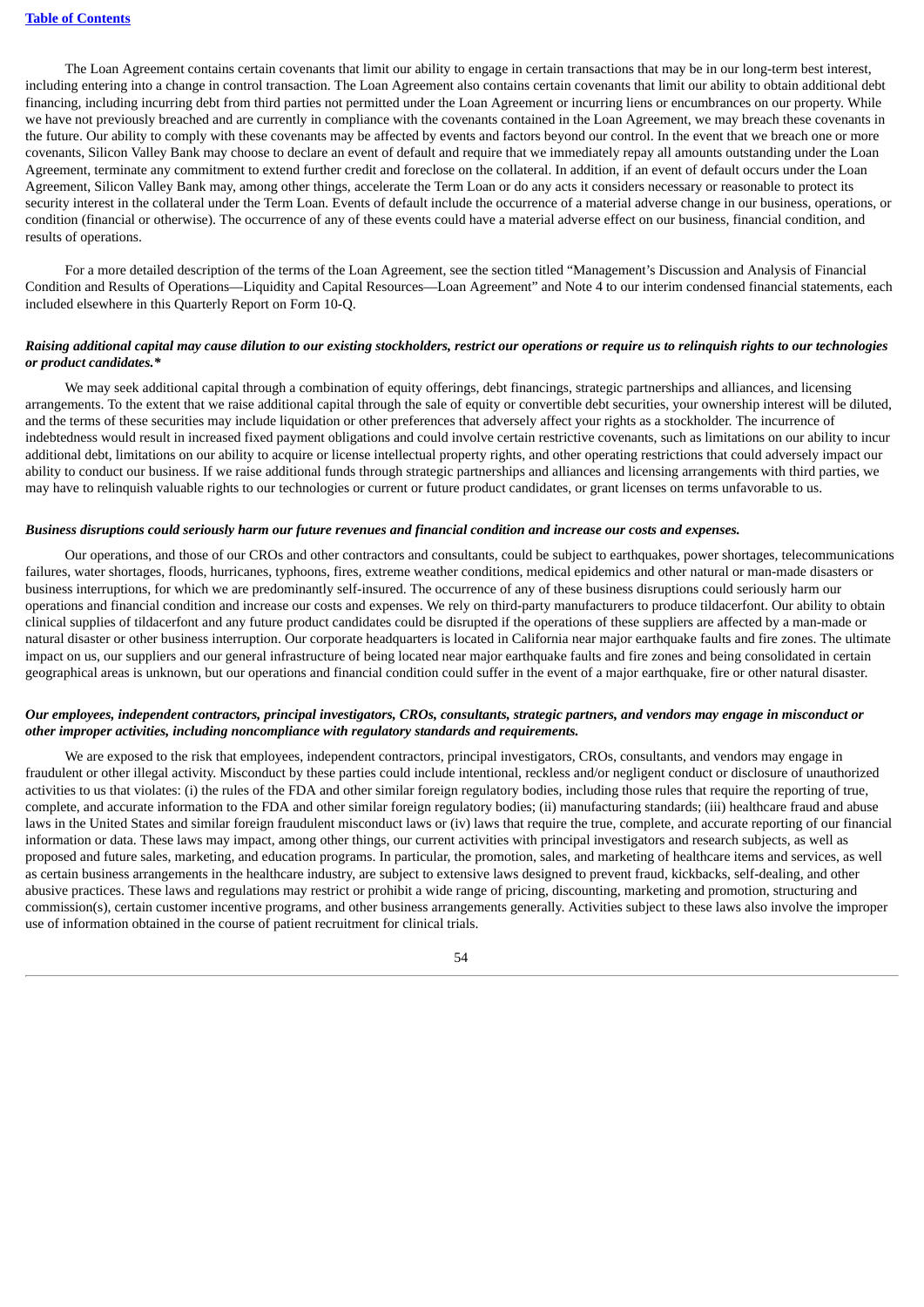The Loan Agreement contains certain covenants that limit our ability to engage in certain transactions that may be in our long-term best interest, including entering into a change in control transaction. The Loan Agreement also contains certain covenants that limit our ability to obtain additional debt financing, including incurring debt from third parties not permitted under the Loan Agreement or incurring liens or encumbrances on our property. While we have not previously breached and are currently in compliance with the covenants contained in the Loan Agreement, we may breach these covenants in the future. Our ability to comply with these covenants may be affected by events and factors beyond our control. In the event that we breach one or more covenants, Silicon Valley Bank may choose to declare an event of default and require that we immediately repay all amounts outstanding under the Loan Agreement, terminate any commitment to extend further credit and foreclose on the collateral. In addition, if an event of default occurs under the Loan Agreement, Silicon Valley Bank may, among other things, accelerate the Term Loan or do any acts it considers necessary or reasonable to protect its security interest in the collateral under the Term Loan. Events of default include the occurrence of a material adverse change in our business, operations, or condition (financial or otherwise). The occurrence of any of these events could have a material adverse effect on our business, financial condition, and results of operations.

For a more detailed description of the terms of the Loan Agreement, see the section titled "Management's Discussion and Analysis of Financial Condition and Results of Operations—Liquidity and Capital Resources—Loan Agreement" and Note 4 to our interim condensed financial statements, each included elsewhere in this Quarterly Report on Form 10-Q.

***Raising additional capital may cause dilution to our existing stockholders, restrict our operations or require us to relinquish rights to our technologies or product candidates.****

We may seek additional capital through a combination of equity offerings, debt financings, strategic partnerships and alliances, and licensing arrangements. To the extent that we raise additional capital through the sale of equity or convertible debt securities, your ownership interest will be diluted, and the terms of these securities may include liquidation or other preferences that adversely affect your rights as a stockholder. The incurrence of indebtedness would result in increased fixed payment obligations and could involve certain restrictive covenants, such as limitations on our ability to incur additional debt, limitations on our ability to acquire or license intellectual property rights, and other operating restrictions that could adversely impact our ability to conduct our business. If we raise additional funds through strategic partnerships and alliances and licensing arrangements with third parties, we may have to relinquish valuable rights to our technologies or current or future product candidates, or grant licenses on terms unfavorable to us.

***Business disruptions could seriously harm our future revenues and financial condition and increase our costs and expenses.***

Our operations, and those of our CROs and other contractors and consultants, could be subject to earthquakes, power shortages, telecommunications failures, water shortages, floods, hurricanes, typhoons, fires, extreme weather conditions, medical epidemics and other natural or man-made disasters or business interruptions, for which we are predominantly self-insured. The occurrence of any of these business disruptions could seriously harm our operations and financial condition and increase our costs and expenses. We rely on third-party manufacturers to produce tildacerfont. Our ability to obtain clinical supplies of tildacerfont and any future product candidates could be disrupted if the operations of these suppliers are affected by a man-made or natural disaster or other business interruption. Our corporate headquarters is located in California near major earthquake faults and fire zones. The ultimate impact on us, our suppliers and our general infrastructure of being located near major earthquake faults and fire zones and being consolidated in certain geographical areas is unknown, but our operations and financial condition could suffer in the event of a major earthquake, fire or other natural disaster.

***Our employees, independent contractors, principal investigators, CROs, consultants, strategic partners, and vendors may engage in misconduct or other improper activities, including noncompliance with regulatory standards and requirements.***

We are exposed to the risk that employees, independent contractors, principal investigators, CROs, consultants, and vendors may engage in fraudulent or other illegal activity. Misconduct by these parties could include intentional, reckless and/or negligent conduct or disclosure of unauthorized activities to us that violates: (i) the rules of the FDA and other similar foreign regulatory bodies, including those rules that require the reporting of true, complete, and accurate information to the FDA and other similar foreign regulatory bodies; (ii) manufacturing standards; (iii) healthcare fraud and abuse laws in the United States and similar foreign fraudulent misconduct laws or (iv) laws that require the true, complete, and accurate reporting of our financial information or data. These laws may impact, among other things, our current activities with principal investigators and research subjects, as well as proposed and future sales, marketing, and education programs. In particular, the promotion, sales, and marketing of healthcare items and services, as well as certain business arrangements in the healthcare industry, are subject to extensive laws designed to prevent fraud, kickbacks, self-dealing, and other abusive practices. These laws and regulations may restrict or prohibit a wide range of pricing, discounting, marketing and promotion, structuring and commission(s), certain customer incentive programs, and other business arrangements generally. Activities subject to these laws also involve the improper use of information obtained in the course of patient recruitment for clinical trials.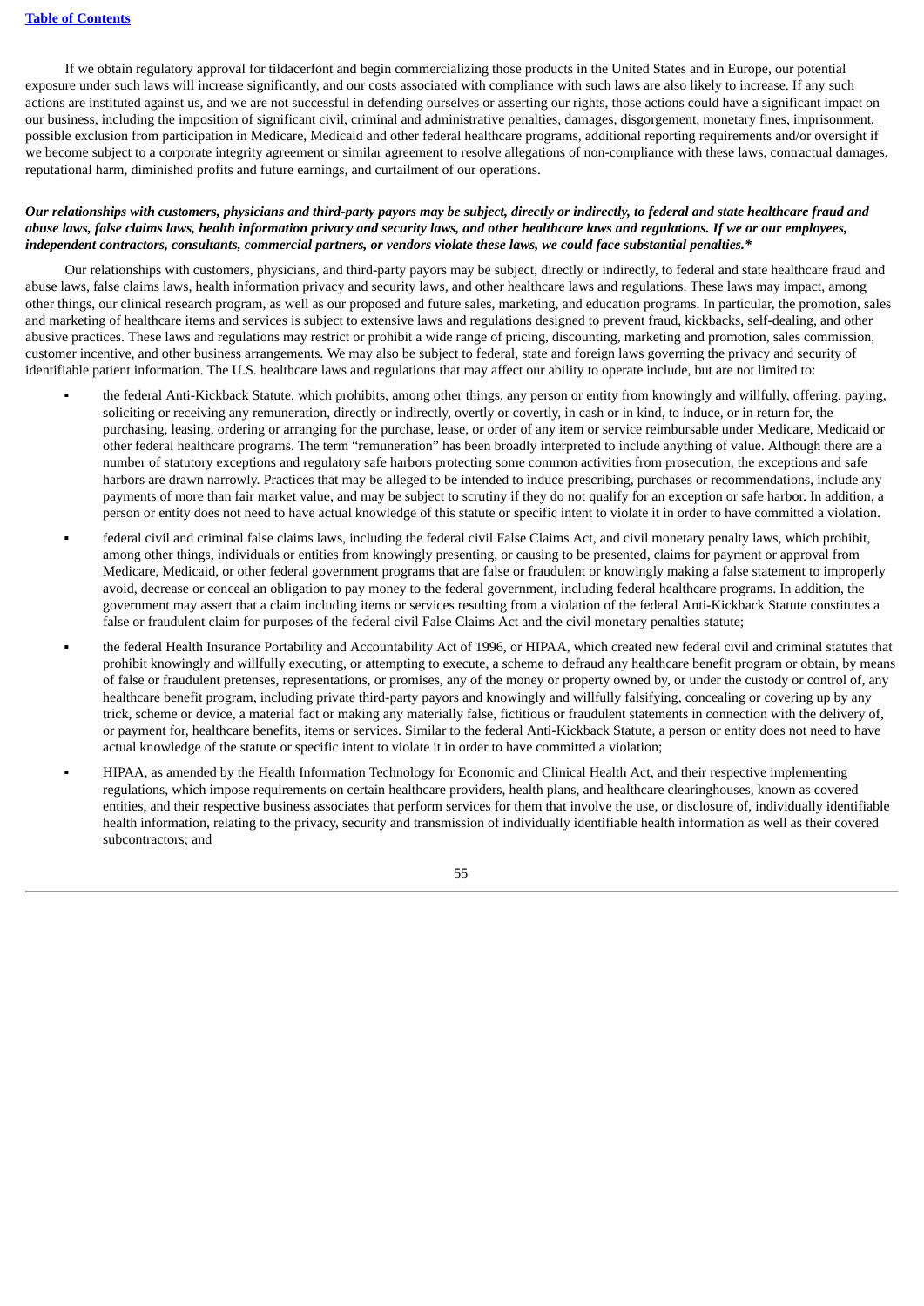If we obtain regulatory approval for tildacerfont and begin commercializing those products in the United States and in Europe, our potential exposure under such laws will increase significantly, and our costs associated with compliance with such laws are also likely to increase. If any such actions are instituted against us, and we are not successful in defending ourselves or asserting our rights, those actions could have a significant impact on our business, including the imposition of significant civil, criminal and administrative penalties, damages, disgorgement, monetary fines, imprisonment, possible exclusion from participation in Medicare, Medicaid and other federal healthcare programs, additional reporting requirements and/or oversight if we become subject to a corporate integrity agreement or similar agreement to resolve allegations of non-compliance with these laws, contractual damages, reputational harm, diminished profits and future earnings, and curtailment of our operations.

***Our relationships with customers, physicians and third-party payors may be subject, directly or indirectly, to federal and state healthcare fraud and abuse laws, false claims laws, health information privacy and security laws, and other healthcare laws and regulations. If we or our employees, independent contractors, consultants, commercial partners, or vendors violate these laws, we could face substantial penalties.****

Our relationships with customers, physicians, and third-party payors may be subject, directly or indirectly, to federal and state healthcare fraud and abuse laws, false claims laws, health information privacy and security laws, and other healthcare laws and regulations. These laws may impact, among other things, our clinical research program, as well as our proposed and future sales, marketing, and education programs. In particular, the promotion, sales and marketing of healthcare items and services is subject to extensive laws and regulations designed to prevent fraud, kickbacks, self-dealing, and other abusive practices. These laws and regulations may restrict or prohibit a wide range of pricing, discounting, marketing and promotion, sales commission, customer incentive, and other business arrangements. We may also be subject to federal, state and foreign laws governing the privacy and security of identifiable patient information. The U.S. healthcare laws and regulations that may affect our ability to operate include, but are not limited to:

- the federal Anti-Kickback Statute, which prohibits, among other things, any person or entity from knowingly and willfully, offering, paying, soliciting or receiving any remuneration, directly or indirectly, overtly or covertly, in cash or in kind, to induce, or in return for, the purchasing, leasing, ordering or arranging for the purchase, lease, or order of any item or service reimbursable under Medicare, Medicaid or other federal healthcare programs. The term "remuneration" has been broadly interpreted to include anything of value. Although there are a number of statutory exceptions and regulatory safe harbors protecting some common activities from prosecution, the exceptions and safe harbors are drawn narrowly. Practices that may be alleged to be intended to induce prescribing, purchases or recommendations, include any payments of more than fair market value, and may be subject to scrutiny if they do not qualify for an exception or safe harbor. In addition, a person or entity does not need to have actual knowledge of this statute or specific intent to violate it in order to have committed a violation.
- federal civil and criminal false claims laws, including the federal civil False Claims Act, and civil monetary penalty laws, which prohibit, among other things, individuals or entities from knowingly presenting, or causing to be presented, claims for payment or approval from Medicare, Medicaid, or other federal government programs that are false or fraudulent or knowingly making a false statement to improperly avoid, decrease or conceal an obligation to pay money to the federal government, including federal healthcare programs. In addition, the government may assert that a claim including items or services resulting from a violation of the federal Anti-Kickback Statute constitutes a false or fraudulent claim for purposes of the federal civil False Claims Act and the civil monetary penalties statute;
- the federal Health Insurance Portability and Accountability Act of 1996, or HIPAA, which created new federal civil and criminal statutes that prohibit knowingly and willfully executing, or attempting to execute, a scheme to defraud any healthcare benefit program or obtain, by means of false or fraudulent pretenses, representations, or promises, any of the money or property owned by, or under the custody or control of, any healthcare benefit program, including private third-party payors and knowingly and willfully falsifying, concealing or covering up by any trick, scheme or device, a material fact or making any materially false, fictitious or fraudulent statements in connection with the delivery of, or payment for, healthcare benefits, items or services. Similar to the federal Anti-Kickback Statute, a person or entity does not need to have actual knowledge of the statute or specific intent to violate it in order to have committed a violation;
- HIPAA, as amended by the Health Information Technology for Economic and Clinical Health Act, and their respective implementing regulations, which impose requirements on certain healthcare providers, health plans, and healthcare clearinghouses, known as covered entities, and their respective business associates that perform services for them that involve the use, or disclosure of, individually identifiable health information, relating to the privacy, security and transmission of individually identifiable health information as well as their covered subcontractors; and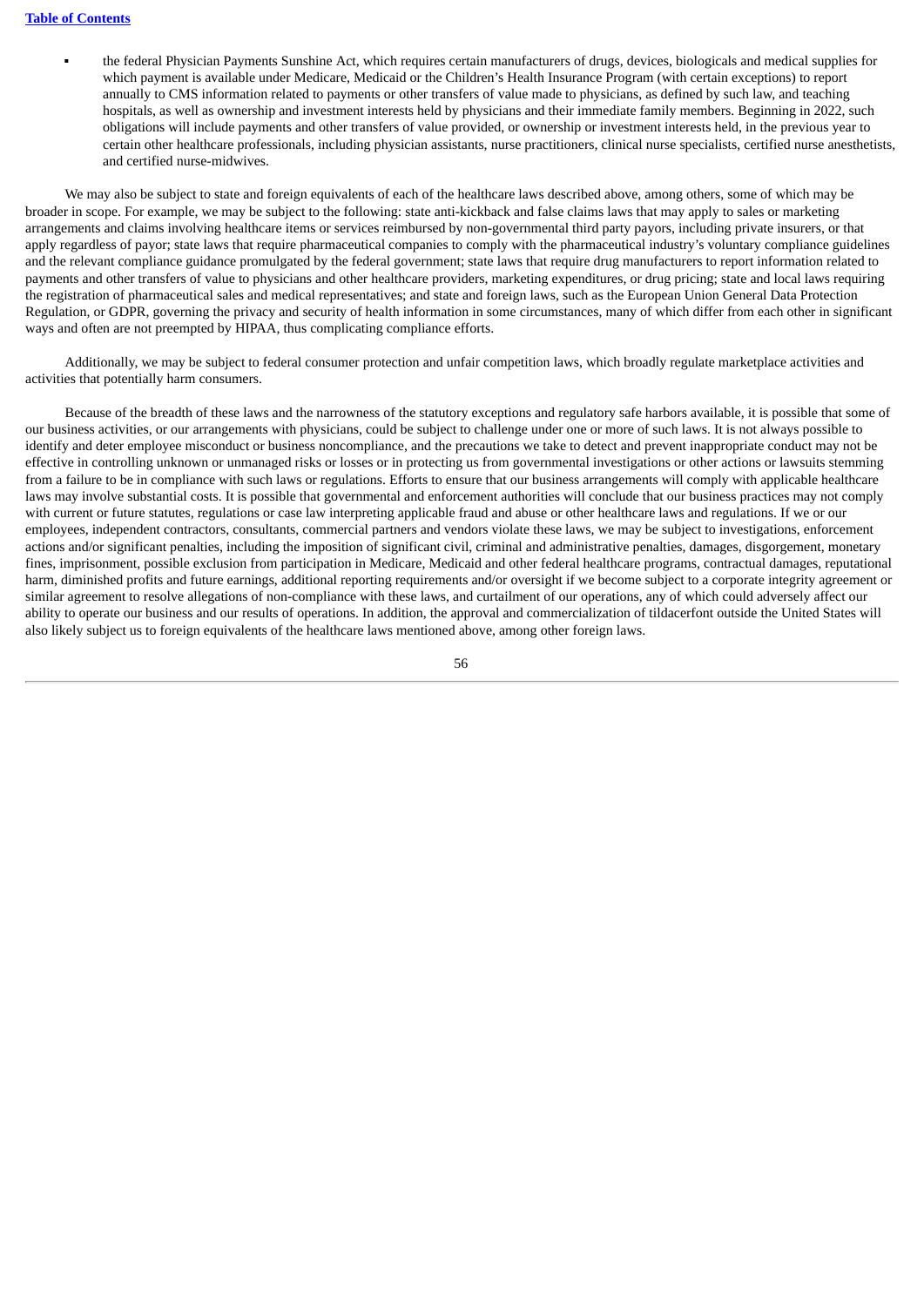- the federal Physician Payments Sunshine Act, which requires certain manufacturers of drugs, devices, biologicals and medical supplies for which payment is available under Medicare, Medicaid or the Children's Health Insurance Program (with certain exceptions) to report annually to CMS information related to payments or other transfers of value made to physicians, as defined by such law, and teaching hospitals, as well as ownership and investment interests held by physicians and their immediate family members. Beginning in 2022, such obligations will include payments and other transfers of value provided, or ownership or investment interests held, in the previous year to certain other healthcare professionals, including physician assistants, nurse practitioners, clinical nurse specialists, certified nurse anesthetists, and certified nurse-midwives.

We may also be subject to state and foreign equivalents of each of the healthcare laws described above, among others, some of which may be broader in scope. For example, we may be subject to the following: state anti-kickback and false claims laws that may apply to sales or marketing arrangements and claims involving healthcare items or services reimbursed by non-governmental third party payors, including private insurers, or that apply regardless of payor; state laws that require pharmaceutical companies to comply with the pharmaceutical industry's voluntary compliance guidelines and the relevant compliance guidance promulgated by the federal government; state laws that require drug manufacturers to report information related to payments and other transfers of value to physicians and other healthcare providers, marketing expenditures, or drug pricing; state and local laws requiring the registration of pharmaceutical sales and medical representatives; and state and foreign laws, such as the European Union General Data Protection Regulation, or GDPR, governing the privacy and security of health information in some circumstances, many of which differ from each other in significant ways and often are not preempted by HIPAA, thus complicating compliance efforts.

Additionally, we may be subject to federal consumer protection and unfair competition laws, which broadly regulate marketplace activities and activities that potentially harm consumers.

Because of the breadth of these laws and the narrowness of the statutory exceptions and regulatory safe harbors available, it is possible that some of our business activities, or our arrangements with physicians, could be subject to challenge under one or more of such laws. It is not always possible to identify and deter employee misconduct or business noncompliance, and the precautions we take to detect and prevent inappropriate conduct may not be effective in controlling unknown or unmanaged risks or losses or in protecting us from governmental investigations or other actions or lawsuits stemming from a failure to be in compliance with such laws or regulations. Efforts to ensure that our business arrangements will comply with applicable healthcare laws may involve substantial costs. It is possible that governmental and enforcement authorities will conclude that our business practices may not comply with current or future statutes, regulations or case law interpreting applicable fraud and abuse or other healthcare laws and regulations. If we or our employees, independent contractors, consultants, commercial partners and vendors violate these laws, we may be subject to investigations, enforcement actions and/or significant penalties, including the imposition of significant civil, criminal and administrative penalties, damages, disgorgement, monetary fines, imprisonment, possible exclusion from participation in Medicare, Medicaid and other federal healthcare programs, contractual damages, reputational harm, diminished profits and future earnings, additional reporting requirements and/or oversight if we become subject to a corporate integrity agreement or similar agreement to resolve allegations of non-compliance with these laws, and curtailment of our operations, any of which could adversely affect our ability to operate our business and our results of operations. In addition, the approval and commercialization of tildacerfont outside the United States will also likely subject us to foreign equivalents of the healthcare laws mentioned above, among other foreign laws.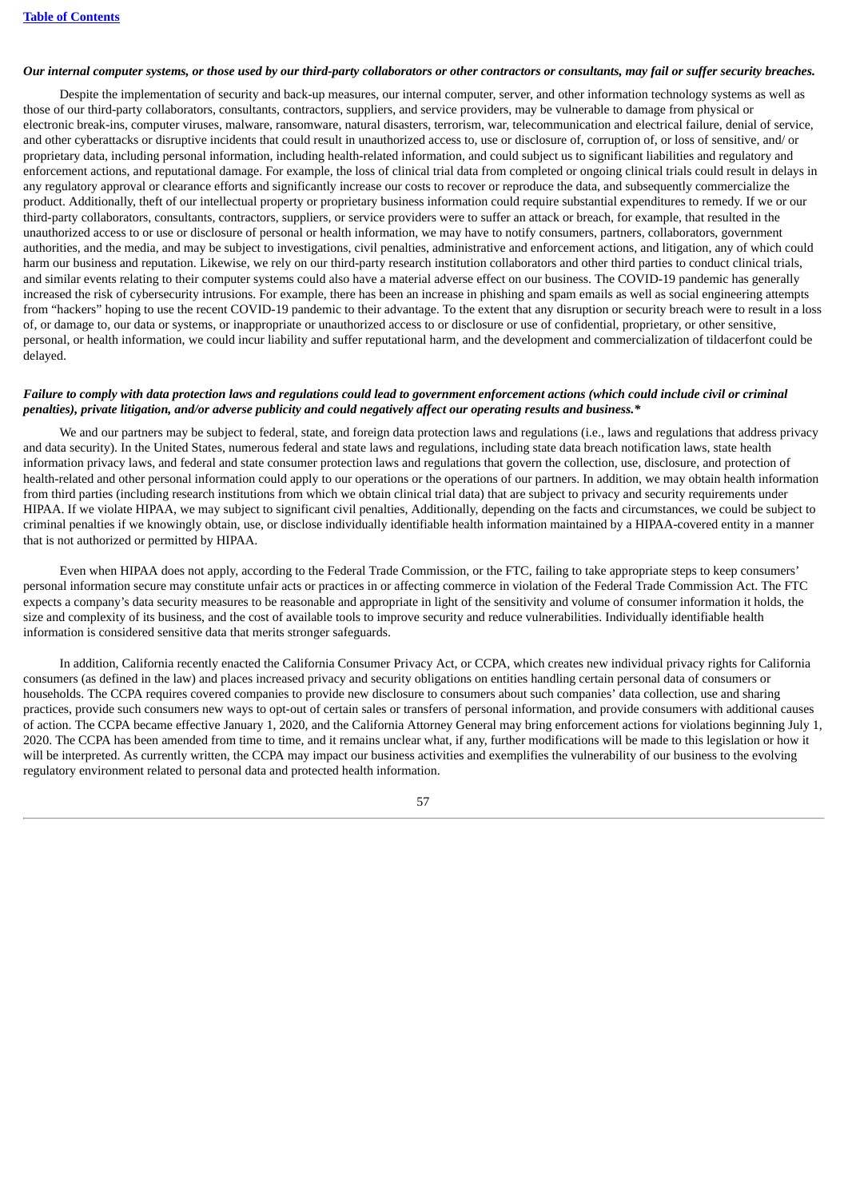***Our internal computer systems, or those used by our third-party collaborators or other contractors or consultants, may fail or suffer security breaches.***

Despite the implementation of security and back-up measures, our internal computer, server, and other information technology systems as well as those of our third-party collaborators, consultants, contractors, suppliers, and service providers, may be vulnerable to damage from physical or electronic break-ins, computer viruses, malware, ransomware, natural disasters, terrorism, war, telecommunication and electrical failure, denial of service, and other cyberattacks or disruptive incidents that could result in unauthorized access to, use or disclosure of, corruption of, or loss of sensitive, and/ or proprietary data, including personal information, including health-related information, and could subject us to significant liabilities and regulatory and enforcement actions, and reputational damage. For example, the loss of clinical trial data from completed or ongoing clinical trials could result in delays in any regulatory approval or clearance efforts and significantly increase our costs to recover or reproduce the data, and subsequently commercialize the product. Additionally, theft of our intellectual property or proprietary business information could require substantial expenditures to remedy. If we or our third-party collaborators, consultants, contractors, suppliers, or service providers were to suffer an attack or breach, for example, that resulted in the unauthorized access to or use or disclosure of personal or health information, we may have to notify consumers, partners, collaborators, government authorities, and the media, and may be subject to investigations, civil penalties, administrative and enforcement actions, and litigation, any of which could harm our business and reputation. Likewise, we rely on our third-party research institution collaborators and other third parties to conduct clinical trials, and similar events relating to their computer systems could also have a material adverse effect on our business. The COVID-19 pandemic has generally increased the risk of cybersecurity intrusions. For example, there has been an increase in phishing and spam emails as well as social engineering attempts from "hackers" hoping to use the recent COVID-19 pandemic to their advantage. To the extent that any disruption or security breach were to result in a loss of, or damage to, our data or systems, or inappropriate or unauthorized access to or disclosure or use of confidential, proprietary, or other sensitive, personal, or health information, we could incur liability and suffer reputational harm, and the development and commercialization of tildacerfont could be delayed.

***Failure to comply with data protection laws and regulations could lead to government enforcement actions (which could include civil or criminal penalties), private litigation, and/or adverse publicity and could negatively affect our operating results and business.****

We and our partners may be subject to federal, state, and foreign data protection laws and regulations (i.e., laws and regulations that address privacy and data security). In the United States, numerous federal and state laws and regulations, including state data breach notification laws, state health information privacy laws, and federal and state consumer protection laws and regulations that govern the collection, use, disclosure, and protection of health-related and other personal information could apply to our operations or the operations of our partners. In addition, we may obtain health information from third parties (including research institutions from which we obtain clinical trial data) that are subject to privacy and security requirements under HIPAA. If we violate HIPAA, we may subject to significant civil penalties, Additionally, depending on the facts and circumstances, we could be subject to criminal penalties if we knowingly obtain, use, or disclose individually identifiable health information maintained by a HIPAA-covered entity in a manner that is not authorized or permitted by HIPAA.

Even when HIPAA does not apply, according to the Federal Trade Commission, or the FTC, failing to take appropriate steps to keep consumers' personal information secure may constitute unfair acts or practices in or affecting commerce in violation of the Federal Trade Commission Act. The FTC expects a company's data security measures to be reasonable and appropriate in light of the sensitivity and volume of consumer information it holds, the size and complexity of its business, and the cost of available tools to improve security and reduce vulnerabilities. Individually identifiable health information is considered sensitive data that merits stronger safeguards.

In addition, California recently enacted the California Consumer Privacy Act, or CCPA, which creates new individual privacy rights for California consumers (as defined in the law) and places increased privacy and security obligations on entities handling certain personal data of consumers or households. The CCPA requires covered companies to provide new disclosure to consumers about such companies' data collection, use and sharing practices, provide such consumers new ways to opt-out of certain sales or transfers of personal information, and provide consumers with additional causes of action. The CCPA became effective January 1, 2020, and the California Attorney General may bring enforcement actions for violations beginning July 1, 2020. The CCPA has been amended from time to time, and it remains unclear what, if any, further modifications will be made to this legislation or how it will be interpreted. As currently written, the CCPA may impact our business activities and exemplifies the vulnerability of our business to the evolving regulatory environment related to personal data and protected health information.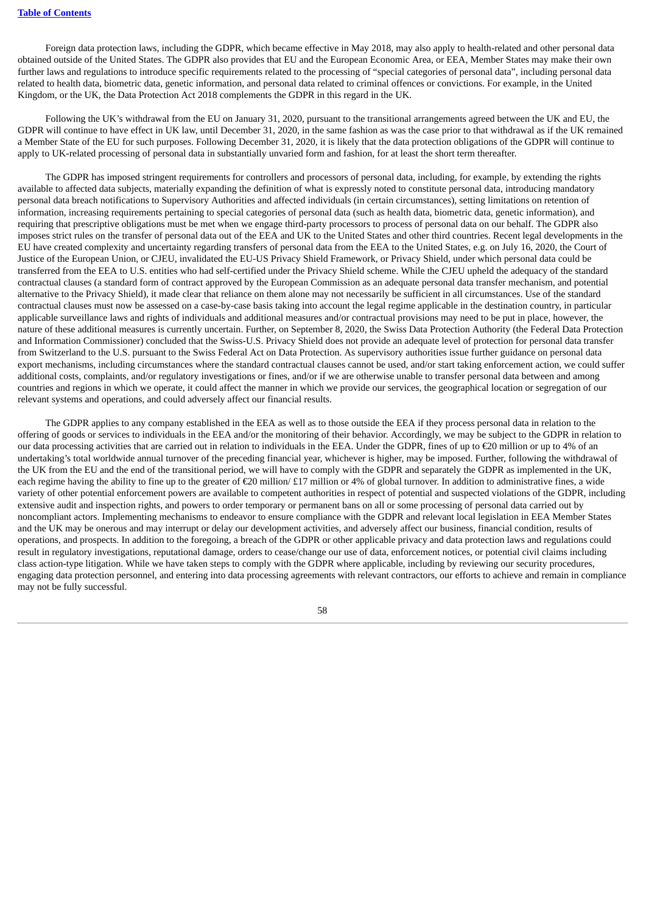Foreign data protection laws, including the GDPR, which became effective in May 2018, may also apply to health-related and other personal data obtained outside of the United States. The GDPR also provides that EU and the European Economic Area, or EEA, Member States may make their own further laws and regulations to introduce specific requirements related to the processing of "special categories of personal data", including personal data related to health data, biometric data, genetic information, and personal data related to criminal offences or convictions. For example, in the United Kingdom, or the UK, the Data Protection Act 2018 complements the GDPR in this regard in the UK.

Following the UK's withdrawal from the EU on January 31, 2020, pursuant to the transitional arrangements agreed between the UK and EU, the GDPR will continue to have effect in UK law, until December 31, 2020, in the same fashion as was the case prior to that withdrawal as if the UK remained a Member State of the EU for such purposes. Following December 31, 2020, it is likely that the data protection obligations of the GDPR will continue to apply to UK-related processing of personal data in substantially unvaried form and fashion, for at least the short term thereafter.

The GDPR has imposed stringent requirements for controllers and processors of personal data, including, for example, by extending the rights available to affected data subjects, materially expanding the definition of what is expressly noted to constitute personal data, introducing mandatory personal data breach notifications to Supervisory Authorities and affected individuals (in certain circumstances), setting limitations on retention of information, increasing requirements pertaining to special categories of personal data (such as health data, biometric data, genetic information), and requiring that prescriptive obligations must be met when we engage third-party processors to process of personal data on our behalf. The GDPR also imposes strict rules on the transfer of personal data out of the EEA and UK to the United States and other third countries. Recent legal developments in the EU have created complexity and uncertainty regarding transfers of personal data from the EEA to the United States, e.g. on July 16, 2020, the Court of Justice of the European Union, or CJEU, invalidated the EU-US Privacy Shield Framework, or Privacy Shield, under which personal data could be transferred from the EEA to U.S. entities who had self-certified under the Privacy Shield scheme. While the CJEU upheld the adequacy of the standard contractual clauses (a standard form of contract approved by the European Commission as an adequate personal data transfer mechanism, and potential alternative to the Privacy Shield), it made clear that reliance on them alone may not necessarily be sufficient in all circumstances. Use of the standard contractual clauses must now be assessed on a case-by-case basis taking into account the legal regime applicable in the destination country, in particular applicable surveillance laws and rights of individuals and additional measures and/or contractual provisions may need to be put in place, however, the nature of these additional measures is currently uncertain. Further, on September 8, 2020, the Swiss Data Protection Authority (the Federal Data Protection and Information Commissioner) concluded that the Swiss-U.S. Privacy Shield does not provide an adequate level of protection for personal data transfer from Switzerland to the U.S. pursuant to the Swiss Federal Act on Data Protection. As supervisory authorities issue further guidance on personal data export mechanisms, including circumstances where the standard contractual clauses cannot be used, and/or start taking enforcement action, we could suffer additional costs, complaints, and/or regulatory investigations or fines, and/or if we are otherwise unable to transfer personal data between and among countries and regions in which we operate, it could affect the manner in which we provide our services, the geographical location or segregation of our relevant systems and operations, and could adversely affect our financial results.

The GDPR applies to any company established in the EEA as well as to those outside the EEA if they process personal data in relation to the offering of goods or services to individuals in the EEA and/or the monitoring of their behavior. Accordingly, we may be subject to the GDPR in relation to our data processing activities that are carried out in relation to individuals in the EEA. Under the GDPR, fines of up to €20 million or up to 4% of an undertaking's total worldwide annual turnover of the preceding financial year, whichever is higher, may be imposed. Further, following the withdrawal of the UK from the EU and the end of the transitional period, we will have to comply with the GDPR and separately the GDPR as implemented in the UK, each regime having the ability to fine up to the greater of €20 million/ £17 million or 4% of global turnover. In addition to administrative fines, a wide variety of other potential enforcement powers are available to competent authorities in respect of potential and suspected violations of the GDPR, including extensive audit and inspection rights, and powers to order temporary or permanent bans on all or some processing of personal data carried out by noncompliant actors. Implementing mechanisms to endeavor to ensure compliance with the GDPR and relevant local legislation in EEA Member States and the UK may be onerous and may interrupt or delay our development activities, and adversely affect our business, financial condition, results of operations, and prospects. In addition to the foregoing, a breach of the GDPR or other applicable privacy and data protection laws and regulations could result in regulatory investigations, reputational damage, orders to cease/change our use of data, enforcement notices, or potential civil claims including class action-type litigation. While we have taken steps to comply with the GDPR where applicable, including by reviewing our security procedures, engaging data protection personnel, and entering into data processing agreements with relevant contractors, our efforts to achieve and remain in compliance may not be fully successful.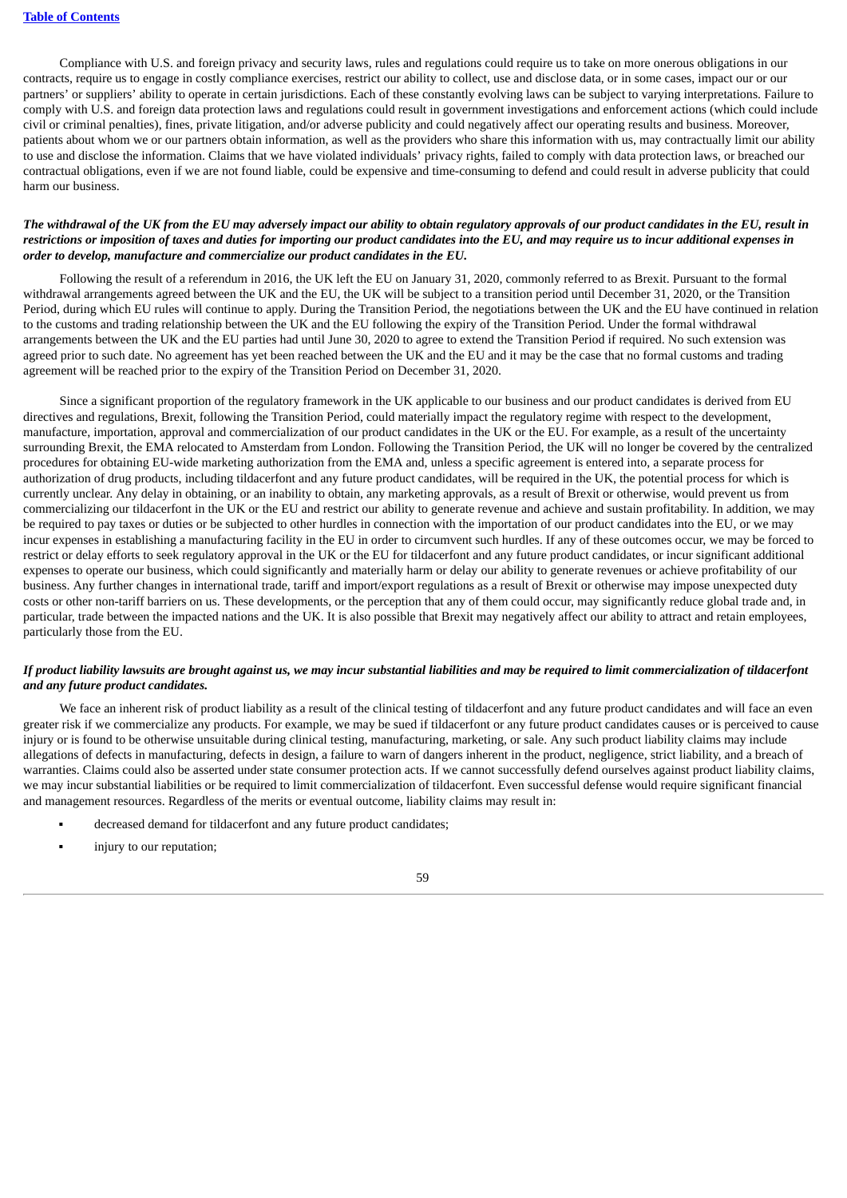Compliance with U.S. and foreign privacy and security laws, rules and regulations could require us to take on more onerous obligations in our contracts, require us to engage in costly compliance exercises, restrict our ability to collect, use and disclose data, or in some cases, impact our or our partners' or suppliers' ability to operate in certain jurisdictions. Each of these constantly evolving laws can be subject to varying interpretations. Failure to comply with U.S. and foreign data protection laws and regulations could result in government investigations and enforcement actions (which could include civil or criminal penalties), fines, private litigation, and/or adverse publicity and could negatively affect our operating results and business. Moreover, patients about whom we or our partners obtain information, as well as the providers who share this information with us, may contractually limit our ability to use and disclose the information. Claims that we have violated individuals' privacy rights, failed to comply with data protection laws, or breached our contractual obligations, even if we are not found liable, could be expensive and time-consuming to defend and could result in adverse publicity that could harm our business.

***The withdrawal of the UK from the EU may adversely impact our ability to obtain regulatory approvals of our product candidates in the EU, result in restrictions or imposition of taxes and duties for importing our product candidates into the EU, and may require us to incur additional expenses in order to develop, manufacture and commercialize our product candidates in the EU.***

Following the result of a referendum in 2016, the UK left the EU on January 31, 2020, commonly referred to as Brexit. Pursuant to the formal withdrawal arrangements agreed between the UK and the EU, the UK will be subject to a transition period until December 31, 2020, or the Transition Period, during which EU rules will continue to apply. During the Transition Period, the negotiations between the UK and the EU have continued in relation to the customs and trading relationship between the UK and the EU following the expiry of the Transition Period. Under the formal withdrawal arrangements between the UK and the EU parties had until June 30, 2020 to agree to extend the Transition Period if required. No such extension was agreed prior to such date. No agreement has yet been reached between the UK and the EU and it may be the case that no formal customs and trading agreement will be reached prior to the expiry of the Transition Period on December 31, 2020.

Since a significant proportion of the regulatory framework in the UK applicable to our business and our product candidates is derived from EU directives and regulations, Brexit, following the Transition Period, could materially impact the regulatory regime with respect to the development, manufacture, importation, approval and commercialization of our product candidates in the UK or the EU. For example, as a result of the uncertainty surrounding Brexit, the EMA relocated to Amsterdam from London. Following the Transition Period, the UK will no longer be covered by the centralized procedures for obtaining EU-wide marketing authorization from the EMA and, unless a specific agreement is entered into, a separate process for authorization of drug products, including tildacerfont and any future product candidates, will be required in the UK, the potential process for which is currently unclear. Any delay in obtaining, or an inability to obtain, any marketing approvals, as a result of Brexit or otherwise, would prevent us from commercializing our tildacerfont in the UK or the EU and restrict our ability to generate revenue and achieve and sustain profitability. In addition, we may be required to pay taxes or duties or be subjected to other hurdles in connection with the importation of our product candidates into the EU, or we may incur expenses in establishing a manufacturing facility in the EU in order to circumvent such hurdles. If any of these outcomes occur, we may be forced to restrict or delay efforts to seek regulatory approval in the UK or the EU for tildacerfont and any future product candidates, or incur significant additional expenses to operate our business, which could significantly and materially harm or delay our ability to generate revenues or achieve profitability of our business. Any further changes in international trade, tariff and import/export regulations as a result of Brexit or otherwise may impose unexpected duty costs or other non-tariff barriers on us. These developments, or the perception that any of them could occur, may significantly reduce global trade and, in particular, trade between the impacted nations and the UK. It is also possible that Brexit may negatively affect our ability to attract and retain employees, particularly those from the EU.

***If product liability lawsuits are brought against us, we may incur substantial liabilities and may be required to limit commercialization of tildacerfont and any future product candidates.***

We face an inherent risk of product liability as a result of the clinical testing of tildacerfont and any future product candidates and will face an even greater risk if we commercialize any products. For example, we may be sued if tildacerfont or any future product candidates causes or is perceived to cause injury or is found to be otherwise unsuitable during clinical testing, manufacturing, marketing, or sale. Any such product liability claims may include allegations of defects in manufacturing, defects in design, a failure to warn of dangers inherent in the product, negligence, strict liability, and a breach of warranties. Claims could also be asserted under state consumer protection acts. If we cannot successfully defend ourselves against product liability claims, we may incur substantial liabilities or be required to limit commercialization of tildacerfont. Even successful defense would require significant financial and management resources. Regardless of the merits or eventual outcome, liability claims may result in:

- decreased demand for tildacerfont and any future product candidates;
- injury to our reputation;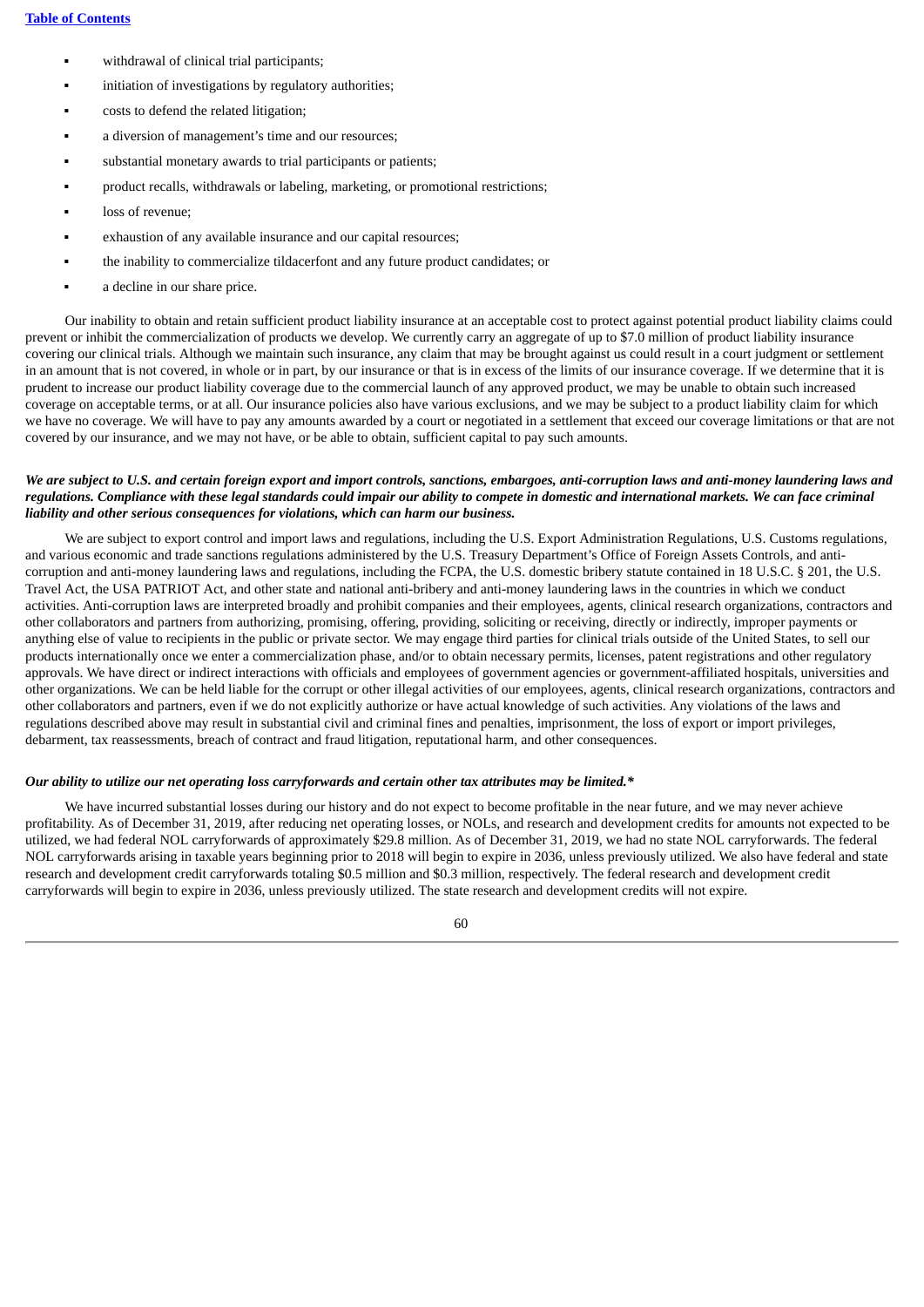- withdrawal of clinical trial participants;
- initiation of investigations by regulatory authorities;
- costs to defend the related litigation;
- a diversion of management's time and our resources;
- substantial monetary awards to trial participants or patients;
- product recalls, withdrawals or labeling, marketing, or promotional restrictions;
- loss of revenue;
- exhaustion of any available insurance and our capital resources;
- the inability to commercialize tildacerfont and any future product candidates; or
- a decline in our share price.

Our inability to obtain and retain sufficient product liability insurance at an acceptable cost to protect against potential product liability claims could prevent or inhibit the commercialization of products we develop. We currently carry an aggregate of up to $7.0 million of product liability insurance covering our clinical trials. Although we maintain such insurance, any claim that may be brought against us could result in a court judgment or settlement in an amount that is not covered, in whole or in part, by our insurance or that is in excess of the limits of our insurance coverage. If we determine that it is prudent to increase our product liability coverage due to the commercial launch of any approved product, we may be unable to obtain such increased coverage on acceptable terms, or at all. Our insurance policies also have various exclusions, and we may be subject to a product liability claim for which we have no coverage. We will have to pay any amounts awarded by a court or negotiated in a settlement that exceed our coverage limitations or that are not covered by our insurance, and we may not have, or be able to obtain, sufficient capital to pay such amounts.

***We are subject to U.S. and certain foreign export and import controls, sanctions, embargoes, anti-corruption laws and anti-money laundering laws and regulations. Compliance with these legal standards could impair our ability to compete in domestic and international markets. We can face criminal liability and other serious consequences for violations, which can harm our business.***

We are subject to export control and import laws and regulations, including the U.S. Export Administration Regulations, U.S. Customs regulations, and various economic and trade sanctions regulations administered by the U.S. Treasury Department's Office of Foreign Assets Controls, and anti-corruption and anti-money laundering laws and regulations, including the FCPA, the U.S. domestic bribery statute contained in 18 U.S.C. § 201, the U.S. Travel Act, the USA PATRIOT Act, and other state and national anti-bribery and anti-money laundering laws in the countries in which we conduct activities. Anti-corruption laws are interpreted broadly and prohibit companies and their employees, agents, clinical research organizations, contractors and other collaborators and partners from authorizing, promising, offering, providing, soliciting or receiving, directly or indirectly, improper payments or anything else of value to recipients in the public or private sector. We may engage third parties for clinical trials outside of the United States, to sell our products internationally once we enter a commercialization phase, and/or to obtain necessary permits, licenses, patent registrations and other regulatory approvals. We have direct or indirect interactions with officials and employees of government agencies or government-affiliated hospitals, universities and other organizations. We can be held liable for the corrupt or other illegal activities of our employees, agents, clinical research organizations, contractors and other collaborators and partners, even if we do not explicitly authorize or have actual knowledge of such activities. Any violations of the laws and regulations described above may result in substantial civil and criminal fines and penalties, imprisonment, the loss of export or import privileges, debarment, tax reassessments, breach of contract and fraud litigation, reputational harm, and other consequences.

***Our ability to utilize our net operating loss carryforwards and certain other tax attributes may be limited.****

We have incurred substantial losses during our history and do not expect to become profitable in the near future, and we may never achieve profitability. As of December 31, 2019, after reducing net operating losses, or NOLs, and research and development credits for amounts not expected to be utilized, we had federal NOL carryforwards of approximately $29.8 million. As of December 31, 2019, we had no state NOL carryforwards. The federal NOL carryforwards arising in taxable years beginning prior to 2018 will begin to expire in 2036, unless previously utilized. We also have federal and state research and development credit carryforwards totaling $0.5 million and $0.3 million, respectively. The federal research and development credit carryforwards will begin to expire in 2036, unless previously utilized. The state research and development credits will not expire.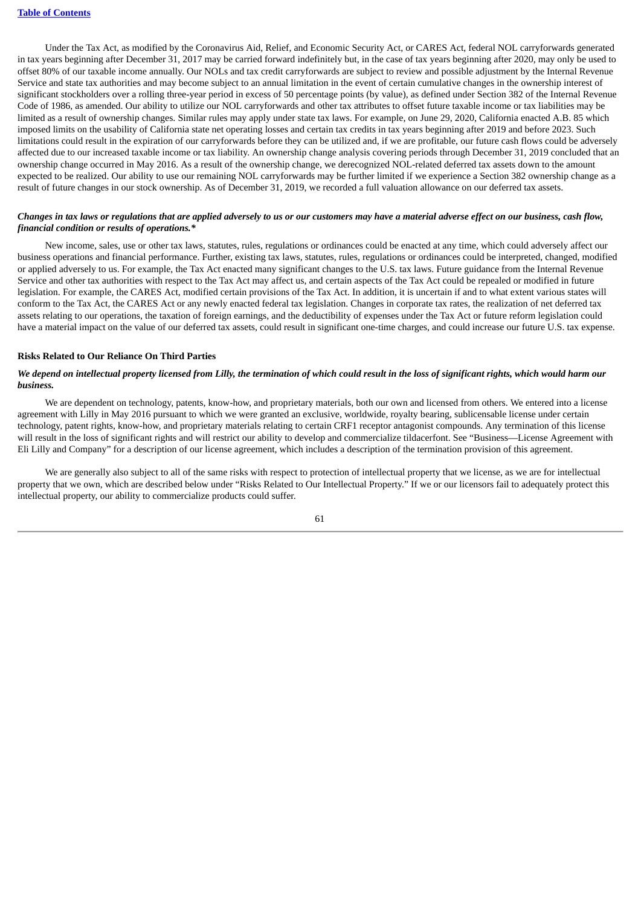Under the Tax Act, as modified by the Coronavirus Aid, Relief, and Economic Security Act, or CARES Act, federal NOL carryforwards generated in tax years beginning after December 31, 2017 may be carried forward indefinitely but, in the case of tax years beginning after 2020, may only be used to offset 80% of our taxable income annually. Our NOLs and tax credit carryforwards are subject to review and possible adjustment by the Internal Revenue Service and state tax authorities and may become subject to an annual limitation in the event of certain cumulative changes in the ownership interest of significant stockholders over a rolling three-year period in excess of 50 percentage points (by value), as defined under Section 382 of the Internal Revenue Code of 1986, as amended. Our ability to utilize our NOL carryforwards and other tax attributes to offset future taxable income or tax liabilities may be limited as a result of ownership changes. Similar rules may apply under state tax laws. For example, on June 29, 2020, California enacted A.B. 85 which imposed limits on the usability of California state net operating losses and certain tax credits in tax years beginning after 2019 and before 2023. Such limitations could result in the expiration of our carryforwards before they can be utilized and, if we are profitable, our future cash flows could be adversely affected due to our increased taxable income or tax liability. An ownership change analysis covering periods through December 31, 2019 concluded that an ownership change occurred in May 2016. As a result of the ownership change, we derecognized NOL-related deferred tax assets down to the amount expected to be realized. Our ability to use our remaining NOL carryforwards may be further limited if we experience a Section 382 ownership change as a result of future changes in our stock ownership. As of December 31, 2019, we recorded a full valuation allowance on our deferred tax assets.

***Changes in tax laws or regulations that are applied adversely to us or our customers may have a material adverse effect on our business, cash flow, financial condition or results of operations.****

New income, sales, use or other tax laws, statutes, rules, regulations or ordinances could be enacted at any time, which could adversely affect our business operations and financial performance. Further, existing tax laws, statutes, rules, regulations or ordinances could be interpreted, changed, modified or applied adversely to us. For example, the Tax Act enacted many significant changes to the U.S. tax laws. Future guidance from the Internal Revenue Service and other tax authorities with respect to the Tax Act may affect us, and certain aspects of the Tax Act could be repealed or modified in future legislation. For example, the CARES Act, modified certain provisions of the Tax Act. In addition, it is uncertain if and to what extent various states will conform to the Tax Act, the CARES Act or any newly enacted federal tax legislation. Changes in corporate tax rates, the realization of net deferred tax assets relating to our operations, the taxation of foreign earnings, and the deductibility of expenses under the Tax Act or future reform legislation could have a material impact on the value of our deferred tax assets, could result in significant one-time charges, and could increase our future U.S. tax expense.

### Risks Related to Our Reliance On Third Parties

***We depend on intellectual property licensed from Lilly, the termination of which could result in the loss of significant rights, which would harm our business.***

We are dependent on technology, patents, know-how, and proprietary materials, both our own and licensed from others. We entered into a license agreement with Lilly in May 2016 pursuant to which we were granted an exclusive, worldwide, royalty bearing, sublicensable license under certain technology, patent rights, know-how, and proprietary materials relating to certain CRF1 receptor antagonist compounds. Any termination of this license will result in the loss of significant rights and will restrict our ability to develop and commercialize tildacerfont. See "Business—License Agreement with Eli Lilly and Company" for a description of our license agreement, which includes a description of the termination provision of this agreement.

We are generally also subject to all of the same risks with respect to protection of intellectual property that we license, as we are for intellectual property that we own, which are described below under "Risks Related to Our Intellectual Property." If we or our licensors fail to adequately protect this intellectual property, our ability to commercialize products could suffer.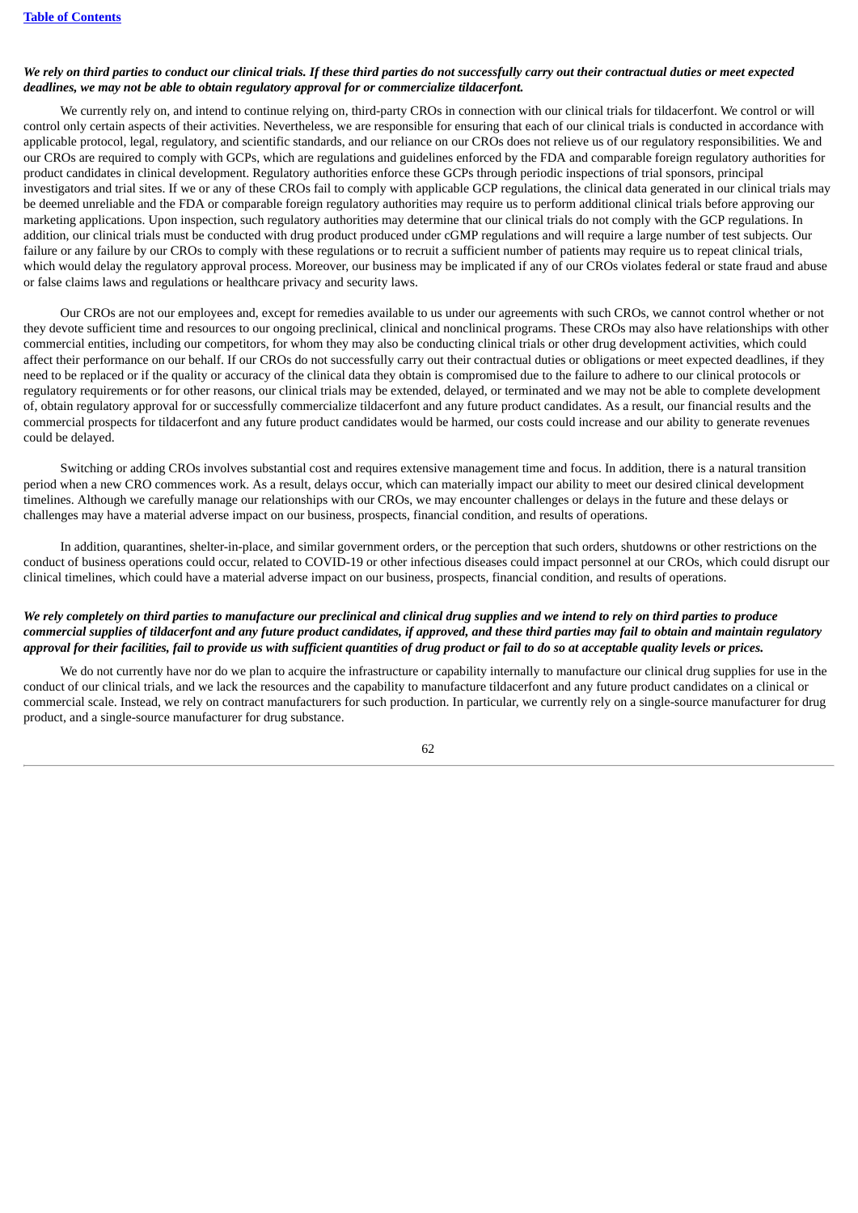***We rely on third parties to conduct our clinical trials. If these third parties do not successfully carry out their contractual duties or meet expected deadlines, we may not be able to obtain regulatory approval for or commercialize tildacerfont.***

We currently rely on, and intend to continue relying on, third-party CROs in connection with our clinical trials for tildacerfont. We control or will control only certain aspects of their activities. Nevertheless, we are responsible for ensuring that each of our clinical trials is conducted in accordance with applicable protocol, legal, regulatory, and scientific standards, and our reliance on our CROs does not relieve us of our regulatory responsibilities. We and our CROs are required to comply with GCPs, which are regulations and guidelines enforced by the FDA and comparable foreign regulatory authorities for product candidates in clinical development. Regulatory authorities enforce these GCPs through periodic inspections of trial sponsors, principal investigators and trial sites. If we or any of these CROs fail to comply with applicable GCP regulations, the clinical data generated in our clinical trials may be deemed unreliable and the FDA or comparable foreign regulatory authorities may require us to perform additional clinical trials before approving our marketing applications. Upon inspection, such regulatory authorities may determine that our clinical trials do not comply with the GCP regulations. In addition, our clinical trials must be conducted with drug product produced under cGMP regulations and will require a large number of test subjects. Our failure or any failure by our CROs to comply with these regulations or to recruit a sufficient number of patients may require us to repeat clinical trials, which would delay the regulatory approval process. Moreover, our business may be implicated if any of our CROs violates federal or state fraud and abuse or false claims laws and regulations or healthcare privacy and security laws.

Our CROs are not our employees and, except for remedies available to us under our agreements with such CROs, we cannot control whether or not they devote sufficient time and resources to our ongoing preclinical, clinical and nonclinical programs. These CROs may also have relationships with other commercial entities, including our competitors, for whom they may also be conducting clinical trials or other drug development activities, which could affect their performance on our behalf. If our CROs do not successfully carry out their contractual duties or obligations or meet expected deadlines, if they need to be replaced or if the quality or accuracy of the clinical data they obtain is compromised due to the failure to adhere to our clinical protocols or regulatory requirements or for other reasons, our clinical trials may be extended, delayed, or terminated and we may not be able to complete development of, obtain regulatory approval for or successfully commercialize tildacerfont and any future product candidates. As a result, our financial results and the commercial prospects for tildacerfont and any future product candidates would be harmed, our costs could increase and our ability to generate revenues could be delayed.

Switching or adding CROs involves substantial cost and requires extensive management time and focus. In addition, there is a natural transition period when a new CRO commences work. As a result, delays occur, which can materially impact our ability to meet our desired clinical development timelines. Although we carefully manage our relationships with our CROs, we may encounter challenges or delays in the future and these delays or challenges may have a material adverse impact on our business, prospects, financial condition, and results of operations.

In addition, quarantines, shelter-in-place, and similar government orders, or the perception that such orders, shutdowns or other restrictions on the conduct of business operations could occur, related to COVID-19 or other infectious diseases could impact personnel at our CROs, which could disrupt our clinical timelines, which could have a material adverse impact on our business, prospects, financial condition, and results of operations.

***We rely completely on third parties to manufacture our preclinical and clinical drug supplies and we intend to rely on third parties to produce commercial supplies of tildacerfont and any future product candidates, if approved, and these third parties may fail to obtain and maintain regulatory approval for their facilities, fail to provide us with sufficient quantities of drug product or fail to do so at acceptable quality levels or prices.***

We do not currently have nor do we plan to acquire the infrastructure or capability internally to manufacture our clinical drug supplies for use in the conduct of our clinical trials, and we lack the resources and the capability to manufacture tildacerfont and any future product candidates on a clinical or commercial scale. Instead, we rely on contract manufacturers for such production. In particular, we currently rely on a single-source manufacturer for drug product, and a single-source manufacturer for drug substance.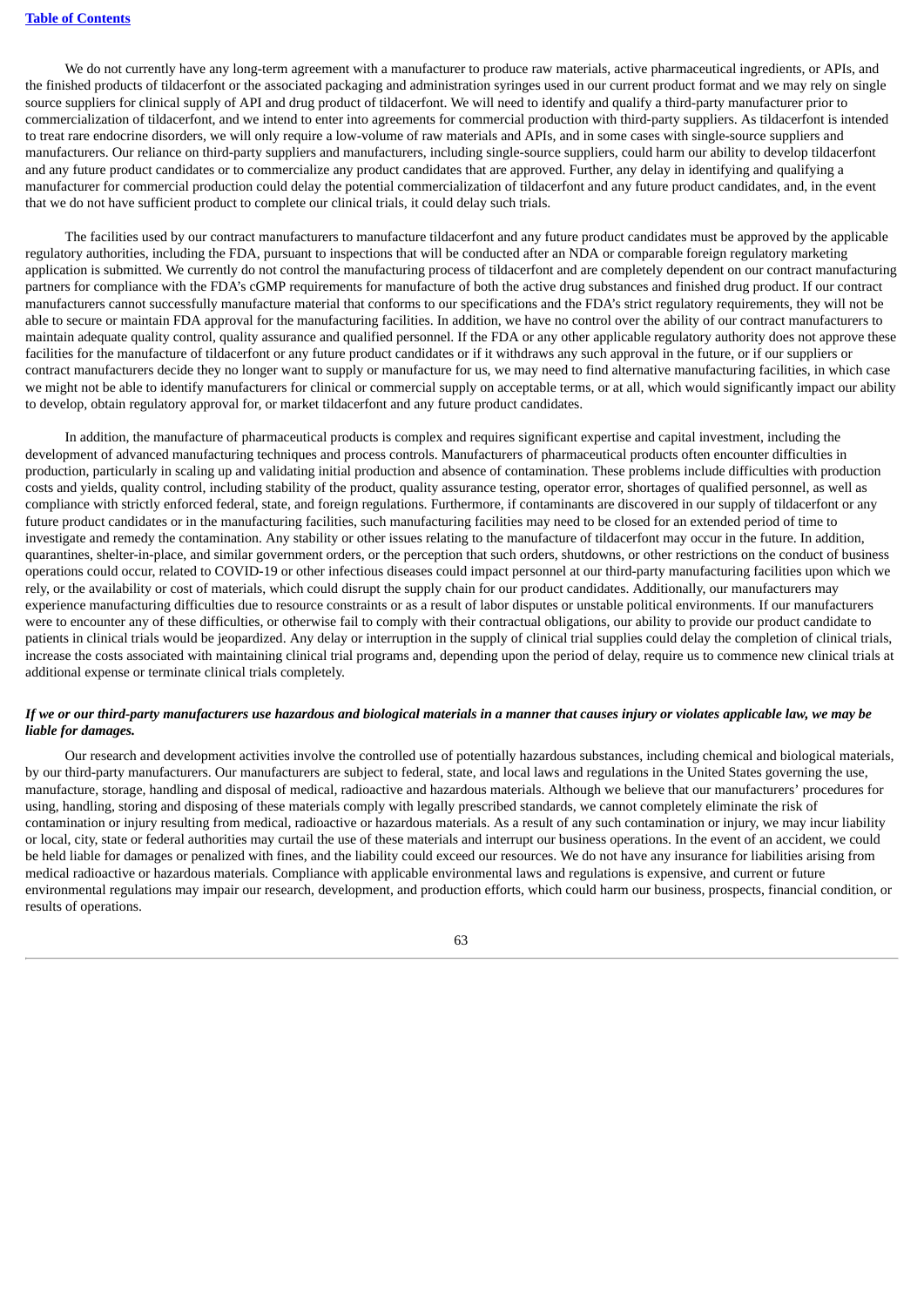We do not currently have any long-term agreement with a manufacturer to produce raw materials, active pharmaceutical ingredients, or APIs, and the finished products of tildacerfont or the associated packaging and administration syringes used in our current product format and we may rely on single source suppliers for clinical supply of API and drug product of tildacerfont. We will need to identify and qualify a third-party manufacturer prior to commercialization of tildacerfont, and we intend to enter into agreements for commercial production with third-party suppliers. As tildacerfont is intended to treat rare endocrine disorders, we will only require a low-volume of raw materials and APIs, and in some cases with single-source suppliers and manufacturers. Our reliance on third-party suppliers and manufacturers, including single-source suppliers, could harm our ability to develop tildacerfont and any future product candidates or to commercialize any product candidates that are approved. Further, any delay in identifying and qualifying a manufacturer for commercial production could delay the potential commercialization of tildacerfont and any future product candidates, and, in the event that we do not have sufficient product to complete our clinical trials, it could delay such trials.

The facilities used by our contract manufacturers to manufacture tildacerfont and any future product candidates must be approved by the applicable regulatory authorities, including the FDA, pursuant to inspections that will be conducted after an NDA or comparable foreign regulatory marketing application is submitted. We currently do not control the manufacturing process of tildacerfont and are completely dependent on our contract manufacturing partners for compliance with the FDA's cGMP requirements for manufacture of both the active drug substances and finished drug product. If our contract manufacturers cannot successfully manufacture material that conforms to our specifications and the FDA's strict regulatory requirements, they will not be able to secure or maintain FDA approval for the manufacturing facilities. In addition, we have no control over the ability of our contract manufacturers to maintain adequate quality control, quality assurance and qualified personnel. If the FDA or any other applicable regulatory authority does not approve these facilities for the manufacture of tildacerfont or any future product candidates or if it withdraws any such approval in the future, or if our suppliers or contract manufacturers decide they no longer want to supply or manufacture for us, we may need to find alternative manufacturing facilities, in which case we might not be able to identify manufacturers for clinical or commercial supply on acceptable terms, or at all, which would significantly impact our ability to develop, obtain regulatory approval for, or market tildacerfont and any future product candidates.

In addition, the manufacture of pharmaceutical products is complex and requires significant expertise and capital investment, including the development of advanced manufacturing techniques and process controls. Manufacturers of pharmaceutical products often encounter difficulties in production, particularly in scaling up and validating initial production and absence of contamination. These problems include difficulties with production costs and yields, quality control, including stability of the product, quality assurance testing, operator error, shortages of qualified personnel, as well as compliance with strictly enforced federal, state, and foreign regulations. Furthermore, if contaminants are discovered in our supply of tildacerfont or any future product candidates or in the manufacturing facilities, such manufacturing facilities may need to be closed for an extended period of time to investigate and remedy the contamination. Any stability or other issues relating to the manufacture of tildacerfont may occur in the future. In addition, quarantines, shelter-in-place, and similar government orders, or the perception that such orders, shutdowns, or other restrictions on the conduct of business operations could occur, related to COVID-19 or other infectious diseases could impact personnel at our third-party manufacturing facilities upon which we rely, or the availability or cost of materials, which could disrupt the supply chain for our product candidates. Additionally, our manufacturers may experience manufacturing difficulties due to resource constraints or as a result of labor disputes or unstable political environments. If our manufacturers were to encounter any of these difficulties, or otherwise fail to comply with their contractual obligations, our ability to provide our product candidate to patients in clinical trials would be jeopardized. Any delay or interruption in the supply of clinical trial supplies could delay the completion of clinical trials, increase the costs associated with maintaining clinical trial programs and, depending upon the period of delay, require us to commence new clinical trials at additional expense or terminate clinical trials completely.

***If we or our third-party manufacturers use hazardous and biological materials in a manner that causes injury or violates applicable law, we may be liable for damages.***

Our research and development activities involve the controlled use of potentially hazardous substances, including chemical and biological materials, by our third-party manufacturers. Our manufacturers are subject to federal, state, and local laws and regulations in the United States governing the use, manufacture, storage, handling and disposal of medical, radioactive and hazardous materials. Although we believe that our manufacturers' procedures for using, handling, storing and disposing of these materials comply with legally prescribed standards, we cannot completely eliminate the risk of contamination or injury resulting from medical, radioactive or hazardous materials. As a result of any such contamination or injury, we may incur liability or local, city, state or federal authorities may curtail the use of these materials and interrupt our business operations. In the event of an accident, we could be held liable for damages or penalized with fines, and the liability could exceed our resources. We do not have any insurance for liabilities arising from medical radioactive or hazardous materials. Compliance with applicable environmental laws and regulations is expensive, and current or future environmental regulations may impair our research, development, and production efforts, which could harm our business, prospects, financial condition, or results of operations.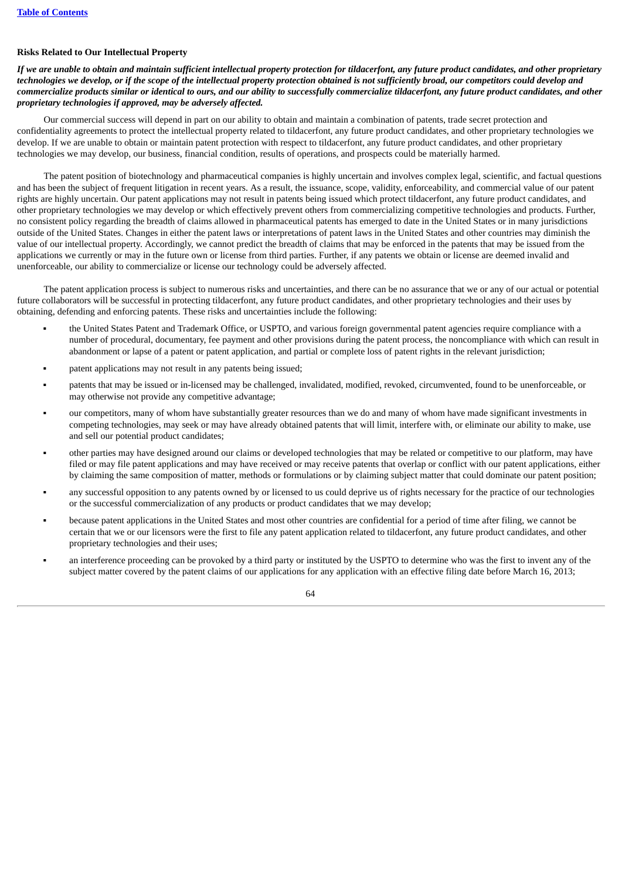### Risks Related to Our Intellectual Property

***If we are unable to obtain and maintain sufficient intellectual property protection for tildacerfont, any future product candidates, and other proprietary technologies we develop, or if the scope of the intellectual property protection obtained is not sufficiently broad, our competitors could develop and commercialize products similar or identical to ours, and our ability to successfully commercialize tildacerfont, any future product candidates, and other proprietary technologies if approved, may be adversely affected.***

Our commercial success will depend in part on our ability to obtain and maintain a combination of patents, trade secret protection and confidentiality agreements to protect the intellectual property related to tildacerfont, any future product candidates, and other proprietary technologies we develop. If we are unable to obtain or maintain patent protection with respect to tildacerfont, any future product candidates, and other proprietary technologies we may develop, our business, financial condition, results of operations, and prospects could be materially harmed.

The patent position of biotechnology and pharmaceutical companies is highly uncertain and involves complex legal, scientific, and factual questions and has been the subject of frequent litigation in recent years. As a result, the issuance, scope, validity, enforceability, and commercial value of our patent rights are highly uncertain. Our patent applications may not result in patents being issued which protect tildacerfont, any future product candidates, and other proprietary technologies we may develop or which effectively prevent others from commercializing competitive technologies and products. Further, no consistent policy regarding the breadth of claims allowed in pharmaceutical patents has emerged to date in the United States or in many jurisdictions outside of the United States. Changes in either the patent laws or interpretations of patent laws in the United States and other countries may diminish the value of our intellectual property. Accordingly, we cannot predict the breadth of claims that may be enforced in the patents that may be issued from the applications we currently or may in the future own or license from third parties. Further, if any patents we obtain or license are deemed invalid and unenforceable, our ability to commercialize or license our technology could be adversely affected.

The patent application process is subject to numerous risks and uncertainties, and there can be no assurance that we or any of our actual or potential future collaborators will be successful in protecting tildacerfont, any future product candidates, and other proprietary technologies and their uses by obtaining, defending and enforcing patents. These risks and uncertainties include the following:

- the United States Patent and Trademark Office, or USPTO, and various foreign governmental patent agencies require compliance with a number of procedural, documentary, fee payment and other provisions during the patent process, the noncompliance with which can result in abandonment or lapse of a patent or patent application, and partial or complete loss of patent rights in the relevant jurisdiction;
- patent applications may not result in any patents being issued;
- patents that may be issued or in-licensed may be challenged, invalidated, modified, revoked, circumvented, found to be unenforceable, or may otherwise not provide any competitive advantage;
- our competitors, many of whom have substantially greater resources than we do and many of whom have made significant investments in competing technologies, may seek or may have already obtained patents that will limit, interfere with, or eliminate our ability to make, use and sell our potential product candidates;
- other parties may have designed around our claims or developed technologies that may be related or competitive to our platform, may have filed or may file patent applications and may have received or may receive patents that overlap or conflict with our patent applications, either by claiming the same composition of matter, methods or formulations or by claiming subject matter that could dominate our patent position;
- any successful opposition to any patents owned by or licensed to us could deprive us of rights necessary for the practice of our technologies or the successful commercialization of any products or product candidates that we may develop;
- because patent applications in the United States and most other countries are confidential for a period of time after filing, we cannot be certain that we or our licensors were the first to file any patent application related to tildacerfont, any future product candidates, and other proprietary technologies and their uses;
- an interference proceeding can be provoked by a third party or instituted by the USPTO to determine who was the first to invent any of the subject matter covered by the patent claims of our applications for any application with an effective filing date before March 16, 2013;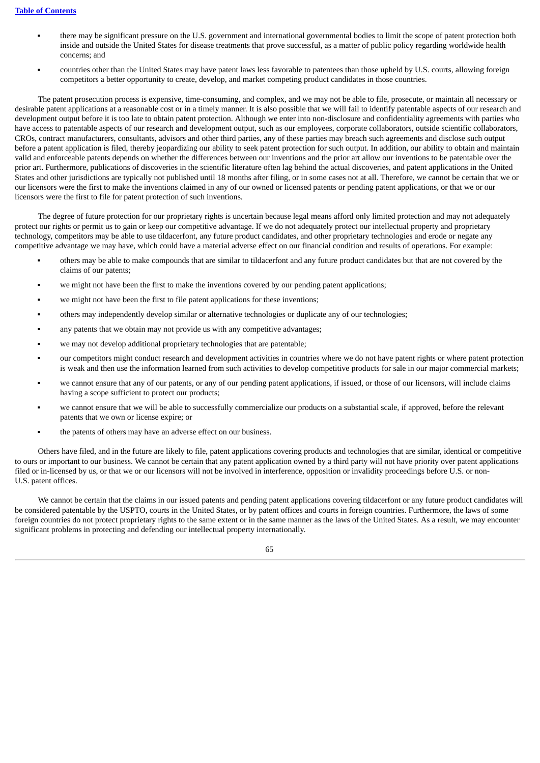- there may be significant pressure on the U.S. government and international governmental bodies to limit the scope of patent protection both inside and outside the United States for disease treatments that prove successful, as a matter of public policy regarding worldwide health concerns; and
- countries other than the United States may have patent laws less favorable to patentees than those upheld by U.S. courts, allowing foreign competitors a better opportunity to create, develop, and market competing product candidates in those countries.

The patent prosecution process is expensive, time-consuming, and complex, and we may not be able to file, prosecute, or maintain all necessary or desirable patent applications at a reasonable cost or in a timely manner. It is also possible that we will fail to identify patentable aspects of our research and development output before it is too late to obtain patent protection. Although we enter into non-disclosure and confidentiality agreements with parties who have access to patentable aspects of our research and development output, such as our employees, corporate collaborators, outside scientific collaborators, CROs, contract manufacturers, consultants, advisors and other third parties, any of these parties may breach such agreements and disclose such output before a patent application is filed, thereby jeopardizing our ability to seek patent protection for such output. In addition, our ability to obtain and maintain valid and enforceable patents depends on whether the differences between our inventions and the prior art allow our inventions to be patentable over the prior art. Furthermore, publications of discoveries in the scientific literature often lag behind the actual discoveries, and patent applications in the United States and other jurisdictions are typically not published until 18 months after filing, or in some cases not at all. Therefore, we cannot be certain that we or our licensors were the first to make the inventions claimed in any of our owned or licensed patents or pending patent applications, or that we or our licensors were the first to file for patent protection of such inventions.

The degree of future protection for our proprietary rights is uncertain because legal means afford only limited protection and may not adequately protect our rights or permit us to gain or keep our competitive advantage. If we do not adequately protect our intellectual property and proprietary technology, competitors may be able to use tildacerfont, any future product candidates, and other proprietary technologies and erode or negate any competitive advantage we may have, which could have a material adverse effect on our financial condition and results of operations. For example:

- others may be able to make compounds that are similar to tildacerfont and any future product candidates but that are not covered by the claims of our patents;
- we might not have been the first to make the inventions covered by our pending patent applications;
- we might not have been the first to file patent applications for these inventions;
- others may independently develop similar or alternative technologies or duplicate any of our technologies;
- any patents that we obtain may not provide us with any competitive advantages;
- we may not develop additional proprietary technologies that are patentable;
- our competitors might conduct research and development activities in countries where we do not have patent rights or where patent protection is weak and then use the information learned from such activities to develop competitive products for sale in our major commercial markets;
- we cannot ensure that any of our patents, or any of our pending patent applications, if issued, or those of our licensors, will include claims having a scope sufficient to protect our products;
- we cannot ensure that we will be able to successfully commercialize our products on a substantial scale, if approved, before the relevant patents that we own or license expire; or
- the patents of others may have an adverse effect on our business.

Others have filed, and in the future are likely to file, patent applications covering products and technologies that are similar, identical or competitive to ours or important to our business. We cannot be certain that any patent application owned by a third party will not have priority over patent applications filed or in-licensed by us, or that we or our licensors will not be involved in interference, opposition or invalidity proceedings before U.S. or non-U.S. patent offices.

We cannot be certain that the claims in our issued patents and pending patent applications covering tildacerfont or any future product candidates will be considered patentable by the USPTO, courts in the United States, or by patent offices and courts in foreign countries. Furthermore, the laws of some foreign countries do not protect proprietary rights to the same extent or in the same manner as the laws of the United States. As a result, we may encounter significant problems in protecting and defending our intellectual property internationally.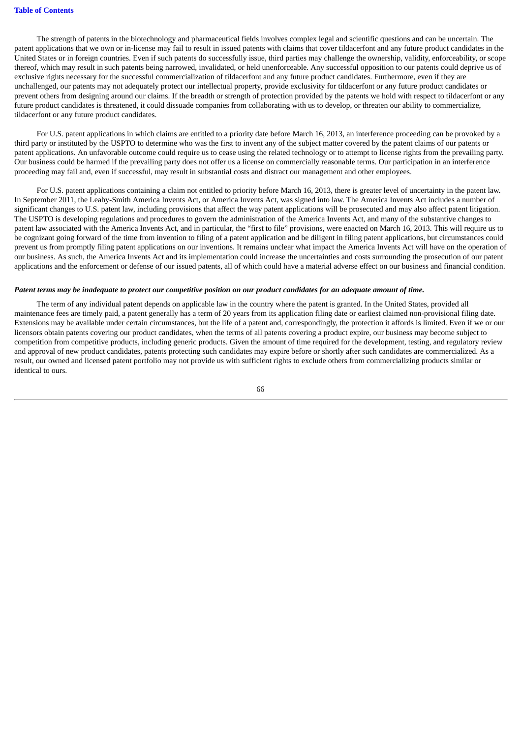The strength of patents in the biotechnology and pharmaceutical fields involves complex legal and scientific questions and can be uncertain. The patent applications that we own or in-license may fail to result in issued patents with claims that cover tildacerfont and any future product candidates in the United States or in foreign countries. Even if such patents do successfully issue, third parties may challenge the ownership, validity, enforceability, or scope thereof, which may result in such patents being narrowed, invalidated, or held unenforceable. Any successful opposition to our patents could deprive us of exclusive rights necessary for the successful commercialization of tildacerfont and any future product candidates. Furthermore, even if they are unchallenged, our patents may not adequately protect our intellectual property, provide exclusivity for tildacerfont or any future product candidates or prevent others from designing around our claims. If the breadth or strength of protection provided by the patents we hold with respect to tildacerfont or any future product candidates is threatened, it could dissuade companies from collaborating with us to develop, or threaten our ability to commercialize, tildacerfont or any future product candidates.

For U.S. patent applications in which claims are entitled to a priority date before March 16, 2013, an interference proceeding can be provoked by a third party or instituted by the USPTO to determine who was the first to invent any of the subject matter covered by the patent claims of our patents or patent applications. An unfavorable outcome could require us to cease using the related technology or to attempt to license rights from the prevailing party. Our business could be harmed if the prevailing party does not offer us a license on commercially reasonable terms. Our participation in an interference proceeding may fail and, even if successful, may result in substantial costs and distract our management and other employees.

For U.S. patent applications containing a claim not entitled to priority before March 16, 2013, there is greater level of uncertainty in the patent law. In September 2011, the Leahy-Smith America Invents Act, or America Invents Act, was signed into law. The America Invents Act includes a number of significant changes to U.S. patent law, including provisions that affect the way patent applications will be prosecuted and may also affect patent litigation. The USPTO is developing regulations and procedures to govern the administration of the America Invents Act, and many of the substantive changes to patent law associated with the America Invents Act, and in particular, the "first to file" provisions, were enacted on March 16, 2013. This will require us to be cognizant going forward of the time from invention to filing of a patent application and be diligent in filing patent applications, but circumstances could prevent us from promptly filing patent applications on our inventions. It remains unclear what impact the America Invents Act will have on the operation of our business. As such, the America Invents Act and its implementation could increase the uncertainties and costs surrounding the prosecution of our patent applications and the enforcement or defense of our issued patents, all of which could have a material adverse effect on our business and financial condition.

***Patent terms may be inadequate to protect our competitive position on our product candidates for an adequate amount of time.***

The term of any individual patent depends on applicable law in the country where the patent is granted. In the United States, provided all maintenance fees are timely paid, a patent generally has a term of 20 years from its application filing date or earliest claimed non-provisional filing date. Extensions may be available under certain circumstances, but the life of a patent and, correspondingly, the protection it affords is limited. Even if we or our licensors obtain patents covering our product candidates, when the terms of all patents covering a product expire, our business may become subject to competition from competitive products, including generic products. Given the amount of time required for the development, testing, and regulatory review and approval of new product candidates, patents protecting such candidates may expire before or shortly after such candidates are commercialized. As a result, our owned and licensed patent portfolio may not provide us with sufficient rights to exclude others from commercializing products similar or identical to ours.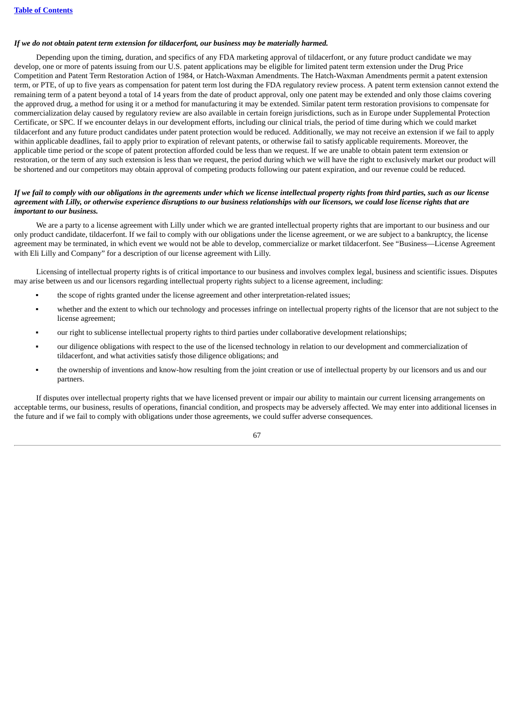***If we do not obtain patent term extension for tildacerfont, our business may be materially harmed.***

Depending upon the timing, duration, and specifics of any FDA marketing approval of tildacerfont, or any future product candidate we may develop, one or more of patents issuing from our U.S. patent applications may be eligible for limited patent term extension under the Drug Price Competition and Patent Term Restoration Action of 1984, or Hatch-Waxman Amendments. The Hatch-Waxman Amendments permit a patent extension term, or PTE, of up to five years as compensation for patent term lost during the FDA regulatory review process. A patent term extension cannot extend the remaining term of a patent beyond a total of 14 years from the date of product approval, only one patent may be extended and only those claims covering the approved drug, a method for using it or a method for manufacturing it may be extended. Similar patent term restoration provisions to compensate for commercialization delay caused by regulatory review are also available in certain foreign jurisdictions, such as in Europe under Supplemental Protection Certificate, or SPC. If we encounter delays in our development efforts, including our clinical trials, the period of time during which we could market tildacerfont and any future product candidates under patent protection would be reduced. Additionally, we may not receive an extension if we fail to apply within applicable deadlines, fail to apply prior to expiration of relevant patents, or otherwise fail to satisfy applicable requirements. Moreover, the applicable time period or the scope of patent protection afforded could be less than we request. If we are unable to obtain patent term extension or restoration, or the term of any such extension is less than we request, the period during which we will have the right to exclusively market our product will be shortened and our competitors may obtain approval of competing products following our patent expiration, and our revenue could be reduced.

***If we fail to comply with our obligations in the agreements under which we license intellectual property rights from third parties, such as our license agreement with Lilly, or otherwise experience disruptions to our business relationships with our licensors, we could lose license rights that are important to our business.***

We are a party to a license agreement with Lilly under which we are granted intellectual property rights that are important to our business and our only product candidate, tildacerfont. If we fail to comply with our obligations under the license agreement, or we are subject to a bankruptcy, the license agreement may be terminated, in which event we would not be able to develop, commercialize or market tildacerfont. See "Business—License Agreement with Eli Lilly and Company" for a description of our license agreement with Lilly.

Licensing of intellectual property rights is of critical importance to our business and involves complex legal, business and scientific issues. Disputes may arise between us and our licensors regarding intellectual property rights subject to a license agreement, including:

- the scope of rights granted under the license agreement and other interpretation-related issues;
- whether and the extent to which our technology and processes infringe on intellectual property rights of the licensor that are not subject to the license agreement;
- our right to sublicense intellectual property rights to third parties under collaborative development relationships;
- our diligence obligations with respect to the use of the licensed technology in relation to our development and commercialization of tildacerfont, and what activities satisfy those diligence obligations; and
- the ownership of inventions and know-how resulting from the joint creation or use of intellectual property by our licensors and us and our partners.

If disputes over intellectual property rights that we have licensed prevent or impair our ability to maintain our current licensing arrangements on acceptable terms, our business, results of operations, financial condition, and prospects may be adversely affected. We may enter into additional licenses in the future and if we fail to comply with obligations under those agreements, we could suffer adverse consequences.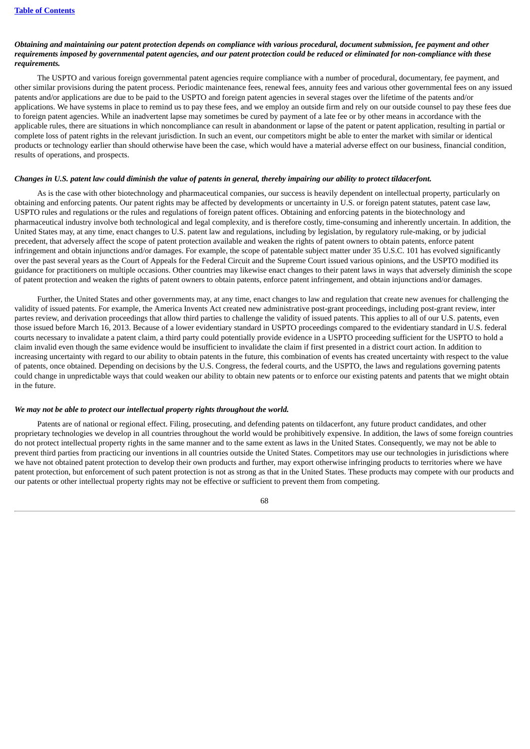***Obtaining and maintaining our patent protection depends on compliance with various procedural, document submission, fee payment and other requirements imposed by governmental patent agencies, and our patent protection could be reduced or eliminated for non-compliance with these requirements.***

The USPTO and various foreign governmental patent agencies require compliance with a number of procedural, documentary, fee payment, and other similar provisions during the patent process. Periodic maintenance fees, renewal fees, annuity fees and various other governmental fees on any issued patents and/or applications are due to be paid to the USPTO and foreign patent agencies in several stages over the lifetime of the patents and/or applications. We have systems in place to remind us to pay these fees, and we employ an outside firm and rely on our outside counsel to pay these fees due to foreign patent agencies. While an inadvertent lapse may sometimes be cured by payment of a late fee or by other means in accordance with the applicable rules, there are situations in which noncompliance can result in abandonment or lapse of the patent or patent application, resulting in partial or complete loss of patent rights in the relevant jurisdiction. In such an event, our competitors might be able to enter the market with similar or identical products or technology earlier than should otherwise have been the case, which would have a material adverse effect on our business, financial condition, results of operations, and prospects.

***Changes in U.S. patent law could diminish the value of patents in general, thereby impairing our ability to protect tildacerfont.***

As is the case with other biotechnology and pharmaceutical companies, our success is heavily dependent on intellectual property, particularly on obtaining and enforcing patents. Our patent rights may be affected by developments or uncertainty in U.S. or foreign patent statutes, patent case law, USPTO rules and regulations or the rules and regulations of foreign patent offices. Obtaining and enforcing patents in the biotechnology and pharmaceutical industry involve both technological and legal complexity, and is therefore costly, time-consuming and inherently uncertain. In addition, the United States may, at any time, enact changes to U.S. patent law and regulations, including by legislation, by regulatory rule-making, or by judicial precedent, that adversely affect the scope of patent protection available and weaken the rights of patent owners to obtain patents, enforce patent infringement and obtain injunctions and/or damages. For example, the scope of patentable subject matter under 35 U.S.C. 101 has evolved significantly over the past several years as the Court of Appeals for the Federal Circuit and the Supreme Court issued various opinions, and the USPTO modified its guidance for practitioners on multiple occasions. Other countries may likewise enact changes to their patent laws in ways that adversely diminish the scope of patent protection and weaken the rights of patent owners to obtain patents, enforce patent infringement, and obtain injunctions and/or damages.

Further, the United States and other governments may, at any time, enact changes to law and regulation that create new avenues for challenging the validity of issued patents. For example, the America Invents Act created new administrative post-grant proceedings, including post-grant review, inter partes review, and derivation proceedings that allow third parties to challenge the validity of issued patents. This applies to all of our U.S. patents, even those issued before March 16, 2013. Because of a lower evidentiary standard in USPTO proceedings compared to the evidentiary standard in U.S. federal courts necessary to invalidate a patent claim, a third party could potentially provide evidence in a USPTO proceeding sufficient for the USPTO to hold a claim invalid even though the same evidence would be insufficient to invalidate the claim if first presented in a district court action. In addition to increasing uncertainty with regard to our ability to obtain patents in the future, this combination of events has created uncertainty with respect to the value of patents, once obtained. Depending on decisions by the U.S. Congress, the federal courts, and the USPTO, the laws and regulations governing patents could change in unpredictable ways that could weaken our ability to obtain new patents or to enforce our existing patents and patents that we might obtain in the future.

***We may not be able to protect our intellectual property rights throughout the world.***

Patents are of national or regional effect. Filing, prosecuting, and defending patents on tildacerfont, any future product candidates, and other proprietary technologies we develop in all countries throughout the world would be prohibitively expensive. In addition, the laws of some foreign countries do not protect intellectual property rights in the same manner and to the same extent as laws in the United States. Consequently, we may not be able to prevent third parties from practicing our inventions in all countries outside the United States. Competitors may use our technologies in jurisdictions where we have not obtained patent protection to develop their own products and further, may export otherwise infringing products to territories where we have patent protection, but enforcement of such patent protection is not as strong as that in the United States. These products may compete with our products and our patents or other intellectual property rights may not be effective or sufficient to prevent them from competing.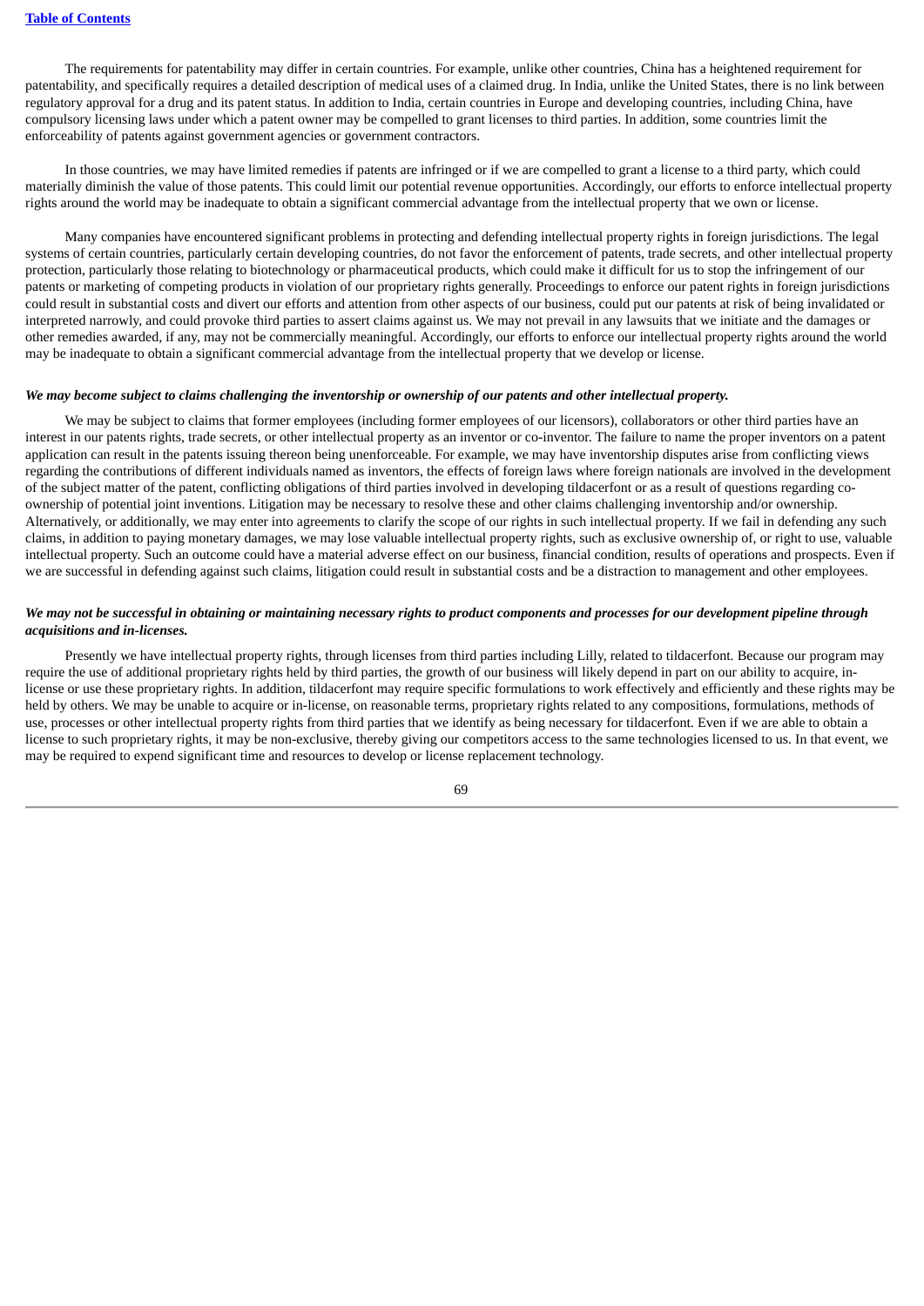The requirements for patentability may differ in certain countries. For example, unlike other countries, China has a heightened requirement for patentability, and specifically requires a detailed description of medical uses of a claimed drug. In India, unlike the United States, there is no link between regulatory approval for a drug and its patent status. In addition to India, certain countries in Europe and developing countries, including China, have compulsory licensing laws under which a patent owner may be compelled to grant licenses to third parties. In addition, some countries limit the enforceability of patents against government agencies or government contractors.

In those countries, we may have limited remedies if patents are infringed or if we are compelled to grant a license to a third party, which could materially diminish the value of those patents. This could limit our potential revenue opportunities. Accordingly, our efforts to enforce intellectual property rights around the world may be inadequate to obtain a significant commercial advantage from the intellectual property that we own or license.

Many companies have encountered significant problems in protecting and defending intellectual property rights in foreign jurisdictions. The legal systems of certain countries, particularly certain developing countries, do not favor the enforcement of patents, trade secrets, and other intellectual property protection, particularly those relating to biotechnology or pharmaceutical products, which could make it difficult for us to stop the infringement of our patents or marketing of competing products in violation of our proprietary rights generally. Proceedings to enforce our patent rights in foreign jurisdictions could result in substantial costs and divert our efforts and attention from other aspects of our business, could put our patents at risk of being invalidated or interpreted narrowly, and could provoke third parties to assert claims against us. We may not prevail in any lawsuits that we initiate and the damages or other remedies awarded, if any, may not be commercially meaningful. Accordingly, our efforts to enforce our intellectual property rights around the world may be inadequate to obtain a significant commercial advantage from the intellectual property that we develop or license.

***We may become subject to claims challenging the inventorship or ownership of our patents and other intellectual property.***

We may be subject to claims that former employees (including former employees of our licensors), collaborators or other third parties have an interest in our patents rights, trade secrets, or other intellectual property as an inventor or co-inventor. The failure to name the proper inventors on a patent application can result in the patents issuing thereon being unenforceable. For example, we may have inventorship disputes arise from conflicting views regarding the contributions of different individuals named as inventors, the effects of foreign laws where foreign nationals are involved in the development of the subject matter of the patent, conflicting obligations of third parties involved in developing tildacerfont or as a result of questions regarding co-ownership of potential joint inventions. Litigation may be necessary to resolve these and other claims challenging inventorship and/or ownership. Alternatively, or additionally, we may enter into agreements to clarify the scope of our rights in such intellectual property. If we fail in defending any such claims, in addition to paying monetary damages, we may lose valuable intellectual property rights, such as exclusive ownership of, or right to use, valuable intellectual property. Such an outcome could have a material adverse effect on our business, financial condition, results of operations and prospects. Even if we are successful in defending against such claims, litigation could result in substantial costs and be a distraction to management and other employees.

***We may not be successful in obtaining or maintaining necessary rights to product components and processes for our development pipeline through acquisitions and in-licenses.***

Presently we have intellectual property rights, through licenses from third parties including Lilly, related to tildacerfont. Because our program may require the use of additional proprietary rights held by third parties, the growth of our business will likely depend in part on our ability to acquire, in-license or use these proprietary rights. In addition, tildacerfont may require specific formulations to work effectively and efficiently and these rights may be held by others. We may be unable to acquire or in-license, on reasonable terms, proprietary rights related to any compositions, formulations, methods of use, processes or other intellectual property rights from third parties that we identify as being necessary for tildacerfont. Even if we are able to obtain a license to such proprietary rights, it may be non-exclusive, thereby giving our competitors access to the same technologies licensed to us. In that event, we may be required to expend significant time and resources to develop or license replacement technology.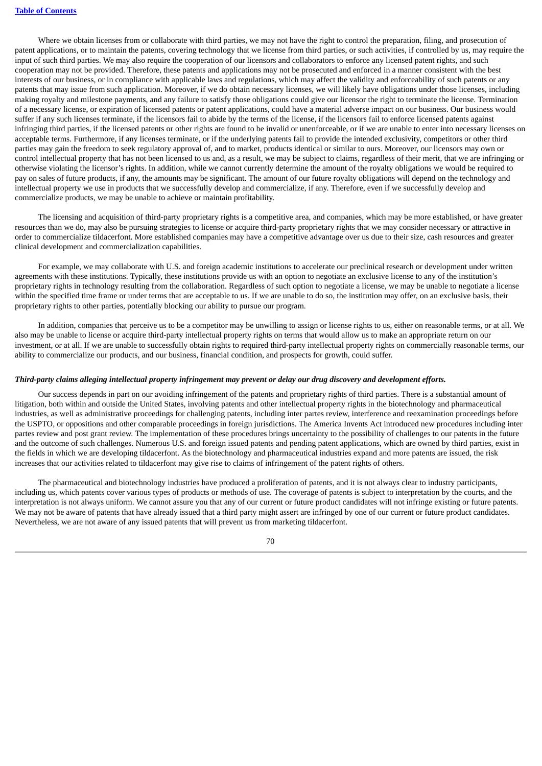Where we obtain licenses from or collaborate with third parties, we may not have the right to control the preparation, filing, and prosecution of patent applications, or to maintain the patents, covering technology that we license from third parties, or such activities, if controlled by us, may require the input of such third parties. We may also require the cooperation of our licensors and collaborators to enforce any licensed patent rights, and such cooperation may not be provided. Therefore, these patents and applications may not be prosecuted and enforced in a manner consistent with the best interests of our business, or in compliance with applicable laws and regulations, which may affect the validity and enforceability of such patents or any patents that may issue from such application. Moreover, if we do obtain necessary licenses, we will likely have obligations under those licenses, including making royalty and milestone payments, and any failure to satisfy those obligations could give our licensor the right to terminate the license. Termination of a necessary license, or expiration of licensed patents or patent applications, could have a material adverse impact on our business. Our business would suffer if any such licenses terminate, if the licensors fail to abide by the terms of the license, if the licensors fail to enforce licensed patents against infringing third parties, if the licensed patents or other rights are found to be invalid or unenforceable, or if we are unable to enter into necessary licenses on acceptable terms. Furthermore, if any licenses terminate, or if the underlying patents fail to provide the intended exclusivity, competitors or other third parties may gain the freedom to seek regulatory approval of, and to market, products identical or similar to ours. Moreover, our licensors may own or control intellectual property that has not been licensed to us and, as a result, we may be subject to claims, regardless of their merit, that we are infringing or otherwise violating the licensor's rights. In addition, while we cannot currently determine the amount of the royalty obligations we would be required to pay on sales of future products, if any, the amounts may be significant. The amount of our future royalty obligations will depend on the technology and intellectual property we use in products that we successfully develop and commercialize, if any. Therefore, even if we successfully develop and commercialize products, we may be unable to achieve or maintain profitability.

The licensing and acquisition of third-party proprietary rights is a competitive area, and companies, which may be more established, or have greater resources than we do, may also be pursuing strategies to license or acquire third-party proprietary rights that we may consider necessary or attractive in order to commercialize tildacerfont. More established companies may have a competitive advantage over us due to their size, cash resources and greater clinical development and commercialization capabilities.

For example, we may collaborate with U.S. and foreign academic institutions to accelerate our preclinical research or development under written agreements with these institutions. Typically, these institutions provide us with an option to negotiate an exclusive license to any of the institution's proprietary rights in technology resulting from the collaboration. Regardless of such option to negotiate a license, we may be unable to negotiate a license within the specified time frame or under terms that are acceptable to us. If we are unable to do so, the institution may offer, on an exclusive basis, their proprietary rights to other parties, potentially blocking our ability to pursue our program.

In addition, companies that perceive us to be a competitor may be unwilling to assign or license rights to us, either on reasonable terms, or at all. We also may be unable to license or acquire third-party intellectual property rights on terms that would allow us to make an appropriate return on our investment, or at all. If we are unable to successfully obtain rights to required third-party intellectual property rights on commercially reasonable terms, our ability to commercialize our products, and our business, financial condition, and prospects for growth, could suffer.

***Third-party claims alleging intellectual property infringement may prevent or delay our drug discovery and development efforts.***

Our success depends in part on our avoiding infringement of the patents and proprietary rights of third parties. There is a substantial amount of litigation, both within and outside the United States, involving patents and other intellectual property rights in the biotechnology and pharmaceutical industries, as well as administrative proceedings for challenging patents, including inter partes review, interference and reexamination proceedings before the USPTO, or oppositions and other comparable proceedings in foreign jurisdictions. The America Invents Act introduced new procedures including inter partes review and post grant review. The implementation of these procedures brings uncertainty to the possibility of challenges to our patents in the future and the outcome of such challenges. Numerous U.S. and foreign issued patents and pending patent applications, which are owned by third parties, exist in the fields in which we are developing tildacerfont. As the biotechnology and pharmaceutical industries expand and more patents are issued, the risk increases that our activities related to tildacerfont may give rise to claims of infringement of the patent rights of others.

The pharmaceutical and biotechnology industries have produced a proliferation of patents, and it is not always clear to industry participants, including us, which patents cover various types of products or methods of use. The coverage of patents is subject to interpretation by the courts, and the interpretation is not always uniform. We cannot assure you that any of our current or future product candidates will not infringe existing or future patents. We may not be aware of patents that have already issued that a third party might assert are infringed by one of our current or future product candidates. Nevertheless, we are not aware of any issued patents that will prevent us from marketing tildacerfont.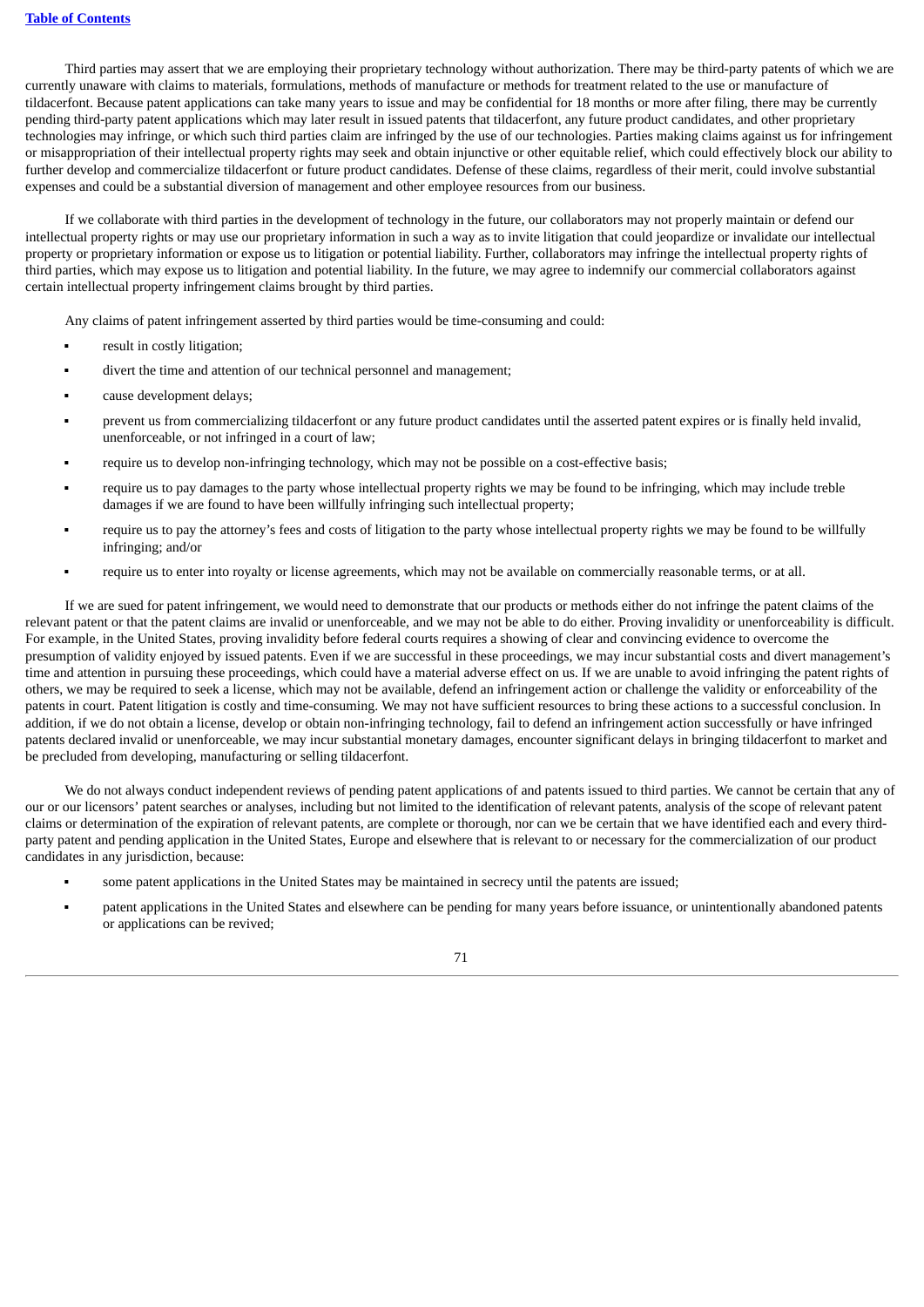Third parties may assert that we are employing their proprietary technology without authorization. There may be third-party patents of which we are currently unaware with claims to materials, formulations, methods of manufacture or methods for treatment related to the use or manufacture of tildacerfont. Because patent applications can take many years to issue and may be confidential for 18 months or more after filing, there may be currently pending third-party patent applications which may later result in issued patents that tildacerfont, any future product candidates, and other proprietary technologies may infringe, or which such third parties claim are infringed by the use of our technologies. Parties making claims against us for infringement or misappropriation of their intellectual property rights may seek and obtain injunctive or other equitable relief, which could effectively block our ability to further develop and commercialize tildacerfont or future product candidates. Defense of these claims, regardless of their merit, could involve substantial expenses and could be a substantial diversion of management and other employee resources from our business.

If we collaborate with third parties in the development of technology in the future, our collaborators may not properly maintain or defend our intellectual property rights or may use our proprietary information in such a way as to invite litigation that could jeopardize or invalidate our intellectual property or proprietary information or expose us to litigation or potential liability. Further, collaborators may infringe the intellectual property rights of third parties, which may expose us to litigation and potential liability. In the future, we may agree to indemnify our commercial collaborators against certain intellectual property infringement claims brought by third parties.

Any claims of patent infringement asserted by third parties would be time-consuming and could:

- result in costly litigation;
- divert the time and attention of our technical personnel and management;
- cause development delays;
- prevent us from commercializing tildacerfont or any future product candidates until the asserted patent expires or is finally held invalid, unenforceable, or not infringed in a court of law;
- require us to develop non-infringing technology, which may not be possible on a cost-effective basis;
- require us to pay damages to the party whose intellectual property rights we may be found to be infringing, which may include treble damages if we are found to have been willfully infringing such intellectual property;
- require us to pay the attorney's fees and costs of litigation to the party whose intellectual property rights we may be found to be willfully infringing; and/or
- require us to enter into royalty or license agreements, which may not be available on commercially reasonable terms, or at all.

If we are sued for patent infringement, we would need to demonstrate that our products or methods either do not infringe the patent claims of the relevant patent or that the patent claims are invalid or unenforceable, and we may not be able to do either. Proving invalidity or unenforceability is difficult. For example, in the United States, proving invalidity before federal courts requires a showing of clear and convincing evidence to overcome the presumption of validity enjoyed by issued patents. Even if we are successful in these proceedings, we may incur substantial costs and divert management's time and attention in pursuing these proceedings, which could have a material adverse effect on us. If we are unable to avoid infringing the patent rights of others, we may be required to seek a license, which may not be available, defend an infringement action or challenge the validity or enforceability of the patents in court. Patent litigation is costly and time-consuming. We may not have sufficient resources to bring these actions to a successful conclusion. In addition, if we do not obtain a license, develop or obtain non-infringing technology, fail to defend an infringement action successfully or have infringed patents declared invalid or unenforceable, we may incur substantial monetary damages, encounter significant delays in bringing tildacerfont to market and be precluded from developing, manufacturing or selling tildacerfont.

We do not always conduct independent reviews of pending patent applications of and patents issued to third parties. We cannot be certain that any of our or our licensors' patent searches or analyses, including but not limited to the identification of relevant patents, analysis of the scope of relevant patent claims or determination of the expiration of relevant patents, are complete or thorough, nor can we be certain that we have identified each and every third-party patent and pending application in the United States, Europe and elsewhere that is relevant to or necessary for the commercialization of our product candidates in any jurisdiction, because:

- some patent applications in the United States may be maintained in secrecy until the patents are issued;
- patent applications in the United States and elsewhere can be pending for many years before issuance, or unintentionally abandoned patents or applications can be revived;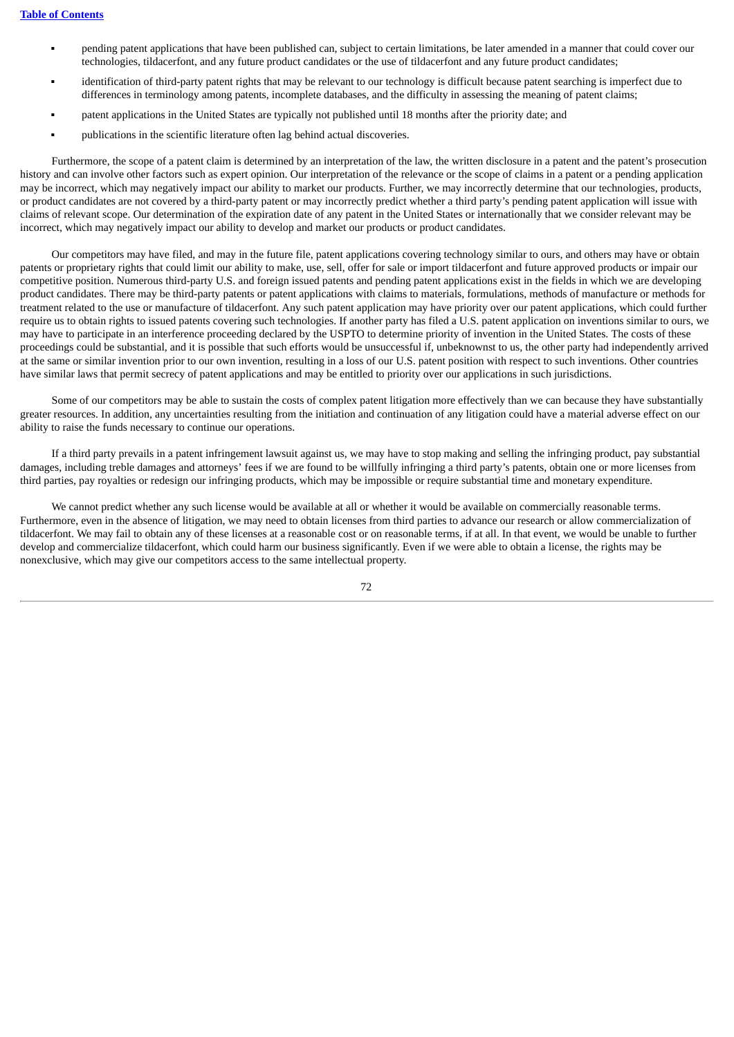- pending patent applications that have been published can, subject to certain limitations, be later amended in a manner that could cover our technologies, tildacerfont, and any future product candidates or the use of tildacerfont and any future product candidates;
- identification of third-party patent rights that may be relevant to our technology is difficult because patent searching is imperfect due to differences in terminology among patents, incomplete databases, and the difficulty in assessing the meaning of patent claims;
- patent applications in the United States are typically not published until 18 months after the priority date; and
- publications in the scientific literature often lag behind actual discoveries.

Furthermore, the scope of a patent claim is determined by an interpretation of the law, the written disclosure in a patent and the patent's prosecution history and can involve other factors such as expert opinion. Our interpretation of the relevance or the scope of claims in a patent or a pending application may be incorrect, which may negatively impact our ability to market our products. Further, we may incorrectly determine that our technologies, products, or product candidates are not covered by a third-party patent or may incorrectly predict whether a third party's pending patent application will issue with claims of relevant scope. Our determination of the expiration date of any patent in the United States or internationally that we consider relevant may be incorrect, which may negatively impact our ability to develop and market our products or product candidates.

Our competitors may have filed, and may in the future file, patent applications covering technology similar to ours, and others may have or obtain patents or proprietary rights that could limit our ability to make, use, sell, offer for sale or import tildacerfont and future approved products or impair our competitive position. Numerous third-party U.S. and foreign issued patents and pending patent applications exist in the fields in which we are developing product candidates. There may be third-party patents or patent applications with claims to materials, formulations, methods of manufacture or methods for treatment related to the use or manufacture of tildacerfont. Any such patent application may have priority over our patent applications, which could further require us to obtain rights to issued patents covering such technologies. If another party has filed a U.S. patent application on inventions similar to ours, we may have to participate in an interference proceeding declared by the USPTO to determine priority of invention in the United States. The costs of these proceedings could be substantial, and it is possible that such efforts would be unsuccessful if, unbeknownst to us, the other party had independently arrived at the same or similar invention prior to our own invention, resulting in a loss of our U.S. patent position with respect to such inventions. Other countries have similar laws that permit secrecy of patent applications and may be entitled to priority over our applications in such jurisdictions.

Some of our competitors may be able to sustain the costs of complex patent litigation more effectively than we can because they have substantially greater resources. In addition, any uncertainties resulting from the initiation and continuation of any litigation could have a material adverse effect on our ability to raise the funds necessary to continue our operations.

If a third party prevails in a patent infringement lawsuit against us, we may have to stop making and selling the infringing product, pay substantial damages, including treble damages and attorneys' fees if we are found to be willfully infringing a third party's patents, obtain one or more licenses from third parties, pay royalties or redesign our infringing products, which may be impossible or require substantial time and monetary expenditure.

We cannot predict whether any such license would be available at all or whether it would be available on commercially reasonable terms. Furthermore, even in the absence of litigation, we may need to obtain licenses from third parties to advance our research or allow commercialization of tildacerfont. We may fail to obtain any of these licenses at a reasonable cost or on reasonable terms, if at all. In that event, we would be unable to further develop and commercialize tildacerfont, which could harm our business significantly. Even if we were able to obtain a license, the rights may be nonexclusive, which may give our competitors access to the same intellectual property.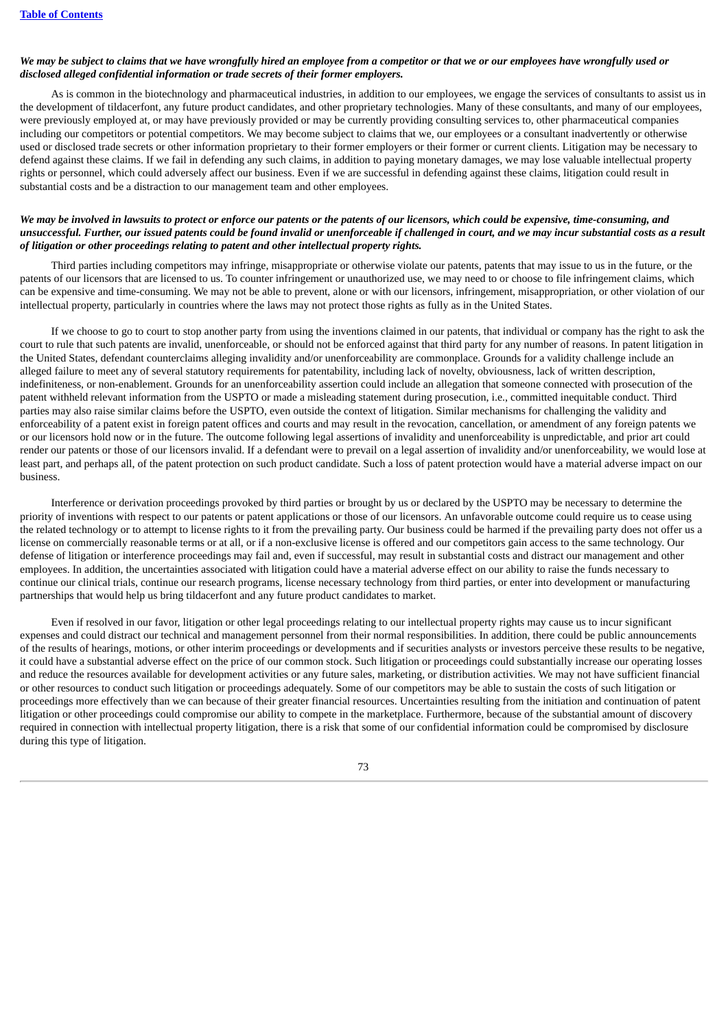*We may be subject to claims that we have wrongfully hired an employee from a competitor or that we or our employees have wrongfully used or disclosed alleged confidential information or trade secrets of their former employers.*

As is common in the biotechnology and pharmaceutical industries, in addition to our employees, we engage the services of consultants to assist us in the development of tildacerfont, any future product candidates, and other proprietary technologies. Many of these consultants, and many of our employees, were previously employed at, or may have previously provided or may be currently providing consulting services to, other pharmaceutical companies including our competitors or potential competitors. We may become subject to claims that we, our employees or a consultant inadvertently or otherwise used or disclosed trade secrets or other information proprietary to their former employers or their former or current clients. Litigation may be necessary to defend against these claims. If we fail in defending any such claims, in addition to paying monetary damages, we may lose valuable intellectual property rights or personnel, which could adversely affect our business. Even if we are successful in defending against these claims, litigation could result in substantial costs and be a distraction to our management team and other employees.

*We may be involved in lawsuits to protect or enforce our patents or the patents of our licensors, which could be expensive, time-consuming, and unsuccessful. Further, our issued patents could be found invalid or unenforceable if challenged in court, and we may incur substantial costs as a result of litigation or other proceedings relating to patent and other intellectual property rights.*

Third parties including competitors may infringe, misappropriate or otherwise violate our patents, patents that may issue to us in the future, or the patents of our licensors that are licensed to us. To counter infringement or unauthorized use, we may need to or choose to file infringement claims, which can be expensive and time-consuming. We may not be able to prevent, alone or with our licensors, infringement, misappropriation, or other violation of our intellectual property, particularly in countries where the laws may not protect those rights as fully as in the United States.

If we choose to go to court to stop another party from using the inventions claimed in our patents, that individual or company has the right to ask the court to rule that such patents are invalid, unenforceable, or should not be enforced against that third party for any number of reasons. In patent litigation in the United States, defendant counterclaims alleging invalidity and/or unenforceability are commonplace. Grounds for a validity challenge include an alleged failure to meet any of several statutory requirements for patentability, including lack of novelty, obviousness, lack of written description, indefiniteness, or non-enablement. Grounds for an unenforceability assertion could include an allegation that someone connected with prosecution of the patent withheld relevant information from the USPTO or made a misleading statement during prosecution, i.e., committed inequitable conduct. Third parties may also raise similar claims before the USPTO, even outside the context of litigation. Similar mechanisms for challenging the validity and enforceability of a patent exist in foreign patent offices and courts and may result in the revocation, cancellation, or amendment of any foreign patents we or our licensors hold now or in the future. The outcome following legal assertions of invalidity and unenforceability is unpredictable, and prior art could render our patents or those of our licensors invalid. If a defendant were to prevail on a legal assertion of invalidity and/or unenforceability, we would lose at least part, and perhaps all, of the patent protection on such product candidate. Such a loss of patent protection would have a material adverse impact on our business.

Interference or derivation proceedings provoked by third parties or brought by us or declared by the USPTO may be necessary to determine the priority of inventions with respect to our patents or patent applications or those of our licensors. An unfavorable outcome could require us to cease using the related technology or to attempt to license rights to it from the prevailing party. Our business could be harmed if the prevailing party does not offer us a license on commercially reasonable terms or at all, or if a non-exclusive license is offered and our competitors gain access to the same technology. Our defense of litigation or interference proceedings may fail and, even if successful, may result in substantial costs and distract our management and other employees. In addition, the uncertainties associated with litigation could have a material adverse effect on our ability to raise the funds necessary to continue our clinical trials, continue our research programs, license necessary technology from third parties, or enter into development or manufacturing partnerships that would help us bring tildacerfont and any future product candidates to market.

Even if resolved in our favor, litigation or other legal proceedings relating to our intellectual property rights may cause us to incur significant expenses and could distract our technical and management personnel from their normal responsibilities. In addition, there could be public announcements of the results of hearings, motions, or other interim proceedings or developments and if securities analysts or investors perceive these results to be negative, it could have a substantial adverse effect on the price of our common stock. Such litigation or proceedings could substantially increase our operating losses and reduce the resources available for development activities or any future sales, marketing, or distribution activities. We may not have sufficient financial or other resources to conduct such litigation or proceedings adequately. Some of our competitors may be able to sustain the costs of such litigation or proceedings more effectively than we can because of their greater financial resources. Uncertainties resulting from the initiation and continuation of patent litigation or other proceedings could compromise our ability to compete in the marketplace. Furthermore, because of the substantial amount of discovery required in connection with intellectual property litigation, there is a risk that some of our confidential information could be compromised by disclosure during this type of litigation.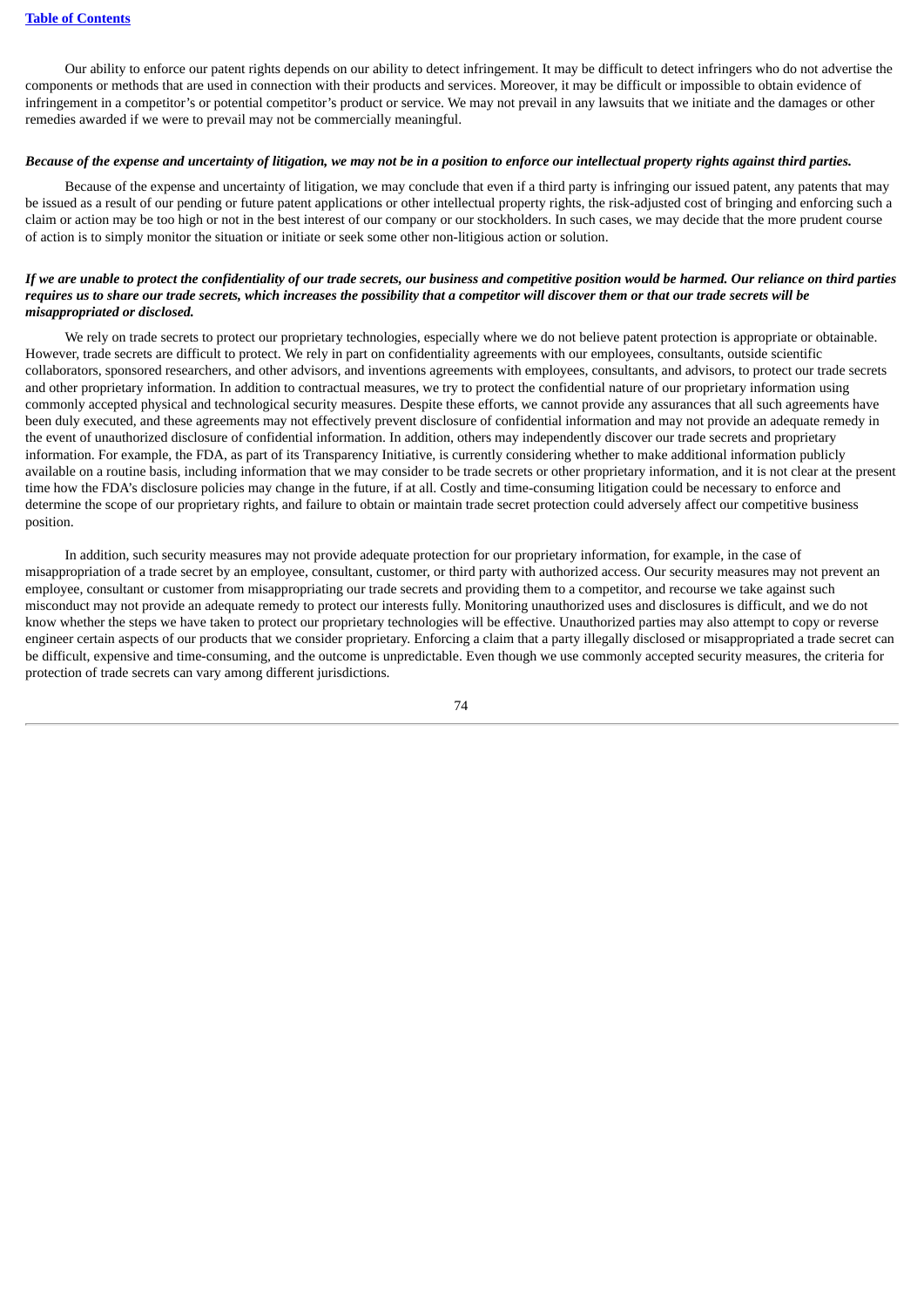Our ability to enforce our patent rights depends on our ability to detect infringement. It may be difficult to detect infringers who do not advertise the components or methods that are used in connection with their products and services. Moreover, it may be difficult or impossible to obtain evidence of infringement in a competitor's or potential competitor's product or service. We may not prevail in any lawsuits that we initiate and the damages or other remedies awarded if we were to prevail may not be commercially meaningful.

***Because of the expense and uncertainty of litigation, we may not be in a position to enforce our intellectual property rights against third parties.***

Because of the expense and uncertainty of litigation, we may conclude that even if a third party is infringing our issued patent, any patents that may be issued as a result of our pending or future patent applications or other intellectual property rights, the risk-adjusted cost of bringing and enforcing such a claim or action may be too high or not in the best interest of our company or our stockholders. In such cases, we may decide that the more prudent course of action is to simply monitor the situation or initiate or seek some other non-litigious action or solution.

***If we are unable to protect the confidentiality of our trade secrets, our business and competitive position would be harmed. Our reliance on third parties requires us to share our trade secrets, which increases the possibility that a competitor will discover them or that our trade secrets will be misappropriated or disclosed.***

We rely on trade secrets to protect our proprietary technologies, especially where we do not believe patent protection is appropriate or obtainable. However, trade secrets are difficult to protect. We rely in part on confidentiality agreements with our employees, consultants, outside scientific collaborators, sponsored researchers, and other advisors, and inventions agreements with employees, consultants, and advisors, to protect our trade secrets and other proprietary information. In addition to contractual measures, we try to protect the confidential nature of our proprietary information using commonly accepted physical and technological security measures. Despite these efforts, we cannot provide any assurances that all such agreements have been duly executed, and these agreements may not effectively prevent disclosure of confidential information and may not provide an adequate remedy in the event of unauthorized disclosure of confidential information. In addition, others may independently discover our trade secrets and proprietary information. For example, the FDA, as part of its Transparency Initiative, is currently considering whether to make additional information publicly available on a routine basis, including information that we may consider to be trade secrets or other proprietary information, and it is not clear at the present time how the FDA's disclosure policies may change in the future, if at all. Costly and time-consuming litigation could be necessary to enforce and determine the scope of our proprietary rights, and failure to obtain or maintain trade secret protection could adversely affect our competitive business position.

In addition, such security measures may not provide adequate protection for our proprietary information, for example, in the case of misappropriation of a trade secret by an employee, consultant, customer, or third party with authorized access. Our security measures may not prevent an employee, consultant or customer from misappropriating our trade secrets and providing them to a competitor, and recourse we take against such misconduct may not provide an adequate remedy to protect our interests fully. Monitoring unauthorized uses and disclosures is difficult, and we do not know whether the steps we have taken to protect our proprietary technologies will be effective. Unauthorized parties may also attempt to copy or reverse engineer certain aspects of our products that we consider proprietary. Enforcing a claim that a party illegally disclosed or misappropriated a trade secret can be difficult, expensive and time-consuming, and the outcome is unpredictable. Even though we use commonly accepted security measures, the criteria for protection of trade secrets can vary among different jurisdictions.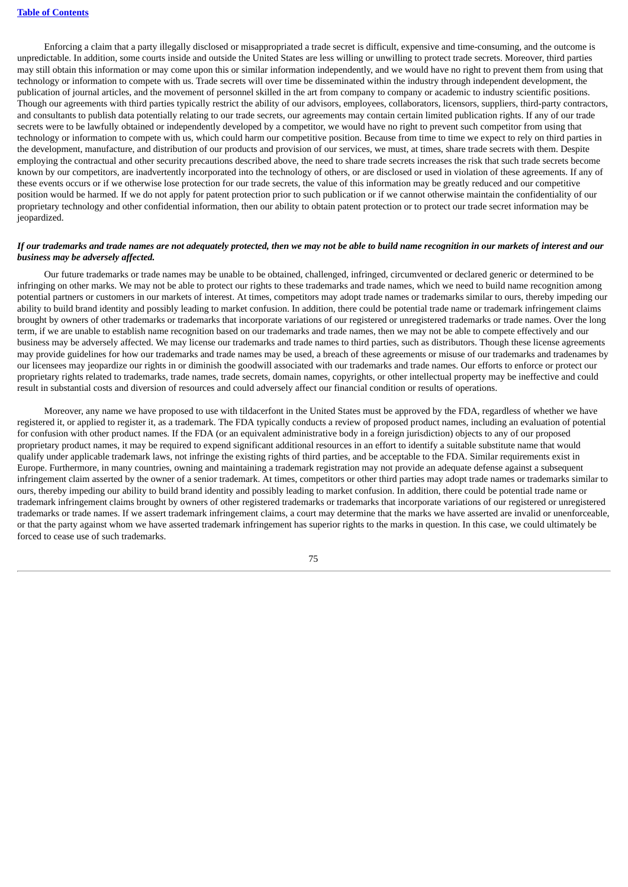Enforcing a claim that a party illegally disclosed or misappropriated a trade secret is difficult, expensive and time-consuming, and the outcome is unpredictable. In addition, some courts inside and outside the United States are less willing or unwilling to protect trade secrets. Moreover, third parties may still obtain this information or may come upon this or similar information independently, and we would have no right to prevent them from using that technology or information to compete with us. Trade secrets will over time be disseminated within the industry through independent development, the publication of journal articles, and the movement of personnel skilled in the art from company to company or academic to industry scientific positions. Though our agreements with third parties typically restrict the ability of our advisors, employees, collaborators, licensors, suppliers, third-party contractors, and consultants to publish data potentially relating to our trade secrets, our agreements may contain certain limited publication rights. If any of our trade secrets were to be lawfully obtained or independently developed by a competitor, we would have no right to prevent such competitor from using that technology or information to compete with us, which could harm our competitive position. Because from time to time we expect to rely on third parties in the development, manufacture, and distribution of our products and provision of our services, we must, at times, share trade secrets with them. Despite employing the contractual and other security precautions described above, the need to share trade secrets increases the risk that such trade secrets become known by our competitors, are inadvertently incorporated into the technology of others, or are disclosed or used in violation of these agreements. If any of these events occurs or if we otherwise lose protection for our trade secrets, the value of this information may be greatly reduced and our competitive position would be harmed. If we do not apply for patent protection prior to such publication or if we cannot otherwise maintain the confidentiality of our proprietary technology and other confidential information, then our ability to obtain patent protection or to protect our trade secret information may be jeopardized.

***If our trademarks and trade names are not adequately protected, then we may not be able to build name recognition in our markets of interest and our business may be adversely affected.***

Our future trademarks or trade names may be unable to be obtained, challenged, infringed, circumvented or declared generic or determined to be infringing on other marks. We may not be able to protect our rights to these trademarks and trade names, which we need to build name recognition among potential partners or customers in our markets of interest. At times, competitors may adopt trade names or trademarks similar to ours, thereby impeding our ability to build brand identity and possibly leading to market confusion. In addition, there could be potential trade name or trademark infringement claims brought by owners of other trademarks or trademarks that incorporate variations of our registered or unregistered trademarks or trade names. Over the long term, if we are unable to establish name recognition based on our trademarks and trade names, then we may not be able to compete effectively and our business may be adversely affected. We may license our trademarks and trade names to third parties, such as distributors. Though these license agreements may provide guidelines for how our trademarks and trade names may be used, a breach of these agreements or misuse of our trademarks and tradenames by our licensees may jeopardize our rights in or diminish the goodwill associated with our trademarks and trade names. Our efforts to enforce or protect our proprietary rights related to trademarks, trade names, trade secrets, domain names, copyrights, or other intellectual property may be ineffective and could result in substantial costs and diversion of resources and could adversely affect our financial condition or results of operations.

Moreover, any name we have proposed to use with tildacerfont in the United States must be approved by the FDA, regardless of whether we have registered it, or applied to register it, as a trademark. The FDA typically conducts a review of proposed product names, including an evaluation of potential for confusion with other product names. If the FDA (or an equivalent administrative body in a foreign jurisdiction) objects to any of our proposed proprietary product names, it may be required to expend significant additional resources in an effort to identify a suitable substitute name that would qualify under applicable trademark laws, not infringe the existing rights of third parties, and be acceptable to the FDA. Similar requirements exist in Europe. Furthermore, in many countries, owning and maintaining a trademark registration may not provide an adequate defense against a subsequent infringement claim asserted by the owner of a senior trademark. At times, competitors or other third parties may adopt trade names or trademarks similar to ours, thereby impeding our ability to build brand identity and possibly leading to market confusion. In addition, there could be potential trade name or trademark infringement claims brought by owners of other registered trademarks or trademarks that incorporate variations of our registered or unregistered trademarks or trade names. If we assert trademark infringement claims, a court may determine that the marks we have asserted are invalid or unenforceable, or that the party against whom we have asserted trademark infringement has superior rights to the marks in question. In this case, we could ultimately be forced to cease use of such trademarks.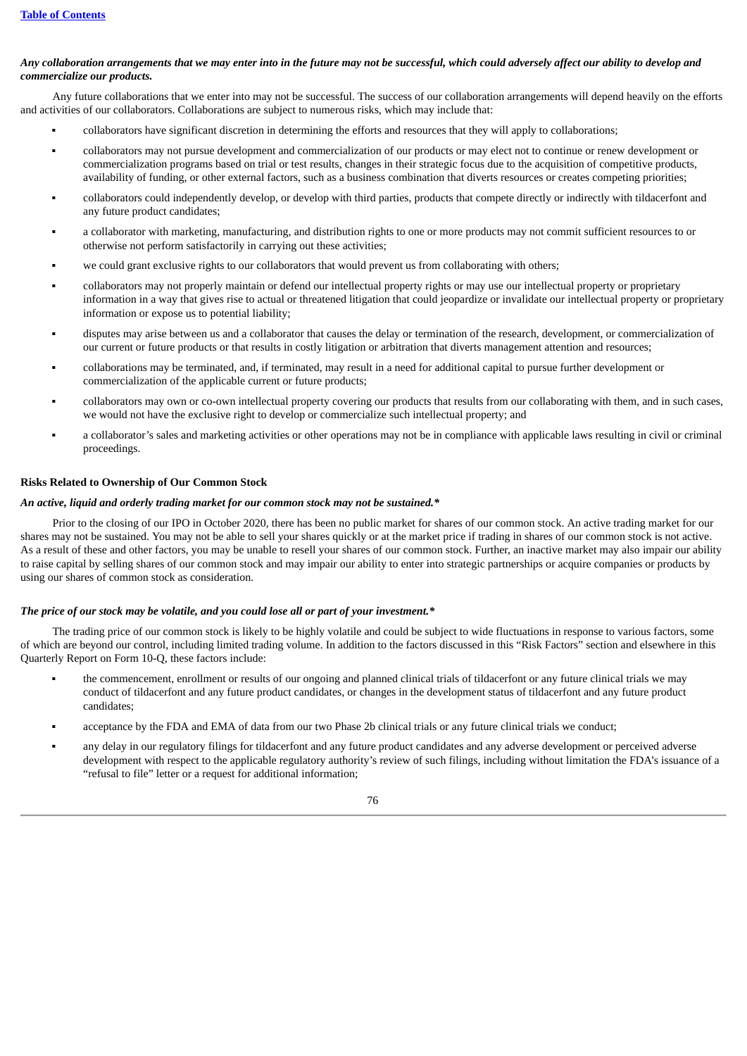***Any collaboration arrangements that we may enter into in the future may not be successful, which could adversely affect our ability to develop and commercialize our products.***

Any future collaborations that we enter into may not be successful. The success of our collaboration arrangements will depend heavily on the efforts and activities of our collaborators. Collaborations are subject to numerous risks, which may include that:

- collaborators have significant discretion in determining the efforts and resources that they will apply to collaborations;
- collaborators may not pursue development and commercialization of our products or may elect not to continue or renew development or commercialization programs based on trial or test results, changes in their strategic focus due to the acquisition of competitive products, availability of funding, or other external factors, such as a business combination that diverts resources or creates competing priorities;
- collaborators could independently develop, or develop with third parties, products that compete directly or indirectly with tildacerfont and any future product candidates;
- a collaborator with marketing, manufacturing, and distribution rights to one or more products may not commit sufficient resources to or otherwise not perform satisfactorily in carrying out these activities;
- we could grant exclusive rights to our collaborators that would prevent us from collaborating with others;
- collaborators may not properly maintain or defend our intellectual property rights or may use our intellectual property or proprietary information in a way that gives rise to actual or threatened litigation that could jeopardize or invalidate our intellectual property or proprietary information or expose us to potential liability;
- disputes may arise between us and a collaborator that causes the delay or termination of the research, development, or commercialization of our current or future products or that results in costly litigation or arbitration that diverts management attention and resources;
- collaborations may be terminated, and, if terminated, may result in a need for additional capital to pursue further development or commercialization of the applicable current or future products;
- collaborators may own or co-own intellectual property covering our products that results from our collaborating with them, and in such cases, we would not have the exclusive right to develop or commercialize such intellectual property; and
- a collaborator's sales and marketing activities or other operations may not be in compliance with applicable laws resulting in civil or criminal proceedings.

**Risks Related to Ownership of Our Common Stock**

***An active, liquid and orderly trading market for our common stock may not be sustained.****

Prior to the closing of our IPO in October 2020, there has been no public market for shares of our common stock. An active trading market for our shares may not be sustained. You may not be able to sell your shares quickly or at the market price if trading in shares of our common stock is not active. As a result of these and other factors, you may be unable to resell your shares of our common stock. Further, an inactive market may also impair our ability to raise capital by selling shares of our common stock and may impair our ability to enter into strategic partnerships or acquire companies or products by using our shares of common stock as consideration.

***The price of our stock may be volatile, and you could lose all or part of your investment.****

The trading price of our common stock is likely to be highly volatile and could be subject to wide fluctuations in response to various factors, some of which are beyond our control, including limited trading volume. In addition to the factors discussed in this "Risk Factors" section and elsewhere in this Quarterly Report on Form 10-Q, these factors include:

- the commencement, enrollment or results of our ongoing and planned clinical trials of tildacerfont or any future clinical trials we may conduct of tildacerfont and any future product candidates, or changes in the development status of tildacerfont and any future product candidates;
- acceptance by the FDA and EMA of data from our two Phase 2b clinical trials or any future clinical trials we conduct;
- any delay in our regulatory filings for tildacerfont and any future product candidates and any adverse development or perceived adverse development with respect to the applicable regulatory authority's review of such filings, including without limitation the FDA's issuance of a "refusal to file" letter or a request for additional information;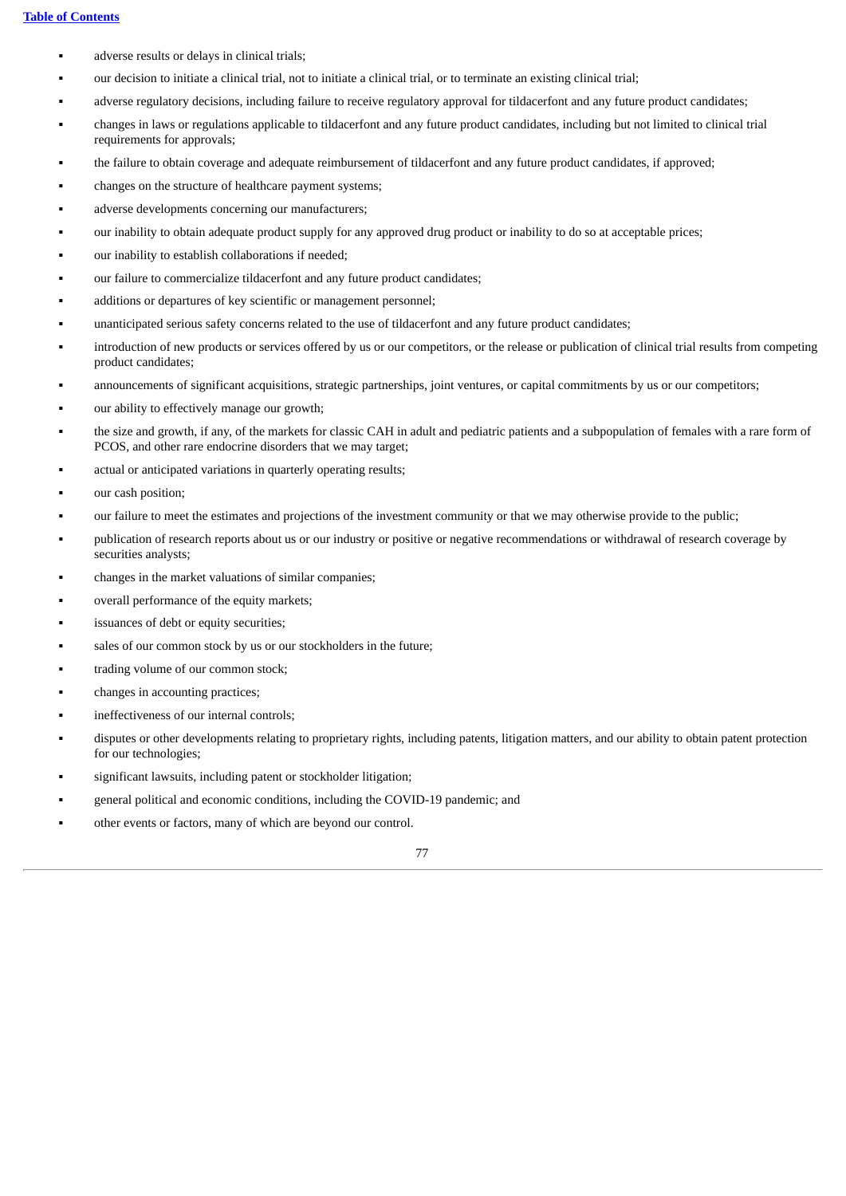- adverse results or delays in clinical trials;
- our decision to initiate a clinical trial, not to initiate a clinical trial, or to terminate an existing clinical trial;
- adverse regulatory decisions, including failure to receive regulatory approval for tildacerfont and any future product candidates;
- changes in laws or regulations applicable to tildacerfont and any future product candidates, including but not limited to clinical trial requirements for approvals;
- the failure to obtain coverage and adequate reimbursement of tildacerfont and any future product candidates, if approved;
- changes on the structure of healthcare payment systems;
- adverse developments concerning our manufacturers;
- our inability to obtain adequate product supply for any approved drug product or inability to do so at acceptable prices;
- our inability to establish collaborations if needed;
- our failure to commercialize tildacerfont and any future product candidates;
- additions or departures of key scientific or management personnel;
- unanticipated serious safety concerns related to the use of tildacerfont and any future product candidates;
- introduction of new products or services offered by us or our competitors, or the release or publication of clinical trial results from competing product candidates;
- announcements of significant acquisitions, strategic partnerships, joint ventures, or capital commitments by us or our competitors;
- our ability to effectively manage our growth;
- the size and growth, if any, of the markets for classic CAH in adult and pediatric patients and a subpopulation of females with a rare form of PCOS, and other rare endocrine disorders that we may target;
- actual or anticipated variations in quarterly operating results;
- our cash position;
- our failure to meet the estimates and projections of the investment community or that we may otherwise provide to the public;
- publication of research reports about us or our industry or positive or negative recommendations or withdrawal of research coverage by securities analysts;
- changes in the market valuations of similar companies;
- overall performance of the equity markets;
- issuances of debt or equity securities;
- sales of our common stock by us or our stockholders in the future;
- trading volume of our common stock;
- changes in accounting practices;
- ineffectiveness of our internal controls;
- disputes or other developments relating to proprietary rights, including patents, litigation matters, and our ability to obtain patent protection for our technologies;
- significant lawsuits, including patent or stockholder litigation;
- general political and economic conditions, including the COVID-19 pandemic; and
- other events or factors, many of which are beyond our control.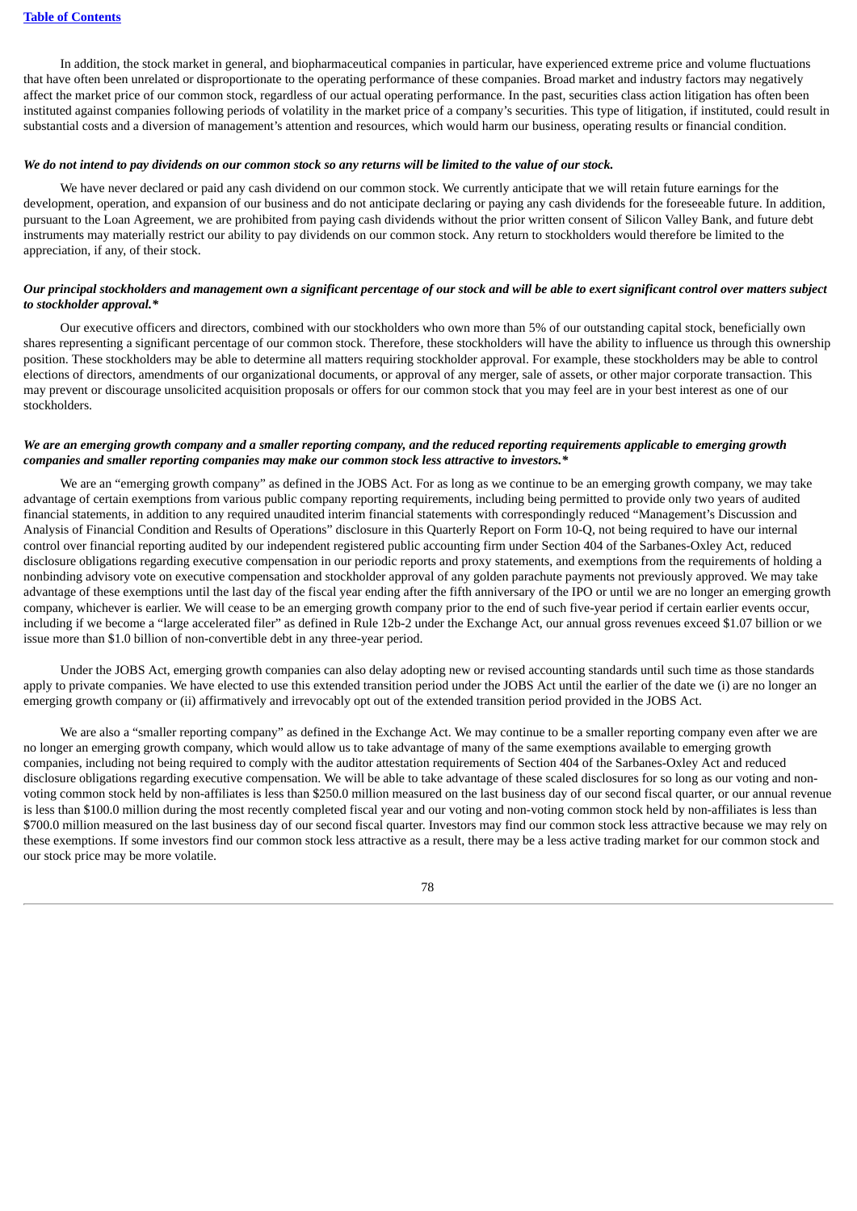In addition, the stock market in general, and biopharmaceutical companies in particular, have experienced extreme price and volume fluctuations that have often been unrelated or disproportionate to the operating performance of these companies. Broad market and industry factors may negatively affect the market price of our common stock, regardless of our actual operating performance. In the past, securities class action litigation has often been instituted against companies following periods of volatility in the market price of a company's securities. This type of litigation, if instituted, could result in substantial costs and a diversion of management's attention and resources, which would harm our business, operating results or financial condition.

***We do not intend to pay dividends on our common stock so any returns will be limited to the value of our stock.***

We have never declared or paid any cash dividend on our common stock. We currently anticipate that we will retain future earnings for the development, operation, and expansion of our business and do not anticipate declaring or paying any cash dividends for the foreseeable future. In addition, pursuant to the Loan Agreement, we are prohibited from paying cash dividends without the prior written consent of Silicon Valley Bank, and future debt instruments may materially restrict our ability to pay dividends on our common stock. Any return to stockholders would therefore be limited to the appreciation, if any, of their stock.

***Our principal stockholders and management own a significant percentage of our stock and will be able to exert significant control over matters subject to stockholder approval.****

Our executive officers and directors, combined with our stockholders who own more than 5% of our outstanding capital stock, beneficially own shares representing a significant percentage of our common stock. Therefore, these stockholders will have the ability to influence us through this ownership position. These stockholders may be able to determine all matters requiring stockholder approval. For example, these stockholders may be able to control elections of directors, amendments of our organizational documents, or approval of any merger, sale of assets, or other major corporate transaction. This may prevent or discourage unsolicited acquisition proposals or offers for our common stock that you may feel are in your best interest as one of our stockholders.

***We are an emerging growth company and a smaller reporting company, and the reduced reporting requirements applicable to emerging growth companies and smaller reporting companies may make our common stock less attractive to investors.****

We are an "emerging growth company" as defined in the JOBS Act. For as long as we continue to be an emerging growth company, we may take advantage of certain exemptions from various public company reporting requirements, including being permitted to provide only two years of audited financial statements, in addition to any required unaudited interim financial statements with correspondingly reduced "Management's Discussion and Analysis of Financial Condition and Results of Operations" disclosure in this Quarterly Report on Form 10-Q, not being required to have our internal control over financial reporting audited by our independent registered public accounting firm under Section 404 of the Sarbanes-Oxley Act, reduced disclosure obligations regarding executive compensation in our periodic reports and proxy statements, and exemptions from the requirements of holding a nonbinding advisory vote on executive compensation and stockholder approval of any golden parachute payments not previously approved. We may take advantage of these exemptions until the last day of the fiscal year ending after the fifth anniversary of the IPO or until we are no longer an emerging growth company, whichever is earlier. We will cease to be an emerging growth company prior to the end of such five-year period if certain earlier events occur, including if we become a "large accelerated filer" as defined in Rule 12b-2 under the Exchange Act, our annual gross revenues exceed $1.07 billion or we issue more than $1.0 billion of non-convertible debt in any three-year period.

Under the JOBS Act, emerging growth companies can also delay adopting new or revised accounting standards until such time as those standards apply to private companies. We have elected to use this extended transition period under the JOBS Act until the earlier of the date we (i) are no longer an emerging growth company or (ii) affirmatively and irrevocably opt out of the extended transition period provided in the JOBS Act.

We are also a "smaller reporting company" as defined in the Exchange Act. We may continue to be a smaller reporting company even after we are no longer an emerging growth company, which would allow us to take advantage of many of the same exemptions available to emerging growth companies, including not being required to comply with the auditor attestation requirements of Section 404 of the Sarbanes-Oxley Act and reduced disclosure obligations regarding executive compensation. We will be able to take advantage of these scaled disclosures for so long as our voting and non-voting common stock held by non-affiliates is less than $250.0 million measured on the last business day of our second fiscal quarter, or our annual revenue is less than $100.0 million during the most recently completed fiscal year and our voting and non-voting common stock held by non-affiliates is less than $700.0 million measured on the last business day of our second fiscal quarter. Investors may find our common stock less attractive because we may rely on these exemptions. If some investors find our common stock less attractive as a result, there may be a less active trading market for our common stock and our stock price may be more volatile.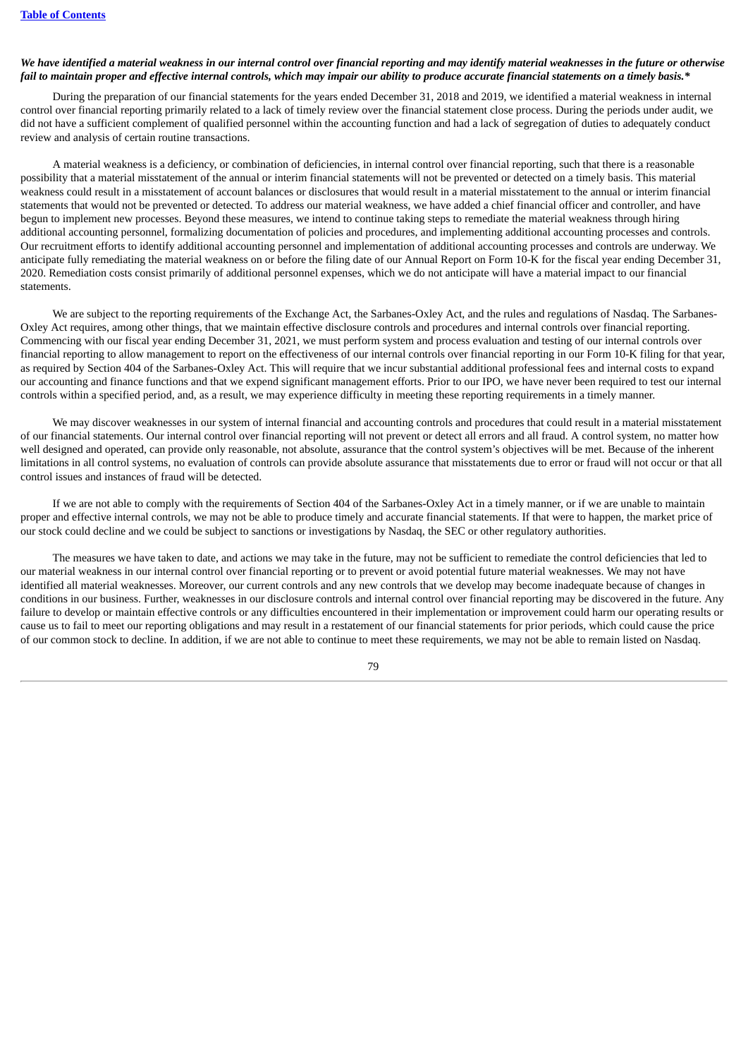***We have identified a material weakness in our internal control over financial reporting and may identify material weaknesses in the future or otherwise fail to maintain proper and effective internal controls, which may impair our ability to produce accurate financial statements on a timely basis.****

During the preparation of our financial statements for the years ended December 31, 2018 and 2019, we identified a material weakness in internal control over financial reporting primarily related to a lack of timely review over the financial statement close process. During the periods under audit, we did not have a sufficient complement of qualified personnel within the accounting function and had a lack of segregation of duties to adequately conduct review and analysis of certain routine transactions.

A material weakness is a deficiency, or combination of deficiencies, in internal control over financial reporting, such that there is a reasonable possibility that a material misstatement of the annual or interim financial statements will not be prevented or detected on a timely basis. This material weakness could result in a misstatement of account balances or disclosures that would result in a material misstatement to the annual or interim financial statements that would not be prevented or detected. To address our material weakness, we have added a chief financial officer and controller, and have begun to implement new processes. Beyond these measures, we intend to continue taking steps to remediate the material weakness through hiring additional accounting personnel, formalizing documentation of policies and procedures, and implementing additional accounting processes and controls. Our recruitment efforts to identify additional accounting personnel and implementation of additional accounting processes and controls are underway. We anticipate fully remediating the material weakness on or before the filing date of our Annual Report on Form 10-K for the fiscal year ending December 31, 2020. Remediation costs consist primarily of additional personnel expenses, which we do not anticipate will have a material impact to our financial statements.

We are subject to the reporting requirements of the Exchange Act, the Sarbanes-Oxley Act, and the rules and regulations of Nasdaq. The Sarbanes-Oxley Act requires, among other things, that we maintain effective disclosure controls and procedures and internal controls over financial reporting. Commencing with our fiscal year ending December 31, 2021, we must perform system and process evaluation and testing of our internal controls over financial reporting to allow management to report on the effectiveness of our internal controls over financial reporting in our Form 10-K filing for that year, as required by Section 404 of the Sarbanes-Oxley Act. This will require that we incur substantial additional professional fees and internal costs to expand our accounting and finance functions and that we expend significant management efforts. Prior to our IPO, we have never been required to test our internal controls within a specified period, and, as a result, we may experience difficulty in meeting these reporting requirements in a timely manner.

We may discover weaknesses in our system of internal financial and accounting controls and procedures that could result in a material misstatement of our financial statements. Our internal control over financial reporting will not prevent or detect all errors and all fraud. A control system, no matter how well designed and operated, can provide only reasonable, not absolute, assurance that the control system's objectives will be met. Because of the inherent limitations in all control systems, no evaluation of controls can provide absolute assurance that misstatements due to error or fraud will not occur or that all control issues and instances of fraud will be detected.

If we are not able to comply with the requirements of Section 404 of the Sarbanes-Oxley Act in a timely manner, or if we are unable to maintain proper and effective internal controls, we may not be able to produce timely and accurate financial statements. If that were to happen, the market price of our stock could decline and we could be subject to sanctions or investigations by Nasdaq, the SEC or other regulatory authorities.

The measures we have taken to date, and actions we may take in the future, may not be sufficient to remediate the control deficiencies that led to our material weakness in our internal control over financial reporting or to prevent or avoid potential future material weaknesses. We may not have identified all material weaknesses. Moreover, our current controls and any new controls that we develop may become inadequate because of changes in conditions in our business. Further, weaknesses in our disclosure controls and internal control over financial reporting may be discovered in the future. Any failure to develop or maintain effective controls or any difficulties encountered in their implementation or improvement could harm our operating results or cause us to fail to meet our reporting obligations and may result in a restatement of our financial statements for prior periods, which could cause the price of our common stock to decline. In addition, if we are not able to continue to meet these requirements, we may not be able to remain listed on Nasdaq.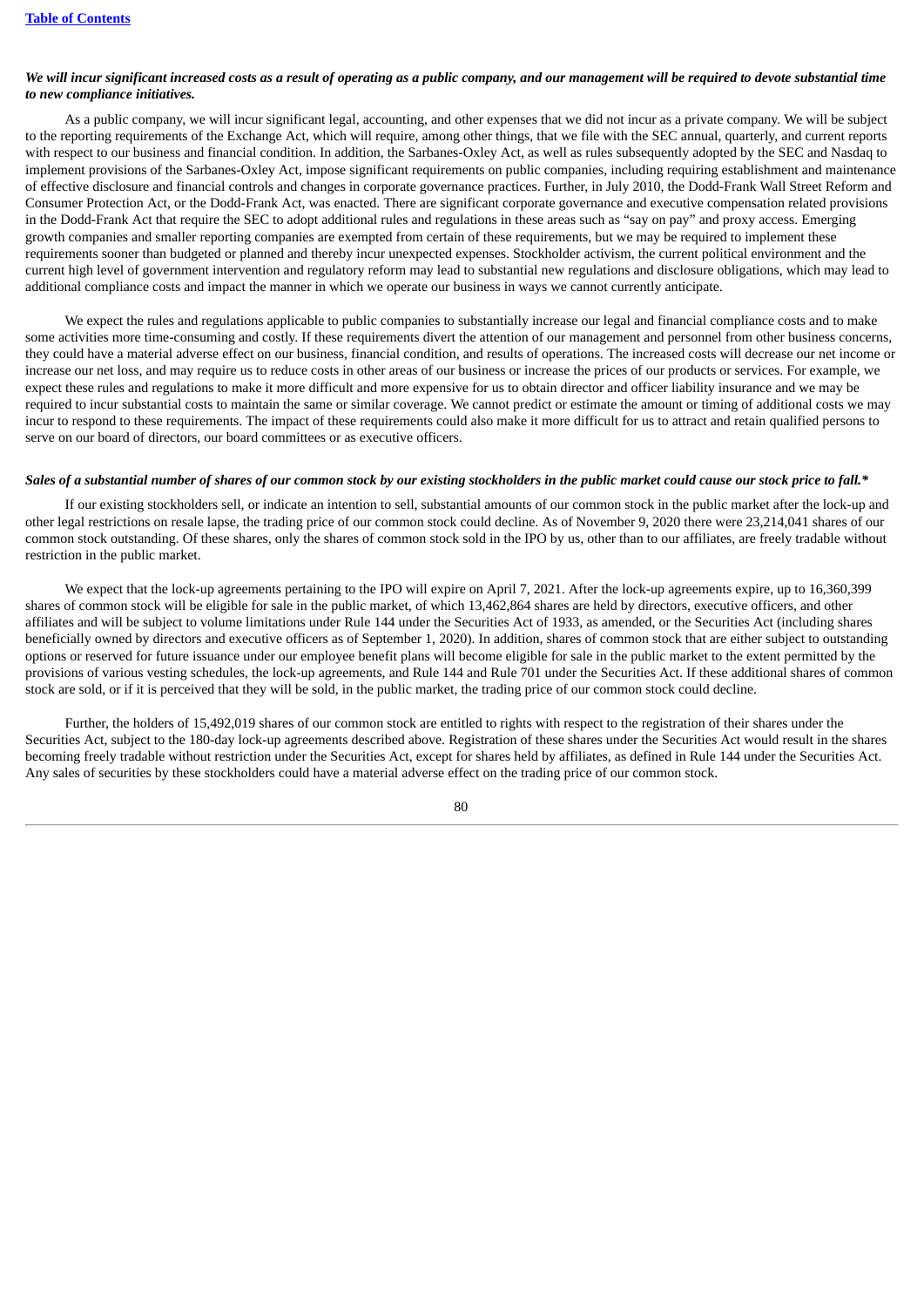***We will incur significant increased costs as a result of operating as a public company, and our management will be required to devote substantial time to new compliance initiatives.***

As a public company, we will incur significant legal, accounting, and other expenses that we did not incur as a private company. We will be subject to the reporting requirements of the Exchange Act, which will require, among other things, that we file with the SEC annual, quarterly, and current reports with respect to our business and financial condition. In addition, the Sarbanes-Oxley Act, as well as rules subsequently adopted by the SEC and Nasdaq to implement provisions of the Sarbanes-Oxley Act, impose significant requirements on public companies, including requiring establishment and maintenance of effective disclosure and financial controls and changes in corporate governance practices. Further, in July 2010, the Dodd-Frank Wall Street Reform and Consumer Protection Act, or the Dodd-Frank Act, was enacted. There are significant corporate governance and executive compensation related provisions in the Dodd-Frank Act that require the SEC to adopt additional rules and regulations in these areas such as "say on pay" and proxy access. Emerging growth companies and smaller reporting companies are exempted from certain of these requirements, but we may be required to implement these requirements sooner than budgeted or planned and thereby incur unexpected expenses. Stockholder activism, the current political environment and the current high level of government intervention and regulatory reform may lead to substantial new regulations and disclosure obligations, which may lead to additional compliance costs and impact the manner in which we operate our business in ways we cannot currently anticipate.

We expect the rules and regulations applicable to public companies to substantially increase our legal and financial compliance costs and to make some activities more time-consuming and costly. If these requirements divert the attention of our management and personnel from other business concerns, they could have a material adverse effect on our business, financial condition, and results of operations. The increased costs will decrease our net income or increase our net loss, and may require us to reduce costs in other areas of our business or increase the prices of our products or services. For example, we expect these rules and regulations to make it more difficult and more expensive for us to obtain director and officer liability insurance and we may be required to incur substantial costs to maintain the same or similar coverage. We cannot predict or estimate the amount or timing of additional costs we may incur to respond to these requirements. The impact of these requirements could also make it more difficult for us to attract and retain qualified persons to serve on our board of directors, our board committees or as executive officers.

***Sales of a substantial number of shares of our common stock by our existing stockholders in the public market could cause our stock price to fall.****

If our existing stockholders sell, or indicate an intention to sell, substantial amounts of our common stock in the public market after the lock-up and other legal restrictions on resale lapse, the trading price of our common stock could decline. As of November 9, 2020 there were 23,214,041 shares of our common stock outstanding. Of these shares, only the shares of common stock sold in the IPO by us, other than to our affiliates, are freely tradable without restriction in the public market.

We expect that the lock-up agreements pertaining to the IPO will expire on April 7, 2021. After the lock-up agreements expire, up to 16,360,399 shares of common stock will be eligible for sale in the public market, of which 13,462,864 shares are held by directors, executive officers, and other affiliates and will be subject to volume limitations under Rule 144 under the Securities Act of 1933, as amended, or the Securities Act (including shares beneficially owned by directors and executive officers as of September 1, 2020). In addition, shares of common stock that are either subject to outstanding options or reserved for future issuance under our employee benefit plans will become eligible for sale in the public market to the extent permitted by the provisions of various vesting schedules, the lock-up agreements, and Rule 144 and Rule 701 under the Securities Act. If these additional shares of common stock are sold, or if it is perceived that they will be sold, in the public market, the trading price of our common stock could decline.

Further, the holders of 15,492,019 shares of our common stock are entitled to rights with respect to the registration of their shares under the Securities Act, subject to the 180-day lock-up agreements described above. Registration of these shares under the Securities Act would result in the shares becoming freely tradable without restriction under the Securities Act, except for shares held by affiliates, as defined in Rule 144 under the Securities Act. Any sales of securities by these stockholders could have a material adverse effect on the trading price of our common stock.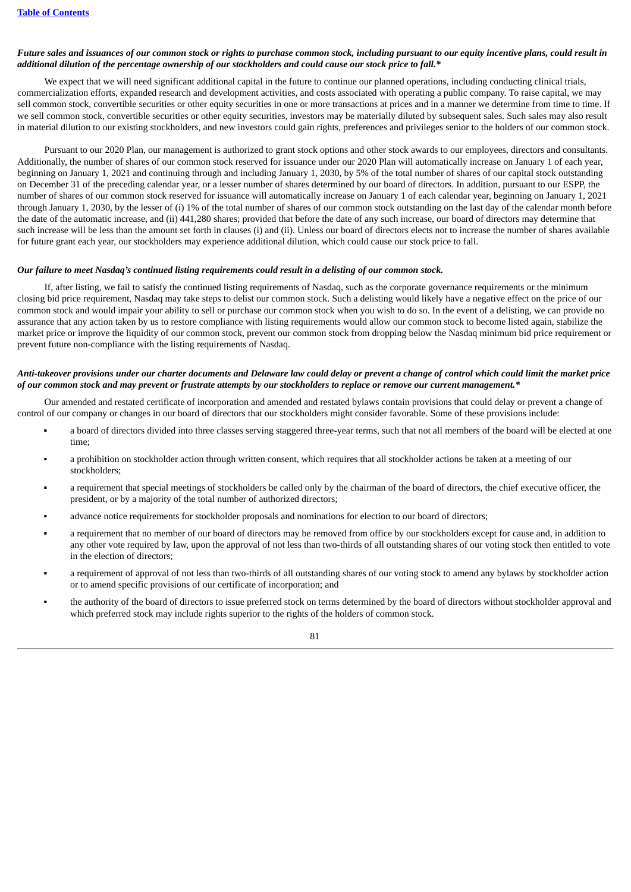***Future sales and issuances of our common stock or rights to purchase common stock, including pursuant to our equity incentive plans, could result in additional dilution of the percentage ownership of our stockholders and could cause our stock price to fall.****

We expect that we will need significant additional capital in the future to continue our planned operations, including conducting clinical trials, commercialization efforts, expanded research and development activities, and costs associated with operating a public company. To raise capital, we may sell common stock, convertible securities or other equity securities in one or more transactions at prices and in a manner we determine from time to time. If we sell common stock, convertible securities or other equity securities, investors may be materially diluted by subsequent sales. Such sales may also result in material dilution to our existing stockholders, and new investors could gain rights, preferences and privileges senior to the holders of our common stock.

Pursuant to our 2020 Plan, our management is authorized to grant stock options and other stock awards to our employees, directors and consultants. Additionally, the number of shares of our common stock reserved for issuance under our 2020 Plan will automatically increase on January 1 of each year, beginning on January 1, 2021 and continuing through and including January 1, 2030, by 5% of the total number of shares of our capital stock outstanding on December 31 of the preceding calendar year, or a lesser number of shares determined by our board of directors. In addition, pursuant to our ESPP, the number of shares of our common stock reserved for issuance will automatically increase on January 1 of each calendar year, beginning on January 1, 2021 through January 1, 2030, by the lesser of (i) 1% of the total number of shares of our common stock outstanding on the last day of the calendar month before the date of the automatic increase, and (ii) 441,280 shares; provided that before the date of any such increase, our board of directors may determine that such increase will be less than the amount set forth in clauses (i) and (ii). Unless our board of directors elects not to increase the number of shares available for future grant each year, our stockholders may experience additional dilution, which could cause our stock price to fall.

***Our failure to meet Nasdaq's continued listing requirements could result in a delisting of our common stock.***

If, after listing, we fail to satisfy the continued listing requirements of Nasdaq, such as the corporate governance requirements or the minimum closing bid price requirement, Nasdaq may take steps to delist our common stock. Such a delisting would likely have a negative effect on the price of our common stock and would impair your ability to sell or purchase our common stock when you wish to do so. In the event of a delisting, we can provide no assurance that any action taken by us to restore compliance with listing requirements would allow our common stock to become listed again, stabilize the market price or improve the liquidity of our common stock, prevent our common stock from dropping below the Nasdaq minimum bid price requirement or prevent future non-compliance with the listing requirements of Nasdaq.

***Anti-takeover provisions under our charter documents and Delaware law could delay or prevent a change of control which could limit the market price of our common stock and may prevent or frustrate attempts by our stockholders to replace or remove our current management.****

Our amended and restated certificate of incorporation and amended and restated bylaws contain provisions that could delay or prevent a change of control of our company or changes in our board of directors that our stockholders might consider favorable. Some of these provisions include:

- a board of directors divided into three classes serving staggered three-year terms, such that not all members of the board will be elected at one time;
- a prohibition on stockholder action through written consent, which requires that all stockholder actions be taken at a meeting of our stockholders;
- a requirement that special meetings of stockholders be called only by the chairman of the board of directors, the chief executive officer, the president, or by a majority of the total number of authorized directors;
- advance notice requirements for stockholder proposals and nominations for election to our board of directors;
- a requirement that no member of our board of directors may be removed from office by our stockholders except for cause and, in addition to any other vote required by law, upon the approval of not less than two-thirds of all outstanding shares of our voting stock then entitled to vote in the election of directors;
- a requirement of approval of not less than two-thirds of all outstanding shares of our voting stock to amend any bylaws by stockholder action or to amend specific provisions of our certificate of incorporation; and
- the authority of the board of directors to issue preferred stock on terms determined by the board of directors without stockholder approval and which preferred stock may include rights superior to the rights of the holders of common stock.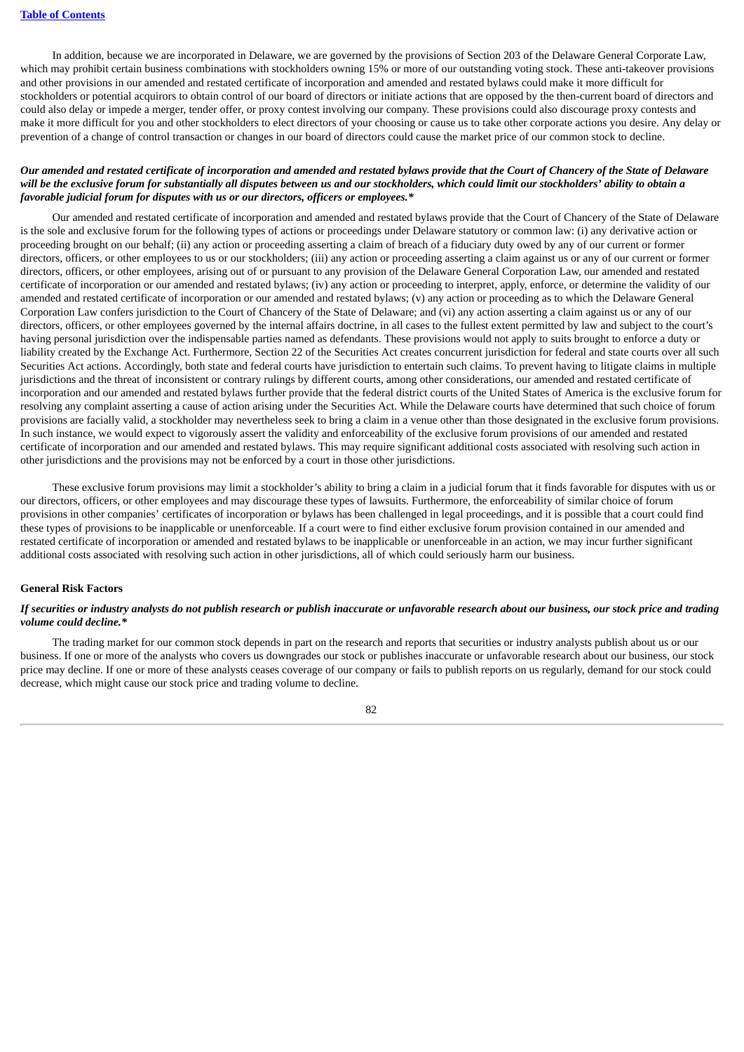In addition, because we are incorporated in Delaware, we are governed by the provisions of Section 203 of the Delaware General Corporate Law, which may prohibit certain business combinations with stockholders owning 15% or more of our outstanding voting stock. These anti-takeover provisions and other provisions in our amended and restated certificate of incorporation and amended and restated bylaws could make it more difficult for stockholders or potential acquirors to obtain control of our board of directors or initiate actions that are opposed by the then-current board of directors and could also delay or impede a merger, tender offer, or proxy contest involving our company. These provisions could also discourage proxy contests and make it more difficult for you and other stockholders to elect directors of your choosing or cause us to take other corporate actions you desire. Any delay or prevention of a change of control transaction or changes in our board of directors could cause the market price of our common stock to decline.

***Our amended and restated certificate of incorporation and amended and restated bylaws provide that the Court of Chancery of the State of Delaware will be the exclusive forum for substantially all disputes between us and our stockholders, which could limit our stockholders' ability to obtain a favorable judicial forum for disputes with us or our directors, officers or employees.****

Our amended and restated certificate of incorporation and amended and restated bylaws provide that the Court of Chancery of the State of Delaware is the sole and exclusive forum for the following types of actions or proceedings under Delaware statutory or common law: (i) any derivative action or proceeding brought on our behalf; (ii) any action or proceeding asserting a claim of breach of a fiduciary duty owed by any of our current or former directors, officers, or other employees to us or our stockholders; (iii) any action or proceeding asserting a claim against us or any of our current or former directors, officers, or other employees, arising out of or pursuant to any provision of the Delaware General Corporation Law, our amended and restated certificate of incorporation or our amended and restated bylaws; (iv) any action or proceeding to interpret, apply, enforce, or determine the validity of our amended and restated certificate of incorporation or our amended and restated bylaws; (v) any action or proceeding as to which the Delaware General Corporation Law confers jurisdiction to the Court of Chancery of the State of Delaware; and (vi) any action asserting a claim against us or any of our directors, officers, or other employees governed by the internal affairs doctrine, in all cases to the fullest extent permitted by law and subject to the court's having personal jurisdiction over the indispensable parties named as defendants. These provisions would not apply to suits brought to enforce a duty or liability created by the Exchange Act. Furthermore, Section 22 of the Securities Act creates concurrent jurisdiction for federal and state courts over all such Securities Act actions. Accordingly, both state and federal courts have jurisdiction to entertain such claims. To prevent having to litigate claims in multiple jurisdictions and the threat of inconsistent or contrary rulings by different courts, among other considerations, our amended and restated certificate of incorporation and our amended and restated bylaws further provide that the federal district courts of the United States of America is the exclusive forum for resolving any complaint asserting a cause of action arising under the Securities Act. While the Delaware courts have determined that such choice of forum provisions are facially valid, a stockholder may nevertheless seek to bring a claim in a venue other than those designated in the exclusive forum provisions. In such instance, we would expect to vigorously assert the validity and enforceability of the exclusive forum provisions of our amended and restated certificate of incorporation and our amended and restated bylaws. This may require significant additional costs associated with resolving such action in other jurisdictions and the provisions may not be enforced by a court in those other jurisdictions.

These exclusive forum provisions may limit a stockholder's ability to bring a claim in a judicial forum that it finds favorable for disputes with us or our directors, officers, or other employees and may discourage these types of lawsuits. Furthermore, the enforceability of similar choice of forum provisions in other companies' certificates of incorporation or bylaws has been challenged in legal proceedings, and it is possible that a court could find these types of provisions to be inapplicable or unenforceable. If a court were to find either exclusive forum provision contained in our amended and restated certificate of incorporation or amended and restated bylaws to be inapplicable or unenforceable in an action, we may incur further significant additional costs associated with resolving such action in other jurisdictions, all of which could seriously harm our business.

**General Risk Factors**

***If securities or industry analysts do not publish research or publish inaccurate or unfavorable research about our business, our stock price and trading volume could decline.****

The trading market for our common stock depends in part on the research and reports that securities or industry analysts publish about us or our business. If one or more of the analysts who covers us downgrades our stock or publishes inaccurate or unfavorable research about our business, our stock price may decline. If one or more of these analysts ceases coverage of our company or fails to publish reports on us regularly, demand for our stock could decrease, which might cause our stock price and trading volume to decline.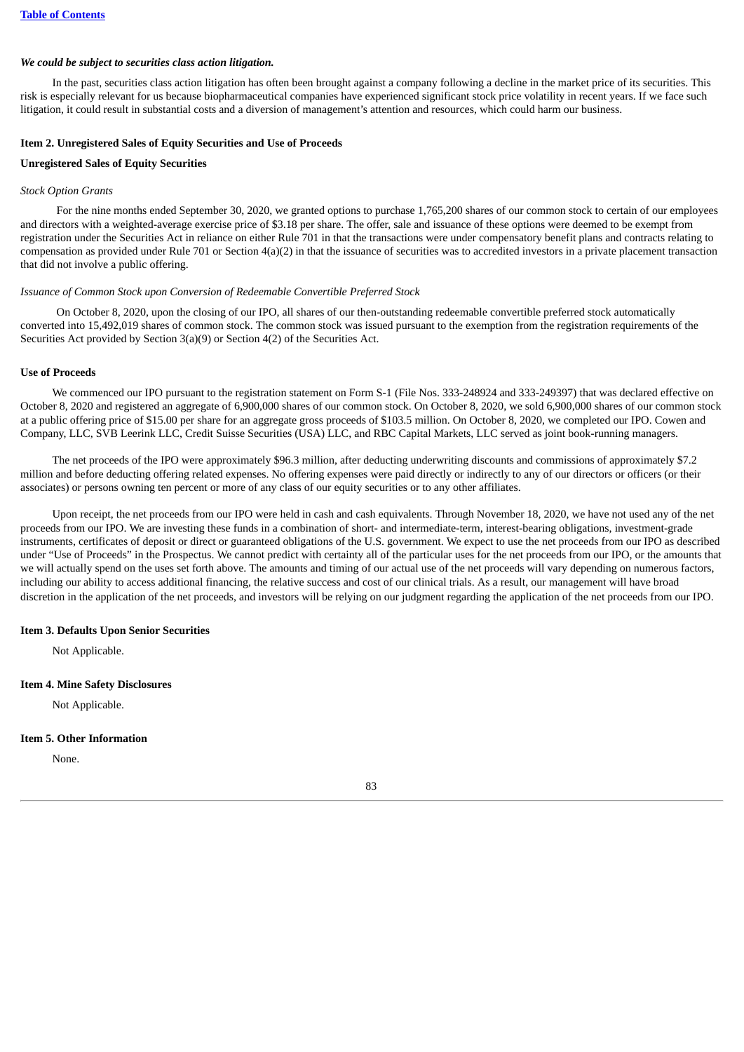*We could be subject to securities class action litigation.*

In the past, securities class action litigation has often been brought against a company following a decline in the market price of its securities. This risk is especially relevant for us because biopharmaceutical companies have experienced significant stock price volatility in recent years. If we face such litigation, it could result in substantial costs and a diversion of management's attention and resources, which could harm our business.

### Item 2. Unregistered Sales of Equity Securities and Use of Proceeds

**Unregistered Sales of Equity Securities**

*Stock Option Grants*

For the nine months ended September 30, 2020, we granted options to purchase 1,765,200 shares of our common stock to certain of our employees and directors with a weighted-average exercise price of $3.18 per share. The offer, sale and issuance of these options were deemed to be exempt from registration under the Securities Act in reliance on either Rule 701 in that the transactions were under compensatory benefit plans and contracts relating to compensation as provided under Rule 701 or Section 4(a)(2) in that the issuance of securities was to accredited investors in a private placement transaction that did not involve a public offering.

*Issuance of Common Stock upon Conversion of Redeemable Convertible Preferred Stock*

On October 8, 2020, upon the closing of our IPO, all shares of our then-outstanding redeemable convertible preferred stock automatically converted into 15,492,019 shares of common stock. The common stock was issued pursuant to the exemption from the registration requirements of the Securities Act provided by Section 3(a)(9) or Section 4(2) of the Securities Act.

**Use of Proceeds**

We commenced our IPO pursuant to the registration statement on Form S-1 (File Nos. 333-248924 and 333-249397) that was declared effective on October 8, 2020 and registered an aggregate of 6,900,000 shares of our common stock. On October 8, 2020, we sold 6,900,000 shares of our common stock at a public offering price of $15.00 per share for an aggregate gross proceeds of $103.5 million. On October 8, 2020, we completed our IPO. Cowen and Company, LLC, SVB Leerink LLC, Credit Suisse Securities (USA) LLC, and RBC Capital Markets, LLC served as joint book-running managers.

The net proceeds of the IPO were approximately $96.3 million, after deducting underwriting discounts and commissions of approximately $7.2 million and before deducting offering related expenses. No offering expenses were paid directly or indirectly to any of our directors or officers (or their associates) or persons owning ten percent or more of any class of our equity securities or to any other affiliates.

Upon receipt, the net proceeds from our IPO were held in cash and cash equivalents. Through November 18, 2020, we have not used any of the net proceeds from our IPO. We are investing these funds in a combination of short- and intermediate-term, interest-bearing obligations, investment-grade instruments, certificates of deposit or direct or guaranteed obligations of the U.S. government. We expect to use the net proceeds from our IPO as described under "Use of Proceeds" in the Prospectus. We cannot predict with certainty all of the particular uses for the net proceeds from our IPO, or the amounts that we will actually spend on the uses set forth above. The amounts and timing of our actual use of the net proceeds will vary depending on numerous factors, including our ability to access additional financing, the relative success and cost of our clinical trials. As a result, our management will have broad discretion in the application of the net proceeds, and investors will be relying on our judgment regarding the application of the net proceeds from our IPO.

### Item 3. Defaults Upon Senior Securities

Not Applicable.

### Item 4. Mine Safety Disclosures

Not Applicable.

### Item 5. Other Information

None.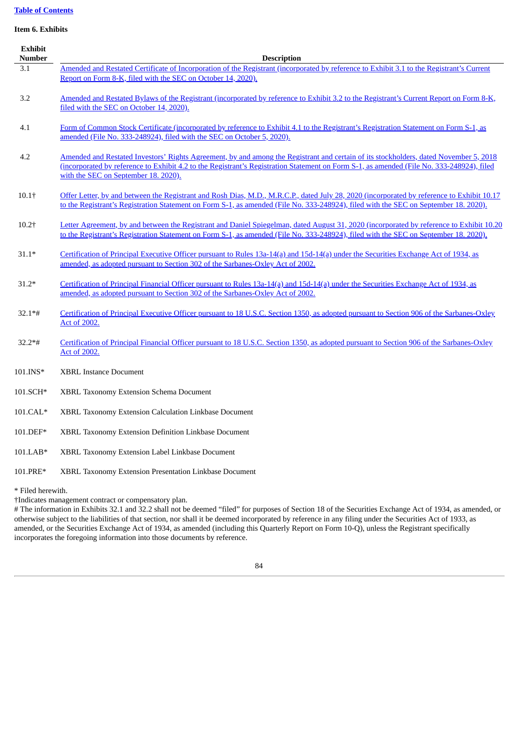[Table of Contents](#)

**Item 6. Exhibits**

| Exhibit Number | Description |
|---|---|
| 3.1 | Amended and Restated Certificate of Incorporation of the Registrant (incorporated by reference to Exhibit 3.1 to the Registrant's Current Report on Form 8-K, filed with the SEC on October 14, 2020). |
| 3.2 | Amended and Restated Bylaws of the Registrant (incorporated by reference to Exhibit 3.2 to the Registrant's Current Report on Form 8-K, filed with the SEC on October 14, 2020). |
| 4.1 | Form of Common Stock Certificate (incorporated by reference to Exhibit 4.1 to the Registrant's Registration Statement on Form S-1, as amended (File No. 333-248924), filed with the SEC on October 5, 2020). |
| 4.2 | Amended and Restated Investors' Rights Agreement, by and among the Registrant and certain of its stockholders, dated November 5, 2018 (incorporated by reference to Exhibit 4.2 to the Registrant's Registration Statement on Form S-1, as amended (File No. 333-248924), filed with the SEC on September 18. 2020). |
| 10.1† | Offer Letter, by and between the Registrant and Rosh Dias, M.D., M.R.C.P., dated July 28, 2020 (incorporated by reference to Exhibit 10.17 to the Registrant's Registration Statement on Form S-1, as amended (File No. 333-248924), filed with the SEC on September 18. 2020). |
| 10.2† | Letter Agreement, by and between the Registrant and Daniel Spiegelman, dated August 31, 2020 (incorporated by reference to Exhibit 10.20 to the Registrant's Registration Statement on Form S-1, as amended (File No. 333-248924), filed with the SEC on September 18. 2020). |
| 31.1* | Certification of Principal Executive Officer pursuant to Rules 13a-14(a) and 15d-14(a) under the Securities Exchange Act of 1934, as amended, as adopted pursuant to Section 302 of the Sarbanes-Oxley Act of 2002. |
| 31.2* | Certification of Principal Financial Officer pursuant to Rules 13a-14(a) and 15d-14(a) under the Securities Exchange Act of 1934, as amended, as adopted pursuant to Section 302 of the Sarbanes-Oxley Act of 2002. |
| 32.1*# | Certification of Principal Executive Officer pursuant to 18 U.S.C. Section 1350, as adopted pursuant to Section 906 of the Sarbanes-Oxley Act of 2002. |
| 32.2*# | Certification of Principal Financial Officer pursuant to 18 U.S.C. Section 1350, as adopted pursuant to Section 906 of the Sarbanes-Oxley Act of 2002. |
| 101.INS* | XBRL Instance Document |
| 101.SCH* | XBRL Taxonomy Extension Schema Document |
| 101.CAL* | XBRL Taxonomy Extension Calculation Linkbase Document |
| 101.DEF* | XBRL Taxonomy Extension Definition Linkbase Document |
| 101.LAB* | XBRL Taxonomy Extension Label Linkbase Document |
| 101.PRE* | XBRL Taxonomy Extension Presentation Linkbase Document |

* Filed herewith.

†Indicates management contract or compensatory plan.

# The information in Exhibits 32.1 and 32.2 shall not be deemed "filed" for purposes of Section 18 of the Securities Exchange Act of 1934, as amended, or otherwise subject to the liabilities of that section, nor shall it be deemed incorporated by reference in any filing under the Securities Act of 1933, as amended, or the Securities Exchange Act of 1934, as amended (including this Quarterly Report on Form 10-Q), unless the Registrant specifically incorporates the foregoing information into those documents by reference.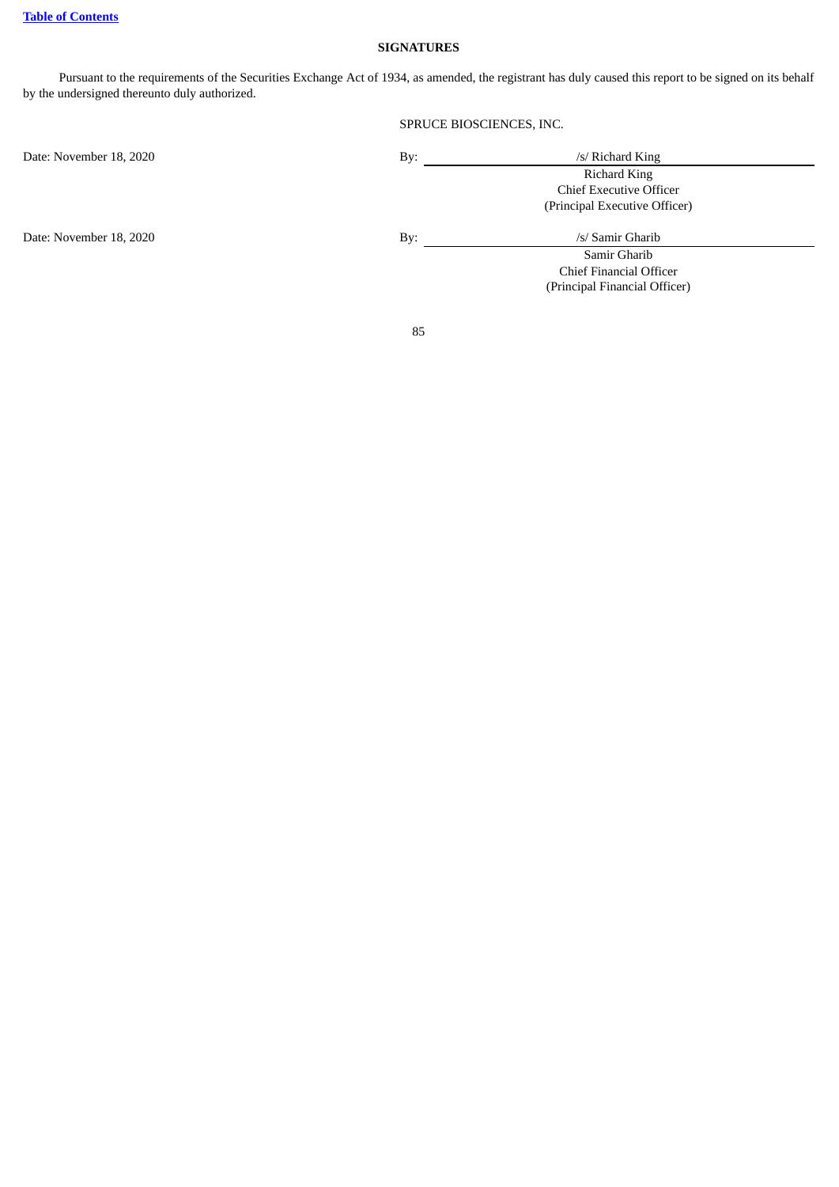**SIGNATURES**

Pursuant to the requirements of the Securities Exchange Act of 1934, as amended, the registrant has duly caused this report to be signed on its behalf by the undersigned thereunto duly authorized.

SPRUCE BIOSCIENCES, INC.

| | | |
|---|---|---|
| Date: November 18, 2020 | By: | /s/ Richard King |
| | | Richard King |
| | | Chief Executive Officer |
| | | (Principal Executive Officer) |
| Date: November 18, 2020 | By: | /s/ Samir Gharib |
| | | Samir Gharib |
| | | Chief Financial Officer |
| | | (Principal Financial Officer) |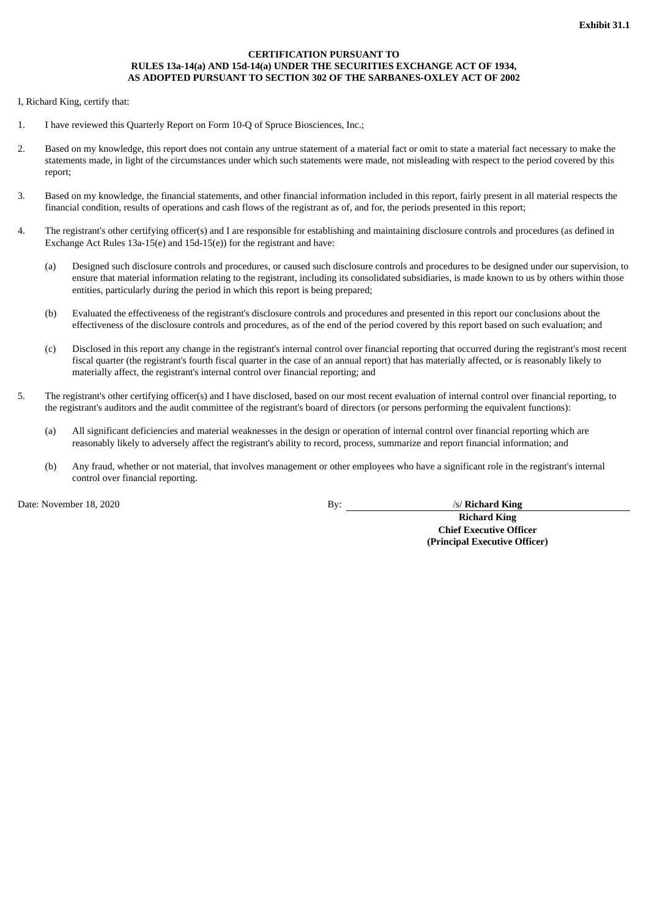**Exhibit 31.1**

**CERTIFICATION PURSUANT TO**
**RULES 13a-14(a) AND 15d-14(a) UNDER THE SECURITIES EXCHANGE ACT OF 1934,**
**AS ADOPTED PURSUANT TO SECTION 302 OF THE SARBANES-OXLEY ACT OF 2002**

I, Richard King, certify that:

1. I have reviewed this Quarterly Report on Form 10-Q of Spruce Biosciences, Inc.;

2. Based on my knowledge, this report does not contain any untrue statement of a material fact or omit to state a material fact necessary to make the statements made, in light of the circumstances under which such statements were made, not misleading with respect to the period covered by this report;

3. Based on my knowledge, the financial statements, and other financial information included in this report, fairly present in all material respects the financial condition, results of operations and cash flows of the registrant as of, and for, the periods presented in this report;

4. The registrant's other certifying officer(s) and I are responsible for establishing and maintaining disclosure controls and procedures (as defined in Exchange Act Rules 13a-15(e) and 15d-15(e)) for the registrant and have:

   (a) Designed such disclosure controls and procedures, or caused such disclosure controls and procedures to be designed under our supervision, to ensure that material information relating to the registrant, including its consolidated subsidiaries, is made known to us by others within those entities, particularly during the period in which this report is being prepared;

   (b) Evaluated the effectiveness of the registrant's disclosure controls and procedures and presented in this report our conclusions about the effectiveness of the disclosure controls and procedures, as of the end of the period covered by this report based on such evaluation; and

   (c) Disclosed in this report any change in the registrant's internal control over financial reporting that occurred during the registrant's most recent fiscal quarter (the registrant's fourth fiscal quarter in the case of an annual report) that has materially affected, or is reasonably likely to materially affect, the registrant's internal control over financial reporting; and

5. The registrant's other certifying officer(s) and I have disclosed, based on our most recent evaluation of internal control over financial reporting, to the registrant's auditors and the audit committee of the registrant's board of directors (or persons performing the equivalent functions):

   (a) All significant deficiencies and material weaknesses in the design or operation of internal control over financial reporting which are reasonably likely to adversely affect the registrant's ability to record, process, summarize and report financial information; and

   (b) Any fraud, whether or not material, that involves management or other employees who have a significant role in the registrant's internal control over financial reporting.

Date: November 18, 2020

By: /s/ **Richard King**
**Richard King**
**Chief Executive Officer**
**(Principal Executive Officer)**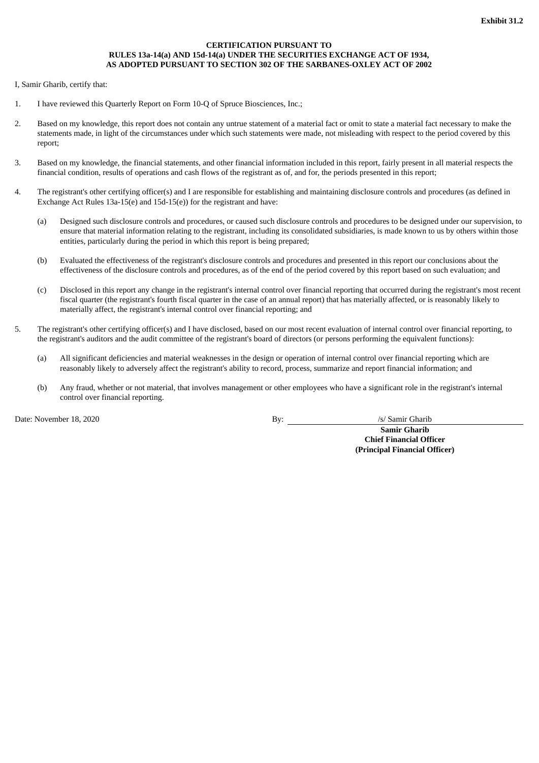**Exhibit 31.2**

**CERTIFICATION PURSUANT TO**
**RULES 13a-14(a) AND 15d-14(a) UNDER THE SECURITIES EXCHANGE ACT OF 1934,**
**AS ADOPTED PURSUANT TO SECTION 302 OF THE SARBANES-OXLEY ACT OF 2002**

I, Samir Gharib, certify that:

1. I have reviewed this Quarterly Report on Form 10-Q of Spruce Biosciences, Inc.;

2. Based on my knowledge, this report does not contain any untrue statement of a material fact or omit to state a material fact necessary to make the statements made, in light of the circumstances under which such statements were made, not misleading with respect to the period covered by this report;

3. Based on my knowledge, the financial statements, and other financial information included in this report, fairly present in all material respects the financial condition, results of operations and cash flows of the registrant as of, and for, the periods presented in this report;

4. The registrant's other certifying officer(s) and I are responsible for establishing and maintaining disclosure controls and procedures (as defined in Exchange Act Rules 13a-15(e) and 15d-15(e)) for the registrant and have:

   (a) Designed such disclosure controls and procedures, or caused such disclosure controls and procedures to be designed under our supervision, to ensure that material information relating to the registrant, including its consolidated subsidiaries, is made known to us by others within those entities, particularly during the period in which this report is being prepared;

   (b) Evaluated the effectiveness of the registrant's disclosure controls and procedures and presented in this report our conclusions about the effectiveness of the disclosure controls and procedures, as of the end of the period covered by this report based on such evaluation; and

   (c) Disclosed in this report any change in the registrant's internal control over financial reporting that occurred during the registrant's most recent fiscal quarter (the registrant's fourth fiscal quarter in the case of an annual report) that has materially affected, or is reasonably likely to materially affect, the registrant's internal control over financial reporting; and

5. The registrant's other certifying officer(s) and I have disclosed, based on our most recent evaluation of internal control over financial reporting, to the registrant's auditors and the audit committee of the registrant's board of directors (or persons performing the equivalent functions):

   (a) All significant deficiencies and material weaknesses in the design or operation of internal control over financial reporting which are reasonably likely to adversely affect the registrant's ability to record, process, summarize and report financial information; and

   (b) Any fraud, whether or not material, that involves management or other employees who have a significant role in the registrant's internal control over financial reporting.

Date: November 18, 2020

By: /s/ Samir Gharib

**Samir Gharib**
**Chief Financial Officer**
**(Principal Financial Officer)**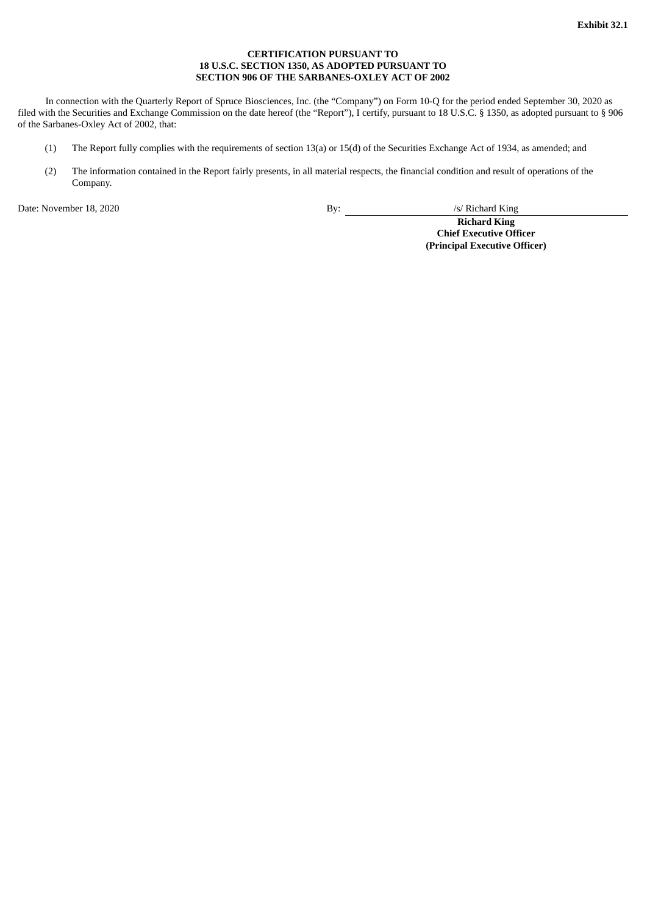**Exhibit 32.1**

**CERTIFICATION PURSUANT TO
18 U.S.C. SECTION 1350, AS ADOPTED PURSUANT TO
SECTION 906 OF THE SARBANES-OXLEY ACT OF 2002**

In connection with the Quarterly Report of Spruce Biosciences, Inc. (the "Company") on Form 10-Q for the period ended September 30, 2020 as filed with the Securities and Exchange Commission on the date hereof (the "Report"), I certify, pursuant to 18 U.S.C. § 1350, as adopted pursuant to § 906 of the Sarbanes-Oxley Act of 2002, that:

(1) The Report fully complies with the requirements of section 13(a) or 15(d) of the Securities Exchange Act of 1934, as amended; and

(2) The information contained in the Report fairly presents, in all material respects, the financial condition and result of operations of the Company.

Date: November 18, 2020

By: /s/ Richard King

**Richard King**
**Chief Executive Officer**
**(Principal Executive Officer)**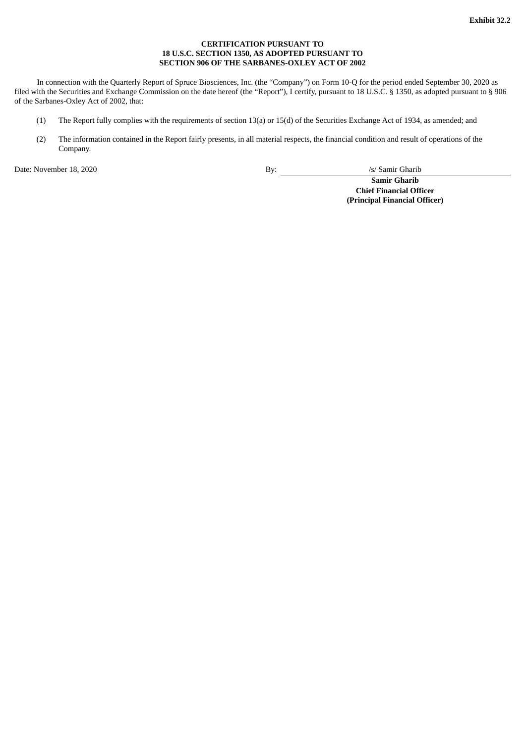**Exhibit 32.2**

**CERTIFICATION PURSUANT TO**
**18 U.S.C. SECTION 1350, AS ADOPTED PURSUANT TO**
**SECTION 906 OF THE SARBANES-OXLEY ACT OF 2002**

In connection with the Quarterly Report of Spruce Biosciences, Inc. (the "Company") on Form 10-Q for the period ended September 30, 2020 as filed with the Securities and Exchange Commission on the date hereof (the "Report"), I certify, pursuant to 18 U.S.C. § 1350, as adopted pursuant to § 906 of the Sarbanes-Oxley Act of 2002, that:

(1) The Report fully complies with the requirements of section 13(a) or 15(d) of the Securities Exchange Act of 1934, as amended; and

(2) The information contained in the Report fairly presents, in all material respects, the financial condition and result of operations of the Company.

Date: November 18, 2020

By: /s/ Samir Gharib

**Samir Gharib**
**Chief Financial Officer**
**(Principal Financial Officer)**